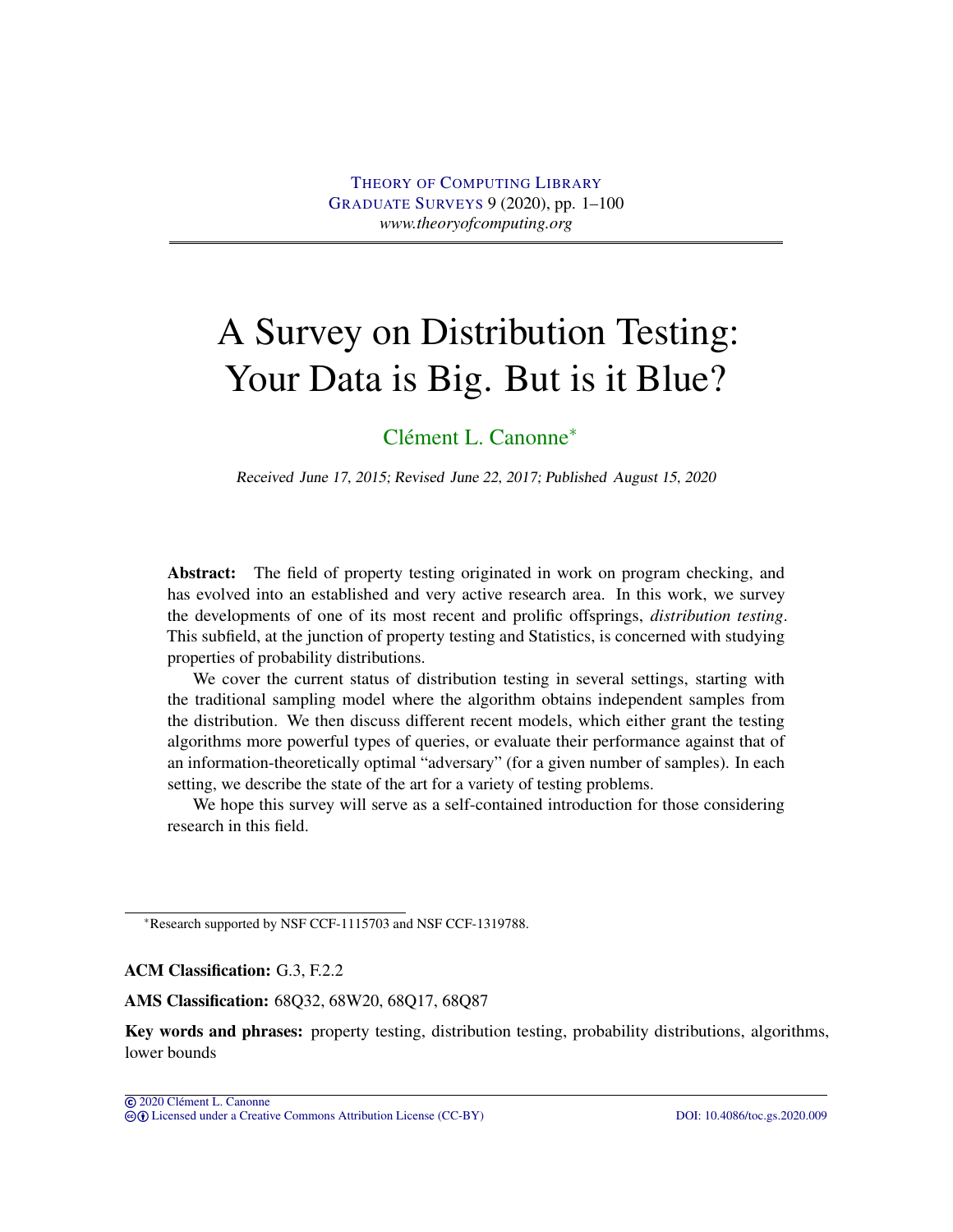# A Survey on Distribution Testing: Your Data is Big. But is it Blue?

Clément L. Canonne*

*Received June 17, 2015; Revised June 22, 2017; Published August 15, 2020*

**Abstract:** The field of property testing originated in work on program checking, and has evolved into an established and very active research area. In this work, we survey the developments of one of its most recent and prolific offsprings, *distribution testing*. This subfield, at the junction of property testing and Statistics, is concerned with studying properties of probability distributions.

We cover the current status of distribution testing in several settings, starting with the traditional sampling model where the algorithm obtains independent samples from the distribution. We then discuss different recent models, which either grant the testing algorithms more powerful types of queries, or evaluate their performance against that of an information-theoretically optimal "adversary" (for a given number of samples). In each setting, we describe the state of the art for a variety of testing problems.

We hope this survey will serve as a self-contained introduction for those considering research in this field.

*Research supported by NSF CCF-1115703 and NSF CCF-1319788.

**ACM Classification:** G.3, F.2.2

**AMS Classification:** 68Q32, 68W20, 68Q17, 68Q87

**Key words and phrases:** property testing, distribution testing, probability distributions, algorithms, lower bounds

© 2020 Clément L. Canonne
Licensed under a Creative Commons Attribution License (CC-BY) DOI: 10.4086/toc.gs.2020.009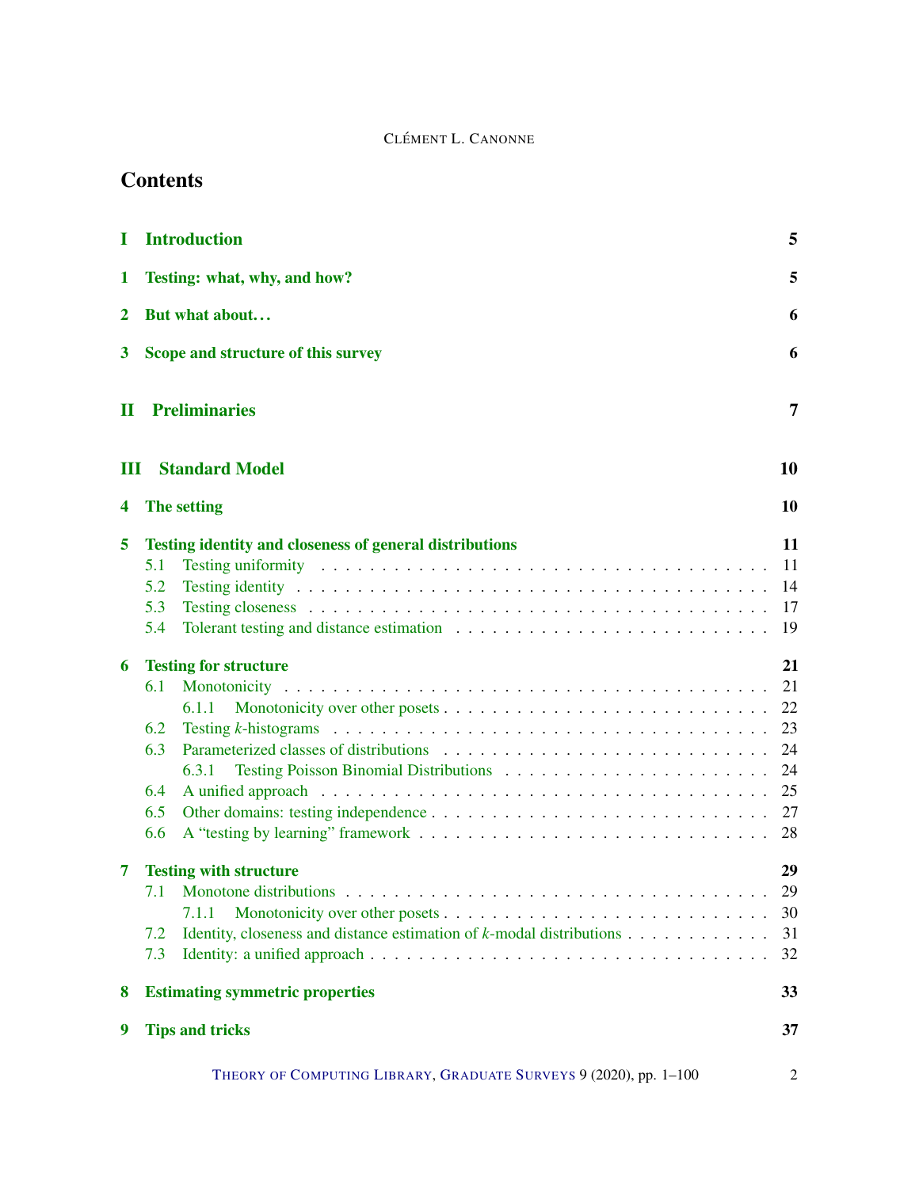# Contents

**I Introduction** — 5

**1 Testing: what, why, and how?** — 5

**2 But what about...** — 6

**3 Scope and structure of this survey** — 6

**II Preliminaries** — 7

**III Standard Model** — 10

**4 The setting** — 10

**5 Testing identity and closeness of general distributions** — 11
- 5.1 Testing uniformity — 11
- 5.2 Testing identity — 14
- 5.3 Testing closeness — 17
- 5.4 Tolerant testing and distance estimation — 19

**6 Testing for structure** — 21
- 6.1 Monotonicity — 21
  - 6.1.1 Monotonicity over other posets — 22
- 6.2 Testing $k$-histograms — 23
- 6.3 Parameterized classes of distributions — 24
  - 6.3.1 Testing Poisson Binomial Distributions — 24
- 6.4 A unified approach — 25
- 6.5 Other domains: testing independence — 27
- 6.6 A "testing by learning" framework — 28

**7 Testing with structure** — 29
- 7.1 Monotone distributions — 29
  - 7.1.1 Monotonicity over other posets — 30
- 7.2 Identity, closeness and distance estimation of $k$-modal distributions — 31
- 7.3 Identity: a unified approach — 32

**8 Estimating symmetric properties** — 33

**9 Tips and tricks** — 37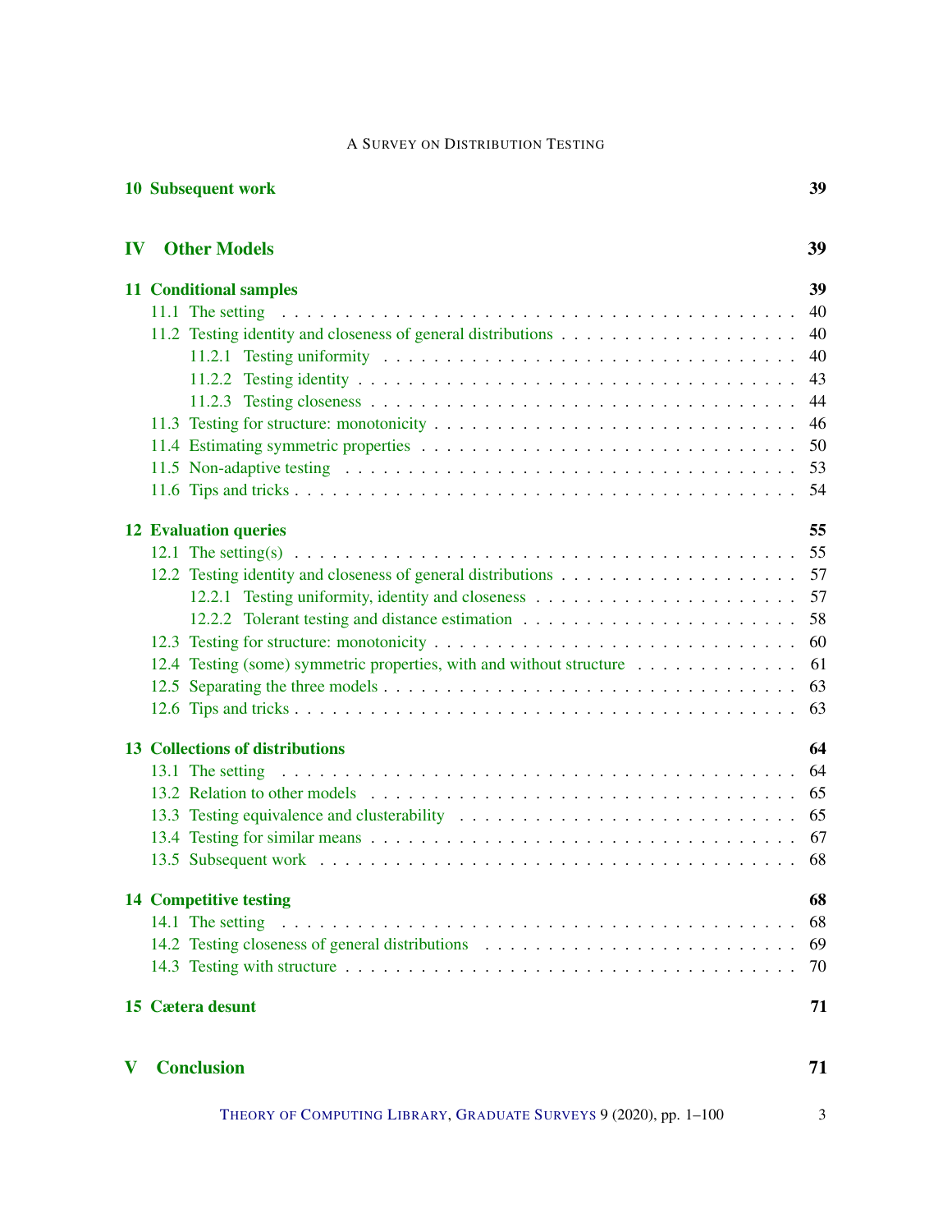**10 Subsequent work** 39

**IV Other Models** 39

**11 Conditional samples** 39

- 11.1 The setting . . . 40
- 11.2 Testing identity and closeness of general distributions . . . 40
  - 11.2.1 Testing uniformity . . . 40
  - 11.2.2 Testing identity . . . 43
  - 11.2.3 Testing closeness . . . 44
- 11.3 Testing for structure: monotonicity . . . 46
- 11.4 Estimating symmetric properties . . . 50
- 11.5 Non-adaptive testing . . . 53
- 11.6 Tips and tricks . . . 54

**12 Evaluation queries** 55

- 12.1 The setting(s) . . . 55
- 12.2 Testing identity and closeness of general distributions . . . 57
  - 12.2.1 Testing uniformity, identity and closeness . . . 57
  - 12.2.2 Tolerant testing and distance estimation . . . 58
- 12.3 Testing for structure: monotonicity . . . 60
- 12.4 Testing (some) symmetric properties, with and without structure . . . 61
- 12.5 Separating the three models . . . 63
- 12.6 Tips and tricks . . . 63

**13 Collections of distributions** 64

- 13.1 The setting . . . 64
- 13.2 Relation to other models . . . 65
- 13.3 Testing equivalence and clusterability . . . 65
- 13.4 Testing for similar means . . . 67
- 13.5 Subsequent work . . . 68

**14 Competitive testing** 68

- 14.1 The setting . . . 68
- 14.2 Testing closeness of general distributions . . . 69
- 14.3 Testing with structure . . . 70

**15 Cætera desunt** 71

**V Conclusion** 71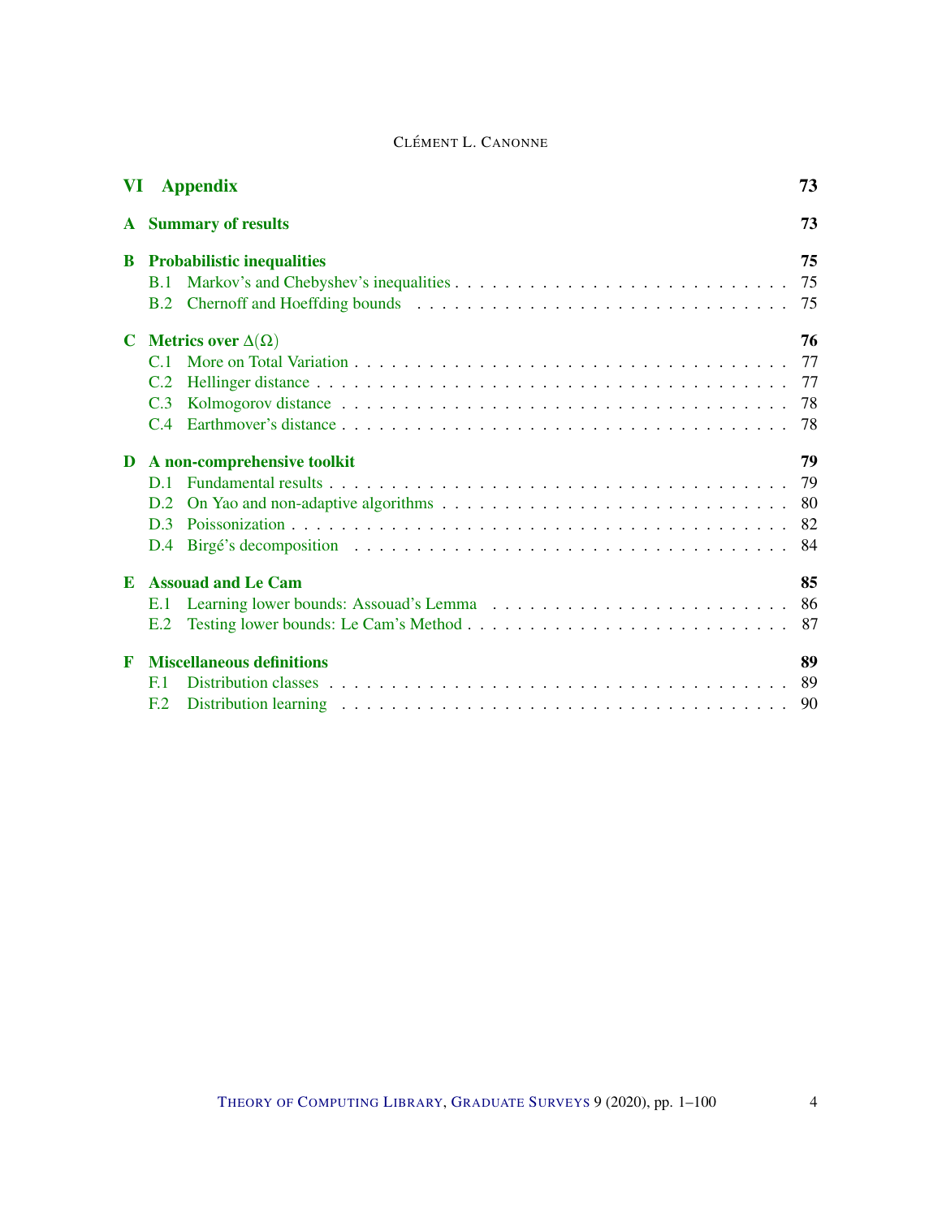| | | |
|---|---|---|
| **VI** | **Appendix** | **73** |
| **A** | **Summary of results** | **73** |
| **B** | **Probabilistic inequalities** | **75** |
| B.1 | Markov's and Chebyshev's inequalities | 75 |
| B.2 | Chernoff and Hoeffding bounds | 75 |
| **C** | **Metrics over $\Delta(\Omega)$** | **76** |
| C.1 | More on Total Variation | 77 |
| C.2 | Hellinger distance | 77 |
| C.3 | Kolmogorov distance | 78 |
| C.4 | Earthmover's distance | 78 |
| **D** | **A non-comprehensive toolkit** | **79** |
| D.1 | Fundamental results | 79 |
| D.2 | On Yao and non-adaptive algorithms | 80 |
| D.3 | Poissonization | 82 |
| D.4 | Birgé's decomposition | 84 |
| **E** | **Assouad and Le Cam** | **85** |
| E.1 | Learning lower bounds: Assouad's Lemma | 86 |
| E.2 | Testing lower bounds: Le Cam's Method | 87 |
| **F** | **Miscellaneous definitions** | **89** |
| F.1 | Distribution classes | 89 |
| F.2 | Distribution learning | 90 |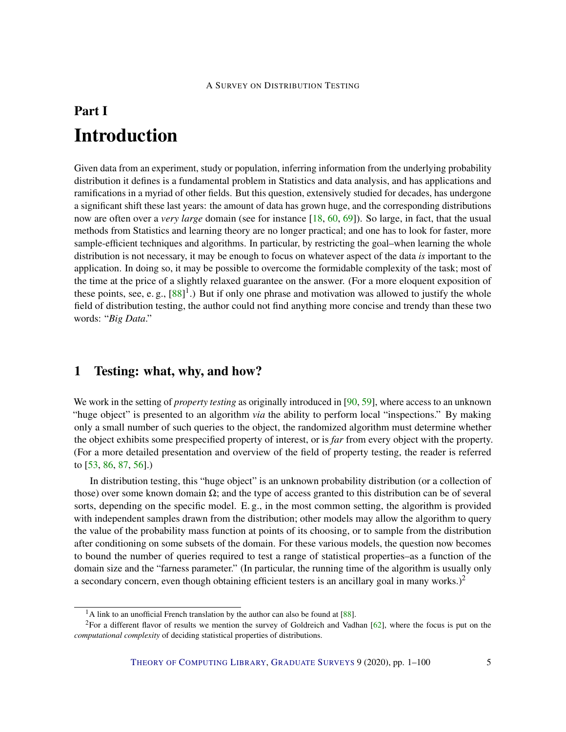# Part I

# Introduction

Given data from an experiment, study or population, inferring information from the underlying probability distribution it defines is a fundamental problem in Statistics and data analysis, and has applications and ramifications in a myriad of other fields. But this question, extensively studied for decades, has undergone a significant shift these last years: the amount of data has grown huge, and the corresponding distributions now are often over a *very large* domain (see for instance [18, 60, 69]). So large, in fact, that the usual methods from Statistics and learning theory are no longer practical; and one has to look for faster, more sample-efficient techniques and algorithms. In particular, by restricting the goal–when learning the whole distribution is not necessary, it may be enough to focus on whatever aspect of the data *is* important to the application. In doing so, it may be possible to overcome the formidable complexity of the task; most of the time at the price of a slightly relaxed guarantee on the answer. (For a more eloquent exposition of these points, see, e. g., [88][1].) But if only one phrase and motivation was allowed to justify the whole field of distribution testing, the author could not find anything more concise and trendy than these two words: "*Big Data*."

## 1 Testing: what, why, and how?

We work in the setting of *property testing* as originally introduced in [90, 59], where access to an unknown "huge object" is presented to an algorithm *via* the ability to perform local "inspections." By making only a small number of such queries to the object, the randomized algorithm must determine whether the object exhibits some prespecified property of interest, or is *far* from every object with the property. (For a more detailed presentation and overview of the field of property testing, the reader is referred to [53, 86, 87, 56].)

In distribution testing, this "huge object" is an unknown probability distribution (or a collection of those) over some known domain $\Omega$; and the type of access granted to this distribution can be of several sorts, depending on the specific model. E. g., in the most common setting, the algorithm is provided with independent samples drawn from the distribution; other models may allow the algorithm to query the value of the probability mass function at points of its choosing, or to sample from the distribution after conditioning on some subsets of the domain. For these various models, the question now becomes to bound the number of queries required to test a range of statistical properties–as a function of the domain size and the "farness parameter." (In particular, the running time of the algorithm is usually only a secondary concern, even though obtaining efficient testers is an ancillary goal in many works.)[2]

[1] A link to an unofficial French translation by the author can also be found at [88].

[2] For a different flavor of results we mention the survey of Goldreich and Vadhan [62], where the focus is put on the *computational complexity* of deciding statistical properties of distributions.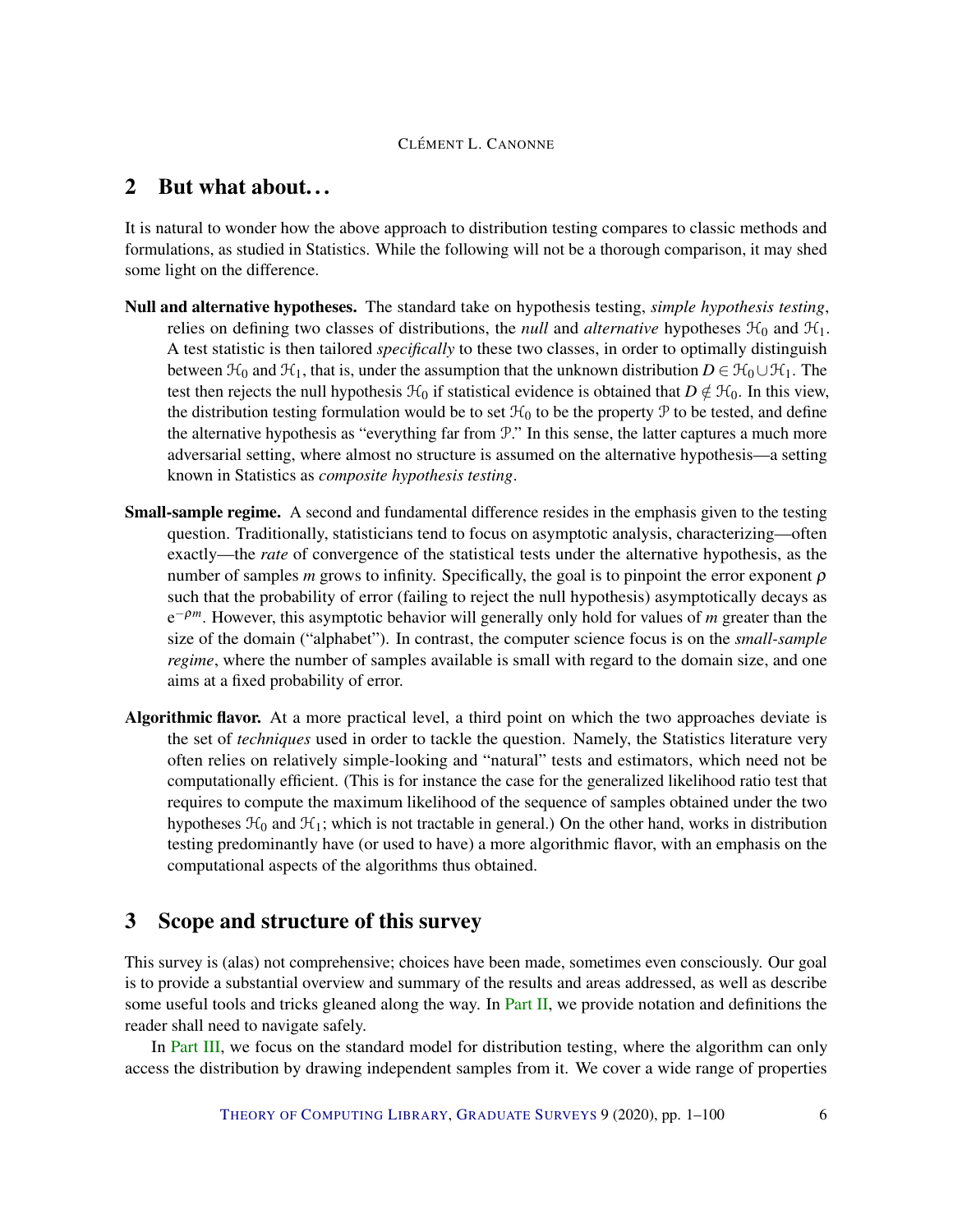## 2 But what about...

It is natural to wonder how the above approach to distribution testing compares to classic methods and formulations, as studied in Statistics. While the following will not be a thorough comparison, it may shed some light on the difference.

**Null and alternative hypotheses.** The standard take on hypothesis testing, *simple hypothesis testing*, relies on defining two classes of distributions, the *null* and *alternative* hypotheses $\mathcal{H}_0$ and $\mathcal{H}_1$. A test statistic is then tailored *specifically* to these two classes, in order to optimally distinguish between $\mathcal{H}_0$ and $\mathcal{H}_1$, that is, under the assumption that the unknown distribution $D \in \mathcal{H}_0 \cup \mathcal{H}_1$. The test then rejects the null hypothesis $\mathcal{H}_0$ if statistical evidence is obtained that $D \notin \mathcal{H}_0$. In this view, the distribution testing formulation would be to set $\mathcal{H}_0$ to be the property $\mathcal{P}$ to be tested, and define the alternative hypothesis as "everything far from $\mathcal{P}$." In this sense, the latter captures a much more adversarial setting, where almost no structure is assumed on the alternative hypothesis—a setting known in Statistics as *composite hypothesis testing*.

**Small-sample regime.** A second and fundamental difference resides in the emphasis given to the testing question. Traditionally, statisticians tend to focus on asymptotic analysis, characterizing—often exactly—the *rate* of convergence of the statistical tests under the alternative hypothesis, as the number of samples $m$ grows to infinity. Specifically, the goal is to pinpoint the error exponent $\rho$ such that the probability of error (failing to reject the null hypothesis) asymptotically decays as $e^{-\rho m}$. However, this asymptotic behavior will generally only hold for values of $m$ greater than the size of the domain ("alphabet"). In contrast, the computer science focus is on the *small-sample regime*, where the number of samples available is small with regard to the domain size, and one aims at a fixed probability of error.

**Algorithmic flavor.** At a more practical level, a third point on which the two approaches deviate is the set of *techniques* used in order to tackle the question. Namely, the Statistics literature very often relies on relatively simple-looking and "natural" tests and estimators, which need not be computationally efficient. (This is for instance the case for the generalized likelihood ratio test that requires to compute the maximum likelihood of the sequence of samples obtained under the two hypotheses $\mathcal{H}_0$ and $\mathcal{H}_1$; which is not tractable in general.) On the other hand, works in distribution testing predominantly have (or used to have) a more algorithmic flavor, with an emphasis on the computational aspects of the algorithms thus obtained.

## 3 Scope and structure of this survey

This survey is (alas) not comprehensive; choices have been made, sometimes even consciously. Our goal is to provide a substantial overview and summary of the results and areas addressed, as well as describe some useful tools and tricks gleaned along the way. In Part II, we provide notation and definitions the reader shall need to navigate safely.

In Part III, we focus on the standard model for distribution testing, where the algorithm can only access the distribution by drawing independent samples from it. We cover a wide range of properties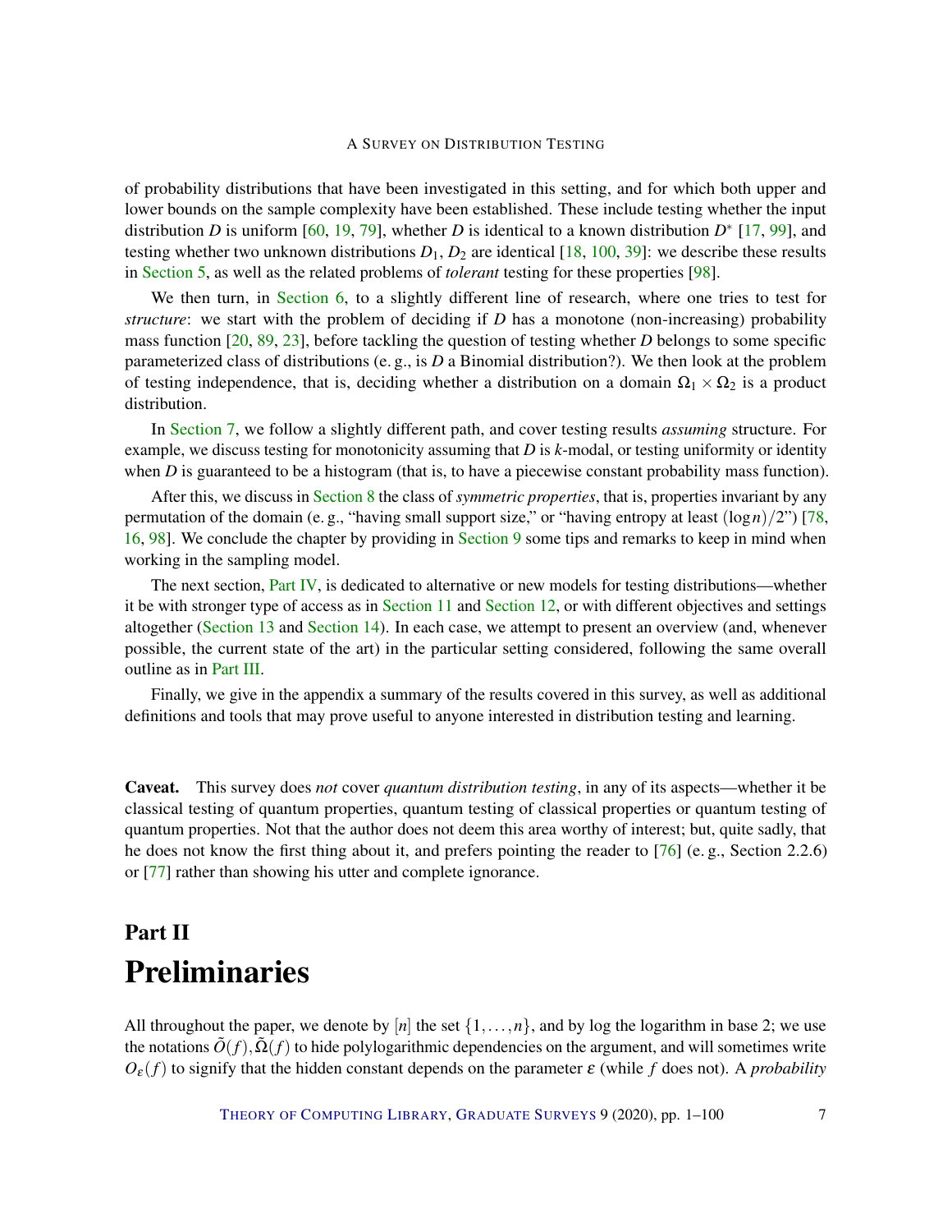of probability distributions that have been investigated in this setting, and for which both upper and lower bounds on the sample complexity have been established. These include testing whether the input distribution $D$ is uniform [60, 19, 79], whether $D$ is identical to a known distribution $D^*$ [17, 99], and testing whether two unknown distributions $D_1$, $D_2$ are identical [18, 100, 39]: we describe these results in Section 5, as well as the related problems of *tolerant* testing for these properties [98].

We then turn, in Section 6, to a slightly different line of research, where one tries to test for *structure*: we start with the problem of deciding if $D$ has a monotone (non-increasing) probability mass function [20, 89, 23], before tackling the question of testing whether $D$ belongs to some specific parameterized class of distributions (e. g., is $D$ a Binomial distribution?). We then look at the problem of testing independence, that is, deciding whether a distribution on a domain $\Omega_1 \times \Omega_2$ is a product distribution.

In Section 7, we follow a slightly different path, and cover testing results *assuming* structure. For example, we discuss testing for monotonicity assuming that $D$ is $k$-modal, or testing uniformity or identity when $D$ is guaranteed to be a histogram (that is, to have a piecewise constant probability mass function).

After this, we discuss in Section 8 the class of *symmetric properties*, that is, properties invariant by any permutation of the domain (e. g., "having small support size," or "having entropy at least $(\log n)/2$") [78, 16, 98]. We conclude the chapter by providing in Section 9 some tips and remarks to keep in mind when working in the sampling model.

The next section, Part IV, is dedicated to alternative or new models for testing distributions—whether it be with stronger type of access as in Section 11 and Section 12, or with different objectives and settings altogether (Section 13 and Section 14). In each case, we attempt to present an overview (and, whenever possible, the current state of the art) in the particular setting considered, following the same overall outline as in Part III.

Finally, we give in the appendix a summary of the results covered in this survey, as well as additional definitions and tools that may prove useful to anyone interested in distribution testing and learning.

**Caveat.** This survey does *not* cover *quantum distribution testing*, in any of its aspects—whether it be classical testing of quantum properties, quantum testing of classical properties or quantum testing of quantum properties. Not that the author does not deem this area worthy of interest; but, quite sadly, that he does not know the first thing about it, and prefers pointing the reader to [76] (e. g., Section 2.2.6) or [77] rather than showing his utter and complete ignorance.

# Part II
# Preliminaries

All throughout the paper, we denote by $[n]$ the set $\{1,\ldots,n\}$, and by log the logarithm in base 2; we use the notations $\tilde{O}(f), \tilde{\Omega}(f)$ to hide polylogarithmic dependencies on the argument, and will sometimes write $O_\varepsilon(f)$ to signify that the hidden constant depends on the parameter $\varepsilon$ (while $f$ does not). A *probability*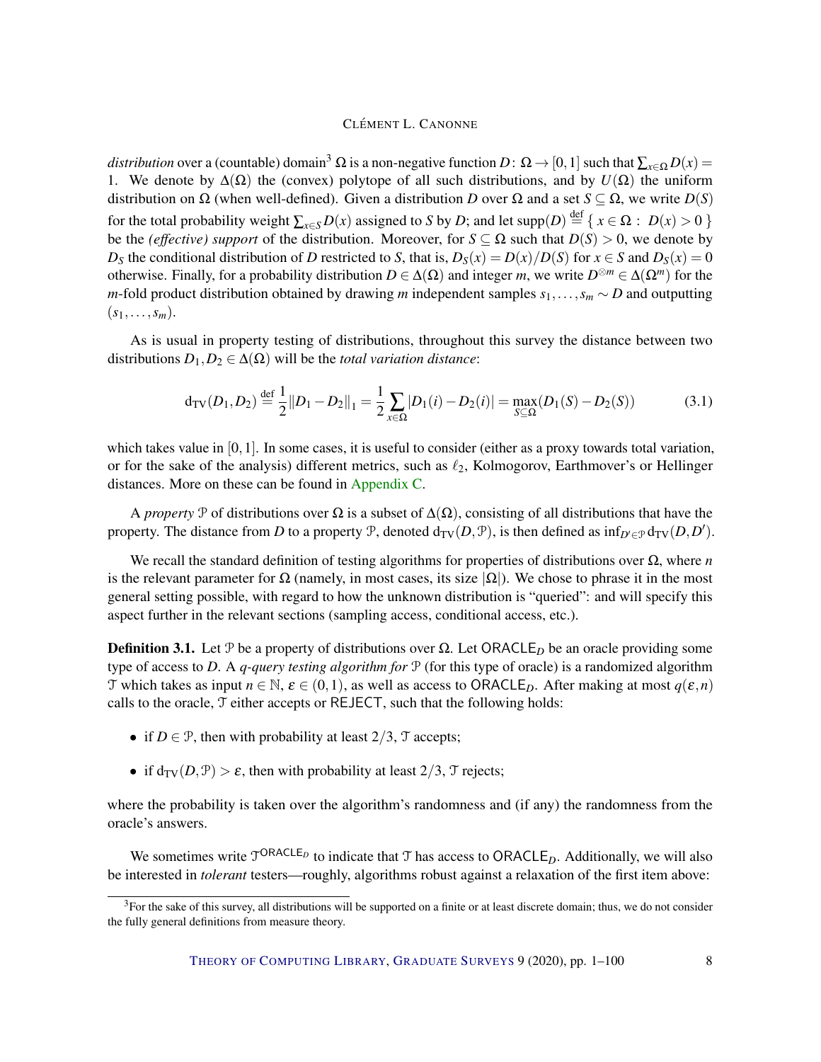*distribution* over a (countable) domain[3] $\Omega$ is a non-negative function $D\colon \Omega \to [0,1]$ such that $\sum_{x\in\Omega} D(x) = 1$. We denote by $\Delta(\Omega)$ the (convex) polytope of all such distributions, and by $U(\Omega)$ the uniform distribution on $\Omega$ (when well-defined). Given a distribution $D$ over $\Omega$ and a set $S \subseteq \Omega$, we write $D(S)$ for the total probability weight $\sum_{x\in S} D(x)$ assigned to $S$ by $D$; and let $\operatorname{supp}(D) \stackrel{\text{def}}{=} \{\, x \in \Omega : D(x) > 0 \,\}$ be the *(effective) support* of the distribution. Moreover, for $S \subseteq \Omega$ such that $D(S) > 0$, we denote by $D_S$ the conditional distribution of $D$ restricted to $S$, that is, $D_S(x) = D(x)/D(S)$ for $x \in S$ and $D_S(x) = 0$ otherwise. Finally, for a probability distribution $D \in \Delta(\Omega)$ and integer $m$, we write $D^{\otimes m} \in \Delta(\Omega^m)$ for the $m$-fold product distribution obtained by drawing $m$ independent samples $s_1,\dots,s_m \sim D$ and outputting $(s_1,\dots,s_m)$.

As is usual in property testing of distributions, throughout this survey the distance between two distributions $D_1, D_2 \in \Delta(\Omega)$ will be the *total variation distance*:

$$\mathrm{d}_{\mathrm{TV}}(D_1,D_2) \stackrel{\text{def}}{=} \frac{1}{2}\|D_1 - D_2\|_1 = \frac{1}{2}\sum_{x\in\Omega} |D_1(i) - D_2(i)| = \max_{S\subseteq\Omega}(D_1(S) - D_2(S)) \tag{3.1}$$

which takes value in $[0,1]$. In some cases, it is useful to consider (either as a proxy towards total variation, or for the sake of the analysis) different metrics, such as $\ell_2$, Kolmogorov, Earthmover's or Hellinger distances. More on these can be found in Appendix C.

A *property* $\mathcal{P}$ of distributions over $\Omega$ is a subset of $\Delta(\Omega)$, consisting of all distributions that have the property. The distance from $D$ to a property $\mathcal{P}$, denoted $\mathrm{d}_{\mathrm{TV}}(D,\mathcal{P})$, is then defined as $\inf_{D'\in\mathcal{P}} \mathrm{d}_{\mathrm{TV}}(D,D')$.

We recall the standard definition of testing algorithms for properties of distributions over $\Omega$, where $n$ is the relevant parameter for $\Omega$ (namely, in most cases, its size $|\Omega|$). We chose to phrase it in the most general setting possible, with regard to how the unknown distribution is "queried": and will specify this aspect further in the relevant sections (sampling access, conditional access, etc.).

**Definition 3.1.** Let $\mathcal{P}$ be a property of distributions over $\Omega$. Let $\mathsf{ORACLE}_D$ be an oracle providing some type of access to $D$. A *q-query testing algorithm for* $\mathcal{P}$ (for this type of oracle) is a randomized algorithm $\mathcal{T}$ which takes as input $n \in \mathbb{N}$, $\varepsilon \in (0,1)$, as well as access to $\mathsf{ORACLE}_D$. After making at most $q(\varepsilon,n)$ calls to the oracle, $\mathcal{T}$ either accepts or $\mathsf{REJECT}$, such that the following holds:

- if $D \in \mathcal{P}$, then with probability at least $2/3$, $\mathcal{T}$ accepts;
- if $\mathrm{d}_{\mathrm{TV}}(D,\mathcal{P}) > \varepsilon$, then with probability at least $2/3$, $\mathcal{T}$ rejects;

where the probability is taken over the algorithm's randomness and (if any) the randomness from the oracle's answers.

We sometimes write $\mathcal{T}^{\mathsf{ORACLE}_D}$ to indicate that $\mathcal{T}$ has access to $\mathsf{ORACLE}_D$. Additionally, we will also be interested in *tolerant* testers—roughly, algorithms robust against a relaxation of the first item above:

[3] For the sake of this survey, all distributions will be supported on a finite or at least discrete domain; thus, we do not consider the fully general definitions from measure theory.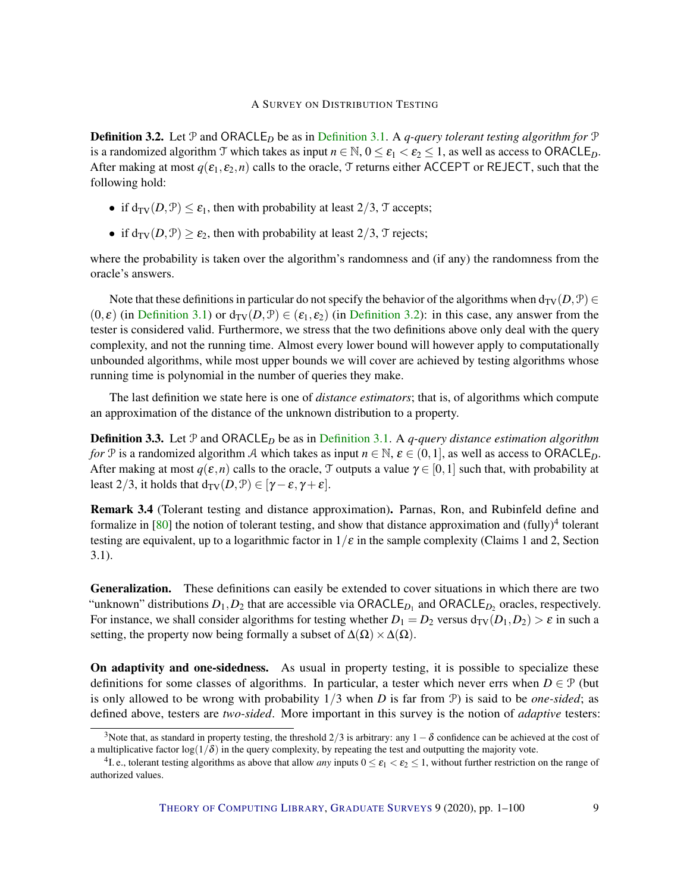**Definition 3.2.** Let $\mathcal{P}$ and $\mathsf{ORACLE}_D$ be as in Definition 3.1. A *q-query tolerant testing algorithm for* $\mathcal{P}$ is a randomized algorithm $\mathcal{T}$ which takes as input $n \in \mathbb{N}$, $0 \leq \varepsilon_1 < \varepsilon_2 \leq 1$, as well as access to $\mathsf{ORACLE}_D$. After making at most $q(\varepsilon_1, \varepsilon_2, n)$ calls to the oracle, $\mathcal{T}$ returns either $\mathsf{ACCEPT}$ or $\mathsf{REJECT}$, such that the following hold:

- if $\mathrm{d_{TV}}(D, \mathcal{P}) \leq \varepsilon_1$, then with probability at least $2/3$, $\mathcal{T}$ accepts;
- if $\mathrm{d_{TV}}(D, \mathcal{P}) \geq \varepsilon_2$, then with probability at least $2/3$, $\mathcal{T}$ rejects;

where the probability is taken over the algorithm's randomness and (if any) the randomness from the oracle's answers.

Note that these definitions in particular do not specify the behavior of the algorithms when $\mathrm{d_{TV}}(D, \mathcal{P}) \in (0, \varepsilon)$ (in Definition 3.1) or $\mathrm{d_{TV}}(D, \mathcal{P}) \in (\varepsilon_1, \varepsilon_2)$ (in Definition 3.2): in this case, any answer from the tester is considered valid. Furthermore, we stress that the two definitions above only deal with the query complexity, and not the running time. Almost every lower bound will however apply to computationally unbounded algorithms, while most upper bounds we will cover are achieved by testing algorithms whose running time is polynomial in the number of queries they make.

The last definition we state here is one of *distance estimators*; that is, of algorithms which compute an approximation of the distance of the unknown distribution to a property.

**Definition 3.3.** Let $\mathcal{P}$ and $\mathsf{ORACLE}_D$ be as in Definition 3.1. A *q-query distance estimation algorithm for* $\mathcal{P}$ is a randomized algorithm $\mathcal{A}$ which takes as input $n \in \mathbb{N}$, $\varepsilon \in (0, 1]$, as well as access to $\mathsf{ORACLE}_D$. After making at most $q(\varepsilon, n)$ calls to the oracle, $\mathcal{T}$ outputs a value $\gamma \in [0, 1]$ such that, with probability at least $2/3$, it holds that $\mathrm{d_{TV}}(D, \mathcal{P}) \in [\gamma - \varepsilon, \gamma + \varepsilon]$.

**Remark 3.4** (Tolerant testing and distance approximation)**.** Parnas, Ron, and Rubinfeld define and formalize in [80] the notion of tolerant testing, and show that distance approximation and (fully)[4] tolerant testing are equivalent, up to a logarithmic factor in $1/\varepsilon$ in the sample complexity (Claims 1 and 2, Section 3.1).

**Generalization.** These definitions can easily be extended to cover situations in which there are two "unknown" distributions $D_1, D_2$ that are accessible via $\mathsf{ORACLE}_{D_1}$ and $\mathsf{ORACLE}_{D_2}$ oracles, respectively. For instance, we shall consider algorithms for testing whether $D_1 = D_2$ versus $\mathrm{d_{TV}}(D_1, D_2) > \varepsilon$ in such a setting, the property now being formally a subset of $\Delta(\Omega) \times \Delta(\Omega)$.

**On adaptivity and one-sidedness.** As usual in property testing, it is possible to specialize these definitions for some classes of algorithms. In particular, a tester which never errs when $D \in \mathcal{P}$ (but is only allowed to be wrong with probability $1/3$ when $D$ is far from $\mathcal{P}$) is said to be *one-sided*; as defined above, testers are *two-sided*. More important in this survey is the notion of *adaptive* testers:

[3] Note that, as standard in property testing, the threshold $2/3$ is arbitrary: any $1 - \delta$ confidence can be achieved at the cost of a multiplicative factor $\log(1/\delta)$ in the query complexity, by repeating the test and outputting the majority vote.

[4] I. e., tolerant testing algorithms as above that allow *any* inputs $0 \leq \varepsilon_1 < \varepsilon_2 \leq 1$, without further restriction on the range of authorized values.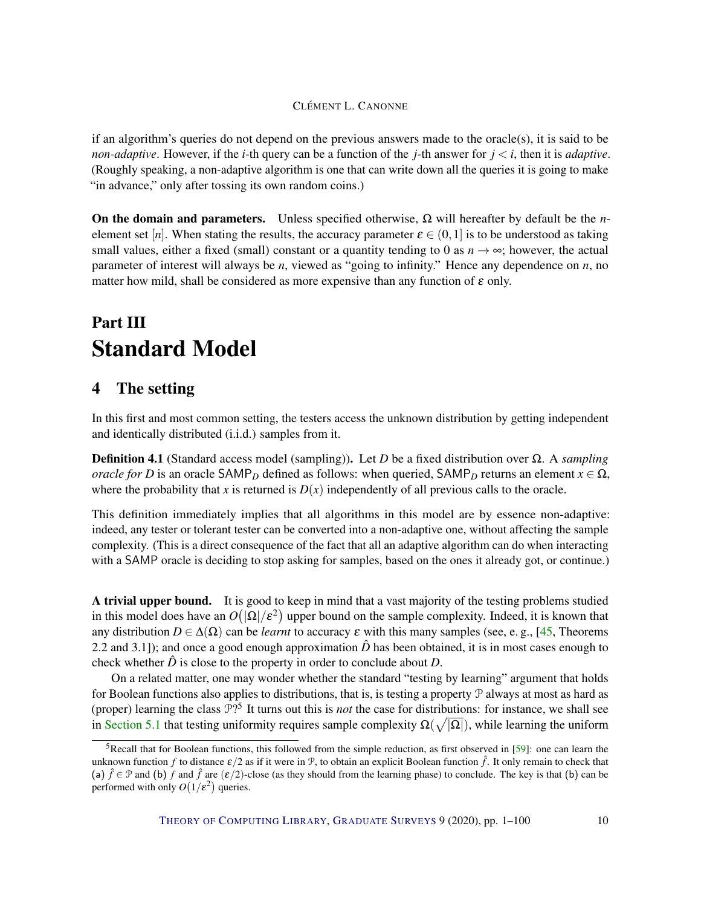if an algorithm's queries do not depend on the previous answers made to the oracle(s), it is said to be *non-adaptive*. However, if the $i$-th query can be a function of the $j$-th answer for $j < i$, then it is *adaptive*. (Roughly speaking, a non-adaptive algorithm is one that can write down all the queries it is going to make "in advance," only after tossing its own random coins.)

**On the domain and parameters.** Unless specified otherwise, $\Omega$ will hereafter by default be the $n$-element set $[n]$. When stating the results, the accuracy parameter $\varepsilon \in (0,1]$ is to be understood as taking small values, either a fixed (small) constant or a quantity tending to 0 as $n \to \infty$; however, the actual parameter of interest will always be $n$, viewed as "going to infinity." Hence any dependence on $n$, no matter how mild, shall be considered as more expensive than any function of $\varepsilon$ only.

# Part III
# Standard Model

## 4 The setting

In this first and most common setting, the testers access the unknown distribution by getting independent and identically distributed (i.i.d.) samples from it.

**Definition 4.1** (Standard access model (sampling))**.** Let $D$ be a fixed distribution over $\Omega$. A *sampling oracle for $D$* is an oracle $\mathsf{SAMP}_D$ defined as follows: when queried, $\mathsf{SAMP}_D$ returns an element $x \in \Omega$, where the probability that $x$ is returned is $D(x)$ independently of all previous calls to the oracle.

This definition immediately implies that all algorithms in this model are by essence non-adaptive: indeed, any tester or tolerant tester can be converted into a non-adaptive one, without affecting the sample complexity. (This is a direct consequence of the fact that all an adaptive algorithm can do when interacting with a $\mathsf{SAMP}$ oracle is deciding to stop asking for samples, based on the ones it already got, or continue.)

**A trivial upper bound.** It is good to keep in mind that a vast majority of the testing problems studied in this model does have an $O(|\Omega|/\varepsilon^2)$ upper bound on the sample complexity. Indeed, it is known that any distribution $D \in \Delta(\Omega)$ can be *learnt* to accuracy $\varepsilon$ with this many samples (see, e. g., [45, Theorems 2.2 and 3.1]); and once a good enough approximation $\hat{D}$ has been obtained, it is in most cases enough to check whether $\hat{D}$ is close to the property in order to conclude about $D$.

On a related matter, one may wonder whether the standard "testing by learning" argument that holds for Boolean functions also applies to distributions, that is, is testing a property $\mathcal{P}$ always at most as hard as (proper) learning the class $\mathcal{P}$?[5] It turns out this is *not* the case for distributions: for instance, we shall see in Section 5.1 that testing uniformity requires sample complexity $\Omega(\sqrt{|\Omega|})$, while learning the uniform

[5] Recall that for Boolean functions, this followed from the simple reduction, as first observed in [59]: one can learn the unknown function $f$ to distance $\varepsilon/2$ as if it were in $\mathcal{P}$, to obtain an explicit Boolean function $\hat{f}$. It only remain to check that (a) $\hat{f} \in \mathcal{P}$ and (b) $f$ and $\hat{f}$ are $(\varepsilon/2)$-close (as they should from the learning phase) to conclude. The key is that (b) can be performed with only $O(1/\varepsilon^2)$ queries.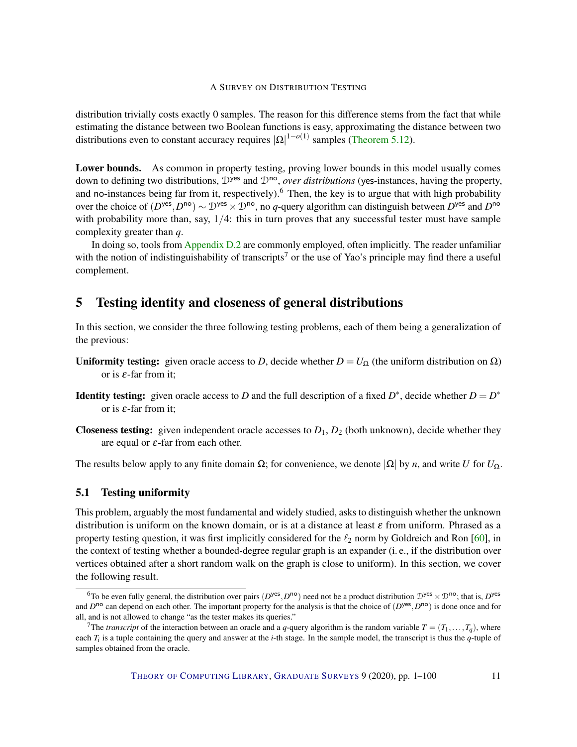distribution trivially costs exactly 0 samples. The reason for this difference stems from the fact that while estimating the distance between two Boolean functions is easy, approximating the distance between two distributions even to constant accuracy requires $|\Omega|^{1-o(1)}$ samples (Theorem 5.12).

**Lower bounds.** As common in property testing, proving lower bounds in this model usually comes down to defining two distributions, $\mathcal{D}^{\mathsf{yes}}$ and $\mathcal{D}^{\mathsf{no}}$, *over distributions* (yes-instances, having the property, and no-instances being far from it, respectively).[6] Then, the key is to argue that with high probability over the choice of $(D^{\mathsf{yes}}, D^{\mathsf{no}}) \sim \mathcal{D}^{\mathsf{yes}} \times \mathcal{D}^{\mathsf{no}}$, no $q$-query algorithm can distinguish between $D^{\mathsf{yes}}$ and $D^{\mathsf{no}}$ with probability more than, say, $1/4$: this in turn proves that any successful tester must have sample complexity greater than $q$.

In doing so, tools from Appendix D.2 are commonly employed, often implicitly. The reader unfamiliar with the notion of indistinguishability of transcripts[7] or the use of Yao's principle may find there a useful complement.

# 5 Testing identity and closeness of general distributions

In this section, we consider the three following testing problems, each of them being a generalization of the previous:

**Uniformity testing:** given oracle access to $D$, decide whether $D = U_\Omega$ (the uniform distribution on $\Omega$) or is $\varepsilon$-far from it;

**Identity testing:** given oracle access to $D$ and the full description of a fixed $D^*$, decide whether $D = D^*$ or is $\varepsilon$-far from it;

**Closeness testing:** given independent oracle accesses to $D_1$, $D_2$ (both unknown), decide whether they are equal or $\varepsilon$-far from each other.

The results below apply to any finite domain $\Omega$; for convenience, we denote $|\Omega|$ by $n$, and write $U$ for $U_\Omega$.

## 5.1 Testing uniformity

This problem, arguably the most fundamental and widely studied, asks to distinguish whether the unknown distribution is uniform on the known domain, or is at a distance at least $\varepsilon$ from uniform. Phrased as a property testing question, it was first implicitly considered for the $\ell_2$ norm by Goldreich and Ron [60], in the context of testing whether a bounded-degree regular graph is an expander (i. e., if the distribution over vertices obtained after a short random walk on the graph is close to uniform). In this section, we cover the following result.

---

[6] To be even fully general, the distribution over pairs $(D^{\mathsf{yes}}, D^{\mathsf{no}})$ need not be a product distribution $\mathcal{D}^{\mathsf{yes}} \times \mathcal{D}^{\mathsf{no}}$; that is, $D^{\mathsf{yes}}$ and $D^{\mathsf{no}}$ can depend on each other. The important property for the analysis is that the choice of $(D^{\mathsf{yes}}, D^{\mathsf{no}})$ is done once and for all, and is not allowed to change "as the tester makes its queries."

[7] The *transcript* of the interaction between an oracle and a $q$-query algorithm is the random variable $T = (T_1, \ldots, T_q)$, where each $T_i$ is a tuple containing the query and answer at the $i$-th stage. In the sample model, the transcript is thus the $q$-tuple of samples obtained from the oracle.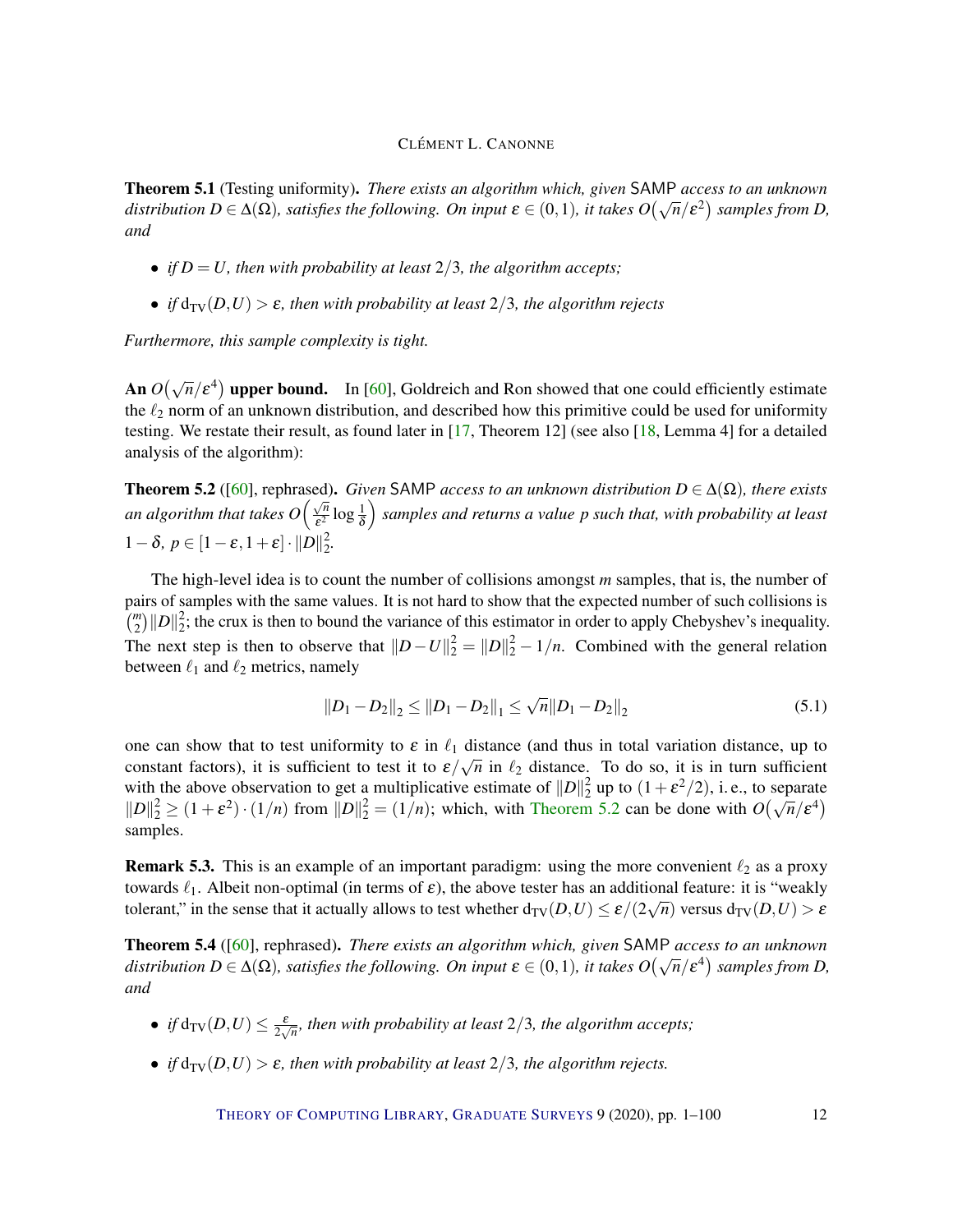**Theorem 5.1** (Testing uniformity). *There exists an algorithm which, given* SAMP *access to an unknown distribution $D \in \Delta(\Omega)$, satisfies the following. On input $\varepsilon \in (0,1)$, it takes $O(\sqrt{n}/\varepsilon^2)$ samples from D, and*

- *if $D = U$, then with probability at least $2/3$, the algorithm accepts;*
- *if $d_{TV}(D,U) > \varepsilon$, then with probability at least $2/3$, the algorithm rejects*

*Furthermore, this sample complexity is tight.*

**An $O(\sqrt{n}/\varepsilon^4)$ upper bound.** In [60], Goldreich and Ron showed that one could efficiently estimate the $\ell_2$ norm of an unknown distribution, and described how this primitive could be used for uniformity testing. We restate their result, as found later in [17, Theorem 12] (see also [18, Lemma 4] for a detailed analysis of the algorithm):

**Theorem 5.2** ([60], rephrased). *Given* SAMP *access to an unknown distribution $D \in \Delta(\Omega)$, there exists an algorithm that takes $O\left(\frac{\sqrt{n}}{\varepsilon^2}\log\frac{1}{\delta}\right)$ samples and returns a value $p$ such that, with probability at least $1-\delta$, $p \in [1-\varepsilon, 1+\varepsilon] \cdot \|D\|_2^2$.*

The high-level idea is to count the number of collisions amongst $m$ samples, that is, the number of pairs of samples with the same values. It is not hard to show that the expected number of such collisions is $\binom{m}{2}\|D\|_2^2$; the crux is then to bound the variance of this estimator in order to apply Chebyshev's inequality. The next step is then to observe that $\|D-U\|_2^2 = \|D\|_2^2 - 1/n$. Combined with the general relation between $\ell_1$ and $\ell_2$ metrics, namely

$$\|D_1 - D_2\|_2 \le \|D_1 - D_2\|_1 \le \sqrt{n}\|D_1 - D_2\|_2 \tag{5.1}$$

one can show that to test uniformity to $\varepsilon$ in $\ell_1$ distance (and thus in total variation distance, up to constant factors), it is sufficient to test it to $\varepsilon/\sqrt{n}$ in $\ell_2$ distance. To do so, it is in turn sufficient with the above observation to get a multiplicative estimate of $\|D\|_2^2$ up to $(1+\varepsilon^2/2)$, i. e., to separate $\|D\|_2^2 \ge (1+\varepsilon^2)\cdot(1/n)$ from $\|D\|_2^2 = (1/n)$; which, with Theorem 5.2 can be done with $O(\sqrt{n}/\varepsilon^4)$ samples.

**Remark 5.3.** This is an example of an important paradigm: using the more convenient $\ell_2$ as a proxy towards $\ell_1$. Albeit non-optimal (in terms of $\varepsilon$), the above tester has an additional feature: it is "weakly tolerant," in the sense that it actually allows to test whether $d_{TV}(D,U) \le \varepsilon/(2\sqrt{n})$ versus $d_{TV}(D,U) > \varepsilon$

**Theorem 5.4** ([60], rephrased). *There exists an algorithm which, given* SAMP *access to an unknown distribution $D \in \Delta(\Omega)$, satisfies the following. On input $\varepsilon \in (0,1)$, it takes $O(\sqrt{n}/\varepsilon^4)$ samples from D, and*

- *if $d_{TV}(D,U) \le \frac{\varepsilon}{2\sqrt{n}}$, then with probability at least $2/3$, the algorithm accepts;*
- *if $d_{TV}(D,U) > \varepsilon$, then with probability at least $2/3$, the algorithm rejects.*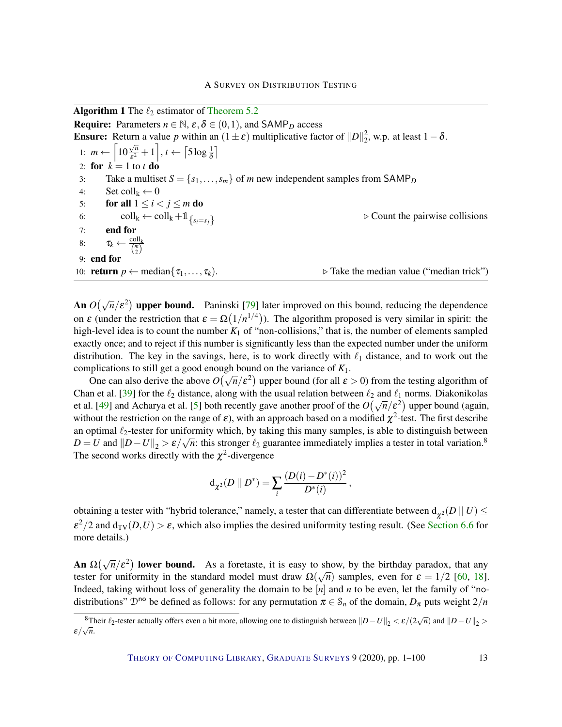**Algorithm 1** The $\ell_2$ estimator of Theorem 5.2

**Require:** Parameters $n \in \mathbb{N}$, $\varepsilon, \delta \in (0,1)$, and $\mathsf{SAMP}_D$ access

**Ensure:** Return a value $p$ within an $(1 \pm \varepsilon)$ multiplicative factor of $\|D\|_2^2$, w.p. at least $1-\delta$.

```
1: m ← ⌈10 √n/ε² + 1⌉, t ← ⌈5 log(1/δ)⌉
2: for k = 1 to t do
3:     Take a multiset S = {s_1, ..., s_m} of m new independent samples from SAMP_D
4:     Set coll_k ← 0
5:     for all 1 ≤ i < j ≤ m do
6:         coll_k ← coll_k + 1_{s_i = s_j}          ▷ Count the pairwise collisions
7:     end for
8:     τ_k ← coll_k / (m choose 2)
9: end for
10: return p ← median{τ_1, ..., τ_k}.              ▷ Take the median value ("median trick")
```

**An $O(\sqrt{n}/\varepsilon^2)$ upper bound.** Paninski [79] later improved on this bound, reducing the dependence on $\varepsilon$ (under the restriction that $\varepsilon = \Omega(1/n^{1/4})$). The algorithm proposed is very similar in spirit: the high-level idea is to count the number $K_1$ of "non-collisions," that is, the number of elements sampled exactly once; and to reject if this number is significantly less than the expected number under the uniform distribution. The key in the savings, here, is to work directly with $\ell_1$ distance, and to work out the complications to still get a good enough bound on the variance of $K_1$.

One can also derive the above $O(\sqrt{n}/\varepsilon^2)$ upper bound (for all $\varepsilon > 0$) from the testing algorithm of Chan et al. [39] for the $\ell_2$ distance, along with the usual relation between $\ell_2$ and $\ell_1$ norms. Diakonikolas et al. [49] and Acharya et al. [5] both recently gave another proof of the $O(\sqrt{n}/\varepsilon^2)$ upper bound (again, without the restriction on the range of $\varepsilon$), with an approach based on a modified $\chi^2$-test. The first describe an optimal $\ell_2$-tester for uniformity which, by taking this many samples, is able to distinguish between $D = U$ and $\|D-U\|_2 > \varepsilon/\sqrt{n}$: this stronger $\ell_2$ guarantee immediately implies a tester in total variation.[8] The second works directly with the $\chi^2$-divergence

$$\mathrm{d}_{\chi^2}(D \,||\, D^*) = \sum_i \frac{(D(i) - D^*(i))^2}{D^*(i)},$$

obtaining a tester with "hybrid tolerance," namely, a tester that can differentiate between $\mathrm{d}_{\chi^2}(D \,||\, U) \leq \varepsilon^2/2$ and $\mathrm{d}_{\mathrm{TV}}(D,U) > \varepsilon$, which also implies the desired uniformity testing result. (See Section 6.6 for more details.)

**An $\Omega(\sqrt{n}/\varepsilon^2)$ lower bound.** As a foretaste, it is easy to show, by the birthday paradox, that any tester for uniformity in the standard model must draw $\Omega(\sqrt{n})$ samples, even for $\varepsilon = 1/2$ [60, 18]. Indeed, taking without loss of generality the domain to be $[n]$ and $n$ to be even, let the family of "no-distributions" $\mathcal{D}^{\mathsf{no}}$ be defined as follows: for any permutation $\pi \in \mathcal{S}_n$ of the domain, $D_\pi$ puts weight $2/n$

[8] Their $\ell_2$-tester actually offers even a bit more, allowing one to distinguish between $\|D-U\|_2 < \varepsilon/(2\sqrt{n})$ and $\|D-U\|_2 > \varepsilon/\sqrt{n}$.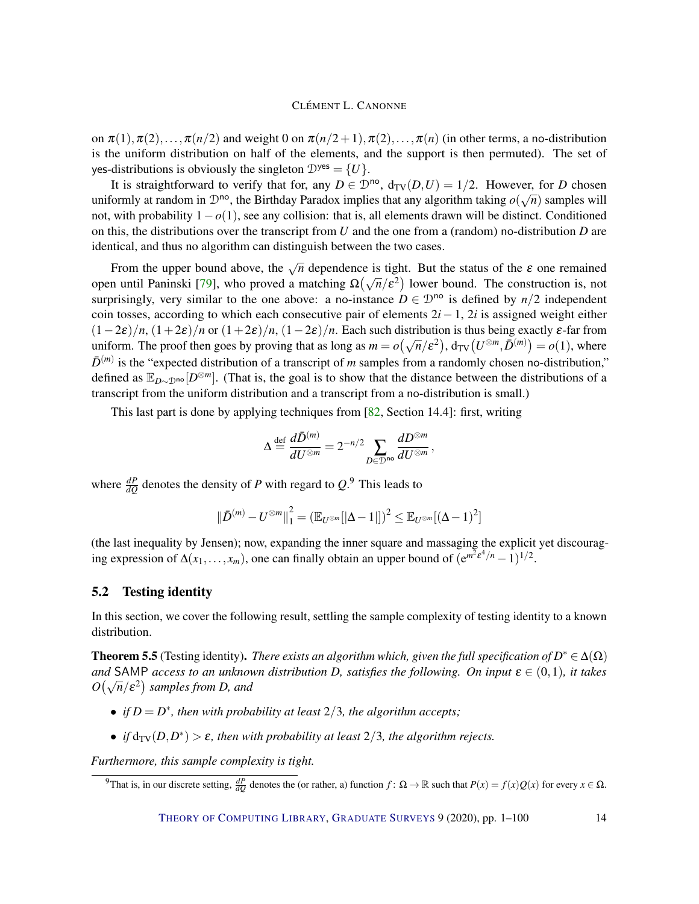on $\pi(1), \pi(2), \ldots, \pi(n/2)$ and weight 0 on $\pi(n/2+1), \pi(2), \ldots, \pi(n)$ (in other terms, a no-distribution is the uniform distribution on half of the elements, and the support is then permuted). The set of yes-distributions is obviously the singleton $\mathcal{D}^{\mathsf{yes}} = \{U\}$.

It is straightforward to verify that for, any $D \in \mathcal{D}^{\mathsf{no}}$, $\mathrm{d_{TV}}(D,U) = 1/2$. However, for $D$ chosen uniformly at random in $\mathcal{D}^{\mathsf{no}}$, the Birthday Paradox implies that any algorithm taking $o(\sqrt{n})$ samples will not, with probability $1-o(1)$, see any collision: that is, all elements drawn will be distinct. Conditioned on this, the distributions over the transcript from $U$ and the one from a (random) no-distribution $D$ are identical, and thus no algorithm can distinguish between the two cases.

From the upper bound above, the $\sqrt{n}$ dependence is tight. But the status of the $\varepsilon$ one remained open until Paninski [79], who proved a matching $\Omega\big(\sqrt{n}/\varepsilon^2\big)$ lower bound. The construction is, not surprisingly, very similar to the one above: a no-instance $D \in \mathcal{D}^{\mathsf{no}}$ is defined by $n/2$ independent coin tosses, according to which each consecutive pair of elements $2i-1$, $2i$ is assigned weight either $(1-2\varepsilon)/n$, $(1+2\varepsilon)/n$ or $(1+2\varepsilon)/n$, $(1-2\varepsilon)/n$. Each such distribution is thus being exactly $\varepsilon$-far from uniform. The proof then goes by proving that as long as $m = o\big(\sqrt{n}/\varepsilon^2\big)$, $\mathrm{d_{TV}}\big(U^{\otimes m}, \bar{D}^{(m)}\big) = o(1)$, where $\bar{D}^{(m)}$ is the "expected distribution of a transcript of $m$ samples from a randomly chosen no-distribution," defined as $\mathbb{E}_{D\sim\mathcal{D}^{\mathsf{no}}}[D^{\otimes m}]$. (That is, the goal is to show that the distance between the distributions of a transcript from the uniform distribution and a transcript from a no-distribution is small.)

This last part is done by applying techniques from [82, Section 14.4]: first, writing

$$\Delta \overset{\text{def}}{=} \frac{d\bar{D}^{(m)}}{dU^{\otimes m}} = 2^{-n/2} \sum_{D\in\mathcal{D}^{\mathsf{no}}} \frac{dD^{\otimes m}}{dU^{\otimes m}},$$

where $\frac{dP}{dQ}$ denotes the density of $P$ with regard to $Q$.[9] This leads to

$$\big\|\bar{D}^{(m)} - U^{\otimes m}\big\|_1^2 = \left(\mathbb{E}_{U^{\otimes m}}[|\Delta - 1|]\right)^2 \leq \mathbb{E}_{U^{\otimes m}}[(\Delta-1)^2]$$

(the last inequality by Jensen); now, expanding the inner square and massaging the explicit yet discouraging expression of $\Delta(x_1, \ldots, x_m)$, one can finally obtain an upper bound of $(e^{m^2\varepsilon^4/n} - 1)^{1/2}$.

## 5.2 Testing identity

In this section, we cover the following result, settling the sample complexity of testing identity to a known distribution.

**Theorem 5.5** (Testing identity). *There exists an algorithm which, given the full specification of $D^* \in \Delta(\Omega)$ and* SAMP *access to an unknown distribution $D$, satisfies the following. On input $\varepsilon \in (0,1)$, it takes $O\big(\sqrt{n}/\varepsilon^2\big)$ samples from $D$, and*

- *if $D = D^*$, then with probability at least $2/3$, the algorithm accepts;*
- *if $\mathrm{d_{TV}}(D, D^*) > \varepsilon$, then with probability at least $2/3$, the algorithm rejects.*

*Furthermore, this sample complexity is tight.*

---

[9] That is, in our discrete setting, $\frac{dP}{dQ}$ denotes the (or rather, a) function $f\colon \Omega \to \mathbb{R}$ such that $P(x) = f(x)Q(x)$ for every $x \in \Omega$.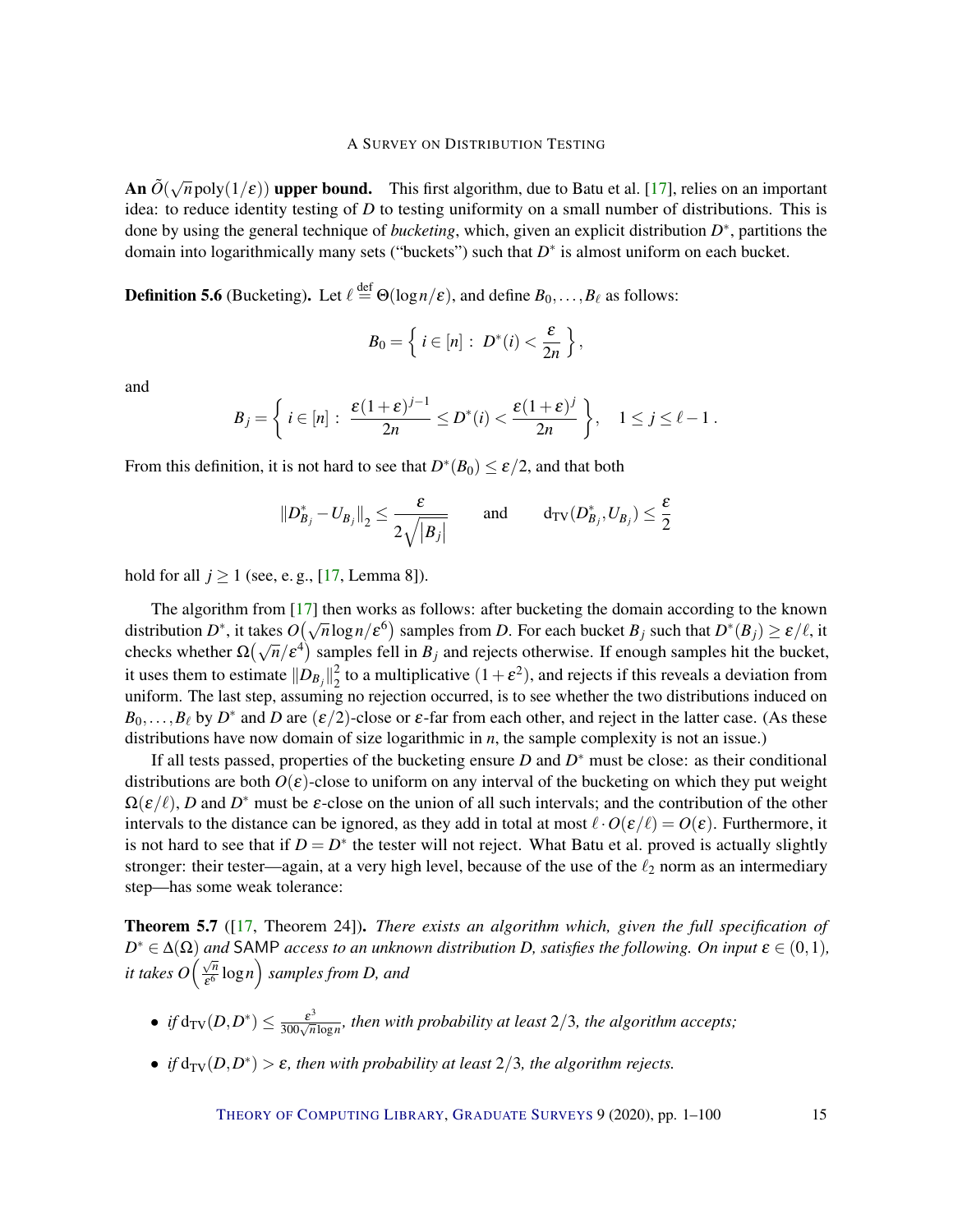**An $\tilde{O}(\sqrt{n}\,\mathrm{poly}(1/\varepsilon))$ upper bound.** This first algorithm, due to Batu et al. [17], relies on an important idea: to reduce identity testing of $D$ to testing uniformity on a small number of distributions. This is done by using the general technique of *bucketing*, which, given an explicit distribution $D^*$, partitions the domain into logarithmically many sets ("buckets") such that $D^*$ is almost uniform on each bucket.

**Definition 5.6** (Bucketing)**.** Let $\ell \stackrel{\text{def}}{=} \Theta(\log n/\varepsilon)$, and define $B_0, \dots, B_\ell$ as follows:

$$B_0 = \left\{\, i \in [n] \,:\, D^*(i) < \frac{\varepsilon}{2n} \,\right\},$$

and

$$B_j = \left\{\, i \in [n] \,:\, \frac{\varepsilon(1+\varepsilon)^{j-1}}{2n} \leq D^*(i) < \frac{\varepsilon(1+\varepsilon)^{j}}{2n} \,\right\}, \quad 1 \leq j \leq \ell - 1\,.$$

From this definition, it is not hard to see that $D^*(B_0) \leq \varepsilon/2$, and that both

$$\left\| D^*_{B_j} - U_{B_j} \right\|_2 \leq \frac{\varepsilon}{2\sqrt{|B_j|}} \qquad \text{and} \qquad \mathrm{d_{TV}}(D^*_{B_j}, U_{B_j}) \leq \frac{\varepsilon}{2}$$

hold for all $j \geq 1$ (see, e. g., [17, Lemma 8]).

The algorithm from [17] then works as follows: after bucketing the domain according to the known distribution $D^*$, it takes $O\big(\sqrt{n}\log n/\varepsilon^6\big)$ samples from $D$. For each bucket $B_j$ such that $D^*(B_j) \geq \varepsilon/\ell$, it checks whether $\Omega\big(\sqrt{n}/\varepsilon^4\big)$ samples fell in $B_j$ and rejects otherwise. If enough samples hit the bucket, it uses them to estimate $\|D_{B_j}\|_2^2$ to a multiplicative $(1+\varepsilon^2)$, and rejects if this reveals a deviation from uniform. The last step, assuming no rejection occurred, is to see whether the two distributions induced on $B_0, \dots, B_\ell$ by $D^*$ and $D$ are $(\varepsilon/2)$-close or $\varepsilon$-far from each other, and reject in the latter case. (As these distributions have now domain of size logarithmic in $n$, the sample complexity is not an issue.)

If all tests passed, properties of the bucketing ensure $D$ and $D^*$ must be close: as their conditional distributions are both $O(\varepsilon)$-close to uniform on any interval of the bucketing on which they put weight $\Omega(\varepsilon/\ell)$, $D$ and $D^*$ must be $\varepsilon$-close on the union of all such intervals; and the contribution of the other intervals to the distance can be ignored, as they add in total at most $\ell \cdot O(\varepsilon/\ell) = O(\varepsilon)$. Furthermore, it is not hard to see that if $D = D^*$ the tester will not reject. What Batu et al. proved is actually slightly stronger: their tester—again, at a very high level, because of the use of the $\ell_2$ norm as an intermediary step—has some weak tolerance:

**Theorem 5.7** ([17, Theorem 24])**.** *There exists an algorithm which, given the full specification of $D^* \in \Delta(\Omega)$ and* SAMP *access to an unknown distribution $D$, satisfies the following. On input $\varepsilon \in (0,1)$, it takes $O\Big(\frac{\sqrt{n}}{\varepsilon^6}\log n\Big)$ samples from $D$, and*

- *if $\mathrm{d_{TV}}(D, D^*) \leq \frac{\varepsilon^3}{300\sqrt{n}\log n}$, then with probability at least $2/3$, the algorithm accepts;*
- *if $\mathrm{d_{TV}}(D, D^*) > \varepsilon$, then with probability at least $2/3$, the algorithm rejects.*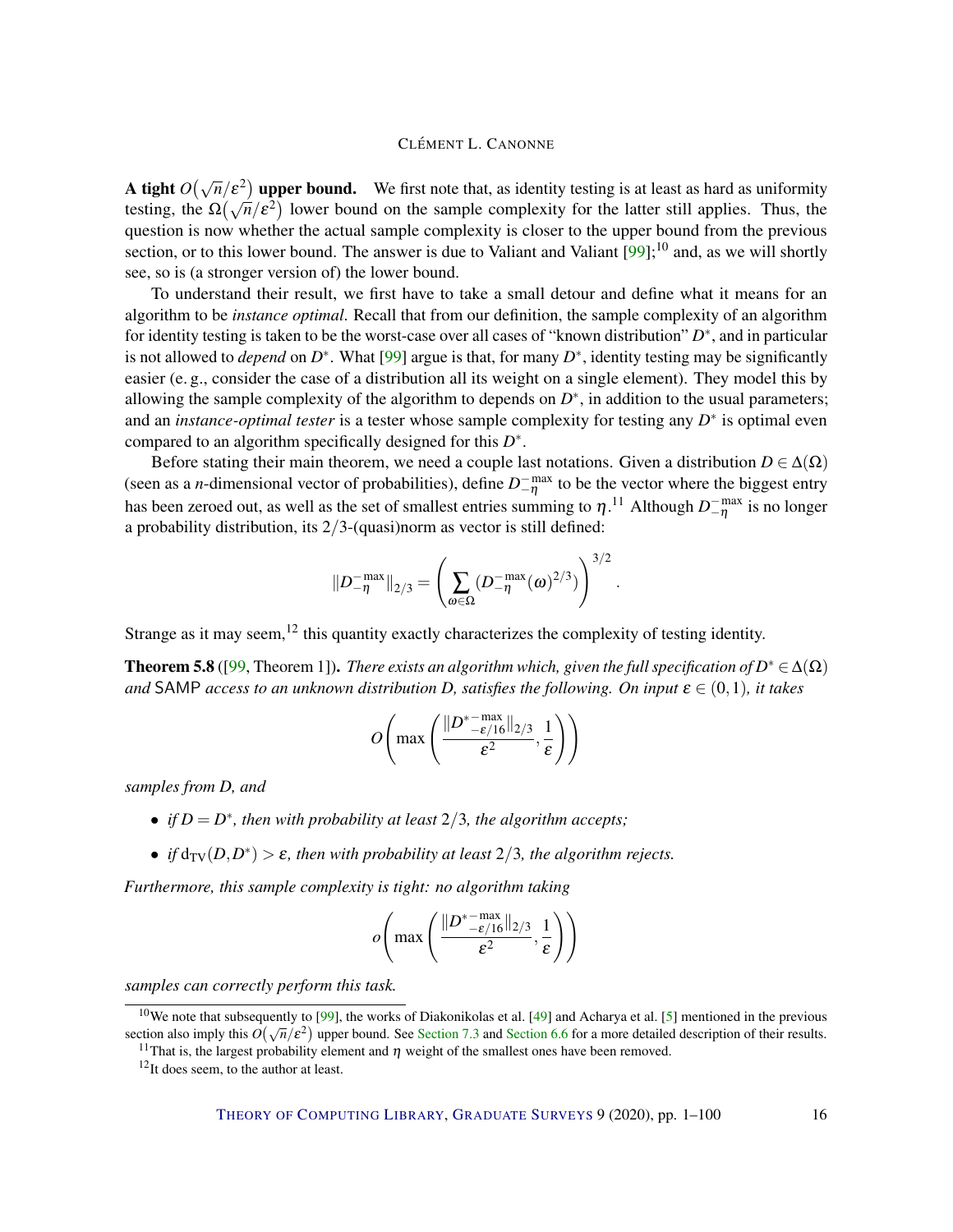**A tight $O(\sqrt{n}/\varepsilon^2)$ upper bound.** We first note that, as identity testing is at least as hard as uniformity testing, the $\Omega(\sqrt{n}/\varepsilon^2)$ lower bound on the sample complexity for the latter still applies. Thus, the question is now whether the actual sample complexity is closer to the upper bound from the previous section, or to this lower bound. The answer is due to Valiant and Valiant [99];[10] and, as we will shortly see, so is (a stronger version of) the lower bound.

To understand their result, we first have to take a small detour and define what it means for an algorithm to be *instance optimal*. Recall that from our definition, the sample complexity of an algorithm for identity testing is taken to be the worst-case over all cases of "known distribution" $D^*$, and in particular is not allowed to *depend* on $D^*$. What [99] argue is that, for many $D^*$, identity testing may be significantly easier (e. g., consider the case of a distribution all its weight on a single element). They model this by allowing the sample complexity of the algorithm to depends on $D^*$, in addition to the usual parameters; and an *instance-optimal tester* is a tester whose sample complexity for testing any $D^*$ is optimal even compared to an algorithm specifically designed for this $D^*$.

Before stating their main theorem, we need a couple last notations. Given a distribution $D \in \Delta(\Omega)$ (seen as a $n$-dimensional vector of probabilities), define $D_{-\eta}^{-\max}$ to be the vector where the biggest entry has been zeroed out, as well as the set of smallest entries summing to $\eta$.[11] Although $D_{-\eta}^{-\max}$ is no longer a probability distribution, its $2/3$-(quasi)norm as vector is still defined:

$$\|D_{-\eta}^{-\max}\|_{2/3} = \left( \sum_{\omega \in \Omega} (D_{-\eta}^{-\max}(\omega)^{2/3}) \right)^{3/2}.$$

Strange as it may seem,[12] this quantity exactly characterizes the complexity of testing identity.

**Theorem 5.8** ([99, Theorem 1]). *There exists an algorithm which, given the full specification of $D^* \in \Delta(\Omega)$ and* SAMP *access to an unknown distribution D, satisfies the following. On input $\varepsilon \in (0,1)$, it takes*

$$O\left( \max\left( \frac{\|D^{*-\max}_{-\varepsilon/16}\|_{2/3}}{\varepsilon^2}, \frac{1}{\varepsilon} \right) \right)$$

*samples from D, and*

- *if $D = D^*$, then with probability at least $2/3$, the algorithm accepts;*
- *if $\mathrm{d_{TV}}(D, D^*) > \varepsilon$, then with probability at least $2/3$, the algorithm rejects.*

*Furthermore, this sample complexity is tight: no algorithm taking*

$$o\left( \max\left( \frac{\|D^{*-\max}_{-\varepsilon/16}\|_{2/3}}{\varepsilon^2}, \frac{1}{\varepsilon} \right) \right)$$

*samples can correctly perform this task.*

---

[10] We note that subsequently to [99], the works of Diakonikolas et al. [49] and Acharya et al. [5] mentioned in the previous section also imply this $O(\sqrt{n}/\varepsilon^2)$ upper bound. See Section 7.3 and Section 6.6 for a more detailed description of their results.

[11] That is, the largest probability element and $\eta$ weight of the smallest ones have been removed.

[12] It does seem, to the author at least.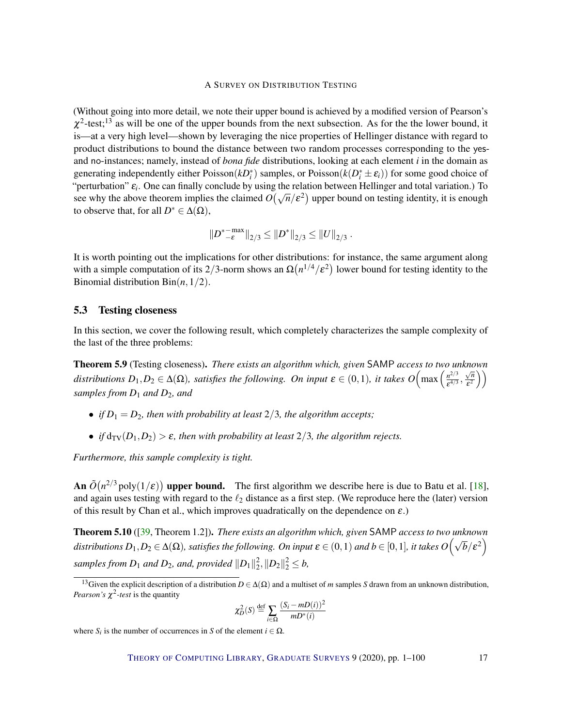(Without going into more detail, we note their upper bound is achieved by a modified version of Pearson's $\chi^2$-test;[13] as will be one of the upper bounds from the next subsection. As for the the lower bound, it is—at a very high level—shown by leveraging the nice properties of Hellinger distance with regard to product distributions to bound the distance between two random processes corresponding to the yes- and no-instances; namely, instead of *bona fide* distributions, looking at each element $i$ in the domain as generating independently either $\mathrm{Poisson}(kD^*_i)$ samples, or $\mathrm{Poisson}(k(D^*_i \pm \varepsilon_i))$ for some good choice of "perturbation" $\varepsilon_i$. One can finally conclude by using the relation between Hellinger and total variation.) To see why the above theorem implies the claimed $O(\sqrt{n}/\varepsilon^2)$ upper bound on testing identity, it is enough to observe that, for all $D^* \in \Delta(\Omega)$,

$$\|D^{*-\max}_{-\varepsilon}\|_{2/3} \leq \|D^*\|_{2/3} \leq \|U\|_{2/3} .$$

It is worth pointing out the implications for other distributions: for instance, the same argument along with a simple computation of its $2/3$-norm shows an $\Omega(n^{1/4}/\varepsilon^2)$ lower bound for testing identity to the Binomial distribution $\mathrm{Bin}(n, 1/2)$.

## 5.3 Testing closeness

In this section, we cover the following result, which completely characterizes the sample complexity of the last of the three problems:

**Theorem 5.9** (Testing closeness). *There exists an algorithm which, given* SAMP *access to two unknown distributions $D_1, D_2 \in \Delta(\Omega)$, satisfies the following. On input $\varepsilon \in (0,1)$, it takes $O\Big(\max\Big(\frac{n^{2/3}}{\varepsilon^{4/3}}, \frac{\sqrt{n}}{\varepsilon^2}\Big)\Big)$ samples from $D_1$ and $D_2$, and*

- *if $D_1 = D_2$, then with probability at least $2/3$, the algorithm accepts;*
- *if $\mathrm{d_{TV}}(D_1, D_2) > \varepsilon$, then with probability at least $2/3$, the algorithm rejects.*

*Furthermore, this sample complexity is tight.*

**An $\tilde{O}(n^{2/3}\,\mathrm{poly}(1/\varepsilon))$ upper bound.** The first algorithm we describe here is due to Batu et al. [18], and again uses testing with regard to the $\ell_2$ distance as a first step. (We reproduce here the (later) version of this result by Chan et al., which improves quadratically on the dependence on $\varepsilon$.)

**Theorem 5.10** ([39, Theorem 1.2]). *There exists an algorithm which, given* SAMP *access to two unknown distributions $D_1, D_2 \in \Delta(\Omega)$, satisfies the following. On input $\varepsilon \in (0,1)$ and $b \in [0,1]$, it takes $O\Big(\sqrt{b}/\varepsilon^2\Big)$ samples from $D_1$ and $D_2$, and, provided $\|D_1\|_2^2, \|D_2\|_2^2 \leq b$,*

[13] Given the explicit description of a distribution $D \in \Delta(\Omega)$ and a multiset of $m$ samples $S$ drawn from an unknown distribution, *Pearson's $\chi^2$-test* is the quantity

$$\chi^2_D(S) \stackrel{\text{def}}{=} \sum_{i\in\Omega} \frac{(S_i - mD(i))^2}{mD^*(i)}$$

where $S_i$ is the number of occurrences in $S$ of the element $i \in \Omega$.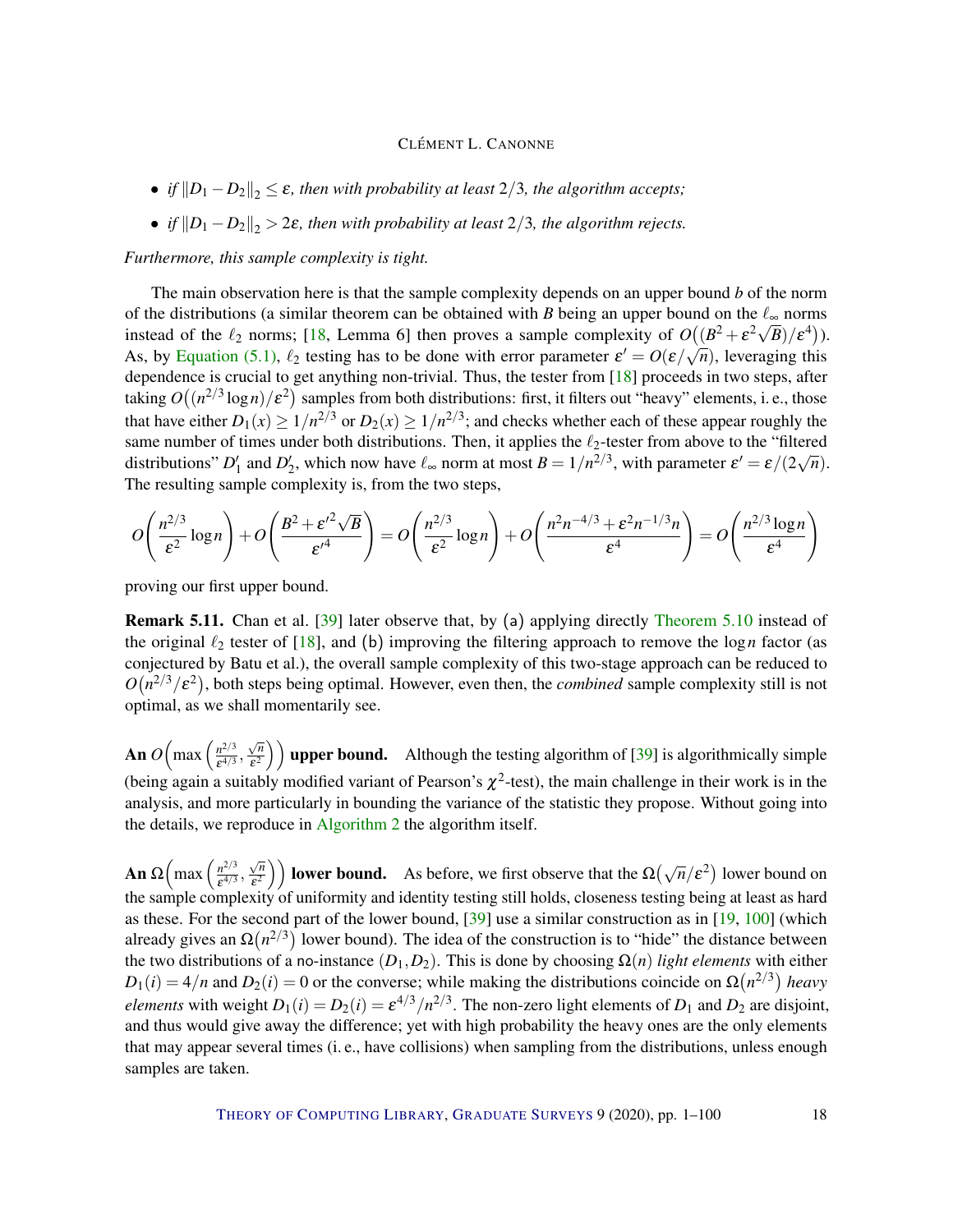- *if $\|D_1 - D_2\|_2 \leq \varepsilon$, then with probability at least $2/3$, the algorithm accepts;*
- *if $\|D_1 - D_2\|_2 > 2\varepsilon$, then with probability at least $2/3$, the algorithm rejects.*

*Furthermore, this sample complexity is tight.*

The main observation here is that the sample complexity depends on an upper bound $b$ of the norm of the distributions (a similar theorem can be obtained with $B$ being an upper bound on the $\ell_\infty$ norms instead of the $\ell_2$ norms; [18, Lemma 6] then proves a sample complexity of $O\big((B^2 + \varepsilon^2\sqrt{B})/\varepsilon^4\big)$). As, by Equation (5.1), $\ell_2$ testing has to be done with error parameter $\varepsilon' = O(\varepsilon/\sqrt{n})$, leveraging this dependence is crucial to get anything non-trivial. Thus, the tester from [18] proceeds in two steps, after taking $O\big((n^{2/3}\log n)/\varepsilon^2\big)$ samples from both distributions: first, it filters out "heavy" elements, i. e., those that have either $D_1(x) \geq 1/n^{2/3}$ or $D_2(x) \geq 1/n^{2/3}$; and checks whether each of these appear roughly the same number of times under both distributions. Then, it applies the $\ell_2$-tester from above to the "filtered distributions" $D_1'$ and $D_2'$, which now have $\ell_\infty$ norm at most $B = 1/n^{2/3}$, with parameter $\varepsilon' = \varepsilon/(2\sqrt{n})$. The resulting sample complexity is, from the two steps,

$$O\left(\frac{n^{2/3}}{\varepsilon^2}\log n\right) + O\left(\frac{B^2 + \varepsilon'^2\sqrt{B}}{\varepsilon'^4}\right) = O\left(\frac{n^{2/3}}{\varepsilon^2}\log n\right) + O\left(\frac{n^2 n^{-4/3} + \varepsilon^2 n^{-1/3} n}{\varepsilon^4}\right) = O\left(\frac{n^{2/3}\log n}{\varepsilon^4}\right)$$

proving our first upper bound.

**Remark 5.11.** Chan et al. [39] later observe that, by (a) applying directly Theorem 5.10 instead of the original $\ell_2$ tester of [18], and (b) improving the filtering approach to remove the $\log n$ factor (as conjectured by Batu et al.), the overall sample complexity of this two-stage approach can be reduced to $O\big(n^{2/3}/\varepsilon^2\big)$, both steps being optimal. However, even then, the *combined* sample complexity still is not optimal, as we shall momentarily see.

**An $O\Big(\max\Big(\frac{n^{2/3}}{\varepsilon^{4/3}}, \frac{\sqrt{n}}{\varepsilon^2}\Big)\Big)$ upper bound.** Although the testing algorithm of [39] is algorithmically simple (being again a suitably modified variant of Pearson's $\chi^2$-test), the main challenge in their work is in the analysis, and more particularly in bounding the variance of the statistic they propose. Without going into the details, we reproduce in Algorithm 2 the algorithm itself.

**An $\Omega\Big(\max\Big(\frac{n^{2/3}}{\varepsilon^{4/3}}, \frac{\sqrt{n}}{\varepsilon^2}\Big)\Big)$ lower bound.** As before, we first observe that the $\Omega\big(\sqrt{n}/\varepsilon^2\big)$ lower bound on the sample complexity of uniformity and identity testing still holds, closeness testing being at least as hard as these. For the second part of the lower bound, [39] use a similar construction as in [19, 100] (which already gives an $\Omega\big(n^{2/3}\big)$ lower bound). The idea of the construction is to "hide" the distance between the two distributions of a no-instance $(D_1, D_2)$. This is done by choosing $\Omega(n)$ *light elements* with either $D_1(i) = 4/n$ and $D_2(i) = 0$ or the converse; while making the distributions coincide on $\Omega\big(n^{2/3}\big)$ *heavy elements* with weight $D_1(i) = D_2(i) = \varepsilon^{4/3}/n^{2/3}$. The non-zero light elements of $D_1$ and $D_2$ are disjoint, and thus would give away the difference; yet with high probability the heavy ones are the only elements that may appear several times (i. e., have collisions) when sampling from the distributions, unless enough samples are taken.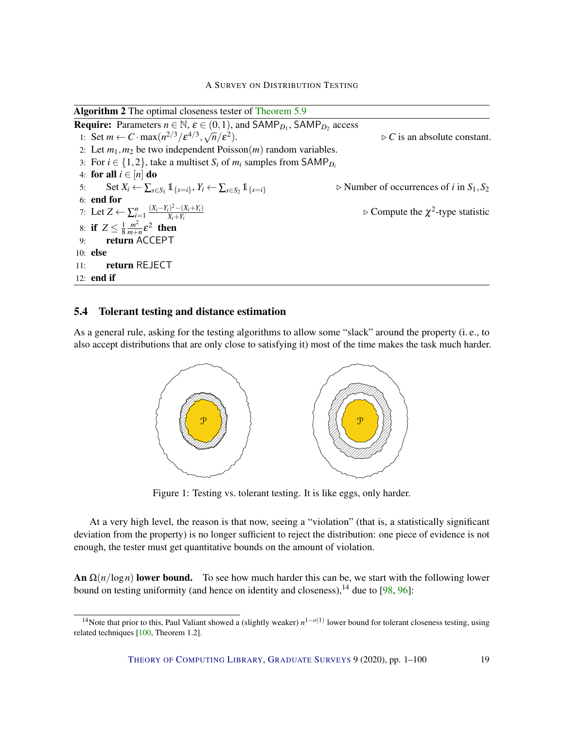**Algorithm 2** The optimal closeness tester of Theorem 5.9

**Require:** Parameters $n \in \mathbb{N}$, $\varepsilon \in (0,1)$, and $\mathsf{SAMP}_{D_1}$, $\mathsf{SAMP}_{D_2}$ access

1: Set $m \leftarrow C \cdot \max(n^{2/3}/\varepsilon^{4/3}, \sqrt{n}/\varepsilon^2)$. ▷ $C$ is an absolute constant.
2: Let $m_1, m_2$ be two independent Poisson$(m)$ random variables.
3: For $i \in \{1,2\}$, take a multiset $S_i$ of $m_i$ samples from $\mathsf{SAMP}_{D_i}$
4: **for all** $i \in [n]$ **do**
5: Set $X_i \leftarrow \sum_{s \in S_1} \mathbb{1}_{\{s=i\}}$, $Y_i \leftarrow \sum_{s \in S_2} \mathbb{1}_{\{s=i\}}$ ▷ Number of occurrences of $i$ in $S_1, S_2$
6: **end for**
7: Let $Z \leftarrow \sum_{i=1}^{n} \frac{(X_i - Y_i)^2 - (X_i + Y_i)}{X_i + Y_i}$ ▷ Compute the $\chi^2$-type statistic
8: **if** $Z \leq \frac{1}{8} \frac{m^2}{m+n} \varepsilon^2$ **then**
9: **return** ACCEPT
10: **else**
11: **return** REJECT
12: **end if**

### 5.4 Tolerant testing and distance estimation

As a general rule, asking for the testing algorithms to allow some "slack" around the property (i. e., to also accept distributions that are only close to satisfying it) most of the time makes the task much harder.

Figure 1: Testing vs. tolerant testing. It is like eggs, only harder.

At a very high level, the reason is that now, seeing a "violation" (that is, a statistically significant deviation from the property) is no longer sufficient to reject the distribution: one piece of evidence is not enough, the tester must get quantitative bounds on the amount of violation.

**An $\Omega(n/\log n)$ lower bound.** To see how much harder this can be, we start with the following lower bound on testing uniformity (and hence on identity and closeness),[14] due to [98, 96]:

[14] Note that prior to this, Paul Valiant showed a (slightly weaker) $n^{1-o(1)}$ lower bound for tolerant closeness testing, using related techniques [100, Theorem 1.2].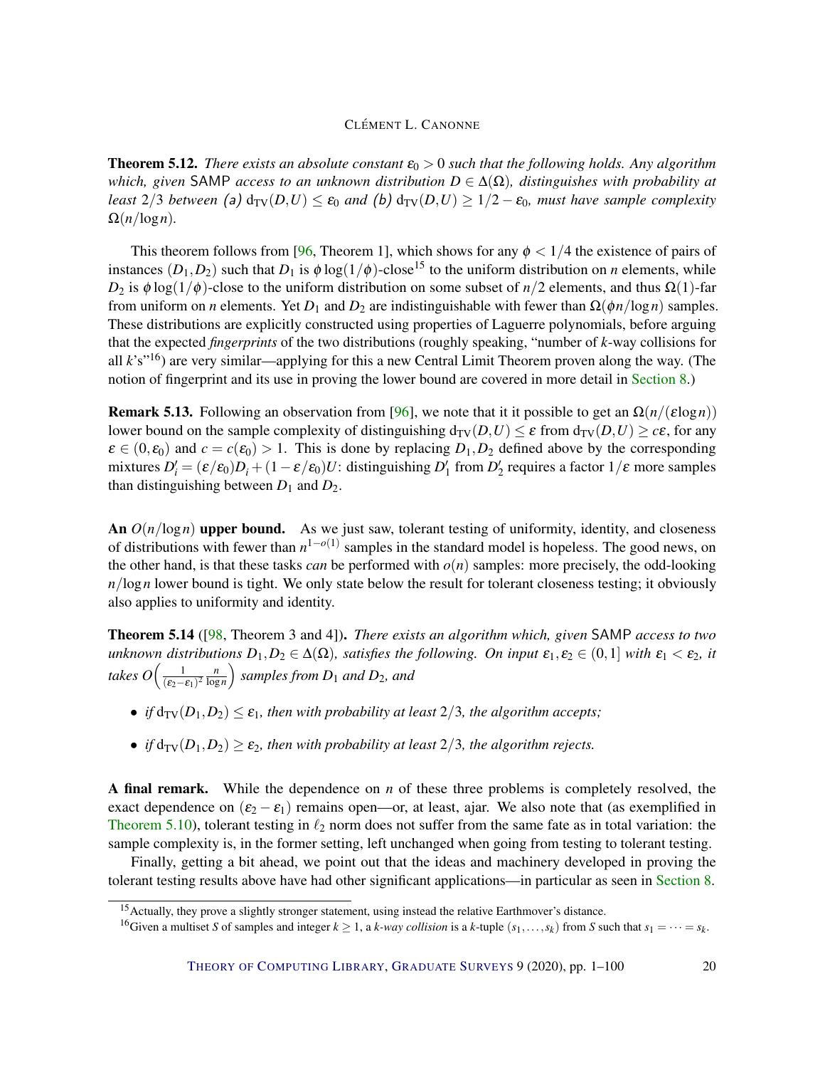**Theorem 5.12.** *There exists an absolute constant $\varepsilon_0 > 0$ such that the following holds. Any algorithm which, given* SAMP *access to an unknown distribution $D \in \Delta(\Omega)$, distinguishes with probability at least $2/3$ between (a) $d_{TV}(D,U) \leq \varepsilon_0$ and (b) $d_{TV}(D,U) \geq 1/2 - \varepsilon_0$, must have sample complexity $\Omega(n/\log n)$.*

This theorem follows from [96, Theorem 1], which shows for any $\phi < 1/4$ the existence of pairs of instances $(D_1, D_2)$ such that $D_1$ is $\phi \log(1/\phi)$-close[15] to the uniform distribution on $n$ elements, while $D_2$ is $\phi \log(1/\phi)$-close to the uniform distribution on some subset of $n/2$ elements, and thus $\Omega(1)$-far from uniform on $n$ elements. Yet $D_1$ and $D_2$ are indistinguishable with fewer than $\Omega(\phi n/\log n)$ samples. These distributions are explicitly constructed using properties of Laguerre polynomials, before arguing that the expected *fingerprints* of the two distributions (roughly speaking, "number of $k$-way collisions for all $k$'s"[16]) are very similar—applying for this a new Central Limit Theorem proven along the way. (The notion of fingerprint and its use in proving the lower bound are covered in more detail in Section 8.)

**Remark 5.13.** Following an observation from [96], we note that it it possible to get an $\Omega(n/(\varepsilon \log n))$ lower bound on the sample complexity of distinguishing $d_{TV}(D,U) \leq \varepsilon$ from $d_{TV}(D,U) \geq c\varepsilon$, for any $\varepsilon \in (0, \varepsilon_0)$ and $c = c(\varepsilon_0) > 1$. This is done by replacing $D_1, D_2$ defined above by the corresponding mixtures $D'_i = (\varepsilon/\varepsilon_0) D_i + (1 - \varepsilon/\varepsilon_0) U$: distinguishing $D'_1$ from $D'_2$ requires a factor $1/\varepsilon$ more samples than distinguishing between $D_1$ and $D_2$.

**An $O(n/\log n)$ upper bound.** As we just saw, tolerant testing of uniformity, identity, and closeness of distributions with fewer than $n^{1-o(1)}$ samples in the standard model is hopeless. The good news, on the other hand, is that these tasks *can* be performed with $o(n)$ samples: more precisely, the odd-looking $n/\log n$ lower bound is tight. We only state below the result for tolerant closeness testing; it obviously also applies to uniformity and identity.

**Theorem 5.14** ([98, Theorem 3 and 4]). *There exists an algorithm which, given* SAMP *access to two unknown distributions $D_1, D_2 \in \Delta(\Omega)$, satisfies the following. On input $\varepsilon_1, \varepsilon_2 \in (0,1]$ with $\varepsilon_1 < \varepsilon_2$, it takes $O\left(\frac{1}{(\varepsilon_2 - \varepsilon_1)^2} \frac{n}{\log n}\right)$ samples from $D_1$ and $D_2$, and*

- *if $d_{TV}(D_1, D_2) \leq \varepsilon_1$, then with probability at least $2/3$, the algorithm accepts;*
- *if $d_{TV}(D_1, D_2) \geq \varepsilon_2$, then with probability at least $2/3$, the algorithm rejects.*

**A final remark.** While the dependence on $n$ of these three problems is completely resolved, the exact dependence on $(\varepsilon_2 - \varepsilon_1)$ remains open—or, at least, ajar. We also note that (as exemplified in Theorem 5.10), tolerant testing in $\ell_2$ norm does not suffer from the same fate as in total variation: the sample complexity is, in the former setting, left unchanged when going from testing to tolerant testing.

Finally, getting a bit ahead, we point out that the ideas and machinery developed in proving the tolerant testing results above have had other significant applications—in particular as seen in Section 8.

[15] Actually, they prove a slightly stronger statement, using instead the relative Earthmover's distance.

[16] Given a multiset $S$ of samples and integer $k \geq 1$, a *$k$-way collision* is a $k$-tuple $(s_1, \dots, s_k)$ from $S$ such that $s_1 = \dots = s_k$.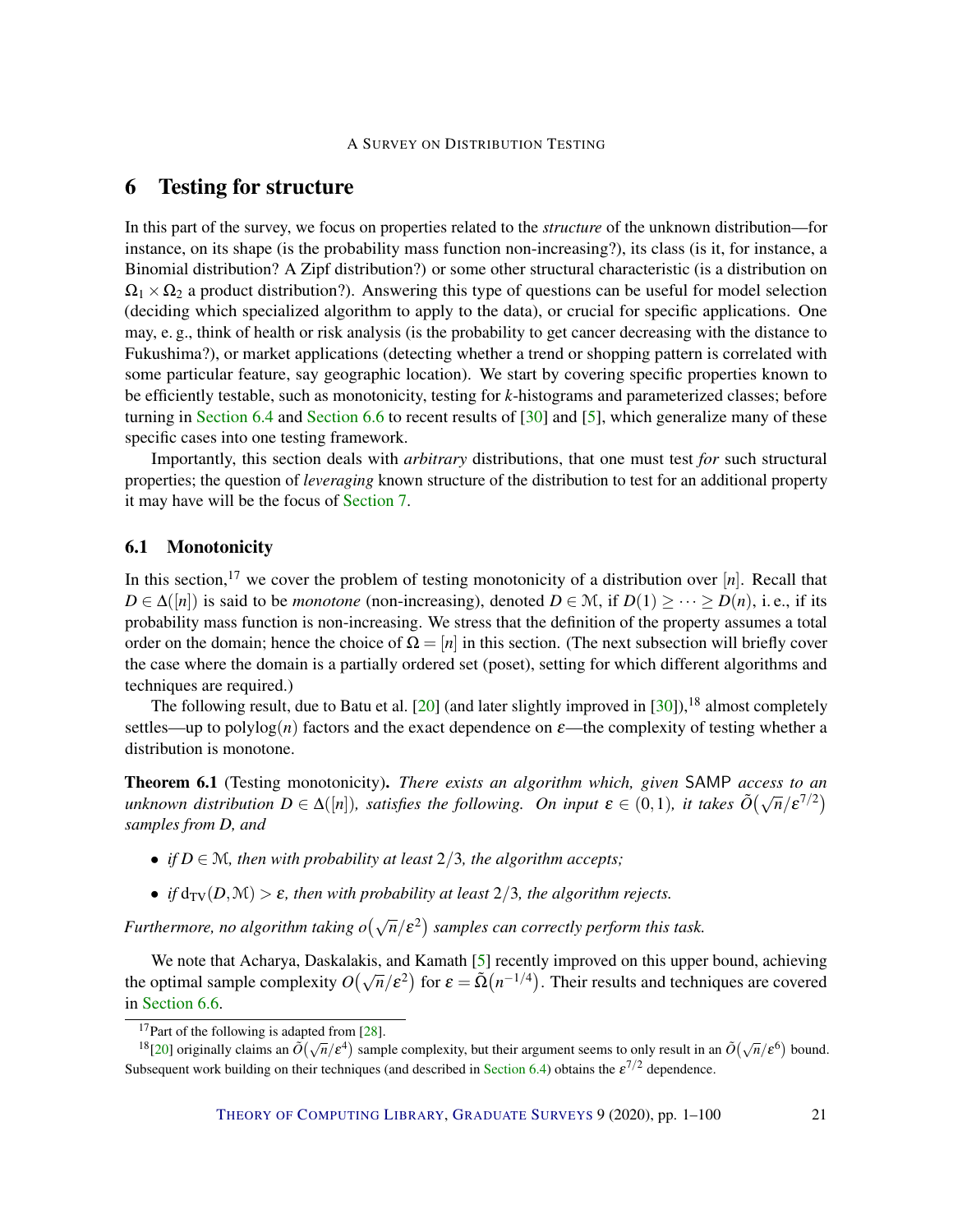## 6 Testing for structure

In this part of the survey, we focus on properties related to the *structure* of the unknown distribution—for instance, on its shape (is the probability mass function non-increasing?), its class (is it, for instance, a Binomial distribution? A Zipf distribution?) or some other structural characteristic (is a distribution on $\Omega_1 \times \Omega_2$ a product distribution?). Answering this type of questions can be useful for model selection (deciding which specialized algorithm to apply to the data), or crucial for specific applications. One may, e. g., think of health or risk analysis (is the probability to get cancer decreasing with the distance to Fukushima?), or market applications (detecting whether a trend or shopping pattern is correlated with some particular feature, say geographic location). We start by covering specific properties known to be efficiently testable, such as monotonicity, testing for $k$-histograms and parameterized classes; before turning in Section 6.4 and Section 6.6 to recent results of [30] and [5], which generalize many of these specific cases into one testing framework.

Importantly, this section deals with *arbitrary* distributions, that one must test *for* such structural properties; the question of *leveraging* known structure of the distribution to test for an additional property it may have will be the focus of Section 7.

### 6.1 Monotonicity

In this section,[17] we cover the problem of testing monotonicity of a distribution over $[n]$. Recall that $D \in \Delta([n])$ is said to be *monotone* (non-increasing), denoted $D \in \mathcal{M}$, if $D(1) \geq \cdots \geq D(n)$, i. e., if its probability mass function is non-increasing. We stress that the definition of the property assumes a total order on the domain; hence the choice of $\Omega = [n]$ in this section. (The next subsection will briefly cover the case where the domain is a partially ordered set (poset), setting for which different algorithms and techniques are required.)

The following result, due to Batu et al. [20] (and later slightly improved in [30]),[18] almost completely settles—up to polylog$(n)$ factors and the exact dependence on $\varepsilon$—the complexity of testing whether a distribution is monotone.

**Theorem 6.1** (Testing monotonicity)**.** *There exists an algorithm which, given* SAMP *access to an unknown distribution $D \in \Delta([n])$, satisfies the following. On input $\varepsilon \in (0,1)$, it takes $\tilde{O}(\sqrt{n}/\varepsilon^{7/2})$ samples from $D$, and*

- *if $D \in \mathcal{M}$, then with probability at least $2/3$, the algorithm accepts;*
- *if $d_{\mathrm{TV}}(D, \mathcal{M}) > \varepsilon$, then with probability at least $2/3$, the algorithm rejects.*

*Furthermore, no algorithm taking $o(\sqrt{n}/\varepsilon^2)$ samples can correctly perform this task.*

We note that Acharya, Daskalakis, and Kamath [5] recently improved on this upper bound, achieving the optimal sample complexity $O(\sqrt{n}/\varepsilon^2)$ for $\varepsilon = \tilde{\Omega}(n^{-1/4})$. Their results and techniques are covered in Section 6.6.

---

[17] Part of the following is adapted from [28].

[18] [20] originally claims an $\tilde{O}(\sqrt{n}/\varepsilon^4)$ sample complexity, but their argument seems to only result in an $\tilde{O}(\sqrt{n}/\varepsilon^6)$ bound. Subsequent work building on their techniques (and described in Section 6.4) obtains the $\varepsilon^{7/2}$ dependence.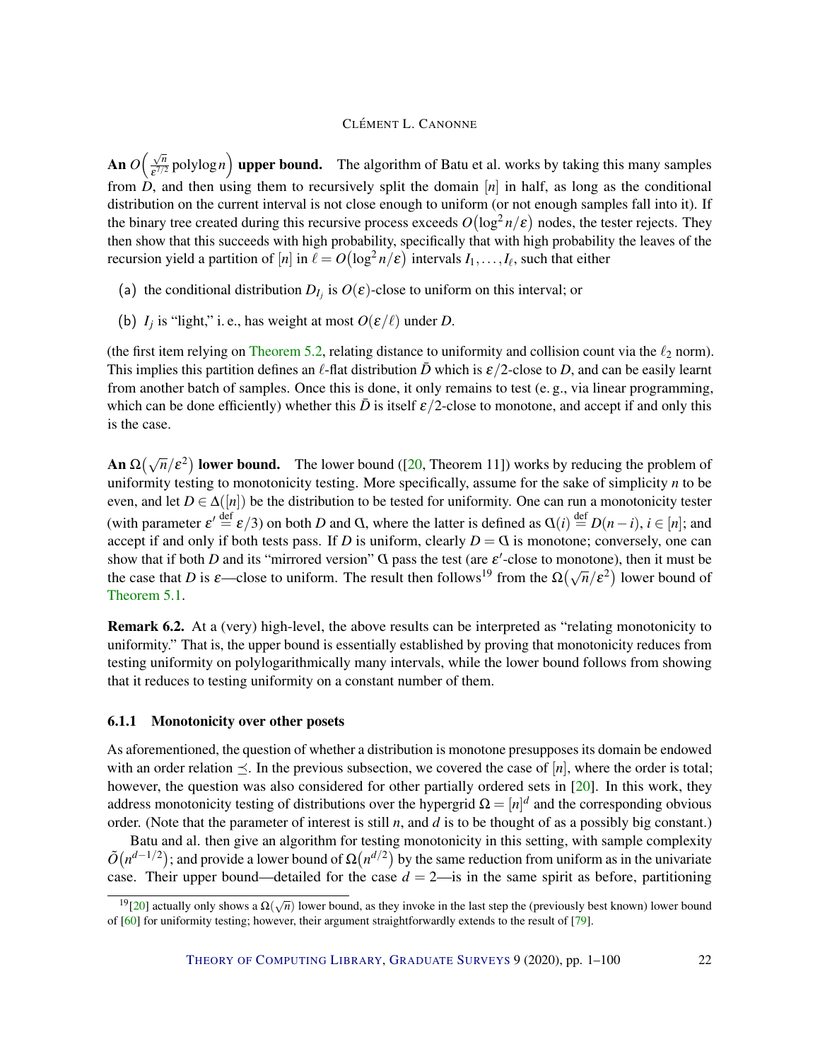**An $O\left(\frac{\sqrt{n}}{\varepsilon^{7/2}} \operatorname{polylog} n\right)$ upper bound.** The algorithm of Batu et al. works by taking this many samples from $D$, and then using them to recursively split the domain $[n]$ in half, as long as the conditional distribution on the current interval is not close enough to uniform (or not enough samples fall into it). If the binary tree created during this recursive process exceeds $O(\log^2 n/\varepsilon)$ nodes, the tester rejects. They then show that this succeeds with high probability, specifically that with high probability the leaves of the recursion yield a partition of $[n]$ in $\ell = O(\log^2 n/\varepsilon)$ intervals $I_1, \dots, I_\ell$, such that either

(a) the conditional distribution $D_{I_j}$ is $O(\varepsilon)$-close to uniform on this interval; or

(b) $I_j$ is "light," i. e., has weight at most $O(\varepsilon/\ell)$ under $D$.

(the first item relying on Theorem 5.2, relating distance to uniformity and collision count via the $\ell_2$ norm). This implies this partition defines an $\ell$-flat distribution $\bar{D}$ which is $\varepsilon/2$-close to $D$, and can be easily learnt from another batch of samples. Once this is done, it only remains to test (e. g., via linear programming, which can be done efficiently) whether this $\bar{D}$ is itself $\varepsilon/2$-close to monotone, and accept if and only this is the case.

**An $\Omega(\sqrt{n}/\varepsilon^2)$ lower bound.** The lower bound ([20, Theorem 11]) works by reducing the problem of uniformity testing to monotonicity testing. More specifically, assume for the sake of simplicity $n$ to be even, and let $D \in \Delta([n])$ be the distribution to be tested for uniformity. One can run a monotonicity tester (with parameter $\varepsilon' \stackrel{\text{def}}{=} \varepsilon/3$) on both $D$ and $\text{ᗡ}$, where the latter is defined as $\text{ᗡ}(i) \stackrel{\text{def}}{=} D(n-i)$, $i \in [n]$; and accept if and only if both tests pass. If $D$ is uniform, clearly $D = \text{ᗡ}$ is monotone; conversely, one can show that if both $D$ and its "mirrored version" $\text{ᗡ}$ pass the test (are $\varepsilon'$-close to monotone), then it must be the case that $D$ is $\varepsilon$—close to uniform. The result then follows[19] from the $\Omega(\sqrt{n}/\varepsilon^2)$ lower bound of Theorem 5.1.

**Remark 6.2.** At a (very) high-level, the above results can be interpreted as "relating monotonicity to uniformity." That is, the upper bound is essentially established by proving that monotonicity reduces from testing uniformity on polylogarithmically many intervals, while the lower bound follows from showing that it reduces to testing uniformity on a constant number of them.

### 6.1.1 Monotonicity over other posets

As aforementioned, the question of whether a distribution is monotone presupposes its domain be endowed with an order relation $\preceq$. In the previous subsection, we covered the case of $[n]$, where the order is total; however, the question was also considered for other partially ordered sets in [20]. In this work, they address monotonicity testing of distributions over the hypergrid $\Omega = [n]^d$ and the corresponding obvious order. (Note that the parameter of interest is still $n$, and $d$ is to be thought of as a possibly big constant.)

Batu and al. then give an algorithm for testing monotonicity in this setting, with sample complexity $\tilde{O}(n^{d-1/2})$; and provide a lower bound of $\Omega(n^{d/2})$ by the same reduction from uniform as in the univariate case. Their upper bound—detailed for the case $d = 2$—is in the same spirit as before, partitioning

[19] [20] actually only shows a $\Omega(\sqrt{n})$ lower bound, as they invoke in the last step the (previously best known) lower bound of [60] for uniformity testing; however, their argument straightforwardly extends to the result of [79].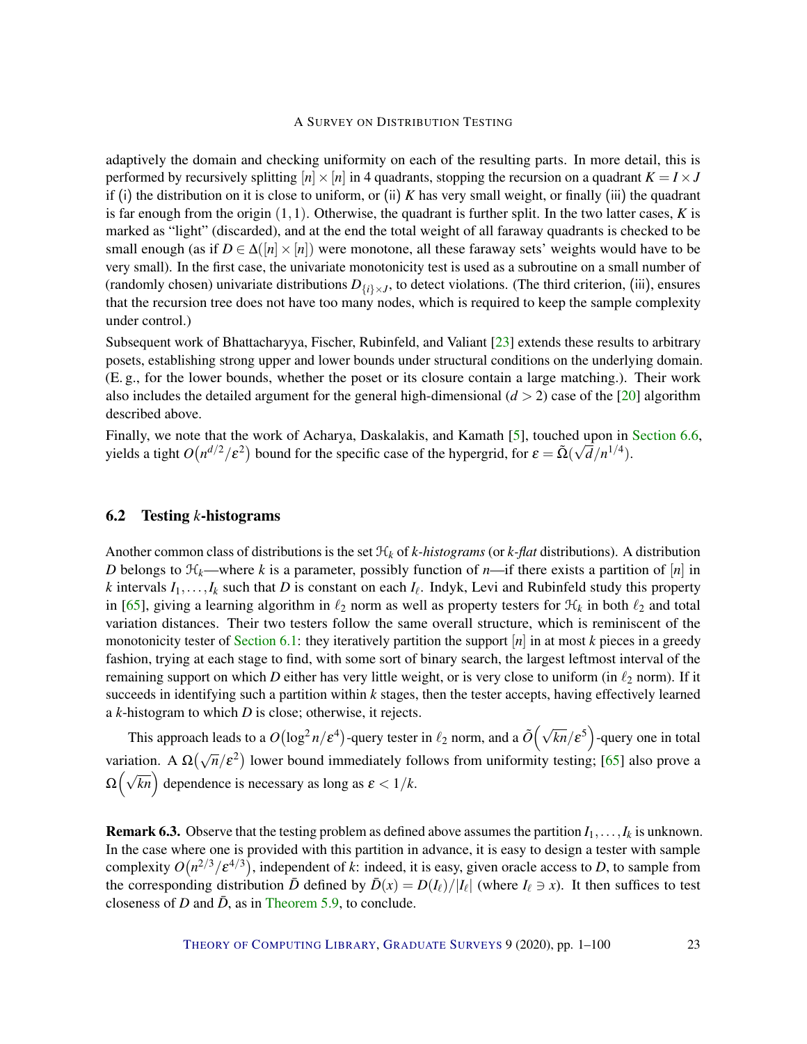adaptively the domain and checking uniformity on each of the resulting parts. In more detail, this is performed by recursively splitting $[n] \times [n]$ in 4 quadrants, stopping the recursion on a quadrant $K = I \times J$ if (i) the distribution on it is close to uniform, or (ii) $K$ has very small weight, or finally (iii) the quadrant is far enough from the origin $(1,1)$. Otherwise, the quadrant is further split. In the two latter cases, $K$ is marked as "light" (discarded), and at the end the total weight of all faraway quadrants is checked to be small enough (as if $D \in \Delta([n] \times [n])$ were monotone, all these faraway sets' weights would have to be very small). In the first case, the univariate monotonicity test is used as a subroutine on a small number of (randomly chosen) univariate distributions $D_{\{i\} \times J}$, to detect violations. (The third criterion, (iii), ensures that the recursion tree does not have too many nodes, which is required to keep the sample complexity under control.)

Subsequent work of Bhattacharyya, Fischer, Rubinfeld, and Valiant [23] extends these results to arbitrary posets, establishing strong upper and lower bounds under structural conditions on the underlying domain. (E. g., for the lower bounds, whether the poset or its closure contain a large matching.). Their work also includes the detailed argument for the general high-dimensional ($d > 2$) case of the [20] algorithm described above.

Finally, we note that the work of Acharya, Daskalakis, and Kamath [5], touched upon in Section 6.6, yields a tight $O\big(n^{d/2}/\varepsilon^2\big)$ bound for the specific case of the hypergrid, for $\varepsilon = \tilde{\Omega}(\sqrt{d}/n^{1/4})$.

## 6.2 Testing $k$-histograms

Another common class of distributions is the set $\mathcal{H}_k$ of *k-histograms* (or *k-flat* distributions). A distribution $D$ belongs to $\mathcal{H}_k$—where $k$ is a parameter, possibly function of $n$—if there exists a partition of $[n]$ in $k$ intervals $I_1, \dots, I_k$ such that $D$ is constant on each $I_\ell$. Indyk, Levi and Rubinfeld study this property in [65], giving a learning algorithm in $\ell_2$ norm as well as property testers for $\mathcal{H}_k$ in both $\ell_2$ and total variation distances. Their two testers follow the same overall structure, which is reminiscent of the monotonicity tester of Section 6.1: they iteratively partition the support $[n]$ in at most $k$ pieces in a greedy fashion, trying at each stage to find, with some sort of binary search, the largest leftmost interval of the remaining support on which $D$ either has very little weight, or is very close to uniform (in $\ell_2$ norm). If it succeeds in identifying such a partition within $k$ stages, then the tester accepts, having effectively learned a $k$-histogram to which $D$ is close; otherwise, it rejects.

This approach leads to a $O\big(\log^2 n/\varepsilon^4\big)$-query tester in $\ell_2$ norm, and a $\tilde{O}\Big(\sqrt{kn}/\varepsilon^5\Big)$-query one in total variation. A $\Omega\big(\sqrt{n}/\varepsilon^2\big)$ lower bound immediately follows from uniformity testing; [65] also prove a $\Omega\Big(\sqrt{kn}\Big)$ dependence is necessary as long as $\varepsilon < 1/k$.

**Remark 6.3.** Observe that the testing problem as defined above assumes the partition $I_1, \dots, I_k$ is unknown. In the case where one is provided with this partition in advance, it is easy to design a tester with sample complexity $O\big(n^{2/3}/\varepsilon^{4/3}\big)$, independent of $k$: indeed, it is easy, given oracle access to $D$, to sample from the corresponding distribution $\bar{D}$ defined by $\bar{D}(x) = D(I_\ell)/|I_\ell|$ (where $I_\ell \ni x$). It then suffices to test closeness of $D$ and $\bar{D}$, as in Theorem 5.9, to conclude.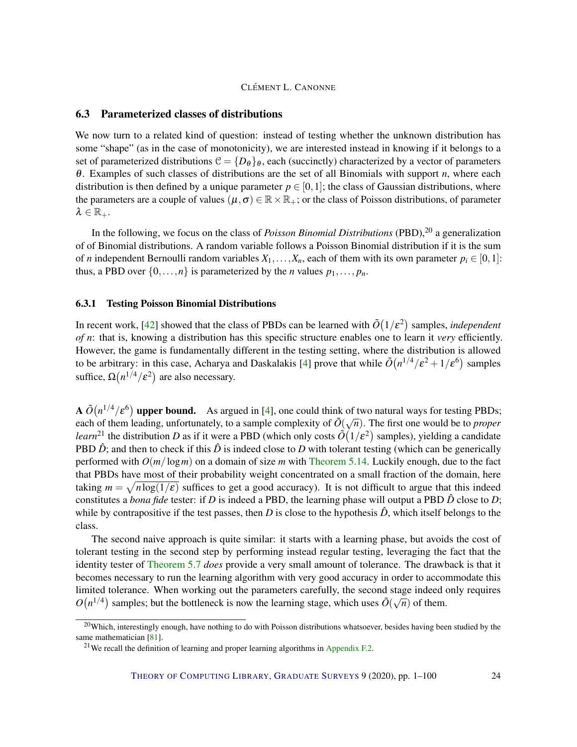### 6.3 Parameterized classes of distributions

We now turn to a related kind of question: instead of testing whether the unknown distribution has some "shape" (as in the case of monotonicity), we are interested instead in knowing if it belongs to a set of parameterized distributions $\mathcal{C} = \{D_\theta\}_\theta$, each (succinctly) characterized by a vector of parameters $\theta$. Examples of such classes of distributions are the set of all Binomials with support $n$, where each distribution is then defined by a unique parameter $p \in [0,1]$; the class of Gaussian distributions, where the parameters are a couple of values $(\mu, \sigma) \in \mathbb{R} \times \mathbb{R}_+$; or the class of Poisson distributions, of parameter $\lambda \in \mathbb{R}_+$.

In the following, we focus on the class of *Poisson Binomial Distributions* (PBD),[20] a generalization of of Binomial distributions. A random variable follows a Poisson Binomial distribution if it is the sum of $n$ independent Bernoulli random variables $X_1, \dots, X_n$, each of them with its own parameter $p_i \in [0,1]$: thus, a PBD over $\{0, \dots, n\}$ is parameterized by the $n$ values $p_1, \dots, p_n$.

#### 6.3.1 Testing Poisson Binomial Distributions

In recent work, [42] showed that the class of PBDs can be learned with $\tilde{O}(1/\varepsilon^2)$ samples, *independent of n*: that is, knowing a distribution has this specific structure enables one to learn it *very* efficiently. However, the game is fundamentally different in the testing setting, where the distribution is allowed to be arbitrary: in this case, Acharya and Daskalakis [4] prove that while $\tilde{O}(n^{1/4}/\varepsilon^2 + 1/\varepsilon^6)$ samples suffice, $\Omega(n^{1/4}/\varepsilon^2)$ are also necessary.

**A $\tilde{O}(n^{1/4}/\varepsilon^6)$ upper bound.** As argued in [4], one could think of two natural ways for testing PBDs; each of them leading, unfortunately, to a sample complexity of $\tilde{O}(\sqrt{n})$. The first one would be to *proper learn*[21] the distribution $D$ as if it were a PBD (which only costs $\tilde{O}(1/\varepsilon^2)$ samples), yielding a candidate PBD $\hat{D}$; and then to check if this $\hat{D}$ is indeed close to $D$ with tolerant testing (which can be generically performed with $O(m/\log m)$ on a domain of size $m$ with Theorem 5.14. Luckily enough, due to the fact that PBDs have most of their probability weight concentrated on a small fraction of the domain, here taking $m = \sqrt{n\log(1/\varepsilon)}$ suffices to get a good accuracy). It is not difficult to argue that this indeed constitutes a *bona fide* tester: if $D$ is indeed a PBD, the learning phase will output a PBD $\hat{D}$ close to $D$; while by contrapositive if the test passes, then $D$ is close to the hypothesis $\hat{D}$, which itself belongs to the class.

The second naive approach is quite similar: it starts with a learning phase, but avoids the cost of tolerant testing in the second step by performing instead regular testing, leveraging the fact that the identity tester of Theorem 5.7 *does* provide a very small amount of tolerance. The drawback is that it becomes necessary to run the learning algorithm with very good accuracy in order to accommodate this limited tolerance. When working out the parameters carefully, the second stage indeed only requires $O(n^{1/4})$ samples; but the bottleneck is now the learning stage, which uses $\tilde{O}(\sqrt{n})$ of them.

[20] Which, interestingly enough, have nothing to do with Poisson distributions whatsoever, besides having been studied by the same mathematician [81].

[21] We recall the definition of learning and proper learning algorithms in Appendix F.2.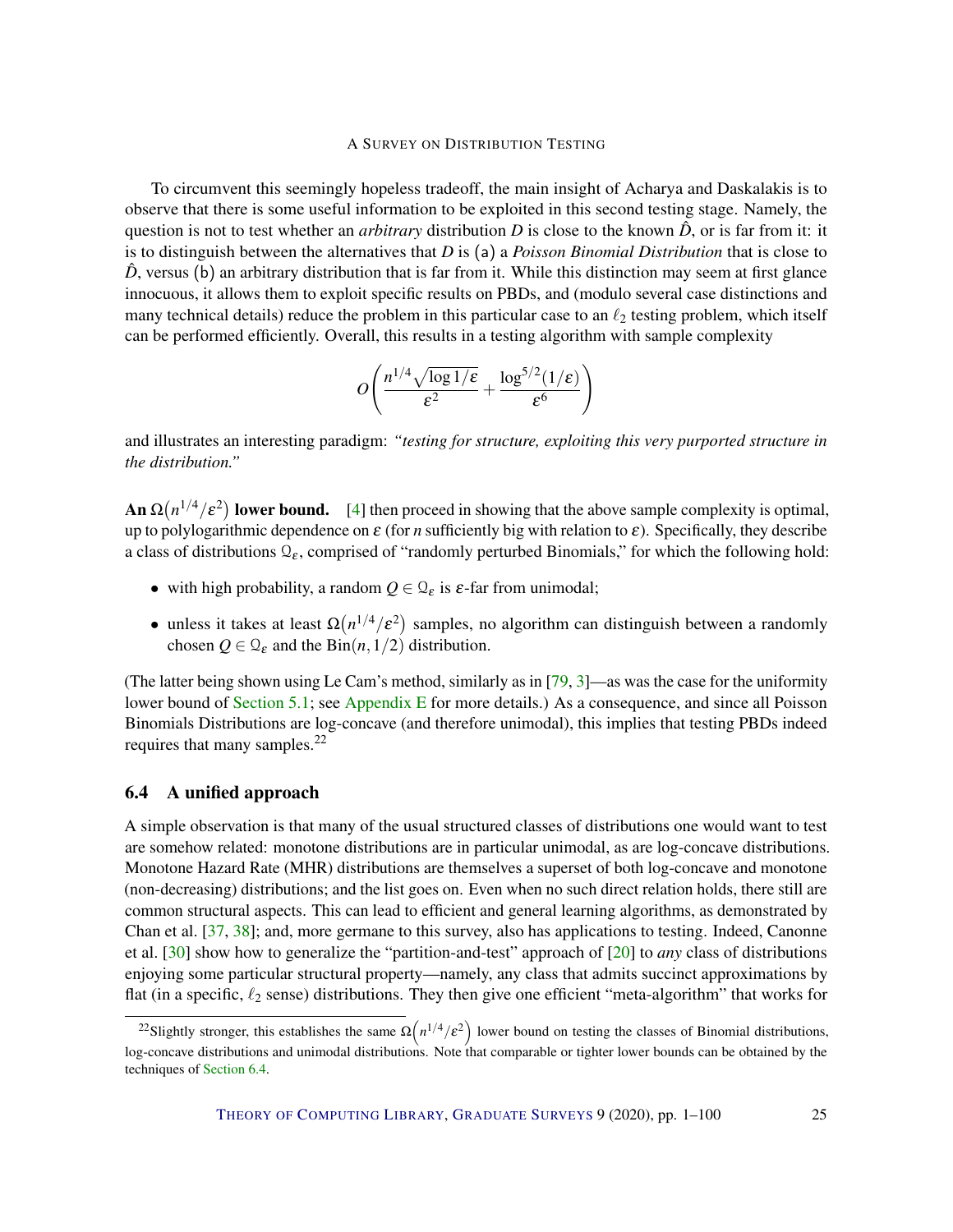To circumvent this seemingly hopeless tradeoff, the main insight of Acharya and Daskalakis is to observe that there is some useful information to be exploited in this second testing stage. Namely, the question is not to test whether an *arbitrary* distribution $D$ is close to the known $\hat{D}$, or is far from it: it is to distinguish between the alternatives that $D$ is (a) a *Poisson Binomial Distribution* that is close to $\hat{D}$, versus (b) an arbitrary distribution that is far from it. While this distinction may seem at first glance innocuous, it allows them to exploit specific results on PBDs, and (modulo several case distinctions and many technical details) reduce the problem in this particular case to an $\ell_2$ testing problem, which itself can be performed efficiently. Overall, this results in a testing algorithm with sample complexity

$$O\left(\frac{n^{1/4}\sqrt{\log 1/\varepsilon}}{\varepsilon^2} + \frac{\log^{5/2}(1/\varepsilon)}{\varepsilon^6}\right)$$

and illustrates an interesting paradigm: *"testing for structure, exploiting this very purported structure in the distribution."*

**An $\Omega(n^{1/4}/\varepsilon^2)$ lower bound.** [4] then proceed in showing that the above sample complexity is optimal, up to polylogarithmic dependence on $\varepsilon$ (for $n$ sufficiently big with relation to $\varepsilon$). Specifically, they describe a class of distributions $\mathcal{Q}_\varepsilon$, comprised of "randomly perturbed Binomials," for which the following hold:

- with high probability, a random $Q \in \mathcal{Q}_\varepsilon$ is $\varepsilon$-far from unimodal;
- unless it takes at least $\Omega(n^{1/4}/\varepsilon^2)$ samples, no algorithm can distinguish between a randomly chosen $Q \in \mathcal{Q}_\varepsilon$ and the $\mathrm{Bin}(n, 1/2)$ distribution.

(The latter being shown using Le Cam's method, similarly as in [79, 3]—as was the case for the uniformity lower bound of Section 5.1; see Appendix E for more details.) As a consequence, and since all Poisson Binomials Distributions are log-concave (and therefore unimodal), this implies that testing PBDs indeed requires that many samples.[22]

## 6.4 A unified approach

A simple observation is that many of the usual structured classes of distributions one would want to test are somehow related: monotone distributions are in particular unimodal, as are log-concave distributions. Monotone Hazard Rate (MHR) distributions are themselves a superset of both log-concave and monotone (non-decreasing) distributions; and the list goes on. Even when no such direct relation holds, there still are common structural aspects. This can lead to efficient and general learning algorithms, as demonstrated by Chan et al. [37, 38]; and, more germane to this survey, also has applications to testing. Indeed, Canonne et al. [30] show how to generalize the "partition-and-test" approach of [20] to *any* class of distributions enjoying some particular structural property—namely, any class that admits succinct approximations by flat (in a specific, $\ell_2$ sense) distributions. They then give one efficient "meta-algorithm" that works for

---

[22] Slightly stronger, this establishes the same $\Omega\left(n^{1/4}/\varepsilon^2\right)$ lower bound on testing the classes of Binomial distributions, log-concave distributions and unimodal distributions. Note that comparable or tighter lower bounds can be obtained by the techniques of Section 6.4.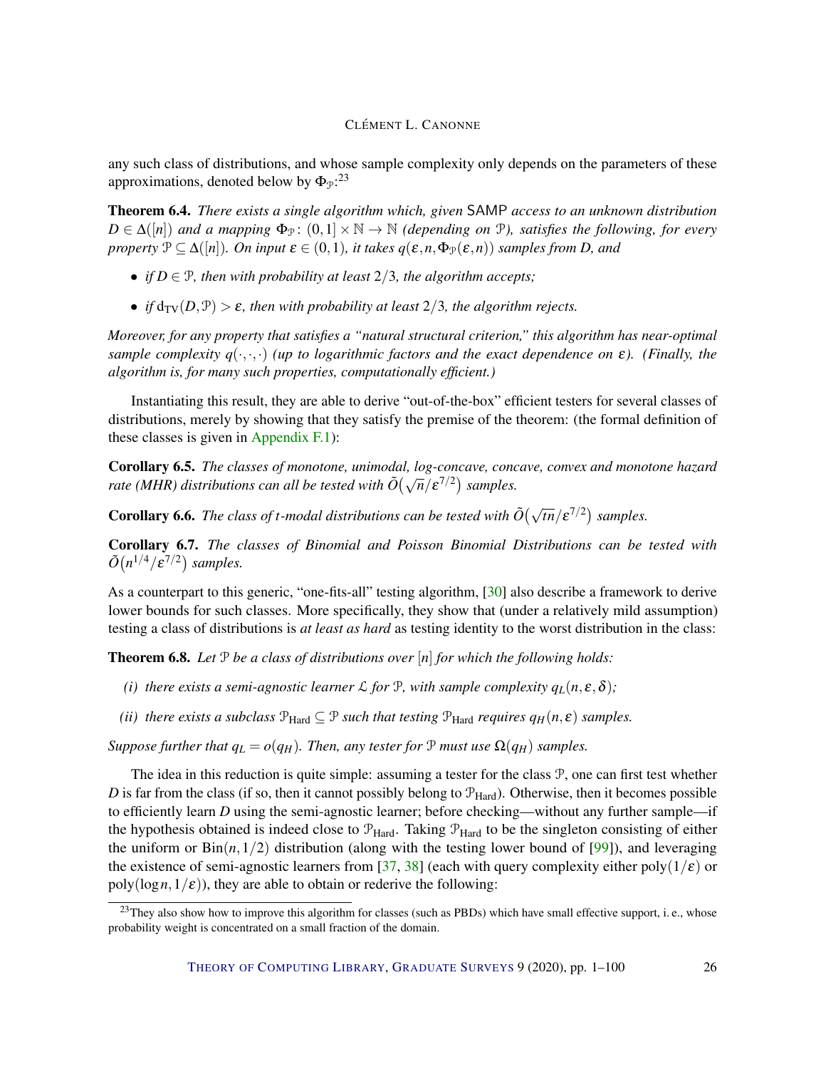any such class of distributions, and whose sample complexity only depends on the parameters of these approximations, denoted below by $\Phi_{\mathcal{P}}$:[23]

**Theorem 6.4.** *There exists a single algorithm which, given* SAMP *access to an unknown distribution* $D \in \Delta([n])$ *and a mapping* $\Phi_{\mathcal{P}} \colon (0,1] \times \mathbb{N} \to \mathbb{N}$ *(depending on* $\mathcal{P}$*), satisfies the following, for every property* $\mathcal{P} \subseteq \Delta([n])$*. On input* $\varepsilon \in (0,1)$*, it takes* $q(\varepsilon, n, \Phi_{\mathcal{P}}(\varepsilon, n))$ *samples from D, and*

- *if* $D \in \mathcal{P}$*, then with probability at least* $2/3$*, the algorithm accepts;*
- *if* $d_{\mathrm{TV}}(D, \mathcal{P}) > \varepsilon$*, then with probability at least* $2/3$*, the algorithm rejects.*

*Moreover, for any property that satisfies a "natural structural criterion," this algorithm has near-optimal sample complexity* $q(\cdot,\cdot,\cdot)$ *(up to logarithmic factors and the exact dependence on* $\varepsilon$*). (Finally, the algorithm is, for many such properties, computationally efficient.)*

Instantiating this result, they are able to derive "out-of-the-box" efficient testers for several classes of distributions, merely by showing that they satisfy the premise of the theorem: (the formal definition of these classes is given in Appendix F.1):

**Corollary 6.5.** *The classes of monotone, unimodal, log-concave, concave, convex and monotone hazard rate (MHR) distributions can all be tested with* $\tilde{O}\big(\sqrt{n}/\varepsilon^{7/2}\big)$ *samples.*

**Corollary 6.6.** *The class of t-modal distributions can be tested with* $\tilde{O}\big(\sqrt{tn}/\varepsilon^{7/2}\big)$ *samples.*

**Corollary 6.7.** *The classes of Binomial and Poisson Binomial Distributions can be tested with* $\tilde{O}\big(n^{1/4}/\varepsilon^{7/2}\big)$ *samples.*

As a counterpart to this generic, "one-fits-all" testing algorithm, [30] also describe a framework to derive lower bounds for such classes. More specifically, they show that (under a relatively mild assumption) testing a class of distributions is *at least as hard* as testing identity to the worst distribution in the class:

**Theorem 6.8.** *Let* $\mathcal{P}$ *be a class of distributions over* $[n]$ *for which the following holds:*

*(i) there exists a semi-agnostic learner* $\mathcal{L}$ *for* $\mathcal{P}$*, with sample complexity* $q_L(n, \varepsilon, \delta)$*;*

*(ii) there exists a subclass* $\mathcal{P}_{\mathrm{Hard}} \subseteq \mathcal{P}$ *such that testing* $\mathcal{P}_{\mathrm{Hard}}$ *requires* $q_H(n, \varepsilon)$ *samples.*

*Suppose further that* $q_L = o(q_H)$*. Then, any tester for* $\mathcal{P}$ *must use* $\Omega(q_H)$ *samples.*

The idea in this reduction is quite simple: assuming a tester for the class $\mathcal{P}$, one can first test whether $D$ is far from the class (if so, then it cannot possibly belong to $\mathcal{P}_{\mathrm{Hard}}$). Otherwise, then it becomes possible to efficiently learn $D$ using the semi-agnostic learner; before checking—without any further sample—if the hypothesis obtained is indeed close to $\mathcal{P}_{\mathrm{Hard}}$. Taking $\mathcal{P}_{\mathrm{Hard}}$ to be the singleton consisting of either the uniform or $\mathrm{Bin}(n, 1/2)$ distribution (along with the testing lower bound of [99]), and leveraging the existence of semi-agnostic learners from [37, 38] (each with query complexity either $\mathrm{poly}(1/\varepsilon)$ or $\mathrm{poly}(\log n, 1/\varepsilon)$), they are able to obtain or rederive the following:

[23] They also show how to improve this algorithm for classes (such as PBDs) which have small effective support, i. e., whose probability weight is concentrated on a small fraction of the domain.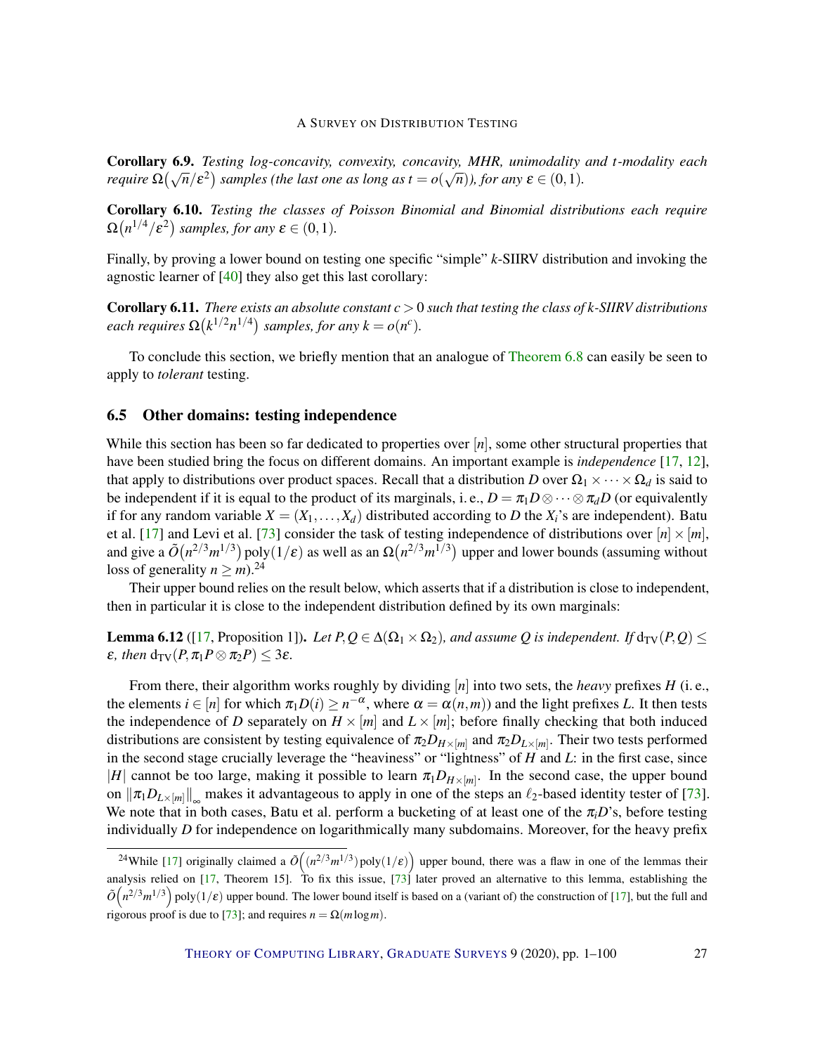**Corollary 6.9.** *Testing log-concavity, convexity, concavity, MHR, unimodality and $t$-modality each require $\Omega\big(\sqrt{n}/\varepsilon^2\big)$ samples (the last one as long as $t = o(\sqrt{n})$), for any $\varepsilon \in (0,1)$.*

**Corollary 6.10.** *Testing the classes of Poisson Binomial and Binomial distributions each require $\Omega\big(n^{1/4}/\varepsilon^2\big)$ samples, for any $\varepsilon \in (0,1)$.*

Finally, by proving a lower bound on testing one specific "simple" $k$-SIIRV distribution and invoking the agnostic learner of [40] they also get this last corollary:

**Corollary 6.11.** *There exists an absolute constant $c > 0$ such that testing the class of $k$-SIIRV distributions each requires $\Omega\big(k^{1/2}n^{1/4}\big)$ samples, for any $k = o(n^c)$.*

To conclude this section, we briefly mention that an analogue of Theorem 6.8 can easily be seen to apply to *tolerant* testing.

### 6.5 Other domains: testing independence

While this section has been so far dedicated to properties over $[n]$, some other structural properties that have been studied bring the focus on different domains. An important example is *independence* [17, 12], that apply to distributions over product spaces. Recall that a distribution $D$ over $\Omega_1 \times \cdots \times \Omega_d$ is said to be independent if it is equal to the product of its marginals, i. e., $D = \pi_1 D \otimes \cdots \otimes \pi_d D$ (or equivalently if for any random variable $X = (X_1, \dots, X_d)$ distributed according to $D$ the $X_i$'s are independent). Batu et al. [17] and Levi et al. [73] consider the task of testing independence of distributions over $[n] \times [m]$, and give a $\tilde{O}\big(n^{2/3}m^{1/3}\big)\operatorname{poly}(1/\varepsilon)$ as well as an $\Omega\big(n^{2/3}m^{1/3}\big)$ upper and lower bounds (assuming without loss of generality $n \geq m$).[24]

Their upper bound relies on the result below, which asserts that if a distribution is close to independent, then in particular it is close to the independent distribution defined by its own marginals:

**Lemma 6.12** ([17, Proposition 1]). *Let $P, Q \in \Delta(\Omega_1 \times \Omega_2)$, and assume $Q$ is independent. If $\operatorname{d}_{\rm TV}(P,Q) \leq \varepsilon$, then $\operatorname{d}_{\rm TV}(P, \pi_1 P \otimes \pi_2 P) \leq 3\varepsilon$.*

From there, their algorithm works roughly by dividing $[n]$ into two sets, the *heavy* prefixes $H$ (i. e., the elements $i \in [n]$ for which $\pi_1 D(i) \geq n^{-\alpha}$, where $\alpha = \alpha(n,m)$) and the light prefixes $L$. It then tests the independence of $D$ separately on $H \times [m]$ and $L \times [m]$; before finally checking that both induced distributions are consistent by testing equivalence of $\pi_2 D_{H \times [m]}$ and $\pi_2 D_{L \times [m]}$. Their two tests performed in the second stage crucially leverage the "heaviness" or "lightness" of $H$ and $L$: in the first case, since $|H|$ cannot be too large, making it possible to learn $\pi_1 D_{H \times [m]}$. In the second case, the upper bound on $\|\pi_1 D_{L \times [m]}\|_\infty$ makes it advantageous to apply in one of the steps an $\ell_2$-based identity tester of [73]. We note that in both cases, Batu et al. perform a bucketing of at least one of the $\pi_i D$'s, before testing individually $D$ for independence on logarithmically many subdomains. Moreover, for the heavy prefix

[24] While [17] originally claimed a $\tilde{O}\Big(\big(n^{2/3}m^{1/3}\big)\operatorname{poly}(1/\varepsilon)\Big)$ upper bound, there was a flaw in one of the lemmas their analysis relied on [17, Theorem 15]. To fix this issue, [73] later proved an alternative to this lemma, establishing the $\tilde{O}\Big(n^{2/3}m^{1/3}\Big)\operatorname{poly}(1/\varepsilon)$ upper bound. The lower bound itself is based on a (variant of) the construction of [17], but the full and rigorous proof is due to [73]; and requires $n = \Omega(m \log m)$.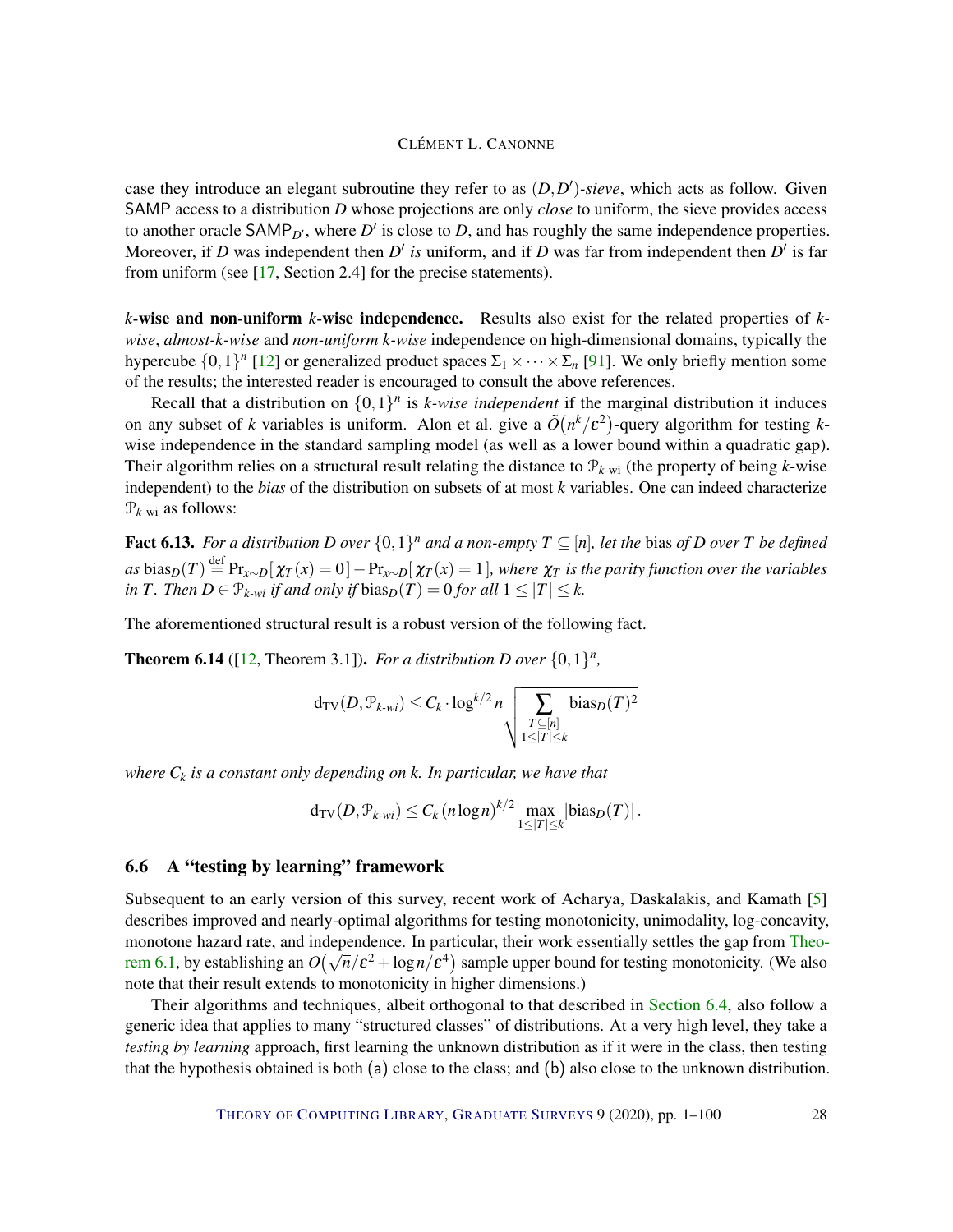case they introduce an elegant subroutine they refer to as $(D,D')$-*sieve*, which acts as follow. Given SAMP access to a distribution $D$ whose projections are only *close* to uniform, the sieve provides access to another oracle $\mathsf{SAMP}_{D'}$, where $D'$ is close to $D$, and has roughly the same independence properties. Moreover, if $D$ was independent then $D'$ *is* uniform, and if $D$ was far from independent then $D'$ is far from uniform (see [17, Section 2.4] for the precise statements).

**$k$-wise and non-uniform $k$-wise independence.** Results also exist for the related properties of *$k$-wise*, *almost-$k$-wise* and *non-uniform $k$-wise* independence on high-dimensional domains, typically the hypercube $\{0,1\}^n$ [12] or generalized product spaces $\Sigma_1 \times \cdots \times \Sigma_n$ [91]. We only briefly mention some of the results; the interested reader is encouraged to consult the above references.

Recall that a distribution on $\{0,1\}^n$ is *$k$-wise independent* if the marginal distribution it induces on any subset of $k$ variables is uniform. Alon et al. give a $\tilde{O}(n^k/\varepsilon^2)$-query algorithm for testing $k$-wise independence in the standard sampling model (as well as a lower bound within a quadratic gap). Their algorithm relies on a structural result relating the distance to $\mathcal{P}_{k\text{-wi}}$ (the property of being $k$-wise independent) to the *bias* of the distribution on subsets of at most $k$ variables. One can indeed characterize $\mathcal{P}_{k\text{-wi}}$ as follows:

**Fact 6.13.** *For a distribution $D$ over $\{0,1\}^n$ and a non-empty $T \subseteq [n]$, let the* bias *of $D$ over $T$ be defined as $\operatorname{bias}_D(T) \stackrel{\text{def}}{=} \Pr_{x\sim D}[\chi_T(x)=0] - \Pr_{x\sim D}[\chi_T(x)=1]$, where $\chi_T$ is the parity function over the variables in $T$. Then $D \in \mathcal{P}_{k\text{-wi}}$ if and only if $\operatorname{bias}_D(T)=0$ for all $1 \le |T| \le k$.*

The aforementioned structural result is a robust version of the following fact.

**Theorem 6.14** ([12, Theorem 3.1])**.** *For a distribution $D$ over $\{0,1\}^n$,*

$$\mathrm{d}_{\mathrm{TV}}(D,\mathcal{P}_{k\text{-wi}}) \le C_k \cdot \log^{k/2} n \sqrt{\sum_{\substack{T\subseteq[n]\\ 1\le|T|\le k}} \operatorname{bias}_D(T)^2}$$

*where $C_k$ is a constant only depending on $k$. In particular, we have that*

$$\mathrm{d}_{\mathrm{TV}}(D,\mathcal{P}_{k\text{-wi}}) \le C_k\,(n\log n)^{k/2} \max_{1\le|T|\le k} |\operatorname{bias}_D(T)|\,.$$

## 6.6 A "testing by learning" framework

Subsequent to an early version of this survey, recent work of Acharya, Daskalakis, and Kamath [5] describes improved and nearly-optimal algorithms for testing monotonicity, unimodality, log-concavity, monotone hazard rate, and independence. In particular, their work essentially settles the gap from Theorem 6.1, by establishing an $O(\sqrt{n}/\varepsilon^2 + \log n/\varepsilon^4)$ sample upper bound for testing monotonicity. (We also note that their result extends to monotonicity in higher dimensions.)

Their algorithms and techniques, albeit orthogonal to that described in Section 6.4, also follow a generic idea that applies to many "structured classes" of distributions. At a very high level, they take a *testing by learning* approach, first learning the unknown distribution as if it were in the class, then testing that the hypothesis obtained is both (a) close to the class; and (b) also close to the unknown distribution.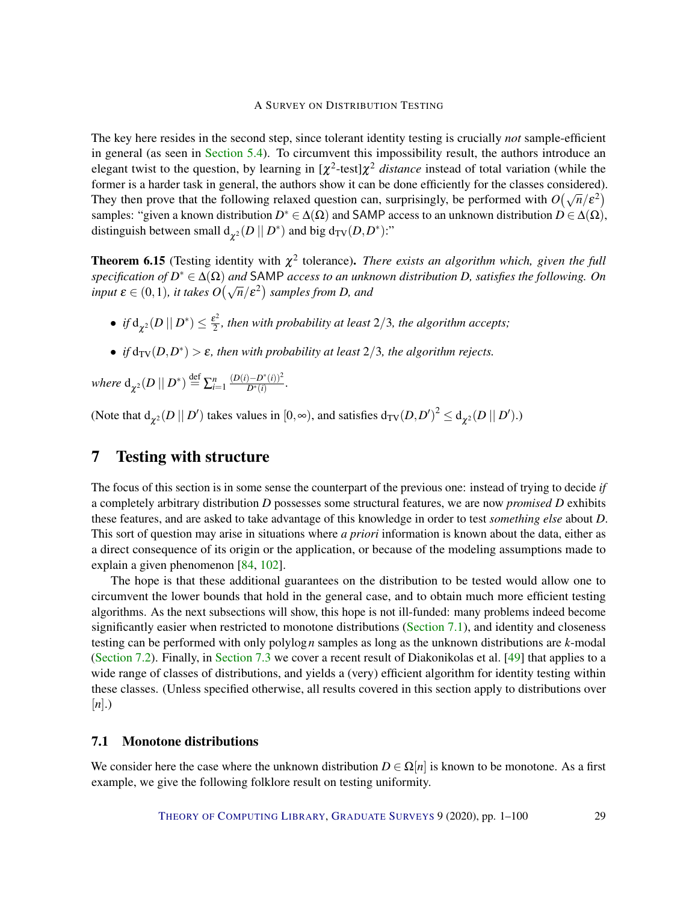The key here resides in the second step, since tolerant identity testing is crucially *not* sample-efficient in general (as seen in Section 5.4). To circumvent this impossibility result, the authors introduce an elegant twist to the question, by learning in [$\chi^2$-test]$\chi^2$ *distance* instead of total variation (while the former is a harder task in general, the authors show it can be done efficiently for the classes considered). They then prove that the following relaxed question can, surprisingly, be performed with $O(\sqrt{n}/\varepsilon^2)$ samples: "given a known distribution $D^* \in \Delta(\Omega)$ and SAMP access to an unknown distribution $D \in \Delta(\Omega)$, distinguish between small $\mathrm{d}_{\chi^2}(D \,||\, D^*)$ and big $\mathrm{d}_{\mathrm{TV}}(D, D^*)$:"

**Theorem 6.15** (Testing identity with $\chi^2$ tolerance)**.** *There exists an algorithm which, given the full specification of $D^* \in \Delta(\Omega)$ and SAMP access to an unknown distribution D, satisfies the following. On input $\varepsilon \in (0,1)$, it takes $O(\sqrt{n}/\varepsilon^2)$ samples from D, and*

- *if $\mathrm{d}_{\chi^2}(D \,||\, D^*) \leq \frac{\varepsilon^2}{2}$, then with probability at least $2/3$, the algorithm accepts;*
- *if $\mathrm{d}_{\mathrm{TV}}(D, D^*) > \varepsilon$, then with probability at least $2/3$, the algorithm rejects.*

*where* $\mathrm{d}_{\chi^2}(D \,||\, D^*) \stackrel{\text{def}}{=} \sum_{i=1}^{n} \frac{(D(i)-D^*(i))^2}{D^*(i)}$.

(Note that $\mathrm{d}_{\chi^2}(D \,||\, D')$ takes values in $[0,\infty)$, and satisfies $\mathrm{d}_{\mathrm{TV}}(D, D')^2 \leq \mathrm{d}_{\chi^2}(D \,||\, D')$.)

# 7 Testing with structure

The focus of this section is in some sense the counterpart of the previous one: instead of trying to decide *if* a completely arbitrary distribution $D$ possesses some structural features, we are now *promised* $D$ exhibits these features, and are asked to take advantage of this knowledge in order to test *something else* about $D$. This sort of question may arise in situations where *a priori* information is known about the data, either as a direct consequence of its origin or the application, or because of the modeling assumptions made to explain a given phenomenon [84, 102].

The hope is that these additional guarantees on the distribution to be tested would allow one to circumvent the lower bounds that hold in the general case, and to obtain much more efficient testing algorithms. As the next subsections will show, this hope is not ill-funded: many problems indeed become significantly easier when restricted to monotone distributions (Section 7.1), and identity and closeness testing can be performed with only polylog $n$ samples as long as the unknown distributions are $k$-modal (Section 7.2). Finally, in Section 7.3 we cover a recent result of Diakonikolas et al. [49] that applies to a wide range of classes of distributions, and yields a (very) efficient algorithm for identity testing within these classes. (Unless specified otherwise, all results covered in this section apply to distributions over $[n]$.)

## 7.1 Monotone distributions

We consider here the case where the unknown distribution $D \in \Omega[n]$ is known to be monotone. As a first example, we give the following folklore result on testing uniformity.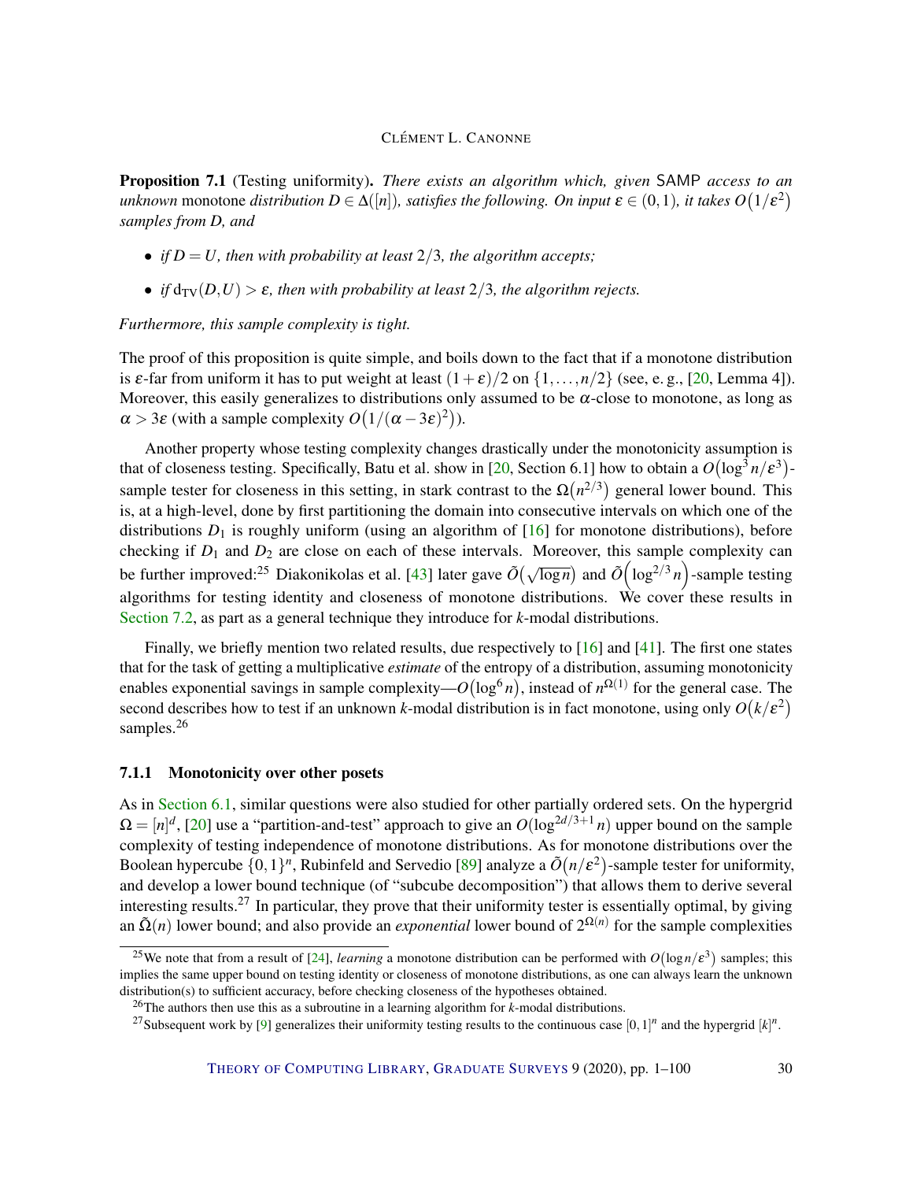**Proposition 7.1** (Testing uniformity). *There exists an algorithm which, given* SAMP *access to an unknown* monotone *distribution $D \in \Delta([n])$, satisfies the following. On input $\varepsilon \in (0,1)$, it takes $O(1/\varepsilon^2)$ samples from D, and*

- *if $D = U$, then with probability at least $2/3$, the algorithm accepts;*
- *if $d_{TV}(D,U) > \varepsilon$, then with probability at least $2/3$, the algorithm rejects.*

*Furthermore, this sample complexity is tight.*

The proof of this proposition is quite simple, and boils down to the fact that if a monotone distribution is $\varepsilon$-far from uniform it has to put weight at least $(1+\varepsilon)/2$ on $\{1,\dots,n/2\}$ (see, e. g., [20, Lemma 4]). Moreover, this easily generalizes to distributions only assumed to be $\alpha$-close to monotone, as long as $\alpha > 3\varepsilon$ (with a sample complexity $O(1/(\alpha-3\varepsilon)^2)$).

Another property whose testing complexity changes drastically under the monotonicity assumption is that of closeness testing. Specifically, Batu et al. show in [20, Section 6.1] how to obtain a $O(\log^3 n/\varepsilon^3)$-sample tester for closeness in this setting, in stark contrast to the $\Omega(n^{2/3})$ general lower bound. This is, at a high-level, done by first partitioning the domain into consecutive intervals on which one of the distributions $D_1$ is roughly uniform (using an algorithm of [16] for monotone distributions), before checking if $D_1$ and $D_2$ are close on each of these intervals. Moreover, this sample complexity can be further improved:[25] Diakonikolas et al. [43] later gave $\tilde{O}(\sqrt{\log n})$ and $\tilde{O}\left(\log^{2/3} n\right)$-sample testing algorithms for testing identity and closeness of monotone distributions. We cover these results in Section 7.2, as part as a general technique they introduce for $k$-modal distributions.

Finally, we briefly mention two related results, due respectively to [16] and [41]. The first one states that for the task of getting a multiplicative *estimate* of the entropy of a distribution, assuming monotonicity enables exponential savings in sample complexity—$O(\log^6 n)$, instead of $n^{\Omega(1)}$ for the general case. The second describes how to test if an unknown $k$-modal distribution is in fact monotone, using only $O(k/\varepsilon^2)$ samples.[26]

### 7.1.1 Monotonicity over other posets

As in Section 6.1, similar questions were also studied for other partially ordered sets. On the hypergrid $\Omega = [n]^d$, [20] use a "partition-and-test" approach to give an $O(\log^{2d/3+1} n)$ upper bound on the sample complexity of testing independence of monotone distributions. As for monotone distributions over the Boolean hypercube $\{0,1\}^n$, Rubinfeld and Servedio [89] analyze a $\tilde{O}(n/\varepsilon^2)$-sample tester for uniformity, and develop a lower bound technique (of "subcube decomposition") that allows them to derive several interesting results.[27] In particular, they prove that their uniformity tester is essentially optimal, by giving an $\tilde{\Omega}(n)$ lower bound; and also provide an *exponential* lower bound of $2^{\Omega(n)}$ for the sample complexities

[25] We note that from a result of [24], *learning* a monotone distribution can be performed with $O(\log n/\varepsilon^3)$ samples; this implies the same upper bound on testing identity or closeness of monotone distributions, as one can always learn the unknown distribution(s) to sufficient accuracy, before checking closeness of the hypotheses obtained.

[26] The authors then use this as a subroutine in a learning algorithm for $k$-modal distributions.

[27] Subsequent work by [9] generalizes their uniformity testing results to the continuous case $[0,1]^n$ and the hypergrid $[k]^n$.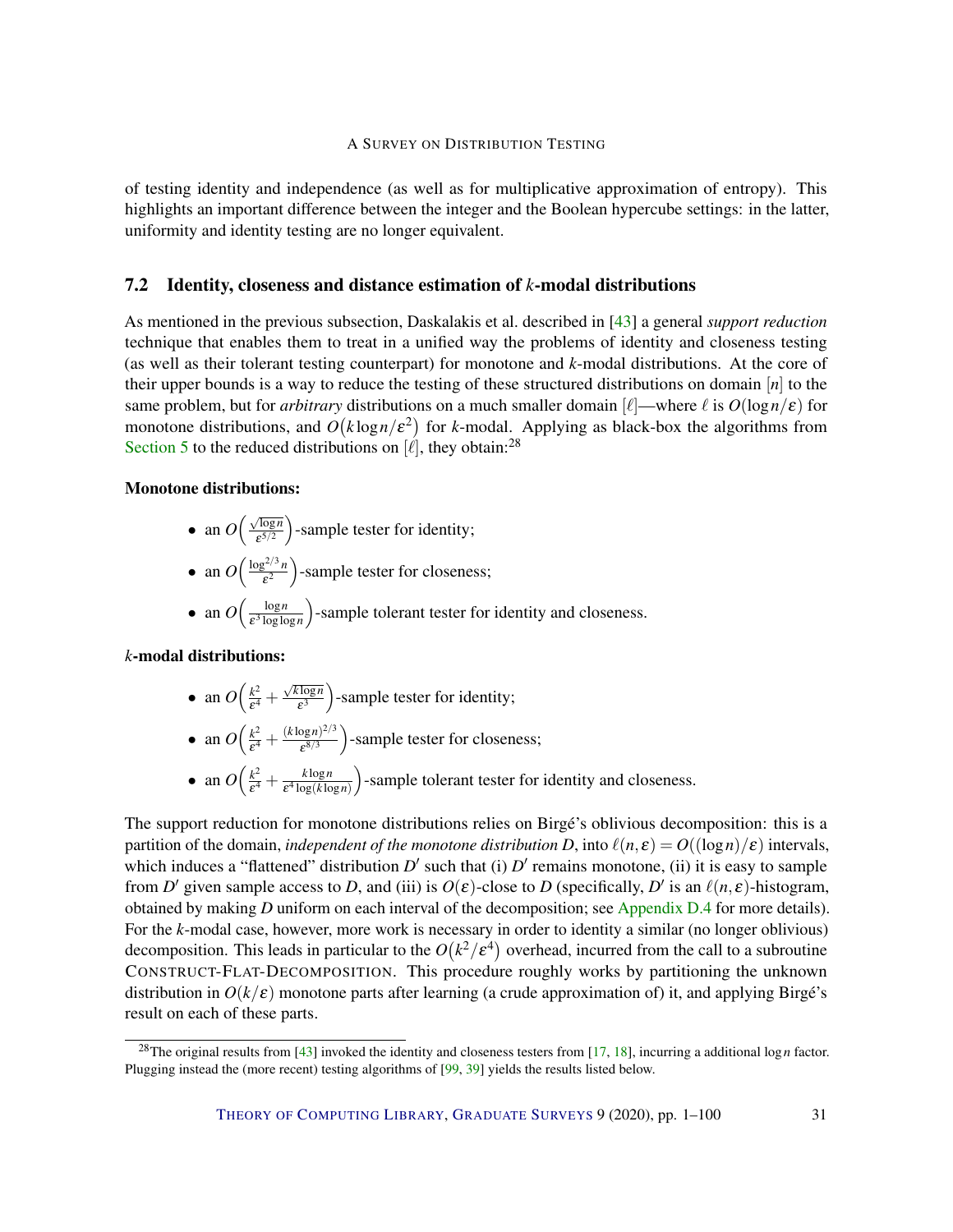of testing identity and independence (as well as for multiplicative approximation of entropy). This highlights an important difference between the integer and the Boolean hypercube settings: in the latter, uniformity and identity testing are no longer equivalent.

### 7.2 Identity, closeness and distance estimation of $k$-modal distributions

As mentioned in the previous subsection, Daskalakis et al. described in [43] a general *support reduction* technique that enables them to treat in a unified way the problems of identity and closeness testing (as well as their tolerant testing counterpart) for monotone and $k$-modal distributions. At the core of their upper bounds is a way to reduce the testing of these structured distributions on domain $[n]$ to the same problem, but for *arbitrary* distributions on a much smaller domain $[\ell]$—where $\ell$ is $O(\log n/\varepsilon)$ for monotone distributions, and $O(k \log n/\varepsilon^2)$ for $k$-modal. Applying as black-box the algorithms from Section 5 to the reduced distributions on $[\ell]$, they obtain:[28]

**Monotone distributions:**

- an $O\Big(\frac{\sqrt{\log n}}{\varepsilon^{5/2}}\Big)$-sample tester for identity;
- an $O\Big(\frac{\log^{2/3} n}{\varepsilon^2}\Big)$-sample tester for closeness;
- an $O\Big(\frac{\log n}{\varepsilon^3 \log\log n}\Big)$-sample tolerant tester for identity and closeness.

**$k$-modal distributions:**

- an $O\Big(\frac{k^2}{\varepsilon^4} + \frac{\sqrt{k \log n}}{\varepsilon^3}\Big)$-sample tester for identity;
- an $O\Big(\frac{k^2}{\varepsilon^4} + \frac{(k \log n)^{2/3}}{\varepsilon^{8/3}}\Big)$-sample tester for closeness;
- an $O\Big(\frac{k^2}{\varepsilon^4} + \frac{k \log n}{\varepsilon^4 \log(k \log n)}\Big)$-sample tolerant tester for identity and closeness.

The support reduction for monotone distributions relies on Birgé's oblivious decomposition: this is a partition of the domain, *independent of the monotone distribution* $D$, into $\ell(n,\varepsilon) = O((\log n)/\varepsilon)$ intervals, which induces a "flattened" distribution $D'$ such that (i) $D'$ remains monotone, (ii) it is easy to sample from $D'$ given sample access to $D$, and (iii) is $O(\varepsilon)$-close to $D$ (specifically, $D'$ is an $\ell(n,\varepsilon)$-histogram, obtained by making $D$ uniform on each interval of the decomposition; see Appendix D.4 for more details). For the $k$-modal case, however, more work is necessary in order to identity a similar (no longer oblivious) decomposition. This leads in particular to the $O(k^2/\varepsilon^4)$ overhead, incurred from the call to a subroutine CONSTRUCT-FLAT-DECOMPOSITION. This procedure roughly works by partitioning the unknown distribution in $O(k/\varepsilon)$ monotone parts after learning (a crude approximation of) it, and applying Birgé's result on each of these parts.

[28] The original results from [43] invoked the identity and closeness testers from [17, 18], incurring a additional $\log n$ factor. Plugging instead the (more recent) testing algorithms of [99, 39] yields the results listed below.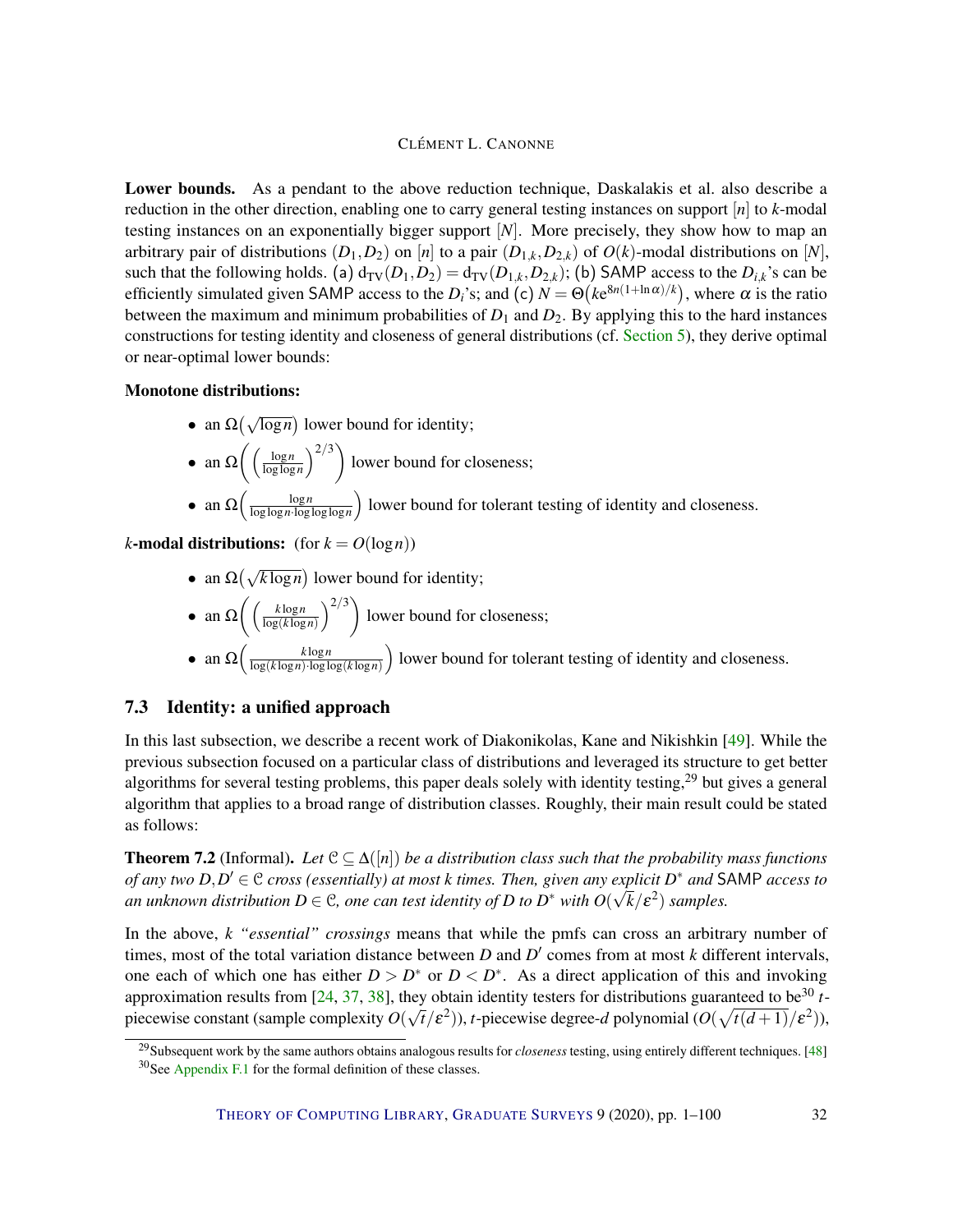**Lower bounds.** As a pendant to the above reduction technique, Daskalakis et al. also describe a reduction in the other direction, enabling one to carry general testing instances on support $[n]$ to $k$-modal testing instances on an exponentially bigger support $[N]$. More precisely, they show how to map an arbitrary pair of distributions $(D_1, D_2)$ on $[n]$ to a pair $(D_{1,k}, D_{2,k})$ of $O(k)$-modal distributions on $[N]$, such that the following holds. (a) $\mathrm{d_{TV}}(D_1, D_2) = \mathrm{d_{TV}}(D_{1,k}, D_{2,k})$; (b) SAMP access to the $D_{i,k}$'s can be efficiently simulated given SAMP access to the $D_i$'s; and (c) $N = \Theta\big(ke^{8n(1+\ln\alpha)/k}\big)$, where $\alpha$ is the ratio between the maximum and minimum probabilities of $D_1$ and $D_2$. By applying this to the hard instances constructions for testing identity and closeness of general distributions (cf. Section 5), they derive optimal or near-optimal lower bounds:

**Monotone distributions:**

- an $\Omega\big(\sqrt{\log n}\big)$ lower bound for identity;
- an $\Omega\Big(\Big(\frac{\log n}{\log\log n}\Big)^{2/3}\Big)$ lower bound for closeness;
- an $\Omega\Big(\frac{\log n}{\log\log n \cdot \log\log\log n}\Big)$ lower bound for tolerant testing of identity and closeness.

**$k$-modal distributions:** (for $k = O(\log n)$)

- an $\Omega\big(\sqrt{k\log n}\big)$ lower bound for identity;
- an $\Omega\Big(\Big(\frac{k\log n}{\log(k\log n)}\Big)^{2/3}\Big)$ lower bound for closeness;
- an $\Omega\Big(\frac{k\log n}{\log(k\log n)\cdot\log\log(k\log n)}\Big)$ lower bound for tolerant testing of identity and closeness.

### 7.3 Identity: a unified approach

In this last subsection, we describe a recent work of Diakonikolas, Kane and Nikishkin [49]. While the previous subsection focused on a particular class of distributions and leveraged its structure to get better algorithms for several testing problems, this paper deals solely with identity testing,[29] but gives a general algorithm that applies to a broad range of distribution classes. Roughly, their main result could be stated as follows:

**Theorem 7.2** (Informal). *Let $\mathcal{C} \subseteq \Delta([n])$ be a distribution class such that the probability mass functions of any two $D, D' \in \mathcal{C}$ cross (essentially) at most $k$ times. Then, given any explicit $D^*$ and* SAMP *access to an unknown distribution $D \in \mathcal{C}$, one can test identity of $D$ to $D^*$ with $O(\sqrt{k}/\varepsilon^2)$ samples.*

In the above, *$k$ "essential" crossings* means that while the pmfs can cross an arbitrary number of times, most of the total variation distance between $D$ and $D'$ comes from at most $k$ different intervals, one each of which one has either $D > D^*$ or $D < D^*$. As a direct application of this and invoking approximation results from [24, 37, 38], they obtain identity testers for distributions guaranteed to be[30] $t$-piecewise constant (sample complexity $O(\sqrt{t}/\varepsilon^2)$), $t$-piecewise degree-$d$ polynomial ($O(\sqrt{t(d+1)}/\varepsilon^2)$),

[29] Subsequent work by the same authors obtains analogous results for *closeness* testing, using entirely different techniques. [48]

[30] See Appendix F.1 for the formal definition of these classes.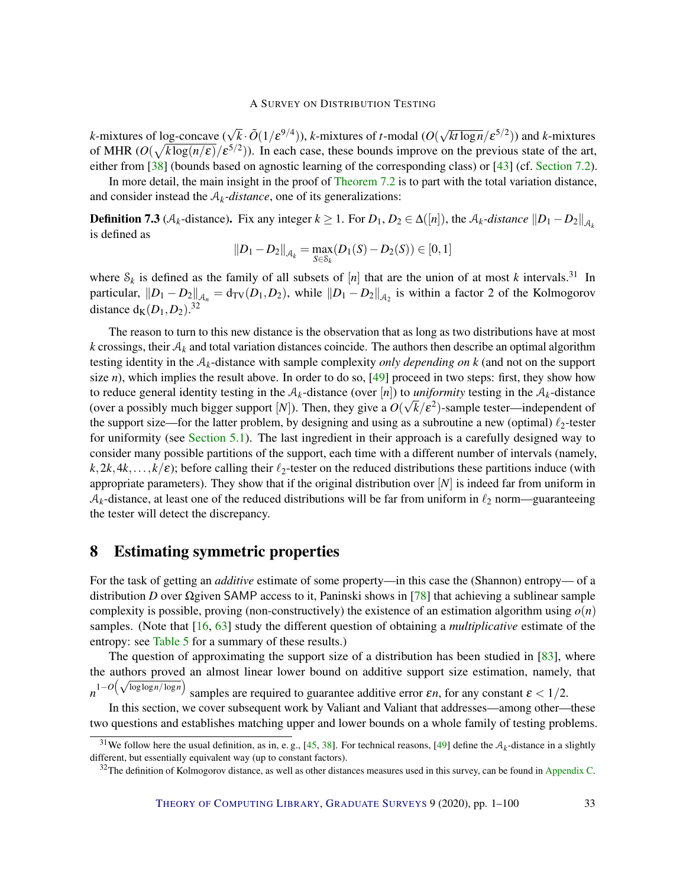$k$-mixtures of log-concave ($\sqrt{k} \cdot \tilde{O}(1/\varepsilon^{9/4})$), $k$-mixtures of $t$-modal ($O(\sqrt{kt \log n}/\varepsilon^{5/2})$) and $k$-mixtures of MHR ($O(\sqrt{k \log(n/\varepsilon)}/\varepsilon^{5/2})$). In each case, these bounds improve on the previous state of the art, either from [38] (bounds based on agnostic learning of the corresponding class) or [43] (cf. Section 7.2).

In more detail, the main insight in the proof of Theorem 7.2 is to part with the total variation distance, and consider instead the $\mathcal{A}_k$*-distance*, one of its generalizations:

**Definition 7.3** ($\mathcal{A}_k$-distance)**.** Fix any integer $k \geq 1$. For $D_1, D_2 \in \Delta([n])$, the $\mathcal{A}_k$*-distance* $\|D_1 - D_2\|_{\mathcal{A}_k}$ is defined as

$$\|D_1 - D_2\|_{\mathcal{A}_k} = \max_{S \in \mathcal{S}_k} (D_1(S) - D_2(S)) \in [0,1]$$

where $\mathcal{S}_k$ is defined as the family of all subsets of $[n]$ that are the union of at most $k$ intervals.[31] In particular, $\|D_1 - D_2\|_{\mathcal{A}_n} = \mathrm{d_{TV}}(D_1, D_2)$, while $\|D_1 - D_2\|_{\mathcal{A}_2}$ is within a factor 2 of the Kolmogorov distance $\mathrm{d_K}(D_1, D_2)$.[32]

The reason to turn to this new distance is the observation that as long as two distributions have at most $k$ crossings, their $\mathcal{A}_k$ and total variation distances coincide. The authors then describe an optimal algorithm testing identity in the $\mathcal{A}_k$-distance with sample complexity *only depending on* $k$ (and not on the support size $n$), which implies the result above. In order to do so, [49] proceed in two steps: first, they show how to reduce general identity testing in the $\mathcal{A}_k$-distance (over $[n]$) to *uniformity* testing in the $\mathcal{A}_k$-distance (over a possibly much bigger support $[N]$). Then, they give a $O(\sqrt{k}/\varepsilon^2)$-sample tester—independent of the support size—for the latter problem, by designing and using as a subroutine a new (optimal) $\ell_2$-tester for uniformity (see Section 5.1). The last ingredient in their approach is a carefully designed way to consider many possible partitions of the support, each time with a different number of intervals (namely, $k, 2k, 4k, \ldots, k/\varepsilon$); before calling their $\ell_2$-tester on the reduced distributions these partitions induce (with appropriate parameters). They show that if the original distribution over $[N]$ is indeed far from uniform in $\mathcal{A}_k$-distance, at least one of the reduced distributions will be far from uniform in $\ell_2$ norm—guaranteeing the tester will detect the discrepancy.

# 8 Estimating symmetric properties

For the task of getting an *additive* estimate of some property—in this case the (Shannon) entropy— of a distribution $D$ over $\Omega$given SAMP access to it, Paninski shows in [78] that achieving a sublinear sample complexity is possible, proving (non-constructively) the existence of an estimation algorithm using $o(n)$ samples. (Note that [16, 63] study the different question of obtaining a *multiplicative* estimate of the entropy: see Table 5 for a summary of these results.)

The question of approximating the support size of a distribution has been studied in [83], where the authors proved an almost linear lower bound on additive support size estimation, namely, that $n^{1-O\left(\sqrt{\log\log n/\log n}\right)}$ samples are required to guarantee additive error $\varepsilon n$, for any constant $\varepsilon < 1/2$.

In this section, we cover subsequent work by Valiant and Valiant that addresses—among other—these two questions and establishes matching upper and lower bounds on a whole family of testing problems.

[31] We follow here the usual definition, as in, e. g., [45, 38]. For technical reasons, [49] define the $\mathcal{A}_k$-distance in a slightly different, but essentially equivalent way (up to constant factors).

[32] The definition of Kolmogorov distance, as well as other distances measures used in this survey, can be found in Appendix C.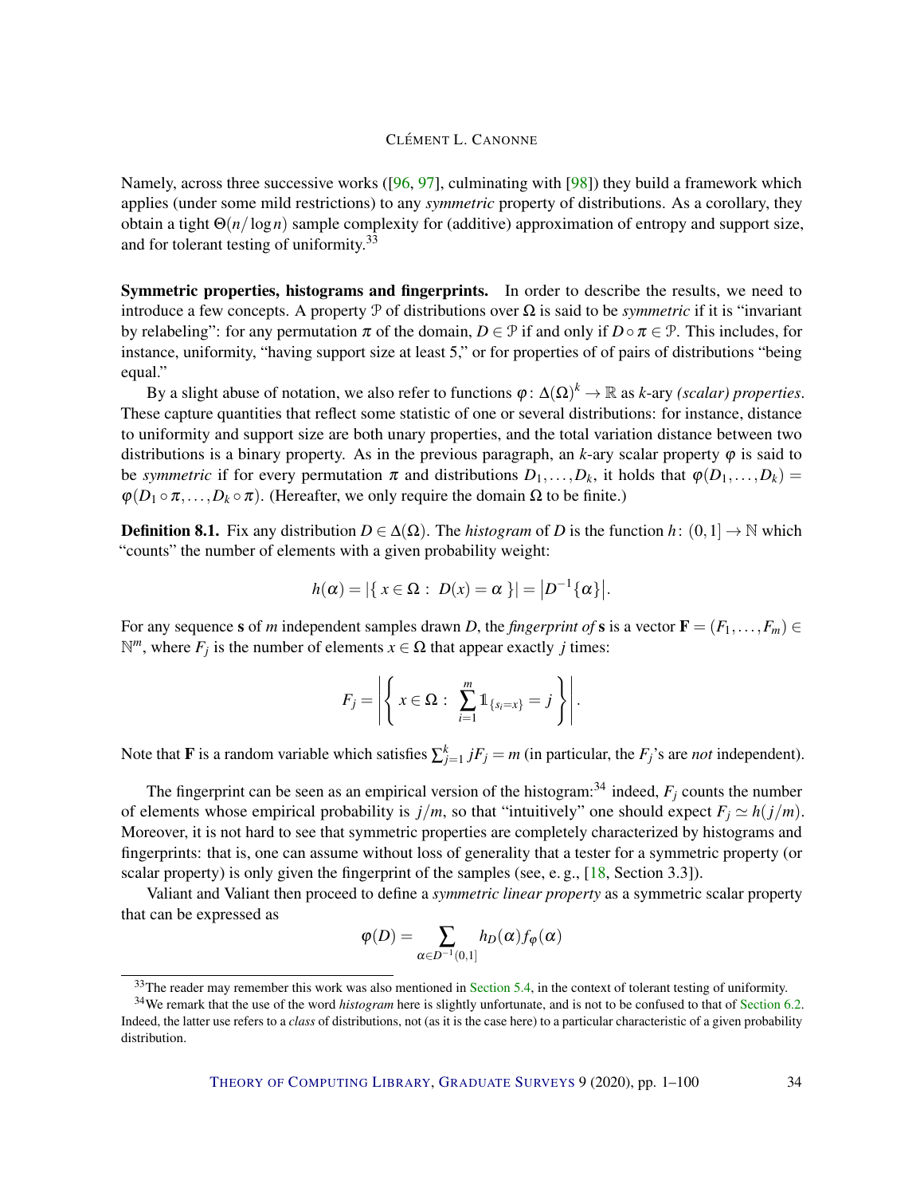Namely, across three successive works ([96, 97], culminating with [98]) they build a framework which applies (under some mild restrictions) to any *symmetric* property of distributions. As a corollary, they obtain a tight $\Theta(n/\log n)$ sample complexity for (additive) approximation of entropy and support size, and for tolerant testing of uniformity.[33]

**Symmetric properties, histograms and fingerprints.** In order to describe the results, we need to introduce a few concepts. A property $\mathcal{P}$ of distributions over $\Omega$ is said to be *symmetric* if it is "invariant by relabeling": for any permutation $\pi$ of the domain, $D \in \mathcal{P}$ if and only if $D \circ \pi \in \mathcal{P}$. This includes, for instance, uniformity, "having support size at least 5," or for properties of of pairs of distributions "being equal."

By a slight abuse of notation, we also refer to functions $\varphi \colon \Delta(\Omega)^k \to \mathbb{R}$ as $k$-ary *(scalar) properties*. These capture quantities that reflect some statistic of one or several distributions: for instance, distance to uniformity and support size are both unary properties, and the total variation distance between two distributions is a binary property. As in the previous paragraph, an $k$-ary scalar property $\varphi$ is said to be *symmetric* if for every permutation $\pi$ and distributions $D_1, \dots, D_k$, it holds that $\varphi(D_1, \dots, D_k) = \varphi(D_1 \circ \pi, \dots, D_k \circ \pi)$. (Hereafter, we only require the domain $\Omega$ to be finite.)

**Definition 8.1.** Fix any distribution $D \in \Delta(\Omega)$. The *histogram* of $D$ is the function $h \colon (0,1] \to \mathbb{N}$ which "counts" the number of elements with a given probability weight:

$$h(\alpha) = |\{\, x \in \Omega \,:\, D(x) = \alpha \,\}| = \left|D^{-1}\{\alpha\}\right|.$$

For any sequence $\mathbf{s}$ of $m$ independent samples drawn $D$, the *fingerprint of* $\mathbf{s}$ is a vector $\mathbf{F} = (F_1, \dots, F_m) \in \mathbb{N}^m$, where $F_j$ is the number of elements $x \in \Omega$ that appear exactly $j$ times:

$$F_j = \left| \left\{ \, x \in \Omega \,:\, \sum_{i=1}^m \mathbb{1}_{\{s_i = x\}} = j \, \right\} \right|.$$

Note that $\mathbf{F}$ is a random variable which satisfies $\sum_{j=1}^k jF_j = m$ (in particular, the $F_j$'s are *not* independent).

The fingerprint can be seen as an empirical version of the histogram:[34] indeed, $F_j$ counts the number of elements whose empirical probability is $j/m$, so that "intuitively" one should expect $F_j \simeq h(j/m)$. Moreover, it is not hard to see that symmetric properties are completely characterized by histograms and fingerprints: that is, one can assume without loss of generality that a tester for a symmetric property (or scalar property) is only given the fingerprint of the samples (see, e. g., [18, Section 3.3]).

Valiant and Valiant then proceed to define a *symmetric linear property* as a symmetric scalar property that can be expressed as

$$\varphi(D) = \sum_{\alpha \in D^{-1}(0,1]} h_D(\alpha) f_\varphi(\alpha)$$

[33] The reader may remember this work was also mentioned in Section 5.4, in the context of tolerant testing of uniformity.

[34] We remark that the use of the word *histogram* here is slightly unfortunate, and is not to be confused to that of Section 6.2. Indeed, the latter use refers to a *class* of distributions, not (as it is the case here) to a particular characteristic of a given probability distribution.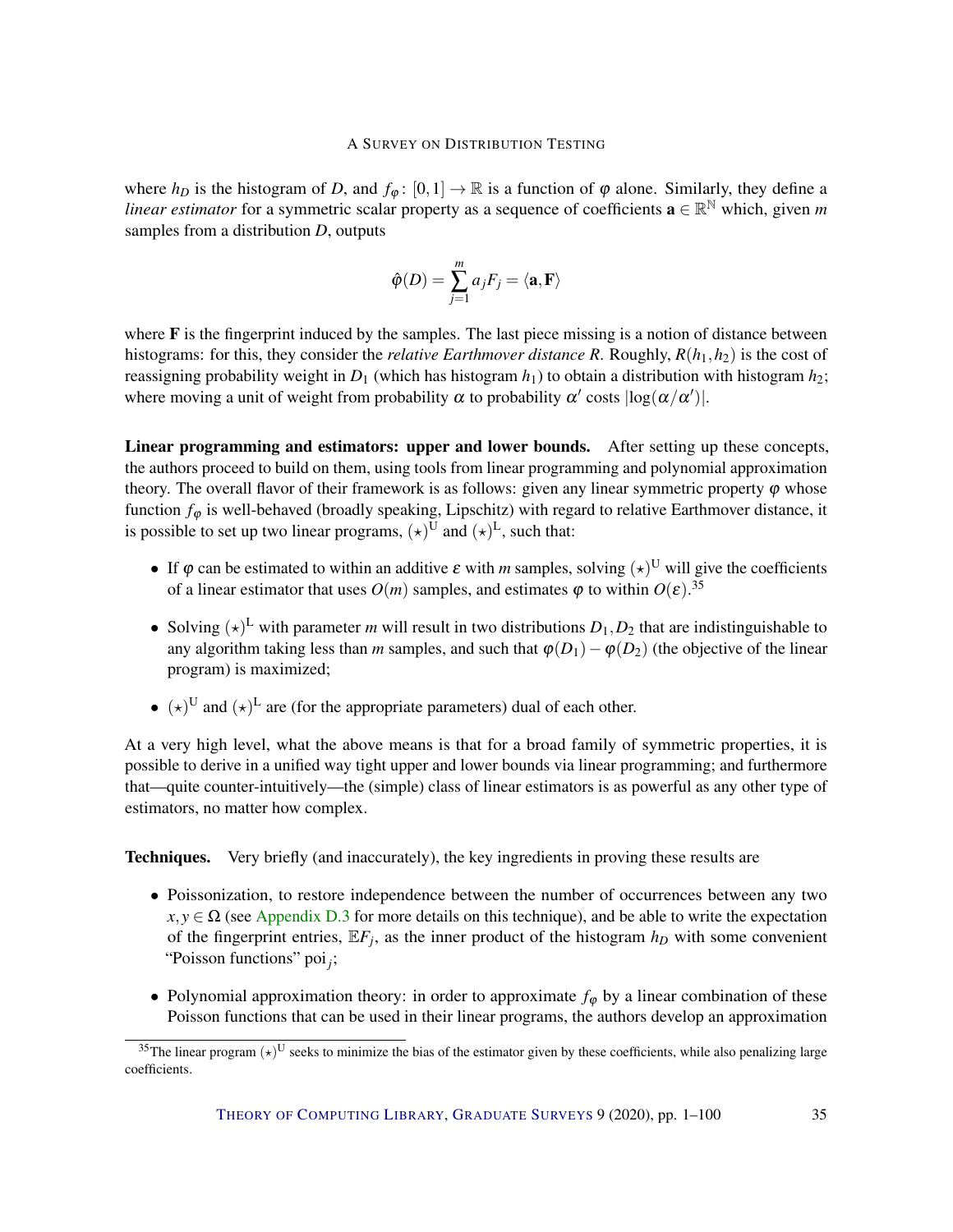where $h_D$ is the histogram of $D$, and $f_\varphi \colon [0,1] \to \mathbb{R}$ is a function of $\varphi$ alone. Similarly, they define a *linear estimator* for a symmetric scalar property as a sequence of coefficients $\mathbf{a} \in \mathbb{R}^{\mathbb{N}}$ which, given $m$ samples from a distribution $D$, outputs

$$\hat{\varphi}(D) = \sum_{j=1}^{m} a_j F_j = \langle \mathbf{a}, \mathbf{F} \rangle$$

where $\mathbf{F}$ is the fingerprint induced by the samples. The last piece missing is a notion of distance between histograms: for this, they consider the *relative Earthmover distance* $R$. Roughly, $R(h_1, h_2)$ is the cost of reassigning probability weight in $D_1$ (which has histogram $h_1$) to obtain a distribution with histogram $h_2$; where moving a unit of weight from probability $\alpha$ to probability $\alpha'$ costs $|\log(\alpha/\alpha')|$.

**Linear programming and estimators: upper and lower bounds.** After setting up these concepts, the authors proceed to build on them, using tools from linear programming and polynomial approximation theory. The overall flavor of their framework is as follows: given any linear symmetric property $\varphi$ whose function $f_\varphi$ is well-behaved (broadly speaking, Lipschitz) with regard to relative Earthmover distance, it is possible to set up two linear programs, $(\star)^{\mathrm{U}}$ and $(\star)^{\mathrm{L}}$, such that:

- If $\varphi$ can be estimated to within an additive $\varepsilon$ with $m$ samples, solving $(\star)^{\mathrm{U}}$ will give the coefficients of a linear estimator that uses $O(m)$ samples, and estimates $\varphi$ to within $O(\varepsilon)$.[35]
- Solving $(\star)^{\mathrm{L}}$ with parameter $m$ will result in two distributions $D_1, D_2$ that are indistinguishable to any algorithm taking less than $m$ samples, and such that $\varphi(D_1) - \varphi(D_2)$ (the objective of the linear program) is maximized;
- $(\star)^{\mathrm{U}}$ and $(\star)^{\mathrm{L}}$ are (for the appropriate parameters) dual of each other.

At a very high level, what the above means is that for a broad family of symmetric properties, it is possible to derive in a unified way tight upper and lower bounds via linear programming; and furthermore that—quite counter-intuitively—the (simple) class of linear estimators is as powerful as any other type of estimators, no matter how complex.

**Techniques.** Very briefly (and inaccurately), the key ingredients in proving these results are

- Poissonization, to restore independence between the number of occurrences between any two $x, y \in \Omega$ (see Appendix D.3 for more details on this technique), and be able to write the expectation of the fingerprint entries, $\mathbb{E}F_j$, as the inner product of the histogram $h_D$ with some convenient "Poisson functions" $\mathrm{poi}_j$;
- Polynomial approximation theory: in order to approximate $f_\varphi$ by a linear combination of these Poisson functions that can be used in their linear programs, the authors develop an approximation

[35] The linear program $(\star)^{\mathrm{U}}$ seeks to minimize the bias of the estimator given by these coefficients, while also penalizing large coefficients.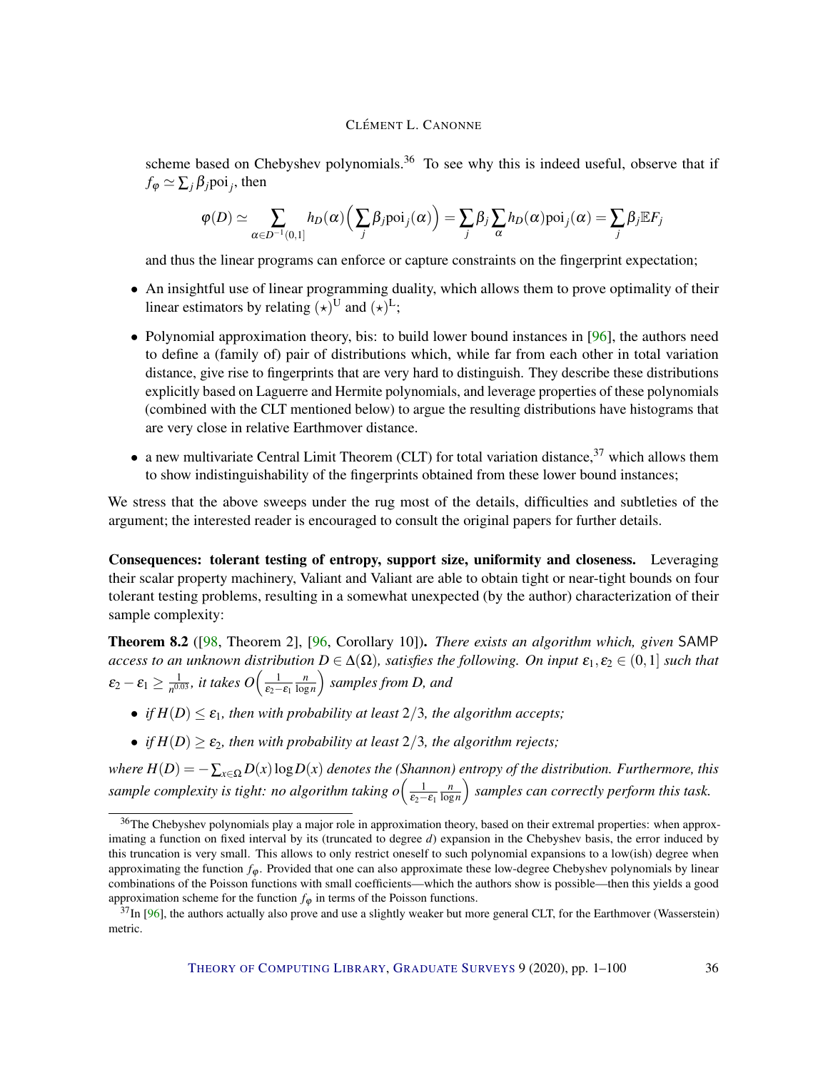scheme based on Chebyshev polynomials.[36] To see why this is indeed useful, observe that if $f_\varphi \simeq \sum_j \beta_j \mathrm{poi}_j$, then

$$\varphi(D) \simeq \sum_{\alpha \in D^{-1}(0,1]} h_D(\alpha)\Big(\sum_j \beta_j \mathrm{poi}_j(\alpha)\Big) = \sum_j \beta_j \sum_\alpha h_D(\alpha)\mathrm{poi}_j(\alpha) = \sum_j \beta_j \mathbb{E} F_j$$

and thus the linear programs can enforce or capture constraints on the fingerprint expectation;

- An insightful use of linear programming duality, which allows them to prove optimality of their linear estimators by relating $(\star)^{\mathrm{U}}$ and $(\star)^{\mathrm{L}}$;
- Polynomial approximation theory, bis: to build lower bound instances in [96], the authors need to define a (family of) pair of distributions which, while far from each other in total variation distance, give rise to fingerprints that are very hard to distinguish. They describe these distributions explicitly based on Laguerre and Hermite polynomials, and leverage properties of these polynomials (combined with the CLT mentioned below) to argue the resulting distributions have histograms that are very close in relative Earthmover distance.
- a new multivariate Central Limit Theorem (CLT) for total variation distance,[37] which allows them to show indistinguishability of the fingerprints obtained from these lower bound instances;

We stress that the above sweeps under the rug most of the details, difficulties and subtleties of the argument; the interested reader is encouraged to consult the original papers for further details.

**Consequences: tolerant testing of entropy, support size, uniformity and closeness.** Leveraging their scalar property machinery, Valiant and Valiant are able to obtain tight or near-tight bounds on four tolerant testing problems, resulting in a somewhat unexpected (by the author) characterization of their sample complexity:

**Theorem 8.2** ([98, Theorem 2], [96, Corollary 10]). *There exists an algorithm which, given* SAMP *access to an unknown distribution $D \in \Delta(\Omega)$, satisfies the following. On input $\varepsilon_1, \varepsilon_2 \in (0,1]$ such that $\varepsilon_2 - \varepsilon_1 \geq \frac{1}{n^{0.03}}$, it takes $O\Big(\frac{1}{\varepsilon_2-\varepsilon_1}\frac{n}{\log n}\Big)$ samples from D, and*

- *if $H(D) \leq \varepsilon_1$, then with probability at least $2/3$, the algorithm accepts;*
- *if $H(D) \geq \varepsilon_2$, then with probability at least $2/3$, the algorithm rejects;*

*where $H(D) = -\sum_{x\in\Omega} D(x)\log D(x)$ denotes the (Shannon) entropy of the distribution. Furthermore, this sample complexity is tight: no algorithm taking $o\Big(\frac{1}{\varepsilon_2-\varepsilon_1}\frac{n}{\log n}\Big)$ samples can correctly perform this task.*

[36] The Chebyshev polynomials play a major role in approximation theory, based on their extremal properties: when approximating a function on fixed interval by its (truncated to degree $d$) expansion in the Chebyshev basis, the error induced by this truncation is very small. This allows to only restrict oneself to such polynomial expansions to a low(ish) degree when approximating the function $f_\varphi$. Provided that one can also approximate these low-degree Chebyshev polynomials by linear combinations of the Poisson functions with small coefficients—which the authors show is possible—then this yields a good approximation scheme for the function $f_\varphi$ in terms of the Poisson functions.

[37] In [96], the authors actually also prove and use a slightly weaker but more general CLT, for the Earthmover (Wasserstein) metric.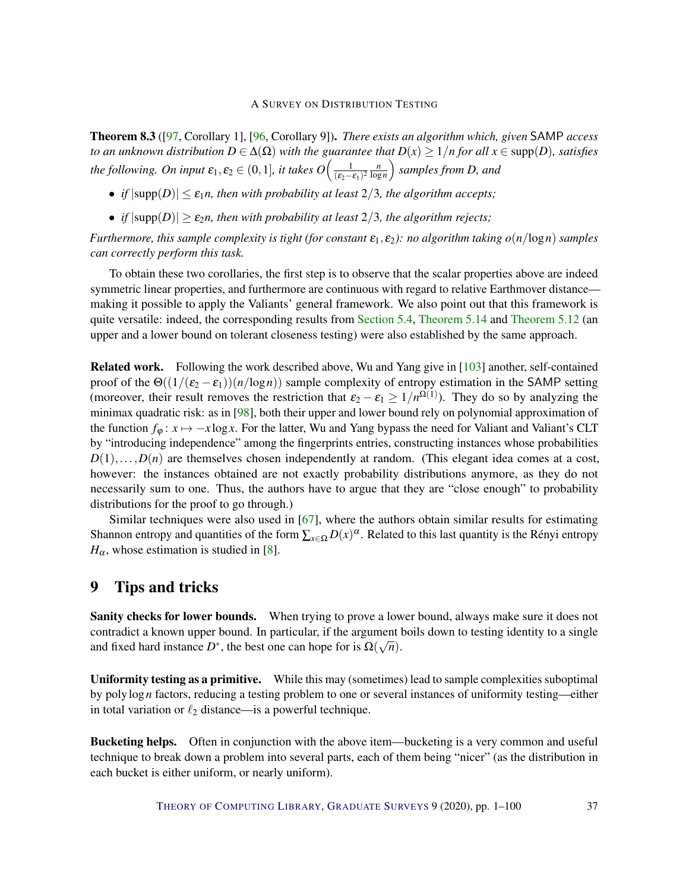**Theorem 8.3** ([97, Corollary 1], [96, Corollary 9]). *There exists an algorithm which, given* SAMP *access to an unknown distribution $D \in \Delta(\Omega)$ with the guarantee that $D(x) \geq 1/n$ for all $x \in \operatorname{supp}(D)$, satisfies the following. On input $\varepsilon_1, \varepsilon_2 \in (0,1]$, it takes $O\left(\frac{1}{(\varepsilon_2-\varepsilon_1)^2}\frac{n}{\log n}\right)$ samples from D, and*

- *if $|\operatorname{supp}(D)| \leq \varepsilon_1 n$, then with probability at least $2/3$, the algorithm accepts;*
- *if $|\operatorname{supp}(D)| \geq \varepsilon_2 n$, then with probability at least $2/3$, the algorithm rejects;*

*Furthermore, this sample complexity is tight (for constant $\varepsilon_1, \varepsilon_2$): no algorithm taking $o(n/\log n)$ samples can correctly perform this task.*

To obtain these two corollaries, the first step is to observe that the scalar properties above are indeed symmetric linear properties, and furthermore are continuous with regard to relative Earthmover distance—making it possible to apply the Valiants' general framework. We also point out that this framework is quite versatile: indeed, the corresponding results from Section 5.4, Theorem 5.14 and Theorem 5.12 (an upper and a lower bound on tolerant closeness testing) were also established by the same approach.

**Related work.** Following the work described above, Wu and Yang give in [103] another, self-contained proof of the $\Theta((1/(\varepsilon_2-\varepsilon_1))(n/\log n))$ sample complexity of entropy estimation in the SAMP setting (moreover, their result removes the restriction that $\varepsilon_2 - \varepsilon_1 \geq 1/n^{\Omega(1)}$). They do so by analyzing the minimax quadratic risk: as in [98], both their upper and lower bound rely on polynomial approximation of the function $f_\varphi \colon x \mapsto -x\log x$. For the latter, Wu and Yang bypass the need for Valiant and Valiant's CLT by "introducing independence" among the fingerprints entries, constructing instances whose probabilities $D(1), \ldots, D(n)$ are themselves chosen independently at random. (This elegant idea comes at a cost, however: the instances obtained are not exactly probability distributions anymore, as they do not necessarily sum to one. Thus, the authors have to argue that they are "close enough" to probability distributions for the proof to go through.)

Similar techniques were also used in [67], where the authors obtain similar results for estimating Shannon entropy and quantities of the form $\sum_{x\in\Omega} D(x)^\alpha$. Related to this last quantity is the Rényi entropy $H_\alpha$, whose estimation is studied in [8].

# 9 Tips and tricks

**Sanity checks for lower bounds.** When trying to prove a lower bound, always make sure it does not contradict a known upper bound. In particular, if the argument boils down to testing identity to a single and fixed hard instance $D^*$, the best one can hope for is $\Omega(\sqrt{n})$.

**Uniformity testing as a primitive.** While this may (sometimes) lead to sample complexities suboptimal by $\operatorname{poly}\log n$ factors, reducing a testing problem to one or several instances of uniformity testing—either in total variation or $\ell_2$ distance—is a powerful technique.

**Bucketing helps.** Often in conjunction with the above item—bucketing is a very common and useful technique to break down a problem into several parts, each of them being "nicer" (as the distribution in each bucket is either uniform, or nearly uniform).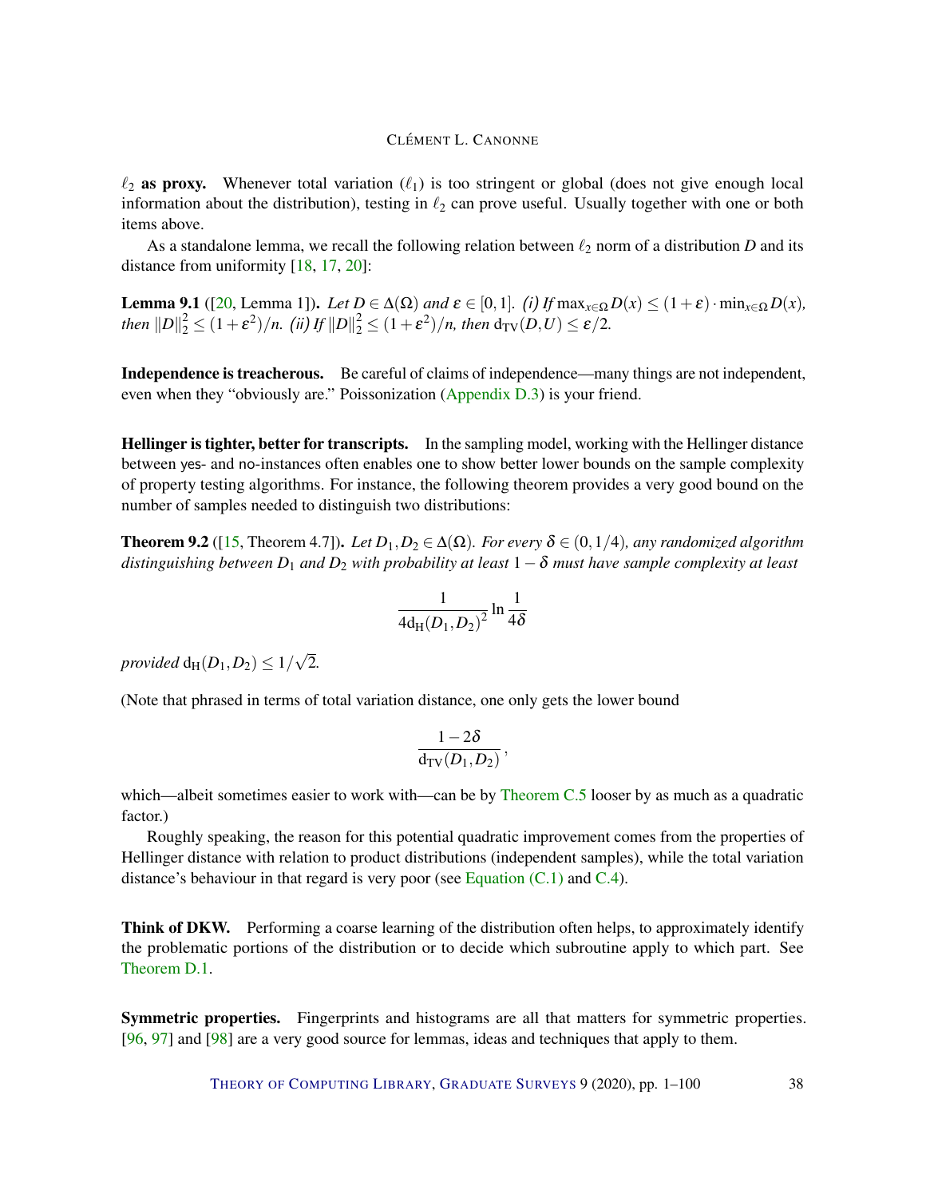**$\ell_2$ as proxy.** Whenever total variation ($\ell_1$) is too stringent or global (does not give enough local information about the distribution), testing in $\ell_2$ can prove useful. Usually together with one or both items above.

As a standalone lemma, we recall the following relation between $\ell_2$ norm of a distribution $D$ and its distance from uniformity [18, 17, 20]:

**Lemma 9.1** ([20, Lemma 1]). *Let $D \in \Delta(\Omega)$ and $\varepsilon \in [0,1]$. (i) If $\max_{x\in\Omega} D(x) \leq (1+\varepsilon)\cdot \min_{x\in\Omega} D(x)$, then $\|D\|_2^2 \leq (1+\varepsilon^2)/n$. (ii) If $\|D\|_2^2 \leq (1+\varepsilon^2)/n$, then $\mathrm{d_{TV}}(D,U) \leq \varepsilon/2$.*

**Independence is treacherous.** Be careful of claims of independence—many things are not independent, even when they "obviously are." Poissonization (Appendix D.3) is your friend.

**Hellinger is tighter, better for transcripts.** In the sampling model, working with the Hellinger distance between yes- and no-instances often enables one to show better lower bounds on the sample complexity of property testing algorithms. For instance, the following theorem provides a very good bound on the number of samples needed to distinguish two distributions:

**Theorem 9.2** ([15, Theorem 4.7]). *Let $D_1, D_2 \in \Delta(\Omega)$. For every $\delta \in (0,1/4)$, any randomized algorithm distinguishing between $D_1$ and $D_2$ with probability at least $1-\delta$ must have sample complexity at least*

$$\frac{1}{4\mathrm{d_H}(D_1,D_2)^2}\ln\frac{1}{4\delta}$$

*provided $\mathrm{d_H}(D_1,D_2) \leq 1/\sqrt{2}$.*

(Note that phrased in terms of total variation distance, one only gets the lower bound

$$\frac{1-2\delta}{\mathrm{d_{TV}}(D_1,D_2)},$$

which—albeit sometimes easier to work with—can be by Theorem C.5 looser by as much as a quadratic factor.)

Roughly speaking, the reason for this potential quadratic improvement comes from the properties of Hellinger distance with relation to product distributions (independent samples), while the total variation distance's behaviour in that regard is very poor (see Equation (C.1) and C.4).

**Think of DKW.** Performing a coarse learning of the distribution often helps, to approximately identify the problematic portions of the distribution or to decide which subroutine apply to which part. See Theorem D.1.

**Symmetric properties.** Fingerprints and histograms are all that matters for symmetric properties. [96, 97] and [98] are a very good source for lemmas, ideas and techniques that apply to them.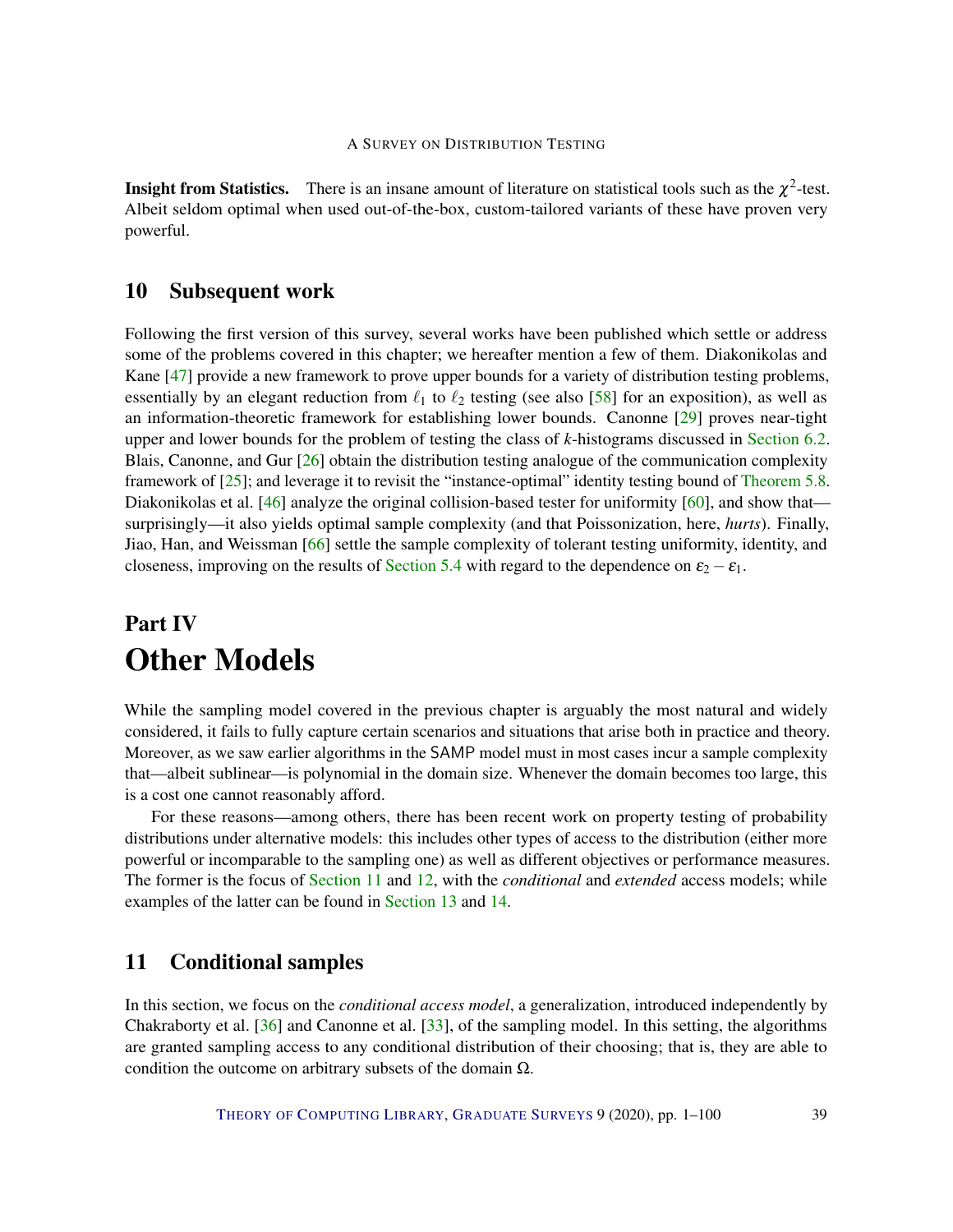**Insight from Statistics.** There is an insane amount of literature on statistical tools such as the $\chi^2$-test. Albeit seldom optimal when used out-of-the-box, custom-tailored variants of these have proven very powerful.

## 10 Subsequent work

Following the first version of this survey, several works have been published which settle or address some of the problems covered in this chapter; we hereafter mention a few of them. Diakonikolas and Kane [47] provide a new framework to prove upper bounds for a variety of distribution testing problems, essentially by an elegant reduction from $\ell_1$ to $\ell_2$ testing (see also [58] for an exposition), as well as an information-theoretic framework for establishing lower bounds. Canonne [29] proves near-tight upper and lower bounds for the problem of testing the class of $k$-histograms discussed in Section 6.2. Blais, Canonne, and Gur [26] obtain the distribution testing analogue of the communication complexity framework of [25]; and leverage it to revisit the "instance-optimal" identity testing bound of Theorem 5.8. Diakonikolas et al. [46] analyze the original collision-based tester for uniformity [60], and show that—surprisingly—it also yields optimal sample complexity (and that Poissonization, here, *hurts*). Finally, Jiao, Han, and Weissman [66] settle the sample complexity of tolerant testing uniformity, identity, and closeness, improving on the results of Section 5.4 with regard to the dependence on $\varepsilon_2 - \varepsilon_1$.

# Part IV
# Other Models

While the sampling model covered in the previous chapter is arguably the most natural and widely considered, it fails to fully capture certain scenarios and situations that arise both in practice and theory. Moreover, as we saw earlier algorithms in the SAMP model must in most cases incur a sample complexity that—albeit sublinear—is polynomial in the domain size. Whenever the domain becomes too large, this is a cost one cannot reasonably afford.

For these reasons—among others, there has been recent work on property testing of probability distributions under alternative models: this includes other types of access to the distribution (either more powerful or incomparable to the sampling one) as well as different objectives or performance measures. The former is the focus of Section 11 and 12, with the *conditional* and *extended* access models; while examples of the latter can be found in Section 13 and 14.

## 11 Conditional samples

In this section, we focus on the *conditional access model*, a generalization, introduced independently by Chakraborty et al. [36] and Canonne et al. [33], of the sampling model. In this setting, the algorithms are granted sampling access to any conditional distribution of their choosing; that is, they are able to condition the outcome on arbitrary subsets of the domain $\Omega$.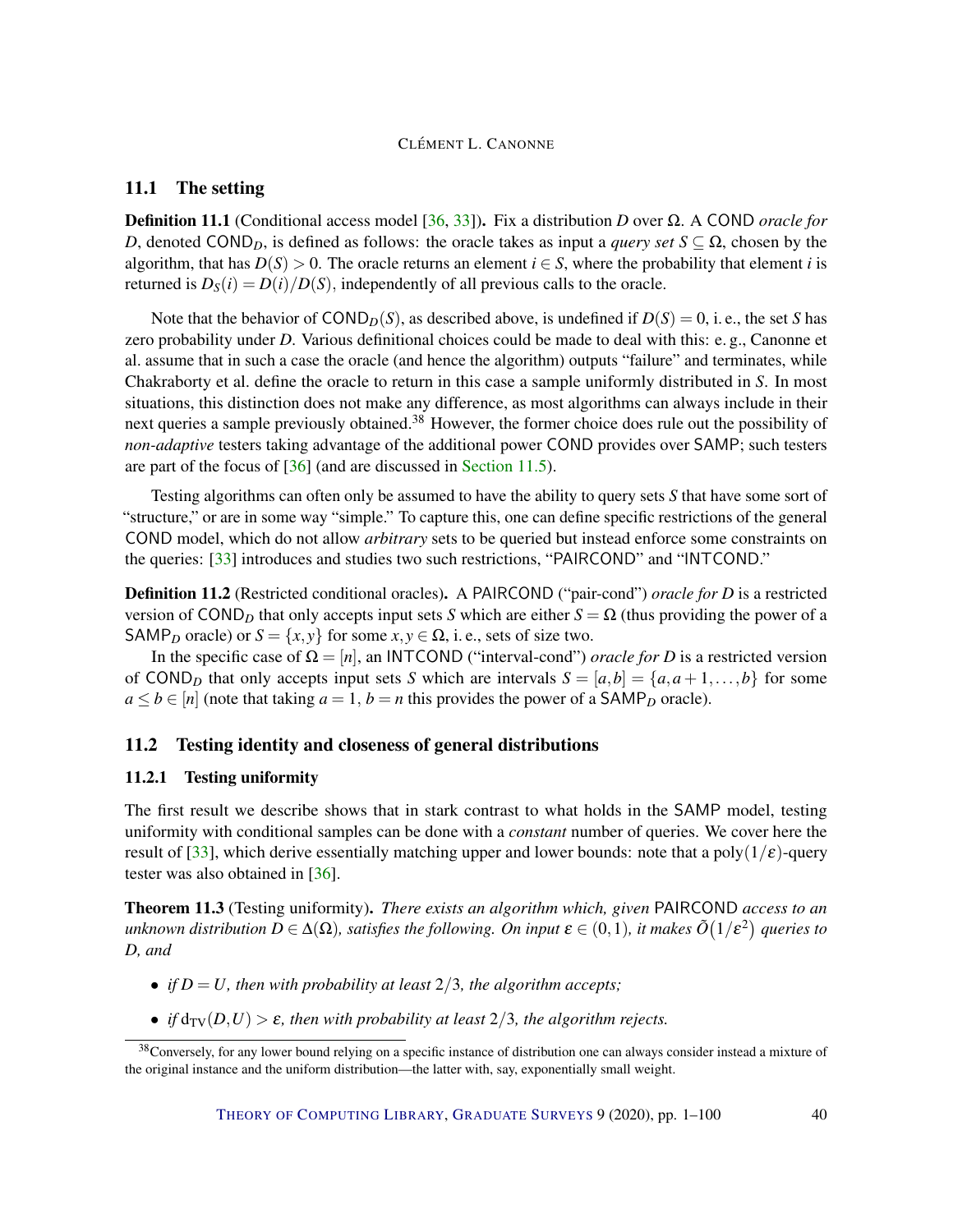## 11.1 The setting

**Definition 11.1** (Conditional access model [36, 33]). Fix a distribution $D$ over $\Omega$. A COND *oracle for* $D$, denoted $\mathsf{COND}_D$, is defined as follows: the oracle takes as input a *query set* $S \subseteq \Omega$, chosen by the algorithm, that has $D(S) > 0$. The oracle returns an element $i \in S$, where the probability that element $i$ is returned is $D_S(i) = D(i)/D(S)$, independently of all previous calls to the oracle.

Note that the behavior of $\mathsf{COND}_D(S)$, as described above, is undefined if $D(S) = 0$, i. e., the set $S$ has zero probability under $D$. Various definitional choices could be made to deal with this: e. g., Canonne et al. assume that in such a case the oracle (and hence the algorithm) outputs "failure" and terminates, while Chakraborty et al. define the oracle to return in this case a sample uniformly distributed in $S$. In most situations, this distinction does not make any difference, as most algorithms can always include in their next queries a sample previously obtained.[38] However, the former choice does rule out the possibility of *non-adaptive* testers taking advantage of the additional power COND provides over SAMP; such testers are part of the focus of [36] (and are discussed in Section 11.5).

Testing algorithms can often only be assumed to have the ability to query sets $S$ that have some sort of "structure," or are in some way "simple." To capture this, one can define specific restrictions of the general COND model, which do not allow *arbitrary* sets to be queried but instead enforce some constraints on the queries: [33] introduces and studies two such restrictions, "PAIRCOND" and "INTCOND."

**Definition 11.2** (Restricted conditional oracles). A PAIRCOND ("pair-cond") *oracle for* $D$ is a restricted version of $\mathsf{COND}_D$ that only accepts input sets $S$ which are either $S = \Omega$ (thus providing the power of a $\mathsf{SAMP}_D$ oracle) or $S = \{x, y\}$ for some $x, y \in \Omega$, i. e., sets of size two.

In the specific case of $\Omega = [n]$, an INTCOND ("interval-cond") *oracle for* $D$ is a restricted version of $\mathsf{COND}_D$ that only accepts input sets $S$ which are intervals $S = [a, b] = \{a, a+1, \dots, b\}$ for some $a \le b \in [n]$ (note that taking $a = 1$, $b = n$ this provides the power of a $\mathsf{SAMP}_D$ oracle).

## 11.2 Testing identity and closeness of general distributions

### 11.2.1 Testing uniformity

The first result we describe shows that in stark contrast to what holds in the SAMP model, testing uniformity with conditional samples can be done with a *constant* number of queries. We cover here the result of [33], which derive essentially matching upper and lower bounds: note that a $\mathrm{poly}(1/\varepsilon)$-query tester was also obtained in [36].

**Theorem 11.3** (Testing uniformity). *There exists an algorithm which, given* PAIRCOND *access to an unknown distribution* $D \in \Delta(\Omega)$*, satisfies the following. On input* $\varepsilon \in (0, 1)$*, it makes* $\tilde{O}(1/\varepsilon^2)$ *queries to* $D$*, and*

- *if* $D = U$*, then with probability at least* $2/3$*, the algorithm accepts;*
- *if* $\mathrm{d_{TV}}(D, U) > \varepsilon$*, then with probability at least* $2/3$*, the algorithm rejects.*

[38] Conversely, for any lower bound relying on a specific instance of distribution one can always consider instead a mixture of the original instance and the uniform distribution—the latter with, say, exponentially small weight.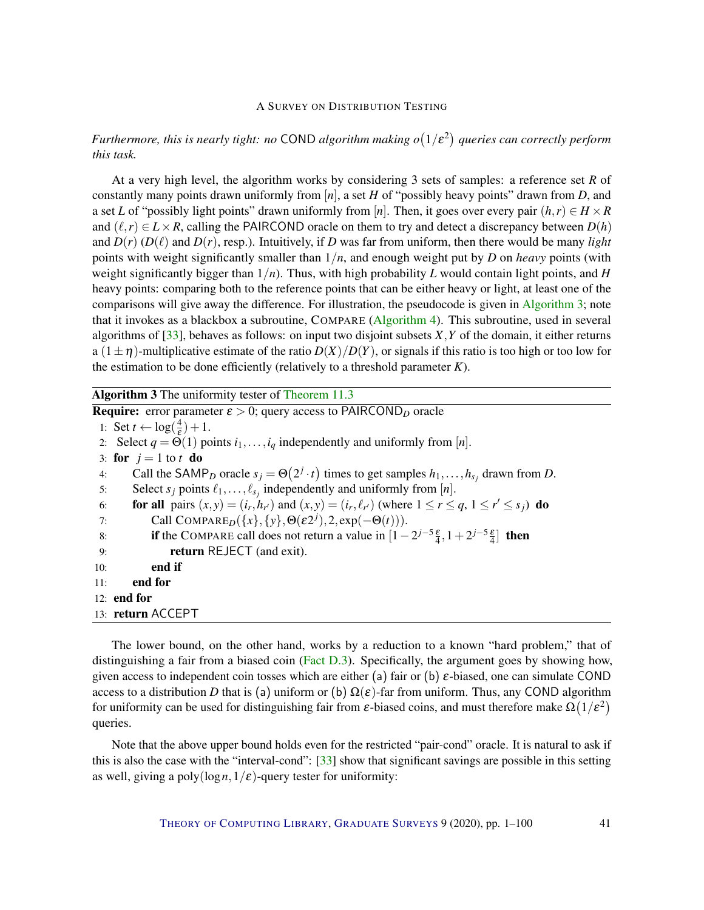*Furthermore, this is nearly tight: no* COND *algorithm making $o(1/\varepsilon^2)$ queries can correctly perform this task.*

At a very high level, the algorithm works by considering 3 sets of samples: a reference set $R$ of constantly many points drawn uniformly from $[n]$, a set $H$ of "possibly heavy points" drawn from $D$, and a set $L$ of "possibly light points" drawn uniformly from $[n]$. Then, it goes over every pair $(h,r) \in H \times R$ and $(\ell,r) \in L \times R$, calling the PAIRCOND oracle on them to try and detect a discrepancy between $D(h)$ and $D(r)$ ($D(\ell)$ and $D(r)$, resp.). Intuitively, if $D$ was far from uniform, then there would be many *light* points with weight significantly smaller than $1/n$, and enough weight put by $D$ on *heavy* points (with weight significantly bigger than $1/n$). Thus, with high probability $L$ would contain light points, and $H$ heavy points: comparing both to the reference points that can be either heavy or light, at least one of the comparisons will give away the difference. For illustration, the pseudocode is given in Algorithm 3; note that it invokes as a blackbox a subroutine, COMPARE (Algorithm 4). This subroutine, used in several algorithms of [33], behaves as follows: on input two disjoint subsets $X,Y$ of the domain, it either returns a $(1 \pm \eta)$-multiplicative estimate of the ratio $D(X)/D(Y)$, or signals if this ratio is too high or too low for the estimation to be done efficiently (relatively to a threshold parameter $K$).

**Algorithm 3** The uniformity tester of Theorem 11.3

```
Require: error parameter ε > 0; query access to PAIRCOND_D oracle
 1: Set t ← log(4/ε) + 1.
 2: Select q = Θ(1) points i_1, ..., i_q independently and uniformly from [n].
 3: for j = 1 to t do
 4:     Call the SAMP_D oracle s_j = Θ(2^j · t) times to get samples h_1, ..., h_{s_j} drawn from D.
 5:     Select s_j points ℓ_1, ..., ℓ_{s_j} independently and uniformly from [n].
 6:     for all pairs (x,y) = (i_r, h_{r'}) and (x,y) = (i_r, ℓ_{r'}) (where 1 ≤ r ≤ q, 1 ≤ r' ≤ s_j) do
 7:         Call COMPARE_D({x}, {y}, Θ(ε2^j), 2, exp(−Θ(t))).
 8:         if the COMPARE call does not return a value in [1 − 2^{j−5} ε/4, 1 + 2^{j−5} ε/4] then
 9:             return REJECT (and exit).
10:         end if
11:     end for
12: end for
13: return ACCEPT
```

The lower bound, on the other hand, works by a reduction to a known "hard problem," that of distinguishing a fair from a biased coin (Fact D.3). Specifically, the argument goes by showing how, given access to independent coin tosses which are either (a) fair or (b) $\varepsilon$-biased, one can simulate COND access to a distribution $D$ that is (a) uniform or (b) $\Omega(\varepsilon)$-far from uniform. Thus, any COND algorithm for uniformity can be used for distinguishing fair from $\varepsilon$-biased coins, and must therefore make $\Omega(1/\varepsilon^2)$ queries.

Note that the above upper bound holds even for the restricted "pair-cond" oracle. It is natural to ask if this is also the case with the "interval-cond": [33] show that significant savings are possible in this setting as well, giving a $\mathrm{poly}(\log n, 1/\varepsilon)$-query tester for uniformity: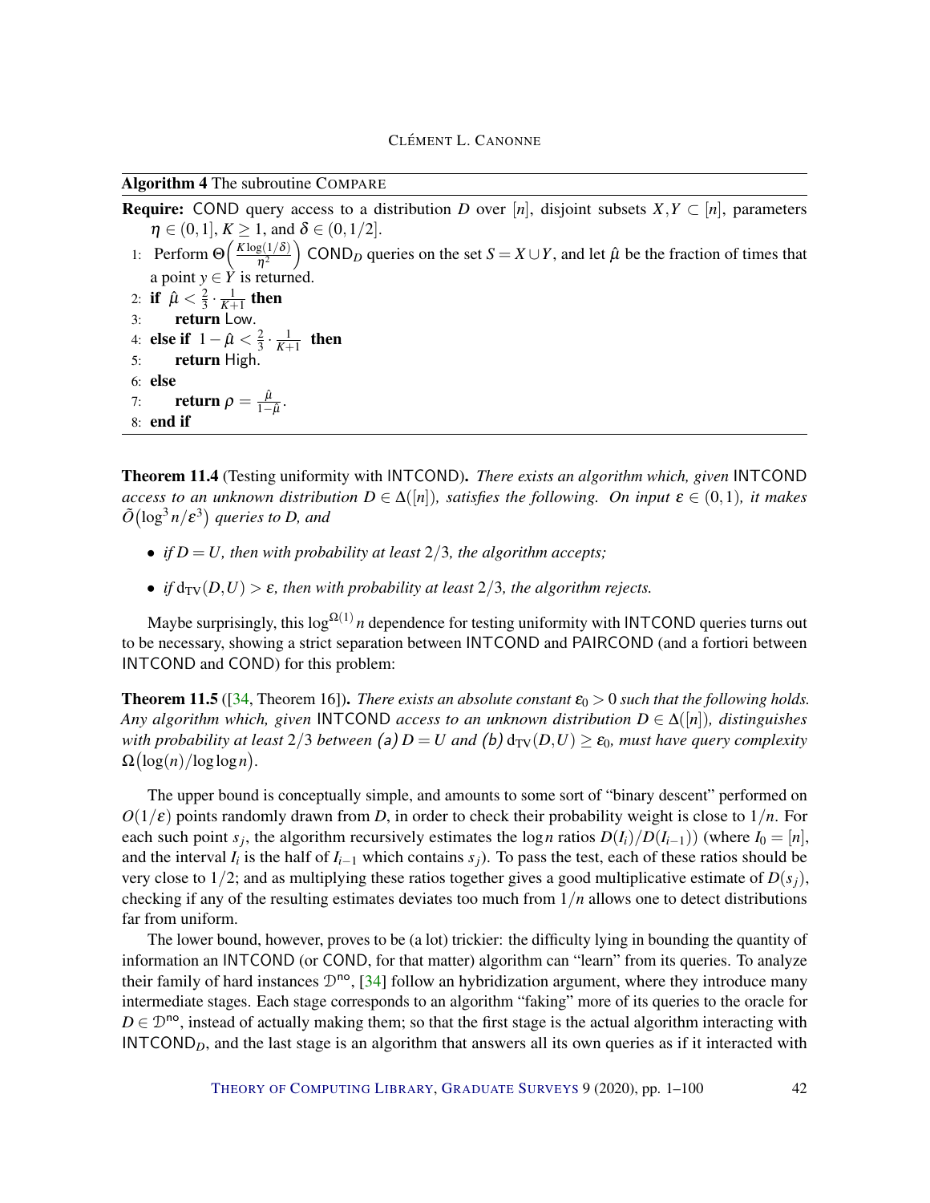**Algorithm 4** The subroutine COMPARE

**Require:** COND query access to a distribution $D$ over $[n]$, disjoint subsets $X, Y \subset [n]$, parameters $\eta \in (0,1]$, $K \geq 1$, and $\delta \in (0, 1/2]$.

1: Perform $\Theta\Big(\frac{K \log(1/\delta)}{\eta^2}\Big)$ $\mathsf{COND}_D$ queries on the set $S = X \cup Y$, and let $\hat{\mu}$ be the fraction of times that a point $y \in Y$ is returned.
2: **if** $\hat{\mu} < \frac{2}{3} \cdot \frac{1}{K+1}$ **then**
3: **return** Low.
4: **else if** $1 - \hat{\mu} < \frac{2}{3} \cdot \frac{1}{K+1}$ **then**
5: **return** High.
6: **else**
7: **return** $\rho = \frac{\hat{\mu}}{1-\hat{\mu}}$.
8: **end if**

**Theorem 11.4** (Testing uniformity with INTCOND). *There exists an algorithm which, given* INTCOND *access to an unknown distribution $D \in \Delta([n])$, satisfies the following. On input $\varepsilon \in (0,1)$, it makes $\tilde{O}\big(\log^3 n/\varepsilon^3\big)$ queries to $D$, and*

- *if $D = U$, then with probability at least $2/3$, the algorithm accepts;*
- *if $\mathrm{d}_{\mathrm{TV}}(D, U) > \varepsilon$, then with probability at least $2/3$, the algorithm rejects.*

Maybe surprisingly, this $\log^{\Omega(1)} n$ dependence for testing uniformity with INTCOND queries turns out to be necessary, showing a strict separation between INTCOND and PAIRCOND (and a fortiori between INTCOND and COND) for this problem:

**Theorem 11.5** ([34, Theorem 16]). *There exists an absolute constant $\varepsilon_0 > 0$ such that the following holds. Any algorithm which, given* INTCOND *access to an unknown distribution $D \in \Delta([n])$, distinguishes with probability at least $2/3$ between (a) $D = U$ and (b) $\mathrm{d}_{\mathrm{TV}}(D, U) \geq \varepsilon_0$, must have query complexity $\Omega\big(\log(n)/\log\log n\big)$.*

The upper bound is conceptually simple, and amounts to some sort of "binary descent" performed on $O(1/\varepsilon)$ points randomly drawn from $D$, in order to check their probability weight is close to $1/n$. For each such point $s_j$, the algorithm recursively estimates the $\log n$ ratios $D(I_i)/D(I_{i-1})$) (where $I_0 = [n]$, and the interval $I_i$ is the half of $I_{i-1}$ which contains $s_j$). To pass the test, each of these ratios should be very close to $1/2$; and as multiplying these ratios together gives a good multiplicative estimate of $D(s_j)$, checking if any of the resulting estimates deviates too much from $1/n$ allows one to detect distributions far from uniform.

The lower bound, however, proves to be (a lot) trickier: the difficulty lying in bounding the quantity of information an INTCOND (or COND, for that matter) algorithm can "learn" from its queries. To analyze their family of hard instances $\mathcal{D}^{\mathsf{no}}$, [34] follow an hybridization argument, where they introduce many intermediate stages. Each stage corresponds to an algorithm "faking" more of its queries to the oracle for $D \in \mathcal{D}^{\mathsf{no}}$, instead of actually making them; so that the first stage is the actual algorithm interacting with $\mathsf{INTCOND}_D$, and the last stage is an algorithm that answers all its own queries as if it interacted with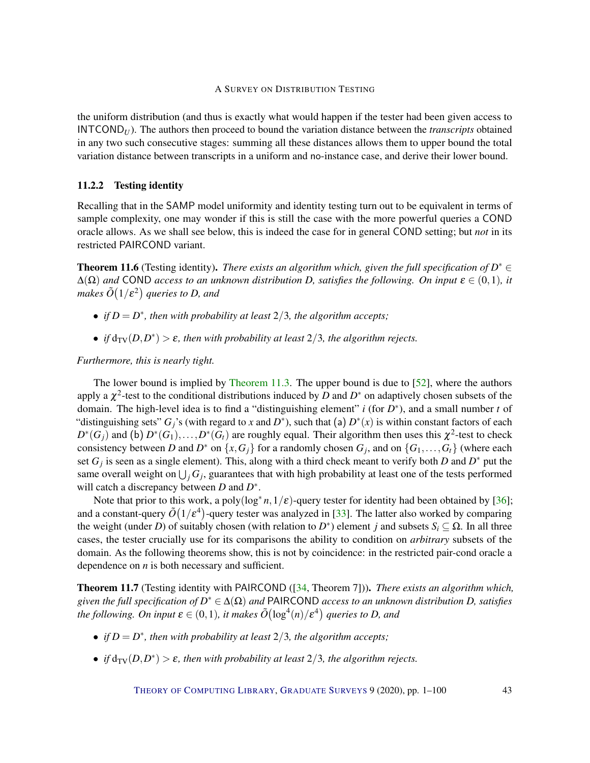the uniform distribution (and thus is exactly what would happen if the tester had been given access to $\mathsf{INTCOND}_U$). The authors then proceed to bound the variation distance between the *transcripts* obtained in any two such consecutive stages: summing all these distances allows them to upper bound the total variation distance between transcripts in a uniform and no-instance case, and derive their lower bound.

### 11.2.2 Testing identity

Recalling that in the SAMP model uniformity and identity testing turn out to be equivalent in terms of sample complexity, one may wonder if this is still the case with the more powerful queries a COND oracle allows. As we shall see below, this is indeed the case for in general COND setting; but *not* in its restricted PAIRCOND variant.

**Theorem 11.6** (Testing identity). *There exists an algorithm which, given the full specification of $D^* \in \Delta(\Omega)$ and COND access to an unknown distribution $D$, satisfies the following. On input $\varepsilon \in (0,1)$, it makes $\tilde{O}(1/\varepsilon^2)$ queries to $D$, and*

- *if $D = D^*$, then with probability at least $2/3$, the algorithm accepts;*
- *if $\mathrm{d_{TV}}(D,D^*) > \varepsilon$, then with probability at least $2/3$, the algorithm rejects.*

*Furthermore, this is nearly tight.*

The lower bound is implied by Theorem 11.3. The upper bound is due to [52], where the authors apply a $\chi^2$-test to the conditional distributions induced by $D$ and $D^*$ on adaptively chosen subsets of the domain. The high-level idea is to find a "distinguishing element" $i$ (for $D^*$), and a small number $t$ of "distinguishing sets" $G_j$'s (with regard to $x$ and $D^*$), such that (a) $D^*(x)$ is within constant factors of each $D^*(G_j)$ and (b) $D^*(G_1), \dots, D^*(G_t)$ are roughly equal. Their algorithm then uses this $\chi^2$-test to check consistency between $D$ and $D^*$ on $\{x, G_j\}$ for a randomly chosen $G_j$, and on $\{G_1, \dots, G_t\}$ (where each set $G_j$ is seen as a single element). This, along with a third check meant to verify both $D$ and $D^*$ put the same overall weight on $\bigcup_j G_j$, guarantees that with high probability at least one of the tests performed will catch a discrepancy between $D$ and $D^*$.

Note that prior to this work, a $\mathrm{poly}(\log^* n, 1/\varepsilon)$-query tester for identity had been obtained by [36]; and a constant-query $\tilde{O}(1/\varepsilon^4)$-query tester was analyzed in [33]. The latter also worked by comparing the weight (under $D$) of suitably chosen (with relation to $D^*$) element $j$ and subsets $S_i \subseteq \Omega$. In all three cases, the tester crucially use for its comparisons the ability to condition on *arbitrary* subsets of the domain. As the following theorems show, this is not by coincidence: in the restricted pair-cond oracle a dependence on $n$ is both necessary and sufficient.

**Theorem 11.7** (Testing identity with PAIRCOND ([34, Theorem 7])). *There exists an algorithm which, given the full specification of $D^* \in \Delta(\Omega)$ and PAIRCOND access to an unknown distribution $D$, satisfies the following. On input $\varepsilon \in (0,1)$, it makes $\tilde{O}(\log^4(n)/\varepsilon^4)$ queries to $D$, and*

- *if $D = D^*$, then with probability at least $2/3$, the algorithm accepts;*
- *if $\mathrm{d_{TV}}(D,D^*) > \varepsilon$, then with probability at least $2/3$, the algorithm rejects.*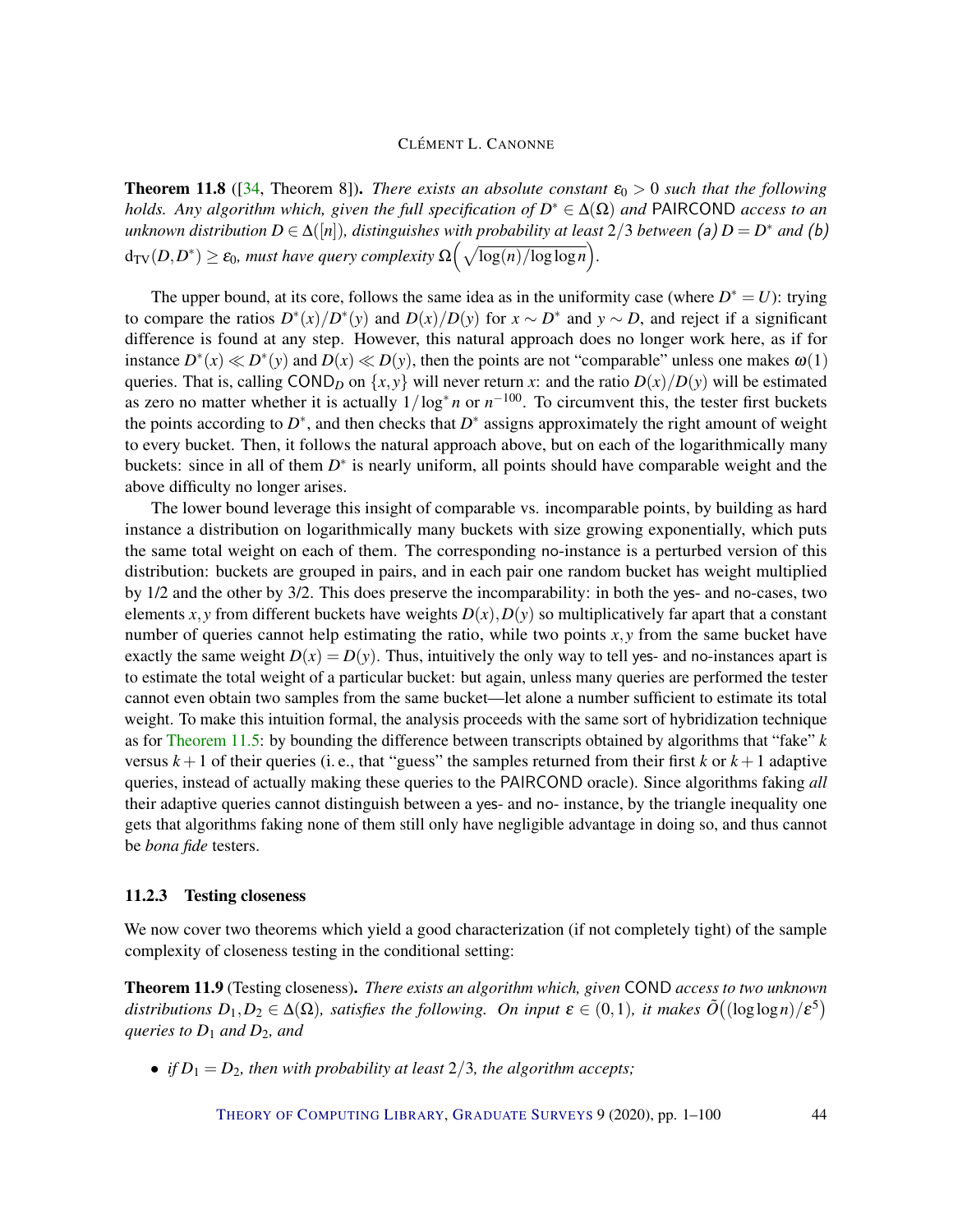**Theorem 11.8** ([34, Theorem 8]). *There exists an absolute constant $\varepsilon_0 > 0$ such that the following holds. Any algorithm which, given the full specification of $D^* \in \Delta(\Omega)$ and* PAIRCOND *access to an unknown distribution $D \in \Delta([n])$, distinguishes with probability at least $2/3$ between (a) $D = D^*$ and (b) $\mathrm{d_{TV}}(D, D^*) \geq \varepsilon_0$, must have query complexity $\Omega\Big(\sqrt{\log(n)/\log\log n}\Big)$.*

The upper bound, at its core, follows the same idea as in the uniformity case (where $D^* = U$): trying to compare the ratios $D^*(x)/D^*(y)$ and $D(x)/D(y)$ for $x \sim D^*$ and $y \sim D$, and reject if a significant difference is found at any step. However, this natural approach does no longer work here, as if for instance $D^*(x) \ll D^*(y)$ and $D(x) \ll D(y)$, then the points are not "comparable" unless one makes $\omega(1)$ queries. That is, calling $\mathsf{COND}_D$ on $\{x, y\}$ will never return $x$: and the ratio $D(x)/D(y)$ will be estimated as zero no matter whether it is actually $1/\log^* n$ or $n^{-100}$. To circumvent this, the tester first buckets the points according to $D^*$, and then checks that $D^*$ assigns approximately the right amount of weight to every bucket. Then, it follows the natural approach above, but on each of the logarithmically many buckets: since in all of them $D^*$ is nearly uniform, all points should have comparable weight and the above difficulty no longer arises.

The lower bound leverage this insight of comparable vs. incomparable points, by building as hard instance a distribution on logarithmically many buckets with size growing exponentially, which puts the same total weight on each of them. The corresponding no-instance is a perturbed version of this distribution: buckets are grouped in pairs, and in each pair one random bucket has weight multiplied by 1/2 and the other by 3/2. This does preserve the incomparability: in both the yes- and no-cases, two elements $x, y$ from different buckets have weights $D(x), D(y)$ so multiplicatively far apart that a constant number of queries cannot help estimating the ratio, while two points $x, y$ from the same bucket have exactly the same weight $D(x) = D(y)$. Thus, intuitively the only way to tell yes- and no-instances apart is to estimate the total weight of a particular bucket: but again, unless many queries are performed the tester cannot even obtain two samples from the same bucket—let alone a number sufficient to estimate its total weight. To make this intuition formal, the analysis proceeds with the same sort of hybridization technique as for Theorem 11.5: by bounding the difference between transcripts obtained by algorithms that "fake" $k$ versus $k+1$ of their queries (i. e., that "guess" the samples returned from their first $k$ or $k+1$ adaptive queries, instead of actually making these queries to the PAIRCOND oracle). Since algorithms faking *all* their adaptive queries cannot distinguish between a yes- and no- instance, by the triangle inequality one gets that algorithms faking none of them still only have negligible advantage in doing so, and thus cannot be *bona fide* testers.

### 11.2.3 Testing closeness

We now cover two theorems which yield a good characterization (if not completely tight) of the sample complexity of closeness testing in the conditional setting:

**Theorem 11.9** (Testing closeness). *There exists an algorithm which, given* COND *access to two unknown distributions $D_1, D_2 \in \Delta(\Omega)$, satisfies the following. On input $\varepsilon \in (0,1)$, it makes $\tilde{O}\big((\log\log n)/\varepsilon^5\big)$ queries to $D_1$ and $D_2$, and*

- *if $D_1 = D_2$, then with probability at least $2/3$, the algorithm accepts;*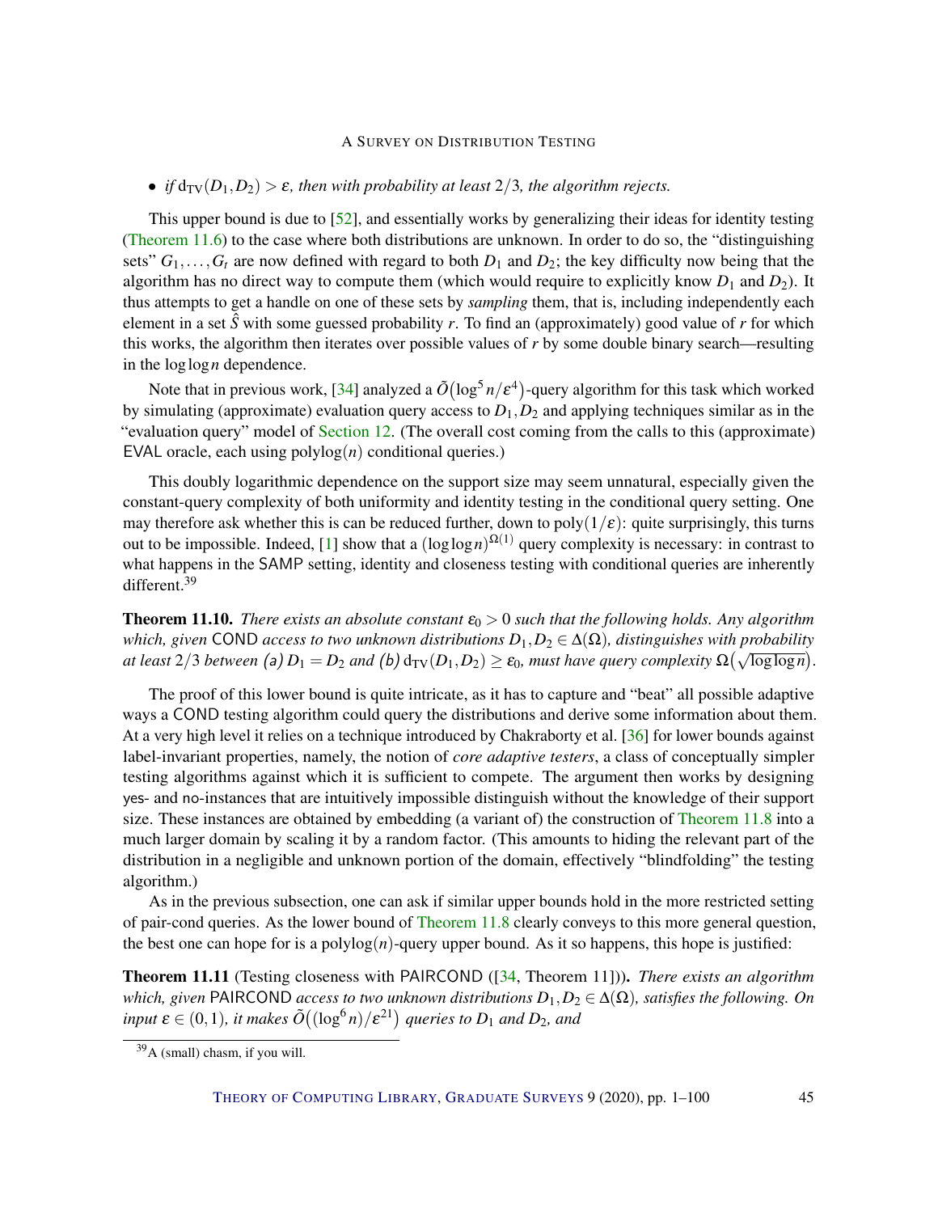- *if* $d_{TV}(D_1, D_2) > \varepsilon$*, then with probability at least* $2/3$*, the algorithm rejects.*

This upper bound is due to [52], and essentially works by generalizing their ideas for identity testing (Theorem 11.6) to the case where both distributions are unknown. In order to do so, the "distinguishing sets" $G_1, \ldots, G_t$ are now defined with regard to both $D_1$ and $D_2$; the key difficulty now being that the algorithm has no direct way to compute them (which would require to explicitly know $D_1$ and $D_2$). It thus attempts to get a handle on one of these sets by *sampling* them, that is, including independently each element in a set $\hat{S}$ with some guessed probability $r$. To find an (approximately) good value of $r$ for which this works, the algorithm then iterates over possible values of $r$ by some double binary search—resulting in the $\log\log n$ dependence.

Note that in previous work, [34] analyzed a $\tilde{O}(\log^5 n/\varepsilon^4)$-query algorithm for this task which worked by simulating (approximate) evaluation query access to $D_1, D_2$ and applying techniques similar as in the "evaluation query" model of Section 12. (The overall cost coming from the calls to this (approximate) EVAL oracle, each using $\mathrm{polylog}(n)$ conditional queries.)

This doubly logarithmic dependence on the support size may seem unnatural, especially given the constant-query complexity of both uniformity and identity testing in the conditional query setting. One may therefore ask whether this is can be reduced further, down to $\mathrm{poly}(1/\varepsilon)$: quite surprisingly, this turns out to be impossible. Indeed, [1] show that a $(\log\log n)^{\Omega(1)}$ query complexity is necessary: in contrast to what happens in the SAMP setting, identity and closeness testing with conditional queries are inherently different.[39]

**Theorem 11.10.** *There exists an absolute constant* $\varepsilon_0 > 0$ *such that the following holds. Any algorithm which, given* COND *access to two unknown distributions* $D_1, D_2 \in \Delta(\Omega)$*, distinguishes with probability at least* $2/3$ *between (a)* $D_1 = D_2$ *and (b)* $d_{TV}(D_1, D_2) \geq \varepsilon_0$*, must have query complexity* $\Omega\big(\sqrt{\log\log n}\big)$*.*

The proof of this lower bound is quite intricate, as it has to capture and "beat" all possible adaptive ways a COND testing algorithm could query the distributions and derive some information about them. At a very high level it relies on a technique introduced by Chakraborty et al. [36] for lower bounds against label-invariant properties, namely, the notion of *core adaptive testers*, a class of conceptually simpler testing algorithms against which it is sufficient to compete. The argument then works by designing yes- and no-instances that are intuitively impossible distinguish without the knowledge of their support size. These instances are obtained by embedding (a variant of) the construction of Theorem 11.8 into a much larger domain by scaling it by a random factor. (This amounts to hiding the relevant part of the distribution in a negligible and unknown portion of the domain, effectively "blindfolding" the testing algorithm.)

As in the previous subsection, one can ask if similar upper bounds hold in the more restricted setting of pair-cond queries. As the lower bound of Theorem 11.8 clearly conveys to this more general question, the best one can hope for is a $\mathrm{polylog}(n)$-query upper bound. As it so happens, this hope is justified:

**Theorem 11.11** (Testing closeness with PAIRCOND ([34, Theorem 11])). *There exists an algorithm which, given* PAIRCOND *access to two unknown distributions* $D_1, D_2 \in \Delta(\Omega)$*, satisfies the following. On input* $\varepsilon \in (0,1)$*, it makes* $\tilde{O}\big((\log^6 n)/\varepsilon^{21}\big)$ *queries to* $D_1$ *and* $D_2$*, and*

[39] A (small) chasm, if you will.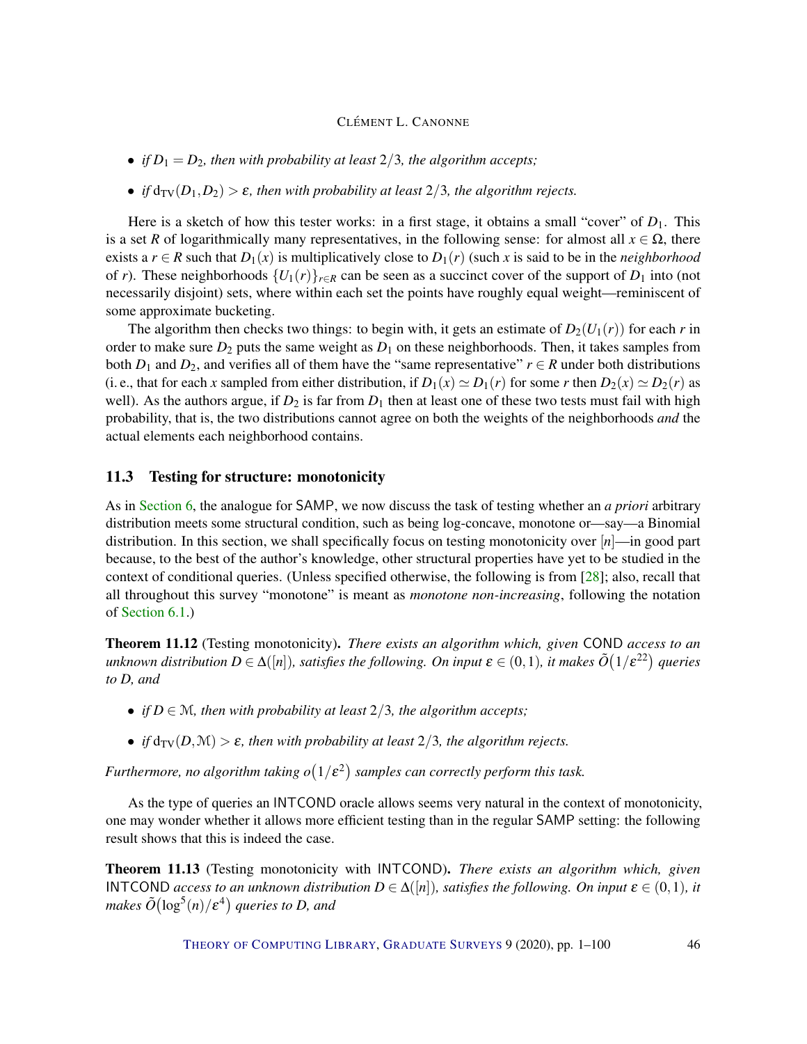- *if $D_1 = D_2$, then with probability at least $2/3$, the algorithm accepts;*
- *if $d_{TV}(D_1, D_2) > \varepsilon$, then with probability at least $2/3$, the algorithm rejects.*

Here is a sketch of how this tester works: in a first stage, it obtains a small "cover" of $D_1$. This is a set $R$ of logarithmically many representatives, in the following sense: for almost all $x \in \Omega$, there exists a $r \in R$ such that $D_1(x)$ is multiplicatively close to $D_1(r)$ (such $x$ is said to be in the *neighborhood* of $r$). These neighborhoods $\{U_1(r)\}_{r \in R}$ can be seen as a succinct cover of the support of $D_1$ into (not necessarily disjoint) sets, where within each set the points have roughly equal weight—reminiscent of some approximate bucketing.

The algorithm then checks two things: to begin with, it gets an estimate of $D_2(U_1(r))$ for each $r$ in order to make sure $D_2$ puts the same weight as $D_1$ on these neighborhoods. Then, it takes samples from both $D_1$ and $D_2$, and verifies all of them have the "same representative" $r \in R$ under both distributions (i. e., that for each $x$ sampled from either distribution, if $D_1(x) \simeq D_1(r)$ for some $r$ then $D_2(x) \simeq D_2(r)$ as well). As the authors argue, if $D_2$ is far from $D_1$ then at least one of these two tests must fail with high probability, that is, the two distributions cannot agree on both the weights of the neighborhoods *and* the actual elements each neighborhood contains.

### 11.3 Testing for structure: monotonicity

As in Section 6, the analogue for SAMP, we now discuss the task of testing whether an *a priori* arbitrary distribution meets some structural condition, such as being log-concave, monotone or—say—a Binomial distribution. In this section, we shall specifically focus on testing monotonicity over $[n]$—in good part because, to the best of the author's knowledge, other structural properties have yet to be studied in the context of conditional queries. (Unless specified otherwise, the following is from [28]; also, recall that all throughout this survey "monotone" is meant as *monotone non-increasing*, following the notation of Section 6.1.)

**Theorem 11.12** (Testing monotonicity)**.** *There exists an algorithm which, given COND access to an unknown distribution $D \in \Delta([n])$, satisfies the following. On input $\varepsilon \in (0,1)$, it makes $\tilde{O}(1/\varepsilon^{22})$ queries to D, and*

- *if $D \in \mathcal{M}$, then with probability at least $2/3$, the algorithm accepts;*
- *if $d_{TV}(D, \mathcal{M}) > \varepsilon$, then with probability at least $2/3$, the algorithm rejects.*

*Furthermore, no algorithm taking $o(1/\varepsilon^2)$ samples can correctly perform this task.*

As the type of queries an INTCOND oracle allows seems very natural in the context of monotonicity, one may wonder whether it allows more efficient testing than in the regular SAMP setting: the following result shows that this is indeed the case.

**Theorem 11.13** (Testing monotonicity with INTCOND)**.** *There exists an algorithm which, given INTCOND access to an unknown distribution $D \in \Delta([n])$, satisfies the following. On input $\varepsilon \in (0,1)$, it makes $\tilde{O}(\log^5(n)/\varepsilon^4)$ queries to D, and*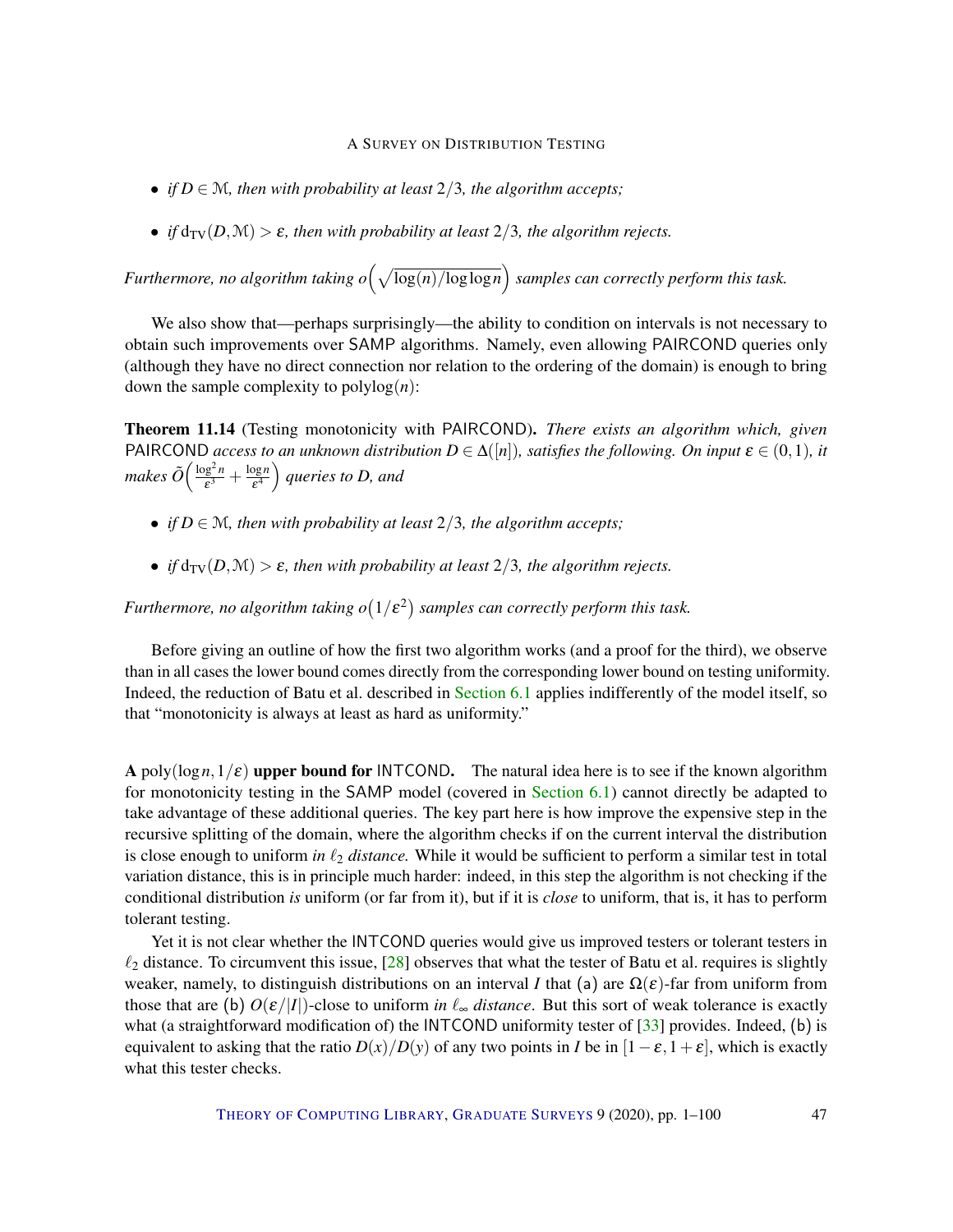- *if $D \in \mathcal{M}$, then with probability at least $2/3$, the algorithm accepts;*
- *if $d_{\mathrm{TV}}(D, \mathcal{M}) > \varepsilon$, then with probability at least $2/3$, the algorithm rejects.*

*Furthermore, no algorithm taking $o\Big(\sqrt{\log(n)/\log\log n}\Big)$ samples can correctly perform this task.*

We also show that—perhaps surprisingly—the ability to condition on intervals is not necessary to obtain such improvements over SAMP algorithms. Namely, even allowing PAIRCOND queries only (although they have no direct connection nor relation to the ordering of the domain) is enough to bring down the sample complexity to $\mathrm{polylog}(n)$:

**Theorem 11.14** (Testing monotonicity with PAIRCOND). *There exists an algorithm which, given PAIRCOND access to an unknown distribution $D \in \Delta([n])$, satisfies the following. On input $\varepsilon \in (0,1)$, it makes $\tilde{O}\Big(\frac{\log^2 n}{\varepsilon^3} + \frac{\log n}{\varepsilon^4}\Big)$ queries to $D$, and*

- *if $D \in \mathcal{M}$, then with probability at least $2/3$, the algorithm accepts;*
- *if $d_{\mathrm{TV}}(D, \mathcal{M}) > \varepsilon$, then with probability at least $2/3$, the algorithm rejects.*

*Furthermore, no algorithm taking $o\big(1/\varepsilon^2\big)$ samples can correctly perform this task.*

Before giving an outline of how the first two algorithm works (and a proof for the third), we observe than in all cases the lower bound comes directly from the corresponding lower bound on testing uniformity. Indeed, the reduction of Batu et al. described in Section 6.1 applies indifferently of the model itself, so that "monotonicity is always at least as hard as uniformity."

**A $\mathrm{poly}(\log n, 1/\varepsilon)$ upper bound for INTCOND.** The natural idea here is to see if the known algorithm for monotonicity testing in the SAMP model (covered in Section 6.1) cannot directly be adapted to take advantage of these additional queries. The key part here is how improve the expensive step in the recursive splitting of the domain, where the algorithm checks if on the current interval the distribution is close enough to uniform *in $\ell_2$ distance.* While it would be sufficient to perform a similar test in total variation distance, this is in principle much harder: indeed, in this step the algorithm is not checking if the conditional distribution *is* uniform (or far from it), but if it is *close* to uniform, that is, it has to perform tolerant testing.

Yet it is not clear whether the INTCOND queries would give us improved testers or tolerant testers in $\ell_2$ distance. To circumvent this issue, [28] observes that what the tester of Batu et al. requires is slightly weaker, namely, to distinguish distributions on an interval $I$ that (a) are $\Omega(\varepsilon)$-far from uniform from those that are (b) $O(\varepsilon/|I|)$-close to uniform *in $\ell_\infty$ distance*. But this sort of weak tolerance is exactly what (a straightforward modification of) the INTCOND uniformity tester of [33] provides. Indeed, (b) is equivalent to asking that the ratio $D(x)/D(y)$ of any two points in $I$ be in $[1-\varepsilon, 1+\varepsilon]$, which is exactly what this tester checks.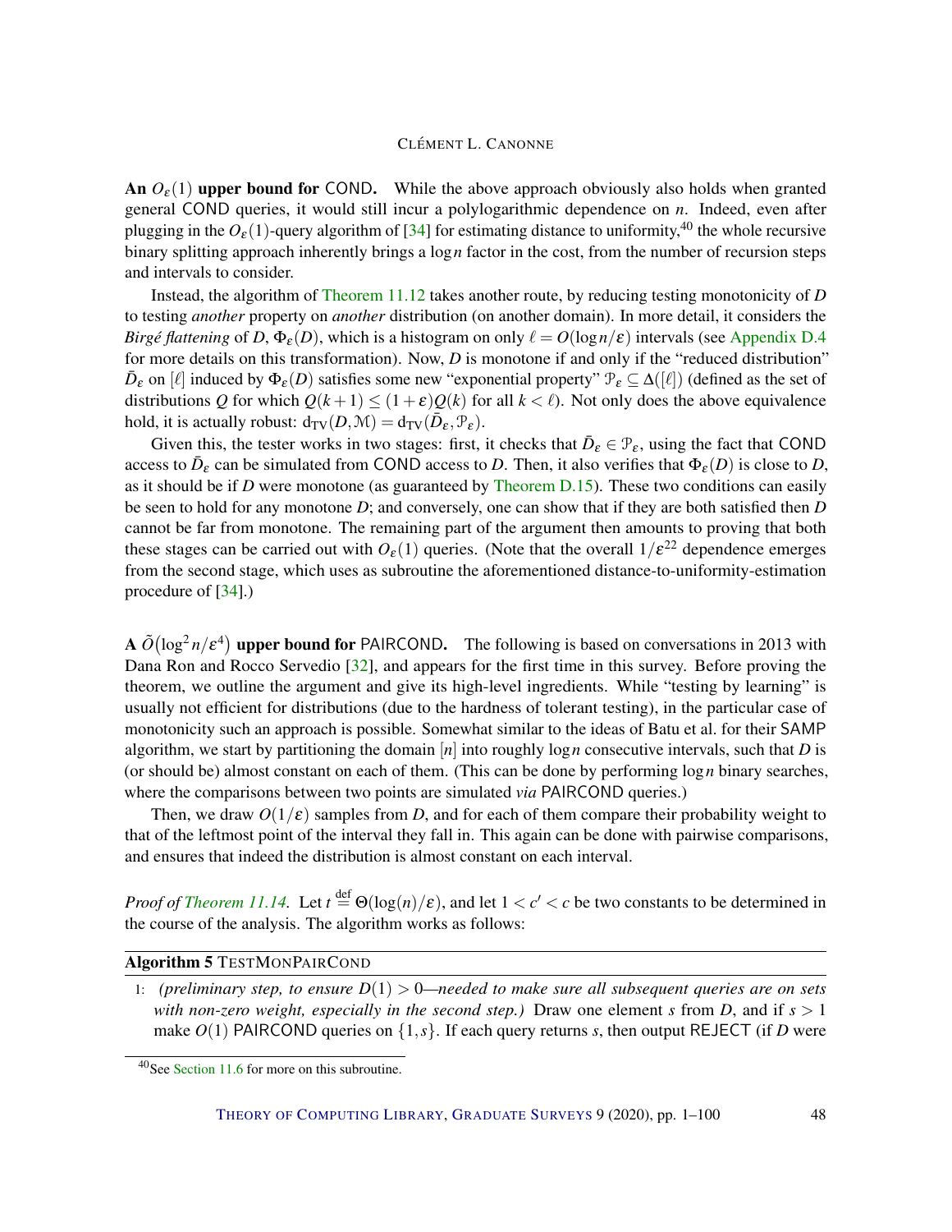**An $O_\varepsilon(1)$ upper bound for COND.** While the above approach obviously also holds when granted general COND queries, it would still incur a polylogarithmic dependence on $n$. Indeed, even after plugging in the $O_\varepsilon(1)$-query algorithm of [34] for estimating distance to uniformity,[40] the whole recursive binary splitting approach inherently brings a $\log n$ factor in the cost, from the number of recursion steps and intervals to consider.

Instead, the algorithm of Theorem 11.12 takes another route, by reducing testing monotonicity of $D$ to testing *another* property on *another* distribution (on another domain). In more detail, it considers the *Birgé flattening* of $D$, $\Phi_\varepsilon(D)$, which is a histogram on only $\ell = O(\log n/\varepsilon)$ intervals (see Appendix D.4 for more details on this transformation). Now, $D$ is monotone if and only if the "reduced distribution" $\bar{D}_\varepsilon$ on $[\ell]$ induced by $\Phi_\varepsilon(D)$ satisfies some new "exponential property" $\mathcal{P}_\varepsilon \subseteq \Delta([\ell])$ (defined as the set of distributions $Q$ for which $Q(k+1) \leq (1+\varepsilon)Q(k)$ for all $k < \ell$). Not only does the above equivalence hold, it is actually robust: $\mathrm{d_{TV}}(D, \mathcal{M}) = \mathrm{d_{TV}}(\bar{D}_\varepsilon, \mathcal{P}_\varepsilon)$.

Given this, the tester works in two stages: first, it checks that $\bar{D}_\varepsilon \in \mathcal{P}_\varepsilon$, using the fact that COND access to $\bar{D}_\varepsilon$ can be simulated from COND access to $D$. Then, it also verifies that $\Phi_\varepsilon(D)$ is close to $D$, as it should be if $D$ were monotone (as guaranteed by Theorem D.15). These two conditions can easily be seen to hold for any monotone $D$; and conversely, one can show that if they are both satisfied then $D$ cannot be far from monotone. The remaining part of the argument then amounts to proving that both these stages can be carried out with $O_\varepsilon(1)$ queries. (Note that the overall $1/\varepsilon^{22}$ dependence emerges from the second stage, which uses as subroutine the aforementioned distance-to-uniformity-estimation procedure of [34].)

**A $\tilde{O}\big(\log^2 n/\varepsilon^4\big)$ upper bound for PAIRCOND.** The following is based on conversations in 2013 with Dana Ron and Rocco Servedio [32], and appears for the first time in this survey. Before proving the theorem, we outline the argument and give its high-level ingredients. While "testing by learning" is usually not efficient for distributions (due to the hardness of tolerant testing), in the particular case of monotonicity such an approach is possible. Somewhat similar to the ideas of Batu et al. for their SAMP algorithm, we start by partitioning the domain $[n]$ into roughly $\log n$ consecutive intervals, such that $D$ is (or should be) almost constant on each of them. (This can be done by performing $\log n$ binary searches, where the comparisons between two points are simulated *via* PAIRCOND queries.)

Then, we draw $O(1/\varepsilon)$ samples from $D$, and for each of them compare their probability weight to that of the leftmost point of the interval they fall in. This again can be done with pairwise comparisons, and ensures that indeed the distribution is almost constant on each interval.

*Proof of Theorem 11.14.* Let $t \stackrel{\text{def}}{=} \Theta(\log(n)/\varepsilon)$, and let $1 < c' < c$ be two constants to be determined in the course of the analysis. The algorithm works as follows:

**Algorithm 5** TESTMONPAIRCOND

1: *(preliminary step, to ensure $D(1) > 0$—needed to make sure all subsequent queries are on sets with non-zero weight, especially in the second step.)* Draw one element $s$ from $D$, and if $s > 1$ make $O(1)$ PAIRCOND queries on $\{1, s\}$. If each query returns $s$, then output REJECT (if $D$ were

[40] See Section 11.6 for more on this subroutine.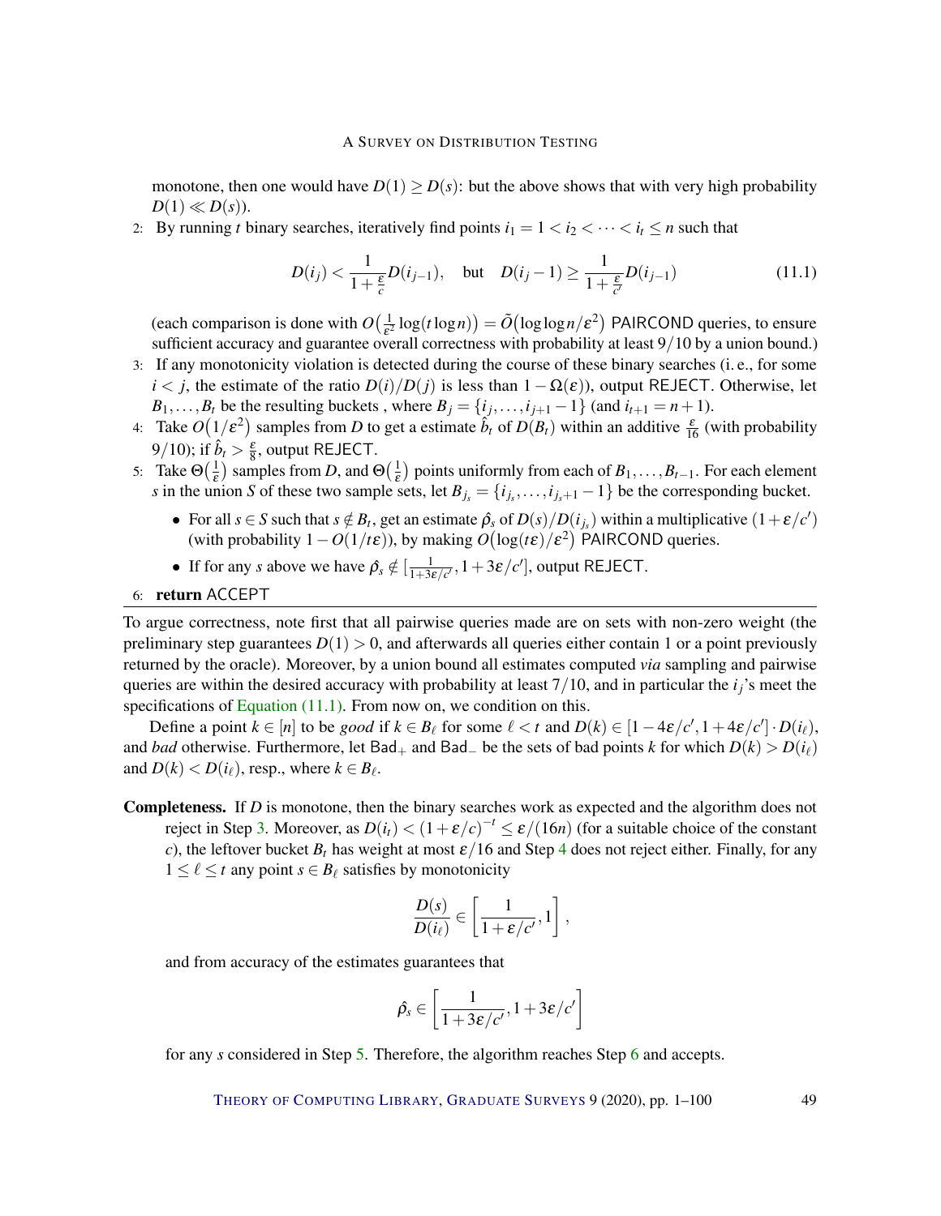monotone, then one would have $D(1) \geq D(s)$: but the above shows that with very high probability $D(1) \ll D(s)$).

2: By running $t$ binary searches, iteratively find points $i_1 = 1 < i_2 < \cdots < i_t \leq n$ such that

$$D(i_j) < \frac{1}{1+\frac{\varepsilon}{c}} D(i_{j-1}), \quad \text{but} \quad D(i_j - 1) \geq \frac{1}{1+\frac{\varepsilon}{c'}} D(i_{j-1}) \tag{11.1}$$

(each comparison is done with $O\big(\frac{1}{\varepsilon^2}\log(t\log n)\big) = \tilde{O}\big(\log\log n/\varepsilon^2\big)$ PAIRCOND queries, to ensure sufficient accuracy and guarantee overall correctness with probability at least $9/10$ by a union bound.)

3: If any monotonicity violation is detected during the course of these binary searches (i. e., for some $i < j$, the estimate of the ratio $D(i)/D(j)$ is less than $1 - \Omega(\varepsilon)$), output REJECT. Otherwise, let $B_1, \ldots, B_t$ be the resulting buckets , where $B_j = \{i_j, \ldots, i_{j+1} - 1\}$ (and $i_{t+1} = n+1$).

4: Take $O\big(1/\varepsilon^2\big)$ samples from $D$ to get a estimate $\hat{b}_t$ of $D(B_t)$ within an additive $\frac{\varepsilon}{16}$ (with probability $9/10$); if $\hat{b}_t > \frac{\varepsilon}{8}$, output REJECT.

5: Take $\Theta\big(\frac{1}{\varepsilon}\big)$ samples from $D$, and $\Theta\big(\frac{1}{\varepsilon}\big)$ points uniformly from each of $B_1, \ldots, B_{t-1}$. For each element $s$ in the union $S$ of these two sample sets, let $B_{j_s} = \{i_{j_s}, \ldots, i_{j_s+1} - 1\}$ be the corresponding bucket.

- For all $s \in S$ such that $s \notin B_t$, get an estimate $\hat{\rho}_s$ of $D(s)/D(i_{j_s})$ within a multiplicative $(1+\varepsilon/c')$ (with probability $1 - O(1/t\varepsilon)$), by making $O\big(\log(t\varepsilon)/\varepsilon^2\big)$ PAIRCOND queries.
- If for any $s$ above we have $\hat{\rho}_s \notin [\frac{1}{1+3\varepsilon/c'}, 1+3\varepsilon/c']$, output REJECT.

6: **return** ACCEPT

To argue correctness, note first that all pairwise queries made are on sets with non-zero weight (the preliminary step guarantees $D(1) > 0$, and afterwards all queries either contain 1 or a point previously returned by the oracle). Moreover, by a union bound all estimates computed *via* sampling and pairwise queries are within the desired accuracy with probability at least $7/10$, and in particular the $i_j$'s meet the specifications of Equation (11.1). From now on, we condition on this.

Define a point $k \in [n]$ to be *good* if $k \in B_\ell$ for some $\ell < t$ and $D(k) \in [1 - 4\varepsilon/c', 1+4\varepsilon/c'] \cdot D(i_\ell)$, and *bad* otherwise. Furthermore, let $\mathsf{Bad}_+$ and $\mathsf{Bad}_-$ be the sets of bad points $k$ for which $D(k) > D(i_\ell)$ and $D(k) < D(i_\ell)$, resp., where $k \in B_\ell$.

**Completeness.** If $D$ is monotone, then the binary searches work as expected and the algorithm does not reject in Step 3. Moreover, as $D(i_t) < (1+\varepsilon/c)^{-t} \leq \varepsilon/(16n)$ (for a suitable choice of the constant $c$), the leftover bucket $B_t$ has weight at most $\varepsilon/16$ and Step 4 does not reject either. Finally, for any $1 \leq \ell \leq t$ any point $s \in B_\ell$ satisfies by monotonicity

$$\frac{D(s)}{D(i_\ell)} \in \left[\frac{1}{1+\varepsilon/c'}, 1\right],$$

and from accuracy of the estimates guarantees that

$$\hat{\rho}_s \in \left[\frac{1}{1+3\varepsilon/c'}, 1+3\varepsilon/c'\right]$$

for any $s$ considered in Step 5. Therefore, the algorithm reaches Step 6 and accepts.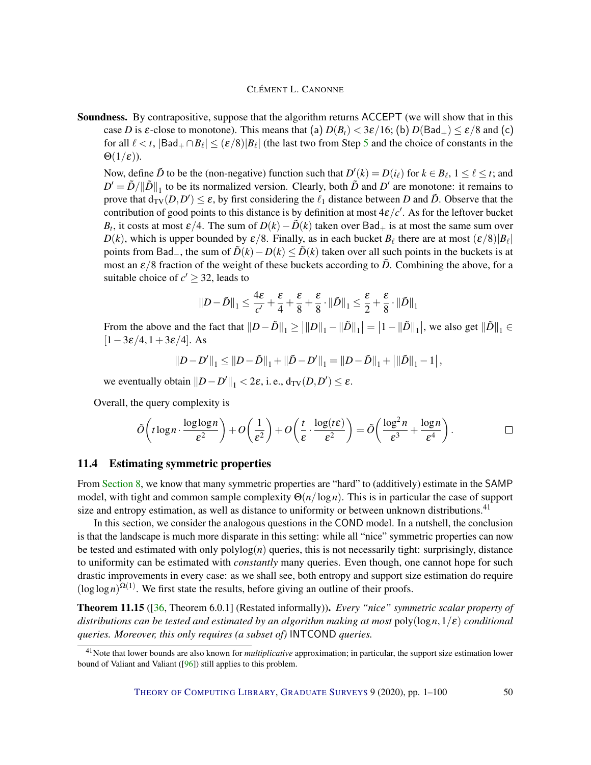**Soundness.** By contrapositive, suppose that the algorithm returns ACCEPT (we will show that in this case $D$ is $\varepsilon$-close to monotone). This means that (a) $D(B_t) < 3\varepsilon/16$; (b) $D(\mathsf{Bad}_+) \le \varepsilon/8$ and (c) for all $\ell < t$, $|\mathsf{Bad}_+ \cap B_\ell| \le (\varepsilon/8)|B_\ell|$ (the last two from Step 5 and the choice of constants in the $\Theta(1/\varepsilon)$).

Now, define $\tilde{D}$ to be the (non-negative) function such that $D'(k) = D(i_\ell)$ for $k \in B_\ell$, $1 \le \ell \le t$; and $D' = \tilde{D}/\|\tilde{D}\|_1$ to be its normalized version. Clearly, both $\tilde{D}$ and $D'$ are monotone: it remains to prove that $\mathrm{d_{TV}}(D, D') \le \varepsilon$, by first considering the $\ell_1$ distance between $D$ and $\tilde{D}$. Observe that the contribution of good points to this distance is by definition at most $4\varepsilon/c'$. As for the leftover bucket $B_t$, it costs at most $\varepsilon/4$. The sum of $D(k) - \tilde{D}(k)$ taken over $\mathsf{Bad}_+$ is at most the same sum over $D(k)$, which is upper bounded by $\varepsilon/8$. Finally, as in each bucket $B_\ell$ there are at most $(\varepsilon/8)|B_\ell|$ points from $\mathsf{Bad}_-$, the sum of $\tilde{D}(k) - D(k) \le \tilde{D}(k)$ taken over all such points in the buckets is at most an $\varepsilon/8$ fraction of the weight of these buckets according to $\tilde{D}$. Combining the above, for a suitable choice of $c' \ge 32$, leads to

$$\|D - \tilde{D}\|_1 \le \frac{4\varepsilon}{c'} + \frac{\varepsilon}{4} + \frac{\varepsilon}{8} + \frac{\varepsilon}{8} \cdot \|\tilde{D}\|_1 \le \frac{\varepsilon}{2} + \frac{\varepsilon}{8} \cdot \|\tilde{D}\|_1$$

From the above and the fact that $\|D - \tilde{D}\|_1 \ge \left|\|D\|_1 - \|\tilde{D}\|_1\right| = \left|1 - \|\tilde{D}\|_1\right|$, we also get $\|\tilde{D}\|_1 \in [1 - 3\varepsilon/4, 1 + 3\varepsilon/4]$. As

$$\|D - D'\|_1 \le \|D - \tilde{D}\|_1 + \|\tilde{D} - D'\|_1 = \|D - \tilde{D}\|_1 + \left|\|\tilde{D}\|_1 - 1\right|,$$

we eventually obtain $\|D - D'\|_1 < 2\varepsilon$, i. e., $\mathrm{d_{TV}}(D, D') \le \varepsilon$.

Overall, the query complexity is

$$\tilde{O}\left(t \log n \cdot \frac{\log\log n}{\varepsilon^2}\right) + O\left(\frac{1}{\varepsilon^2}\right) + O\left(\frac{t}{\varepsilon} \cdot \frac{\log(t\varepsilon)}{\varepsilon^2}\right) = \tilde{O}\left(\frac{\log^2 n}{\varepsilon^3} + \frac{\log n}{\varepsilon^4}\right). \qquad \square$$

## 11.4 Estimating symmetric properties

From Section 8, we know that many symmetric properties are "hard" to (additively) estimate in the SAMP model, with tight and common sample complexity $\Theta(n/\log n)$. This is in particular the case of support size and entropy estimation, as well as distance to uniformity or between unknown distributions.[41]

In this section, we consider the analogous questions in the COND model. In a nutshell, the conclusion is that the landscape is much more disparate in this setting: while all "nice" symmetric properties can now be tested and estimated with only $\mathrm{polylog}(n)$ queries, this is not necessarily tight: surprisingly, distance to uniformity can be estimated with *constantly* many queries. Even though, one cannot hope for such drastic improvements in every case: as we shall see, both entropy and support size estimation do require $(\log\log n)^{\Omega(1)}$. We first state the results, before giving an outline of their proofs.

**Theorem 11.15** ([36, Theorem 6.0.1] (Restated informally)). *Every "nice" symmetric scalar property of distributions can be tested and estimated by an algorithm making at most* $\mathrm{poly}(\log n, 1/\varepsilon)$ *conditional queries. Moreover, this only requires (a subset of)* INTCOND *queries.*

[41] Note that lower bounds are also known for *multiplicative* approximation; in particular, the support size estimation lower bound of Valiant and Valiant ([96]) still applies to this problem.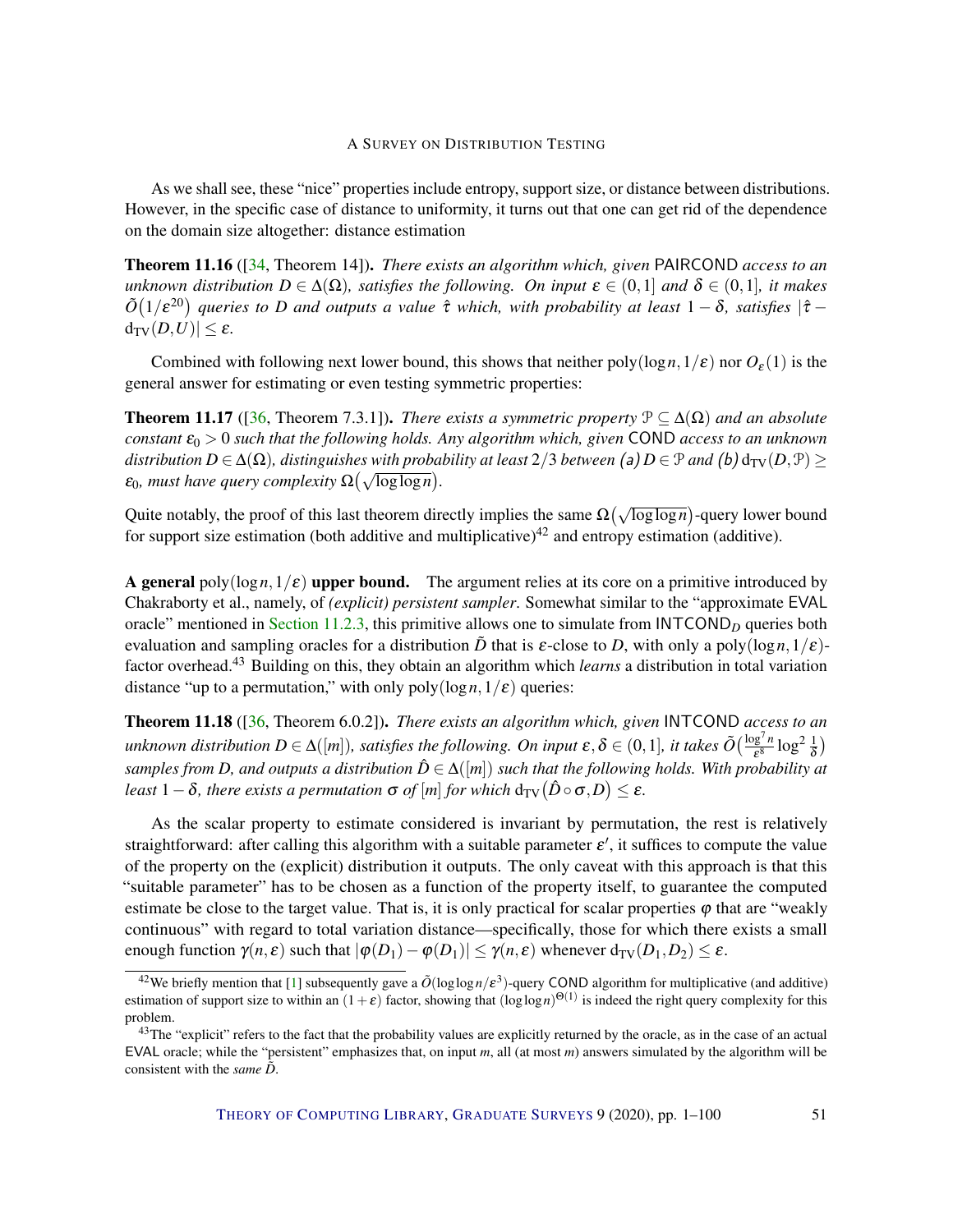As we shall see, these "nice" properties include entropy, support size, or distance between distributions. However, in the specific case of distance to uniformity, it turns out that one can get rid of the dependence on the domain size altogether: distance estimation

**Theorem 11.16** ([34, Theorem 14]). *There exists an algorithm which, given* PAIRCOND *access to an unknown distribution $D \in \Delta(\Omega)$, satisfies the following. On input $\varepsilon \in (0,1]$ and $\delta \in (0,1]$, it makes $\tilde{O}(1/\varepsilon^{20})$ queries to $D$ and outputs a value $\hat{\tau}$ which, with probability at least $1-\delta$, satisfies $|\hat{\tau} - \mathrm{d_{TV}}(D,U)| \leq \varepsilon$.*

Combined with following next lower bound, this shows that neither $\mathrm{poly}(\log n, 1/\varepsilon)$ nor $O_\varepsilon(1)$ is the general answer for estimating or even testing symmetric properties:

**Theorem 11.17** ([36, Theorem 7.3.1]). *There exists a symmetric property $\mathcal{P} \subseteq \Delta(\Omega)$ and an absolute constant $\varepsilon_0 > 0$ such that the following holds. Any algorithm which, given* COND *access to an unknown distribution $D \in \Delta(\Omega)$, distinguishes with probability at least $2/3$ between (a) $D \in \mathcal{P}$ and (b) $\mathrm{d_{TV}}(D,\mathcal{P}) \geq \varepsilon_0$, must have query complexity $\Omega\big(\sqrt{\log\log n}\big)$.*

Quite notably, the proof of this last theorem directly implies the same $\Omega\big(\sqrt{\log\log n}\big)$-query lower bound for support size estimation (both additive and multiplicative)[42] and entropy estimation (additive).

**A general $\mathrm{poly}(\log n, 1/\varepsilon)$ upper bound.** The argument relies at its core on a primitive introduced by Chakraborty et al., namely, of *(explicit) persistent sampler*. Somewhat similar to the "approximate EVAL oracle" mentioned in Section 11.2.3, this primitive allows one to simulate from $\mathsf{INTCOND}_D$ queries both evaluation and sampling oracles for a distribution $\tilde{D}$ that is $\varepsilon$-close to $D$, with only a $\mathrm{poly}(\log n, 1/\varepsilon)$-factor overhead.[43] Building on this, they obtain an algorithm which *learns* a distribution in total variation distance "up to a permutation," with only $\mathrm{poly}(\log n, 1/\varepsilon)$ queries:

**Theorem 11.18** ([36, Theorem 6.0.2]). *There exists an algorithm which, given* INTCOND *access to an unknown distribution $D \in \Delta([m])$, satisfies the following. On input $\varepsilon, \delta \in (0,1]$, it takes $\tilde{O}\big(\frac{\log^7 n}{\varepsilon^8}\log^2\frac{1}{\delta}\big)$ samples from $D$, and outputs a distribution $\hat{D} \in \Delta([m])$ such that the following holds. With probability at least $1-\delta$, there exists a permutation $\sigma$ of $[m]$ for which $\mathrm{d_{TV}}\big(\hat{D}\circ\sigma, D\big) \leq \varepsilon$.*

As the scalar property to estimate considered is invariant by permutation, the rest is relatively straightforward: after calling this algorithm with a suitable parameter $\varepsilon'$, it suffices to compute the value of the property on the (explicit) distribution it outputs. The only caveat with this approach is that this "suitable parameter" has to be chosen as a function of the property itself, to guarantee the computed estimate be close to the target value. That is, it is only practical for scalar properties $\varphi$ that are "weakly continuous" with regard to total variation distance—specifically, those for which there exists a small enough function $\gamma(n,\varepsilon)$ such that $|\varphi(D_1) - \varphi(D_1)| \leq \gamma(n,\varepsilon)$ whenever $\mathrm{d_{TV}}(D_1,D_2) \leq \varepsilon$.

---

[42] We briefly mention that [1] subsequently gave a $\tilde{O}(\log\log n/\varepsilon^3)$-query COND algorithm for multiplicative (and additive) estimation of support size to within an $(1+\varepsilon)$ factor, showing that $(\log\log n)^{\Theta(1)}$ is indeed the right query complexity for this problem.

[43] The "explicit" refers to the fact that the probability values are explicitly returned by the oracle, as in the case of an actual EVAL oracle; while the "persistent" emphasizes that, on input $m$, all (at most $m$) answers simulated by the algorithm will be consistent with the *same* $\tilde{D}$.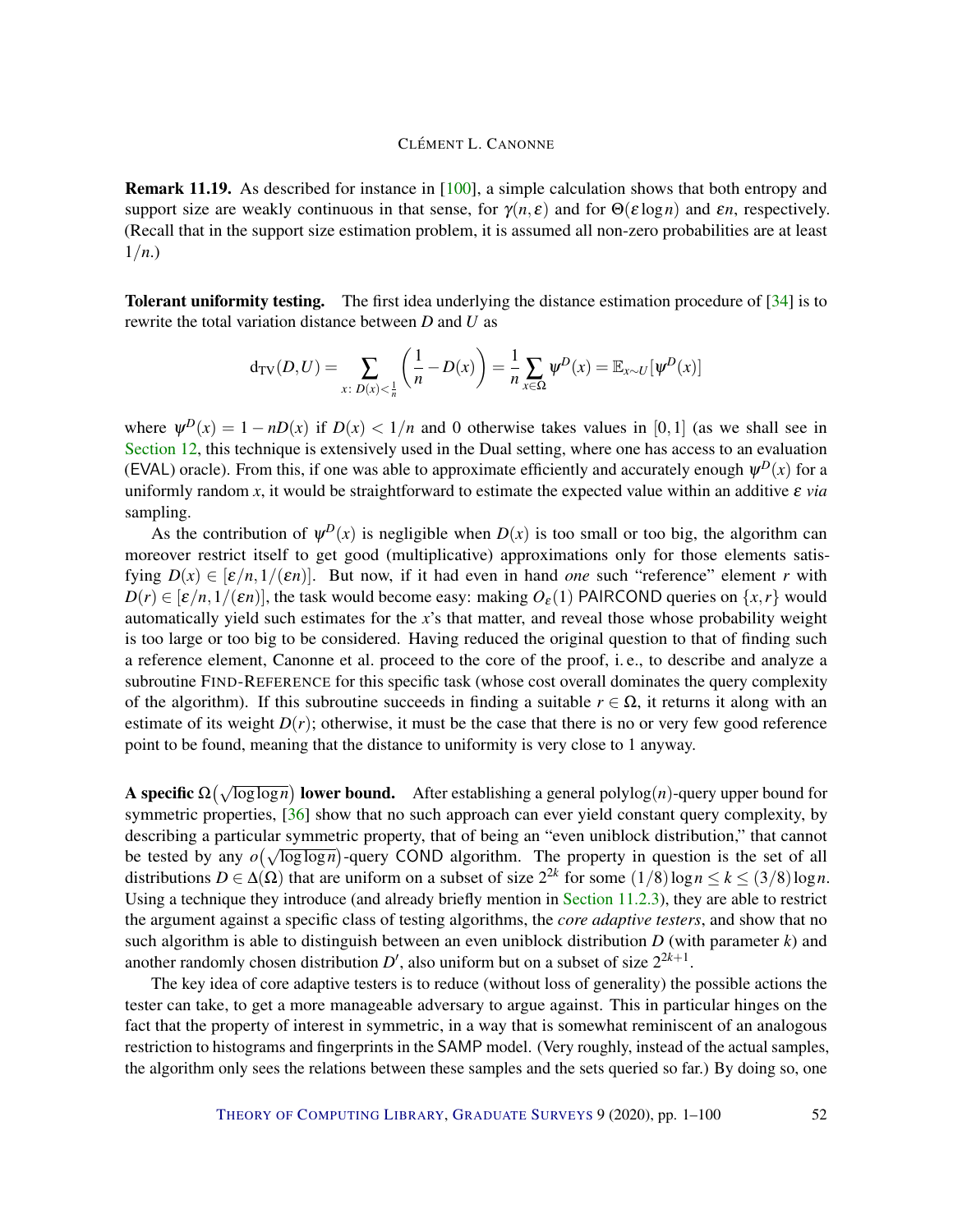**Remark 11.19.** As described for instance in [100], a simple calculation shows that both entropy and support size are weakly continuous in that sense, for $\gamma(n,\varepsilon)$ and for $\Theta(\varepsilon \log n)$ and $\varepsilon n$, respectively. (Recall that in the support size estimation problem, it is assumed all non-zero probabilities are at least $1/n$.)

**Tolerant uniformity testing.** The first idea underlying the distance estimation procedure of [34] is to rewrite the total variation distance between $D$ and $U$ as

$$\mathrm{d_{TV}}(D,U) = \sum_{x:\, D(x)<\frac{1}{n}} \left(\frac{1}{n} - D(x)\right) = \frac{1}{n}\sum_{x\in\Omega} \psi^D(x) = \mathbb{E}_{x\sim U}[\psi^D(x)]$$

where $\psi^D(x) = 1 - nD(x)$ if $D(x) < 1/n$ and 0 otherwise takes values in $[0,1]$ (as we shall see in Section 12, this technique is extensively used in the Dual setting, where one has access to an evaluation (EVAL) oracle). From this, if one was able to approximate efficiently and accurately enough $\psi^D(x)$ for a uniformly random $x$, it would be straightforward to estimate the expected value within an additive $\varepsilon$ *via* sampling.

As the contribution of $\psi^D(x)$ is negligible when $D(x)$ is too small or too big, the algorithm can moreover restrict itself to get good (multiplicative) approximations only for those elements satisfying $D(x) \in [\varepsilon/n, 1/(\varepsilon n)]$. But now, if it had even in hand *one* such "reference" element $r$ with $D(r) \in [\varepsilon/n, 1/(\varepsilon n)]$, the task would become easy: making $O_\varepsilon(1)$ PAIRCOND queries on $\{x,r\}$ would automatically yield such estimates for the $x$'s that matter, and reveal those whose probability weight is too large or too big to be considered. Having reduced the original question to that of finding such a reference element, Canonne et al. proceed to the core of the proof, i. e., to describe and analyze a subroutine FIND-REFERENCE for this specific task (whose cost overall dominates the query complexity of the algorithm). If this subroutine succeeds in finding a suitable $r \in \Omega$, it returns it along with an estimate of its weight $D(r)$; otherwise, it must be the case that there is no or very few good reference point to be found, meaning that the distance to uniformity is very close to 1 anyway.

**A specific $\Omega\big(\sqrt{\log\log n}\big)$ lower bound.** After establishing a general polylog$(n)$-query upper bound for symmetric properties, [36] show that no such approach can ever yield constant query complexity, by describing a particular symmetric property, that of being an "even uniblock distribution," that cannot be tested by any $o\big(\sqrt{\log\log n}\big)$-query COND algorithm. The property in question is the set of all distributions $D \in \Delta(\Omega)$ that are uniform on a subset of size $2^{2k}$ for some $(1/8)\log n \le k \le (3/8)\log n$. Using a technique they introduce (and already briefly mention in Section 11.2.3), they are able to restrict the argument against a specific class of testing algorithms, the *core adaptive testers*, and show that no such algorithm is able to distinguish between an even uniblock distribution $D$ (with parameter $k$) and another randomly chosen distribution $D'$, also uniform but on a subset of size $2^{2k+1}$.

The key idea of core adaptive testers is to reduce (without loss of generality) the possible actions the tester can take, to get a more manageable adversary to argue against. This in particular hinges on the fact that the property of interest in symmetric, in a way that is somewhat reminiscent of an analogous restriction to histograms and fingerprints in the SAMP model. (Very roughly, instead of the actual samples, the algorithm only sees the relations between these samples and the sets queried so far.) By doing so, one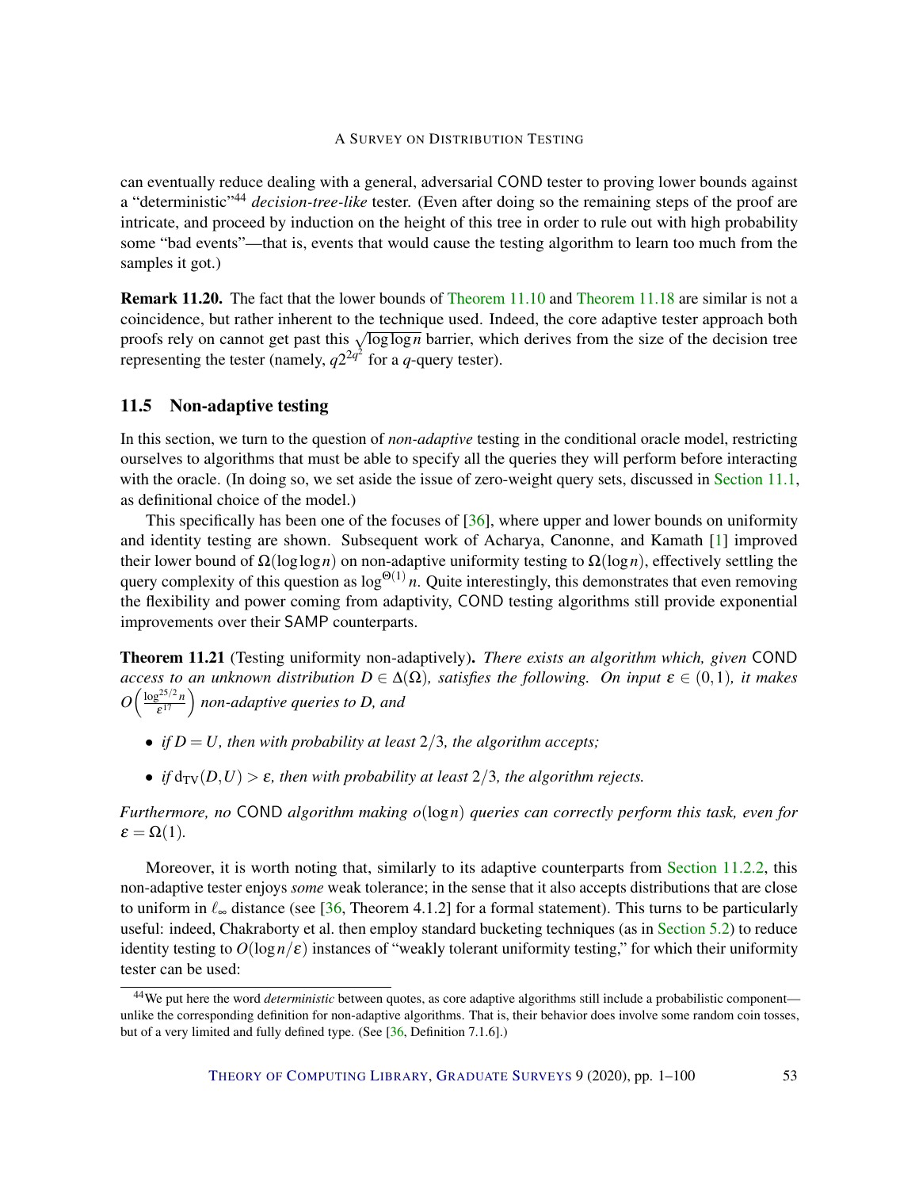can eventually reduce dealing with a general, adversarial COND tester to proving lower bounds against a "deterministic"[44] *decision-tree-like* tester. (Even after doing so the remaining steps of the proof are intricate, and proceed by induction on the height of this tree in order to rule out with high probability some "bad events"—that is, events that would cause the testing algorithm to learn too much from the samples it got.)

**Remark 11.20.** The fact that the lower bounds of Theorem 11.10 and Theorem 11.18 are similar is not a coincidence, but rather inherent to the technique used. Indeed, the core adaptive tester approach both proofs rely on cannot get past this $\sqrt{\log\log n}$ barrier, which derives from the size of the decision tree representing the tester (namely, $q2^{2q^2}$ for a $q$-query tester).

### 11.5 Non-adaptive testing

In this section, we turn to the question of *non-adaptive* testing in the conditional oracle model, restricting ourselves to algorithms that must be able to specify all the queries they will perform before interacting with the oracle. (In doing so, we set aside the issue of zero-weight query sets, discussed in Section 11.1, as definitional choice of the model.)

This specifically has been one of the focuses of [36], where upper and lower bounds on uniformity and identity testing are shown. Subsequent work of Acharya, Canonne, and Kamath [1] improved their lower bound of $\Omega(\log\log n)$ on non-adaptive uniformity testing to $\Omega(\log n)$, effectively settling the query complexity of this question as $\log^{\Theta(1)} n$. Quite interestingly, this demonstrates that even removing the flexibility and power coming from adaptivity, COND testing algorithms still provide exponential improvements over their SAMP counterparts.

**Theorem 11.21** (Testing uniformity non-adaptively)**.** *There exists an algorithm which, given* COND *access to an unknown distribution $D \in \Delta(\Omega)$, satisfies the following. On input $\varepsilon \in (0,1)$, it makes $O\left(\frac{\log^{25/2} n}{\varepsilon^{17}}\right)$ non-adaptive queries to $D$, and*

- *if $D = U$, then with probability at least $2/3$, the algorithm accepts;*
- *if $d_{\mathrm{TV}}(D,U) > \varepsilon$, then with probability at least $2/3$, the algorithm rejects.*

*Furthermore, no* COND *algorithm making $o(\log n)$ queries can correctly perform this task, even for $\varepsilon = \Omega(1)$.*

Moreover, it is worth noting that, similarly to its adaptive counterparts from Section 11.2.2, this non-adaptive tester enjoys *some* weak tolerance; in the sense that it also accepts distributions that are close to uniform in $\ell_\infty$ distance (see [36, Theorem 4.1.2] for a formal statement). This turns to be particularly useful: indeed, Chakraborty et al. then employ standard bucketing techniques (as in Section 5.2) to reduce identity testing to $O(\log n/\varepsilon)$ instances of "weakly tolerant uniformity testing," for which their uniformity tester can be used:

[44] We put here the word *deterministic* between quotes, as core adaptive algorithms still include a probabilistic component—unlike the corresponding definition for non-adaptive algorithms. That is, their behavior does involve some random coin tosses, but of a very limited and fully defined type. (See [36, Definition 7.1.6].)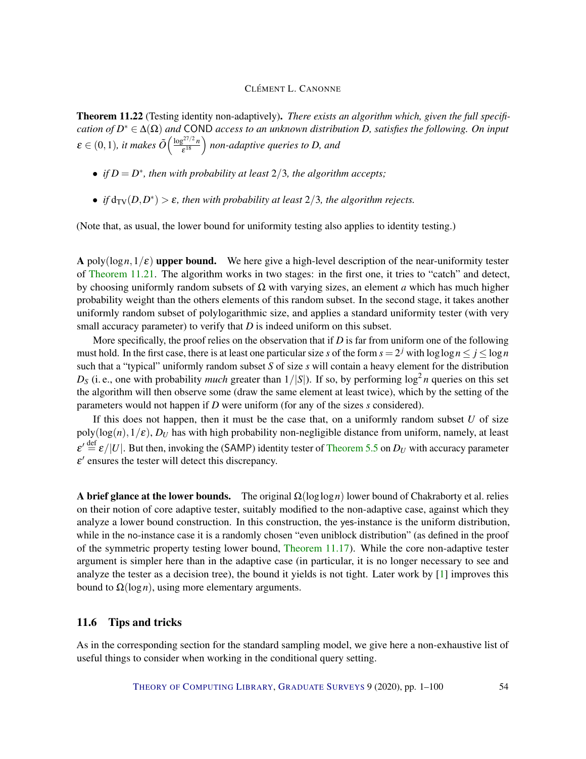**Theorem 11.22** (Testing identity non-adaptively)**.** *There exists an algorithm which, given the full specification of $D^* \in \Delta(\Omega)$ and* COND *access to an unknown distribution $D$, satisfies the following. On input $\varepsilon \in (0,1)$, it makes $\tilde{O}\Big(\frac{\log^{27/2} n}{\varepsilon^{18}}\Big)$ non-adaptive queries to $D$, and*

- *if $D = D^*$, then with probability at least $2/3$, the algorithm accepts;*
- *if $\mathrm{d_{TV}}(D, D^*) > \varepsilon$, then with probability at least $2/3$, the algorithm rejects.*

(Note that, as usual, the lower bound for uniformity testing also applies to identity testing.)

**A** $\mathrm{poly}(\log n, 1/\varepsilon)$ **upper bound.** We here give a high-level description of the near-uniformity tester of Theorem 11.21. The algorithm works in two stages: in the first one, it tries to "catch" and detect, by choosing uniformly random subsets of $\Omega$ with varying sizes, an element $a$ which has much higher probability weight than the others elements of this random subset. In the second stage, it takes another uniformly random subset of polylogarithmic size, and applies a standard uniformity tester (with very small accuracy parameter) to verify that $D$ is indeed uniform on this subset.

More specifically, the proof relies on the observation that if $D$ is far from uniform one of the following must hold. In the first case, there is at least one particular size $s$ of the form $s = 2^j$ with $\log\log n \leq j \leq \log n$ such that a "typical" uniformly random subset $S$ of size $s$ will contain a heavy element for the distribution $D_S$ (i. e., one with probability *much* greater than $1/|S|$). If so, by performing $\log^2 n$ queries on this set the algorithm will then observe some (draw the same element at least twice), which by the setting of the parameters would not happen if $D$ were uniform (for any of the sizes $s$ considered).

If this does not happen, then it must be the case that, on a uniformly random subset $U$ of size $\mathrm{poly}(\log(n), 1/\varepsilon)$, $D_U$ has with high probability non-negligible distance from uniform, namely, at least $\varepsilon' \stackrel{\text{def}}{=} \varepsilon/|U|$. But then, invoking the (SAMP) identity tester of Theorem 5.5 on $D_U$ with accuracy parameter $\varepsilon'$ ensures the tester will detect this discrepancy.

**A brief glance at the lower bounds.** The original $\Omega(\log\log n)$ lower bound of Chakraborty et al. relies on their notion of core adaptive tester, suitably modified to the non-adaptive case, against which they analyze a lower bound construction. In this construction, the yes-instance is the uniform distribution, while in the no-instance case it is a randomly chosen "even uniblock distribution" (as defined in the proof of the symmetric property testing lower bound, Theorem 11.17). While the core non-adaptive tester argument is simpler here than in the adaptive case (in particular, it is no longer necessary to see and analyze the tester as a decision tree), the bound it yields is not tight. Later work by [1] improves this bound to $\Omega(\log n)$, using more elementary arguments.

### 11.6 Tips and tricks

As in the corresponding section for the standard sampling model, we give here a non-exhaustive list of useful things to consider when working in the conditional query setting.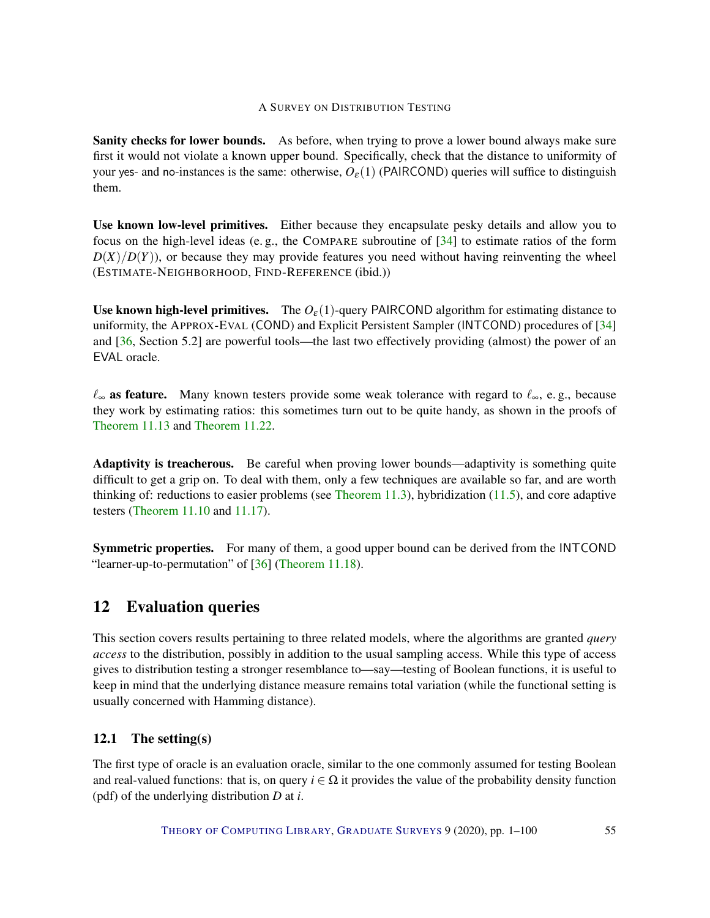**Sanity checks for lower bounds.** As before, when trying to prove a lower bound always make sure first it would not violate a known upper bound. Specifically, check that the distance to uniformity of your yes- and no-instances is the same: otherwise, $O_\varepsilon(1)$ (PAIRCOND) queries will suffice to distinguish them.

**Use known low-level primitives.** Either because they encapsulate pesky details and allow you to focus on the high-level ideas (e. g., the COMPARE subroutine of [34] to estimate ratios of the form $D(X)/D(Y)$), or because they may provide features you need without having reinventing the wheel (ESTIMATE-NEIGHBORHOOD, FIND-REFERENCE (ibid.))

**Use known high-level primitives.** The $O_\varepsilon(1)$-query PAIRCOND algorithm for estimating distance to uniformity, the APPROX-EVAL (COND) and Explicit Persistent Sampler (INTCOND) procedures of [34] and [36, Section 5.2] are powerful tools—the last two effectively providing (almost) the power of an EVAL oracle.

**$\ell_\infty$ as feature.** Many known testers provide some weak tolerance with regard to $\ell_\infty$, e. g., because they work by estimating ratios: this sometimes turn out to be quite handy, as shown in the proofs of Theorem 11.13 and Theorem 11.22.

**Adaptivity is treacherous.** Be careful when proving lower bounds—adaptivity is something quite difficult to get a grip on. To deal with them, only a few techniques are available so far, and are worth thinking of: reductions to easier problems (see Theorem 11.3), hybridization (11.5), and core adaptive testers (Theorem 11.10 and 11.17).

**Symmetric properties.** For many of them, a good upper bound can be derived from the INTCOND "learner-up-to-permutation" of [36] (Theorem 11.18).

## 12 Evaluation queries

This section covers results pertaining to three related models, where the algorithms are granted *query access* to the distribution, possibly in addition to the usual sampling access. While this type of access gives to distribution testing a stronger resemblance to—say—testing of Boolean functions, it is useful to keep in mind that the underlying distance measure remains total variation (while the functional setting is usually concerned with Hamming distance).

### 12.1 The setting(s)

The first type of oracle is an evaluation oracle, similar to the one commonly assumed for testing Boolean and real-valued functions: that is, on query $i \in \Omega$ it provides the value of the probability density function (pdf) of the underlying distribution $D$ at $i$.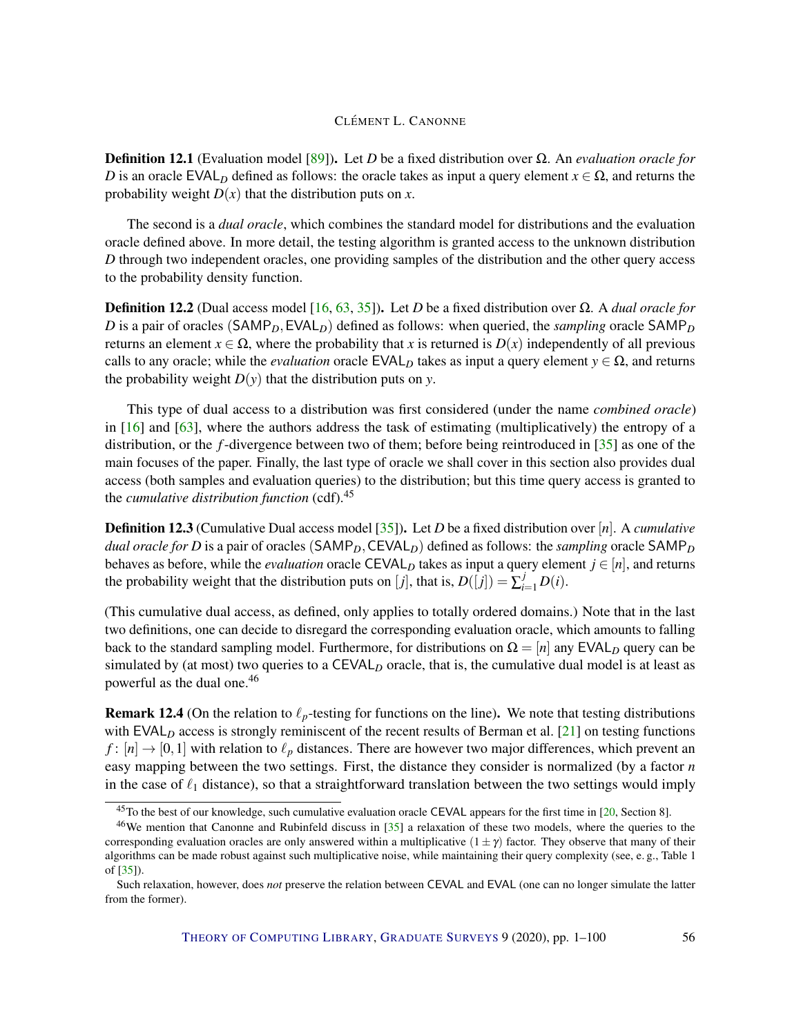**Definition 12.1** (Evaluation model [89]). Let $D$ be a fixed distribution over $\Omega$. An *evaluation oracle for* $D$ is an oracle $\mathsf{EVAL}_D$ defined as follows: the oracle takes as input a query element $x \in \Omega$, and returns the probability weight $D(x)$ that the distribution puts on $x$.

The second is a *dual oracle*, which combines the standard model for distributions and the evaluation oracle defined above. In more detail, the testing algorithm is granted access to the unknown distribution $D$ through two independent oracles, one providing samples of the distribution and the other query access to the probability density function.

**Definition 12.2** (Dual access model [16, 63, 35]). Let $D$ be a fixed distribution over $\Omega$. A *dual oracle for* $D$ is a pair of oracles $(\mathsf{SAMP}_D, \mathsf{EVAL}_D)$ defined as follows: when queried, the *sampling* oracle $\mathsf{SAMP}_D$ returns an element $x \in \Omega$, where the probability that $x$ is returned is $D(x)$ independently of all previous calls to any oracle; while the *evaluation* oracle $\mathsf{EVAL}_D$ takes as input a query element $y \in \Omega$, and returns the probability weight $D(y)$ that the distribution puts on $y$.

This type of dual access to a distribution was first considered (under the name *combined oracle*) in [16] and [63], where the authors address the task of estimating (multiplicatively) the entropy of a distribution, or the $f$-divergence between two of them; before being reintroduced in [35] as one of the main focuses of the paper. Finally, the last type of oracle we shall cover in this section also provides dual access (both samples and evaluation queries) to the distribution; but this time query access is granted to the *cumulative distribution function* (cdf).[45]

**Definition 12.3** (Cumulative Dual access model [35]). Let $D$ be a fixed distribution over $[n]$. A *cumulative dual oracle for* $D$ is a pair of oracles $(\mathsf{SAMP}_D, \mathsf{CEVAL}_D)$ defined as follows: the *sampling* oracle $\mathsf{SAMP}_D$ behaves as before, while the *evaluation* oracle $\mathsf{CEVAL}_D$ takes as input a query element $j \in [n]$, and returns the probability weight that the distribution puts on $[j]$, that is, $D([j]) = \sum_{i=1}^{j} D(i)$.

(This cumulative dual access, as defined, only applies to totally ordered domains.) Note that in the last two definitions, one can decide to disregard the corresponding evaluation oracle, which amounts to falling back to the standard sampling model. Furthermore, for distributions on $\Omega = [n]$ any $\mathsf{EVAL}_D$ query can be simulated by (at most) two queries to a $\mathsf{CEVAL}_D$ oracle, that is, the cumulative dual model is at least as powerful as the dual one.[46]

**Remark 12.4** (On the relation to $\ell_p$-testing for functions on the line). We note that testing distributions with $\mathsf{EVAL}_D$ access is strongly reminiscent of the recent results of Berman et al. [21] on testing functions $f\colon [n] \to [0,1]$ with relation to $\ell_p$ distances. There are however two major differences, which prevent an easy mapping between the two settings. First, the distance they consider is normalized (by a factor $n$ in the case of $\ell_1$ distance), so that a straightforward translation between the two settings would imply

[45] To the best of our knowledge, such cumulative evaluation oracle CEVAL appears for the first time in [20, Section 8].

[46] We mention that Canonne and Rubinfeld discuss in [35] a relaxation of these two models, where the queries to the corresponding evaluation oracles are only answered within a multiplicative $(1 \pm \gamma)$ factor. They observe that many of their algorithms can be made robust against such multiplicative noise, while maintaining their query complexity (see, e. g., Table 1 of [35]).

Such relaxation, however, does *not* preserve the relation between CEVAL and EVAL (one can no longer simulate the latter from the former).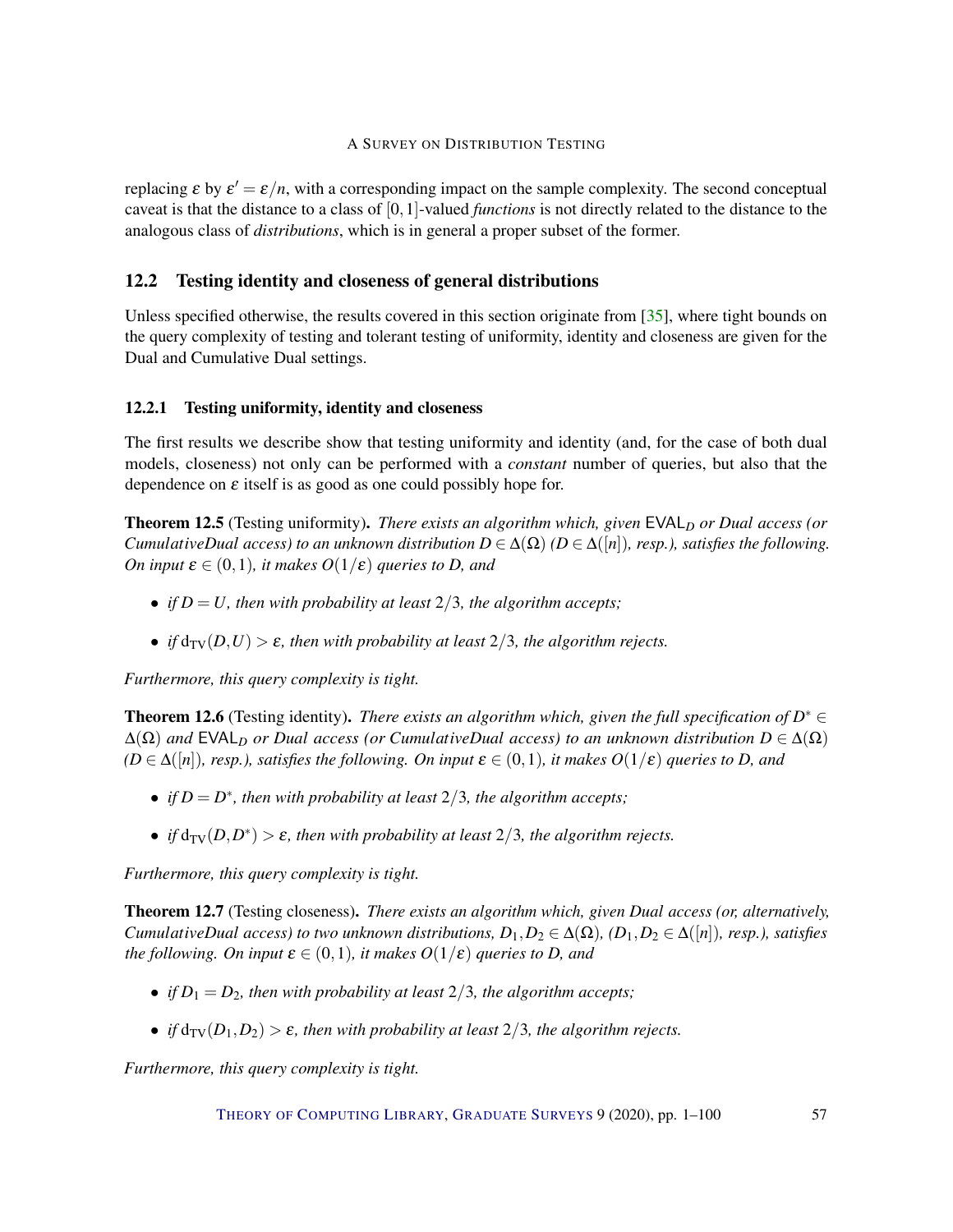replacing $\varepsilon$ by $\varepsilon' = \varepsilon/n$, with a corresponding impact on the sample complexity. The second conceptual caveat is that the distance to a class of $[0,1]$-valued *functions* is not directly related to the distance to the analogous class of *distributions*, which is in general a proper subset of the former.

## 12.2 Testing identity and closeness of general distributions

Unless specified otherwise, the results covered in this section originate from [35], where tight bounds on the query complexity of testing and tolerant testing of uniformity, identity and closeness are given for the Dual and Cumulative Dual settings.

### 12.2.1 Testing uniformity, identity and closeness

The first results we describe show that testing uniformity and identity (and, for the case of both dual models, closeness) not only can be performed with a *constant* number of queries, but also that the dependence on $\varepsilon$ itself is as good as one could possibly hope for.

**Theorem 12.5** (Testing uniformity). *There exists an algorithm which, given $\mathsf{EVAL}_D$ or Dual access (or CumulativeDual access) to an unknown distribution $D \in \Delta(\Omega)$ ($D \in \Delta([n])$, resp.), satisfies the following. On input $\varepsilon \in (0,1)$, it makes $O(1/\varepsilon)$ queries to D, and*

- *if $D = U$, then with probability at least $2/3$, the algorithm accepts;*
- *if $\mathrm{d_{TV}}(D,U) > \varepsilon$, then with probability at least $2/3$, the algorithm rejects.*

*Furthermore, this query complexity is tight.*

**Theorem 12.6** (Testing identity). *There exists an algorithm which, given the full specification of $D^* \in \Delta(\Omega)$ and $\mathsf{EVAL}_D$ or Dual access (or CumulativeDual access) to an unknown distribution $D \in \Delta(\Omega)$ ($D \in \Delta([n])$, resp.), satisfies the following. On input $\varepsilon \in (0,1)$, it makes $O(1/\varepsilon)$ queries to D, and*

- *if $D = D^*$, then with probability at least $2/3$, the algorithm accepts;*
- *if $\mathrm{d_{TV}}(D,D^*) > \varepsilon$, then with probability at least $2/3$, the algorithm rejects.*

*Furthermore, this query complexity is tight.*

**Theorem 12.7** (Testing closeness). *There exists an algorithm which, given Dual access (or, alternatively, CumulativeDual access) to two unknown distributions, $D_1, D_2 \in \Delta(\Omega)$, ($D_1, D_2 \in \Delta([n])$, resp.), satisfies the following. On input $\varepsilon \in (0,1)$, it makes $O(1/\varepsilon)$ queries to D, and*

- *if $D_1 = D_2$, then with probability at least $2/3$, the algorithm accepts;*
- *if $\mathrm{d_{TV}}(D_1,D_2) > \varepsilon$, then with probability at least $2/3$, the algorithm rejects.*

*Furthermore, this query complexity is tight.*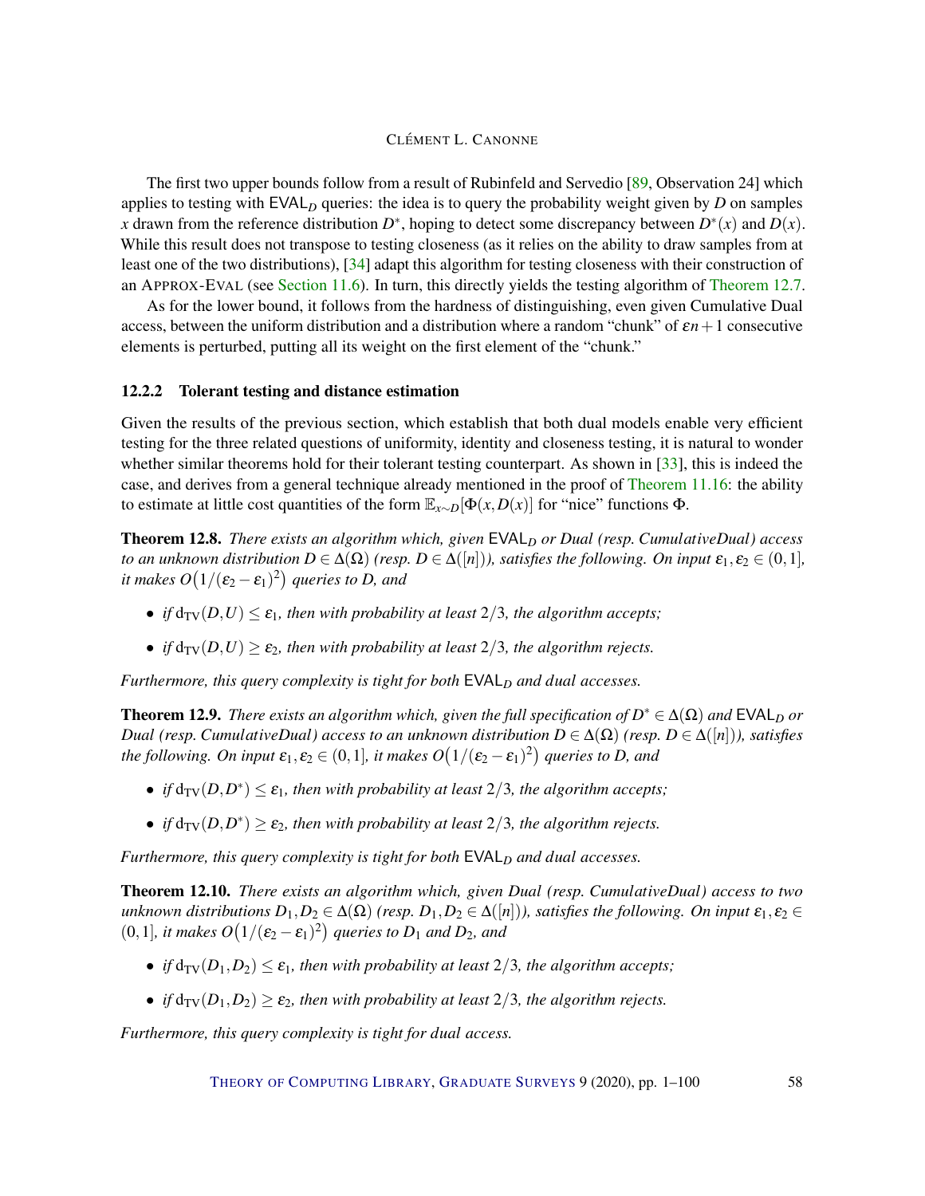The first two upper bounds follow from a result of Rubinfeld and Servedio [89, Observation 24] which applies to testing with $\mathsf{EVAL}_D$ queries: the idea is to query the probability weight given by $D$ on samples $x$ drawn from the reference distribution $D^*$, hoping to detect some discrepancy between $D^*(x)$ and $D(x)$. While this result does not transpose to testing closeness (as it relies on the ability to draw samples from at least one of the two distributions), [34] adapt this algorithm for testing closeness with their construction of an APPROX-EVAL (see Section 11.6). In turn, this directly yields the testing algorithm of Theorem 12.7.

As for the lower bound, it follows from the hardness of distinguishing, even given Cumulative Dual access, between the uniform distribution and a distribution where a random "chunk" of $\varepsilon n+1$ consecutive elements is perturbed, putting all its weight on the first element of the "chunk."

#### 12.2.2 Tolerant testing and distance estimation

Given the results of the previous section, which establish that both dual models enable very efficient testing for the three related questions of uniformity, identity and closeness testing, it is natural to wonder whether similar theorems hold for their tolerant testing counterpart. As shown in [33], this is indeed the case, and derives from a general technique already mentioned in the proof of Theorem 11.16: the ability to estimate at little cost quantities of the form $\mathbb{E}_{x\sim D}[\Phi(x,D(x))]$ for "nice" functions $\Phi$.

**Theorem 12.8.** *There exists an algorithm which, given $\mathsf{EVAL}_D$ or Dual (resp. CumulativeDual) access to an unknown distribution $D\in\Delta(\Omega)$ (resp. $D\in\Delta([n])$), satisfies the following. On input $\varepsilon_1,\varepsilon_2\in(0,1]$, it makes $O\big(1/(\varepsilon_2-\varepsilon_1)^2\big)$ queries to $D$, and*

- *if $\mathrm{d_{TV}}(D,U)\le\varepsilon_1$, then with probability at least $2/3$, the algorithm accepts;*
- *if $\mathrm{d_{TV}}(D,U)\ge\varepsilon_2$, then with probability at least $2/3$, the algorithm rejects.*

*Furthermore, this query complexity is tight for both $\mathsf{EVAL}_D$ and dual accesses.*

**Theorem 12.9.** *There exists an algorithm which, given the full specification of $D^*\in\Delta(\Omega)$ and $\mathsf{EVAL}_D$ or Dual (resp. CumulativeDual) access to an unknown distribution $D\in\Delta(\Omega)$ (resp. $D\in\Delta([n])$), satisfies the following. On input $\varepsilon_1,\varepsilon_2\in(0,1]$, it makes $O\big(1/(\varepsilon_2-\varepsilon_1)^2\big)$ queries to $D$, and*

- *if $\mathrm{d_{TV}}(D,D^*)\le\varepsilon_1$, then with probability at least $2/3$, the algorithm accepts;*
- *if $\mathrm{d_{TV}}(D,D^*)\ge\varepsilon_2$, then with probability at least $2/3$, the algorithm rejects.*

*Furthermore, this query complexity is tight for both $\mathsf{EVAL}_D$ and dual accesses.*

**Theorem 12.10.** *There exists an algorithm which, given Dual (resp. CumulativeDual) access to two unknown distributions $D_1,D_2\in\Delta(\Omega)$ (resp. $D_1,D_2\in\Delta([n])$), satisfies the following. On input $\varepsilon_1,\varepsilon_2\in(0,1]$, it makes $O\big(1/(\varepsilon_2-\varepsilon_1)^2\big)$ queries to $D_1$ and $D_2$, and*

- *if $\mathrm{d_{TV}}(D_1,D_2)\le\varepsilon_1$, then with probability at least $2/3$, the algorithm accepts;*
- *if $\mathrm{d_{TV}}(D_1,D_2)\ge\varepsilon_2$, then with probability at least $2/3$, the algorithm rejects.*

*Furthermore, this query complexity is tight for dual access.*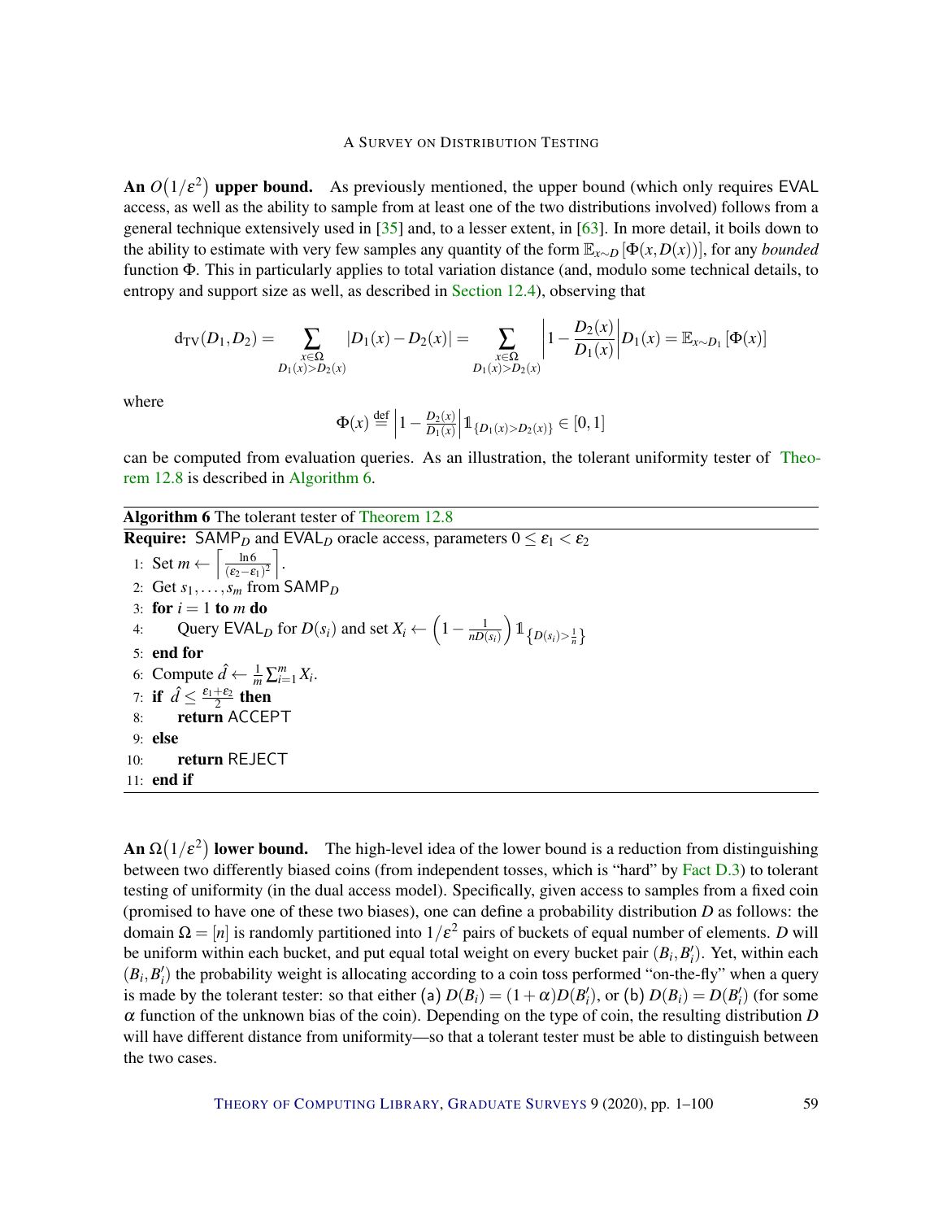**An $O(1/\varepsilon^2)$ upper bound.** As previously mentioned, the upper bound (which only requires EVAL access, as well as the ability to sample from at least one of the two distributions involved) follows from a general technique extensively used in [35] and, to a lesser extent, in [63]. In more detail, it boils down to the ability to estimate with very few samples any quantity of the form $\mathbb{E}_{x\sim D}[\Phi(x, D(x))]$, for any *bounded* function $\Phi$. This in particularly applies to total variation distance (and, modulo some technical details, to entropy and support size as well, as described in Section 12.4), observing that

$$\mathrm{d_{TV}}(D_1, D_2) = \sum_{\substack{x\in\Omega \\ D_1(x)>D_2(x)}} |D_1(x) - D_2(x)| = \sum_{\substack{x\in\Omega \\ D_1(x)>D_2(x)}} \left|1 - \frac{D_2(x)}{D_1(x)}\right| D_1(x) = \mathbb{E}_{x\sim D_1}[\Phi(x)]$$

where

$$\Phi(x) \stackrel{\text{def}}{=} \left|1 - \frac{D_2(x)}{D_1(x)}\right| \mathbb{1}_{\{D_1(x)>D_2(x)\}} \in [0,1]$$

can be computed from evaluation queries. As an illustration, the tolerant uniformity tester of Theorem 12.8 is described in Algorithm 6.

---

**Algorithm 6** The tolerant tester of Theorem 12.8

---

**Require:** $\mathsf{SAMP}_D$ and $\mathsf{EVAL}_D$ oracle access, parameters $0 \le \varepsilon_1 < \varepsilon_2$

```
1: Set m ← ⌈ ln6 / (ε2 − ε1)^2 ⌉.
2: Get s_1, ..., s_m from SAMP_D
3: for i = 1 to m do
4:     Query EVAL_D for D(s_i) and set X_i ← (1 − 1/(nD(s_i))) 1{D(s_i) > 1/n}
5: end for
6: Compute d̂ ← (1/m) Σ_{i=1}^m X_i.
7: if d̂ ≤ (ε1 + ε2)/2 then
8:     return ACCEPT
9: else
10:    return REJECT
11: end if
```

1. Set $m \leftarrow \left\lceil \frac{\ln 6}{(\varepsilon_2-\varepsilon_1)^2} \right\rceil$.
2. Get $s_1, \ldots, s_m$ from $\mathsf{SAMP}_D$
3. **for** $i = 1$ **to** $m$ **do**
4. Query $\mathsf{EVAL}_D$ for $D(s_i)$ and set $X_i \leftarrow \left(1 - \frac{1}{nD(s_i)}\right) \mathbb{1}_{\left\{D(s_i)>\frac{1}{n}\right\}}$
5. **end for**
6. Compute $\hat{d} \leftarrow \frac{1}{m}\sum_{i=1}^m X_i$.
7. **if** $\hat{d} \le \frac{\varepsilon_1+\varepsilon_2}{2}$ **then**
8. **return** ACCEPT
9. **else**
10. **return** REJECT
11. **end if**

---

**An $\Omega(1/\varepsilon^2)$ lower bound.** The high-level idea of the lower bound is a reduction from distinguishing between two differently biased coins (from independent tosses, which is "hard" by Fact D.3) to tolerant testing of uniformity (in the dual access model). Specifically, given access to samples from a fixed coin (promised to have one of these two biases), one can define a probability distribution $D$ as follows: the domain $\Omega = [n]$ is randomly partitioned into $1/\varepsilon^2$ pairs of buckets of equal number of elements. $D$ will be uniform within each bucket, and put equal total weight on every bucket pair $(B_i, B_i')$. Yet, within each $(B_i, B_i')$ the probability weight is allocating according to a coin toss performed "on-the-fly" when a query is made by the tolerant tester: so that either (a) $D(B_i) = (1+\alpha)D(B_i')$, or (b) $D(B_i) = D(B_i')$ (for some $\alpha$ function of the unknown bias of the coin). Depending on the type of coin, the resulting distribution $D$ will have different distance from uniformity—so that a tolerant tester must be able to distinguish between the two cases.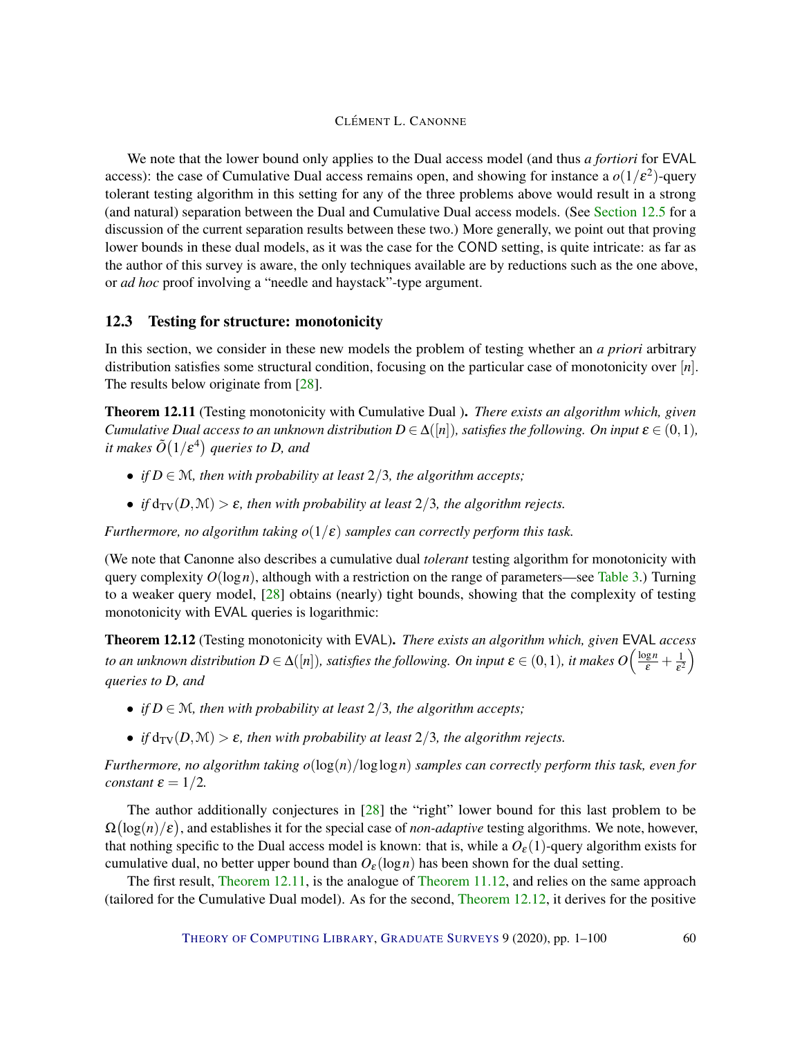We note that the lower bound only applies to the Dual access model (and thus *a fortiori* for EVAL access): the case of Cumulative Dual access remains open, and showing for instance a $o(1/\varepsilon^2)$-query tolerant testing algorithm in this setting for any of the three problems above would result in a strong (and natural) separation between the Dual and Cumulative Dual access models. (See Section 12.5 for a discussion of the current separation results between these two.) More generally, we point out that proving lower bounds in these dual models, as it was the case for the COND setting, is quite intricate: as far as the author of this survey is aware, the only techniques available are by reductions such as the one above, or *ad hoc* proof involving a "needle and haystack"-type argument.

### 12.3 Testing for structure: monotonicity

In this section, we consider in these new models the problem of testing whether an *a priori* arbitrary distribution satisfies some structural condition, focusing on the particular case of monotonicity over $[n]$. The results below originate from [28].

**Theorem 12.11** (Testing monotonicity with Cumulative Dual ). *There exists an algorithm which, given Cumulative Dual access to an unknown distribution $D \in \Delta([n])$, satisfies the following. On input $\varepsilon \in (0,1)$, it makes $\tilde{O}(1/\varepsilon^4)$ queries to $D$, and*

- *if $D \in \mathcal{M}$, then with probability at least $2/3$, the algorithm accepts;*
- *if $d_{\mathrm{TV}}(D, \mathcal{M}) > \varepsilon$, then with probability at least $2/3$, the algorithm rejects.*

*Furthermore, no algorithm taking $o(1/\varepsilon)$ samples can correctly perform this task.*

(We note that Canonne also describes a cumulative dual *tolerant* testing algorithm for monotonicity with query complexity $O(\log n)$, although with a restriction on the range of parameters—see Table 3.) Turning to a weaker query model, [28] obtains (nearly) tight bounds, showing that the complexity of testing monotonicity with EVAL queries is logarithmic:

**Theorem 12.12** (Testing monotonicity with EVAL). *There exists an algorithm which, given EVAL access to an unknown distribution $D \in \Delta([n])$, satisfies the following. On input $\varepsilon \in (0,1)$, it makes $O\left(\frac{\log n}{\varepsilon} + \frac{1}{\varepsilon^2}\right)$ queries to $D$, and*

- *if $D \in \mathcal{M}$, then with probability at least $2/3$, the algorithm accepts;*
- *if $d_{\mathrm{TV}}(D, \mathcal{M}) > \varepsilon$, then with probability at least $2/3$, the algorithm rejects.*

*Furthermore, no algorithm taking $o(\log(n)/\log\log n)$ samples can correctly perform this task, even for constant $\varepsilon = 1/2$.*

The author additionally conjectures in [28] the "right" lower bound for this last problem to be $\Omega(\log(n)/\varepsilon)$, and establishes it for the special case of *non-adaptive* testing algorithms. We note, however, that nothing specific to the Dual access model is known: that is, while a $O_\varepsilon(1)$-query algorithm exists for cumulative dual, no better upper bound than $O_\varepsilon(\log n)$ has been shown for the dual setting.

The first result, Theorem 12.11, is the analogue of Theorem 11.12, and relies on the same approach (tailored for the Cumulative Dual model). As for the second, Theorem 12.12, it derives for the positive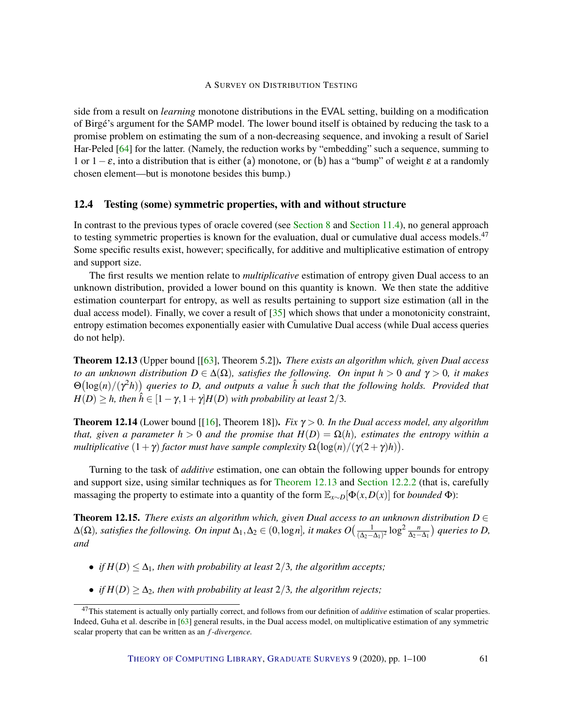side from a result on *learning* monotone distributions in the EVAL setting, building on a modification of Birgé's argument for the SAMP model. The lower bound itself is obtained by reducing the task to a promise problem on estimating the sum of a non-decreasing sequence, and invoking a result of Sariel Har-Peled [64] for the latter. (Namely, the reduction works by "embedding" such a sequence, summing to 1 or $1-\varepsilon$, into a distribution that is either (a) monotone, or (b) has a "bump" of weight $\varepsilon$ at a randomly chosen element—but is monotone besides this bump.)

### 12.4 Testing (some) symmetric properties, with and without structure

In contrast to the previous types of oracle covered (see Section 8 and Section 11.4), no general approach to testing symmetric properties is known for the evaluation, dual or cumulative dual access models.[47] Some specific results exist, however; specifically, for additive and multiplicative estimation of entropy and support size.

The first results we mention relate to *multiplicative* estimation of entropy given Dual access to an unknown distribution, provided a lower bound on this quantity is known. We then state the additive estimation counterpart for entropy, as well as results pertaining to support size estimation (all in the dual access model). Finally, we cover a result of [35] which shows that under a monotonicity constraint, entropy estimation becomes exponentially easier with Cumulative Dual access (while Dual access queries do not help).

**Theorem 12.13** (Upper bound [[63], Theorem 5.2]). *There exists an algorithm which, given Dual access to an unknown distribution $D \in \Delta(\Omega)$, satisfies the following. On input $h > 0$ and $\gamma > 0$, it makes $\Theta\big(\log(n)/(\gamma^2 h)\big)$ queries to $D$, and outputs a value $\hat{h}$ such that the following holds. Provided that $H(D) \geq h$, then $\hat{h} \in [1-\gamma, 1+\gamma]H(D)$ with probability at least $2/3$.*

**Theorem 12.14** (Lower bound [[16], Theorem 18]). *Fix $\gamma > 0$. In the Dual access model, any algorithm that, given a parameter $h > 0$ and the promise that $H(D) = \Omega(h)$, estimates the entropy within a multiplicative $(1+\gamma)$ factor must have sample complexity $\Omega\big(\log(n)/(\gamma(2+\gamma)h)\big)$.*

Turning to the task of *additive* estimation, one can obtain the following upper bounds for entropy and support size, using similar techniques as for Theorem 12.13 and Section 12.2.2 (that is, carefully massaging the property to estimate into a quantity of the form $\mathbb{E}_{x\sim D}[\Phi(x, D(x)]$ for *bounded* $\Phi$):

**Theorem 12.15.** *There exists an algorithm which, given Dual access to an unknown distribution $D \in \Delta(\Omega)$, satisfies the following. On input $\Delta_1, \Delta_2 \in (0, \log n]$, it makes $O\big(\frac{1}{(\Delta_2-\Delta_1)^2}\log^2\frac{n}{\Delta_2-\Delta_1}\big)$ queries to $D$, and*

- *if $H(D) \leq \Delta_1$, then with probability at least $2/3$, the algorithm accepts;*
- *if $H(D) \geq \Delta_2$, then with probability at least $2/3$, the algorithm rejects;*

[47] This statement is actually only partially correct, and follows from our definition of *additive* estimation of scalar properties. Indeed, Guha et al. describe in [63] general results, in the Dual access model, on multiplicative estimation of any symmetric scalar property that can be written as an *f-divergence.*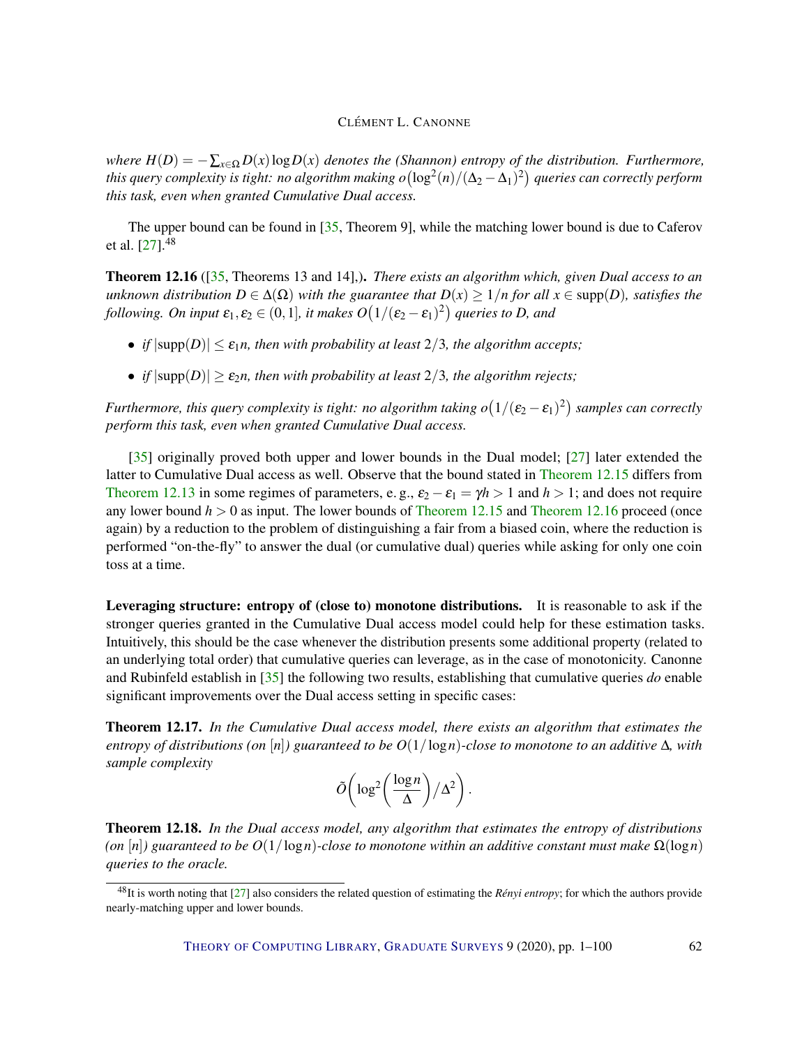*where $H(D) = -\sum_{x\in\Omega} D(x)\log D(x)$ denotes the (Shannon) entropy of the distribution. Furthermore, this query complexity is tight: no algorithm making $o\big(\log^2(n)/(\Delta_2-\Delta_1)^2\big)$ queries can correctly perform this task, even when granted Cumulative Dual access.*

The upper bound can be found in [35, Theorem 9], while the matching lower bound is due to Caferov et al. [27].[48]

**Theorem 12.16** ([35, Theorems 13 and 14],)**.** *There exists an algorithm which, given Dual access to an unknown distribution $D \in \Delta(\Omega)$ with the guarantee that $D(x) \geq 1/n$ for all $x \in \operatorname{supp}(D)$, satisfies the following. On input $\varepsilon_1, \varepsilon_2 \in (0,1]$, it makes $O\big(1/(\varepsilon_2-\varepsilon_1)^2\big)$ queries to D, and*

- *if $|\operatorname{supp}(D)| \leq \varepsilon_1 n$, then with probability at least $2/3$, the algorithm accepts;*
- *if $|\operatorname{supp}(D)| \geq \varepsilon_2 n$, then with probability at least $2/3$, the algorithm rejects;*

*Furthermore, this query complexity is tight: no algorithm taking $o\big(1/(\varepsilon_2-\varepsilon_1)^2\big)$ samples can correctly perform this task, even when granted Cumulative Dual access.*

[35] originally proved both upper and lower bounds in the Dual model; [27] later extended the latter to Cumulative Dual access as well. Observe that the bound stated in Theorem 12.15 differs from Theorem 12.13 in some regimes of parameters, e. g., $\varepsilon_2 - \varepsilon_1 = \gamma h > 1$ and $h > 1$; and does not require any lower bound $h > 0$ as input. The lower bounds of Theorem 12.15 and Theorem 12.16 proceed (once again) by a reduction to the problem of distinguishing a fair from a biased coin, where the reduction is performed "on-the-fly" to answer the dual (or cumulative dual) queries while asking for only one coin toss at a time.

**Leveraging structure: entropy of (close to) monotone distributions.** It is reasonable to ask if the stronger queries granted in the Cumulative Dual access model could help for these estimation tasks. Intuitively, this should be the case whenever the distribution presents some additional property (related to an underlying total order) that cumulative queries can leverage, as in the case of monotonicity. Canonne and Rubinfeld establish in [35] the following two results, establishing that cumulative queries *do* enable significant improvements over the Dual access setting in specific cases:

**Theorem 12.17.** *In the Cumulative Dual access model, there exists an algorithm that estimates the entropy of distributions (on $[n]$) guaranteed to be $O(1/\log n)$-close to monotone to an additive $\Delta$, with sample complexity*

$$\tilde{O}\left(\log^2\left(\frac{\log n}{\Delta}\right)/\Delta^2\right).$$

**Theorem 12.18.** *In the Dual access model, any algorithm that estimates the entropy of distributions (on $[n]$) guaranteed to be $O(1/\log n)$-close to monotone within an additive constant must make $\Omega(\log n)$ queries to the oracle.*

[48] It is worth noting that [27] also considers the related question of estimating the *Rényi entropy*; for which the authors provide nearly-matching upper and lower bounds.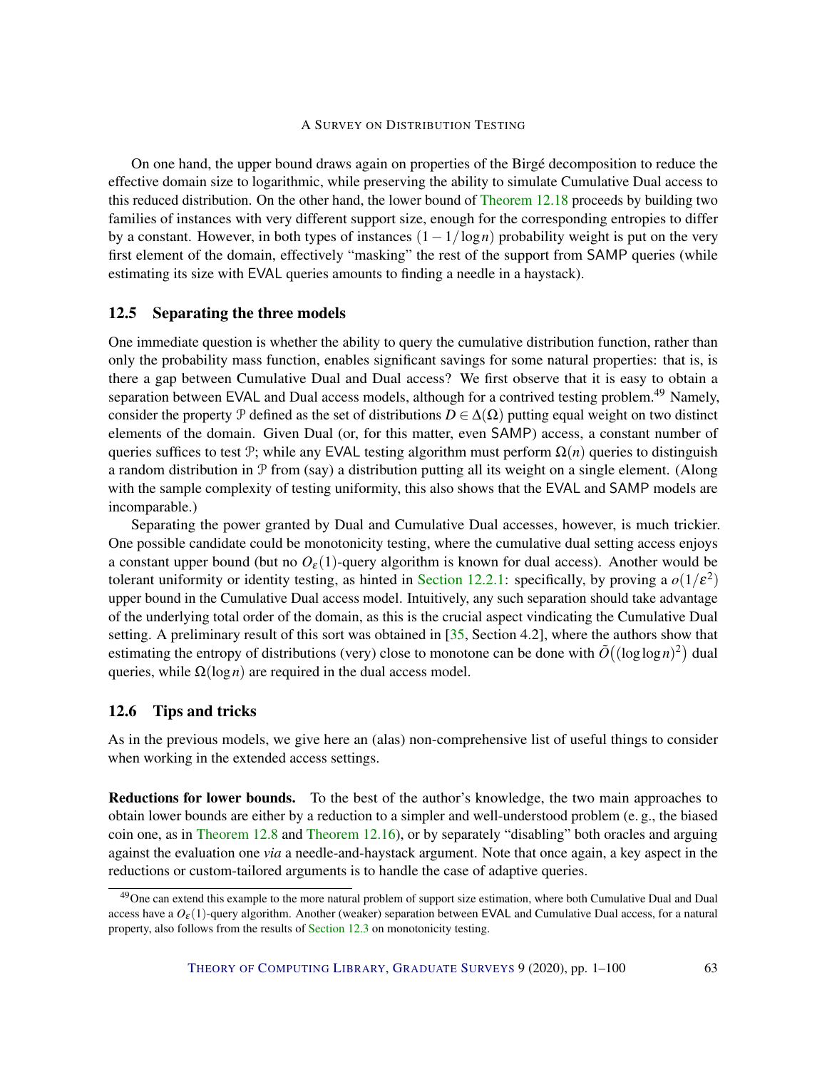On one hand, the upper bound draws again on properties of the Birgé decomposition to reduce the effective domain size to logarithmic, while preserving the ability to simulate Cumulative Dual access to this reduced distribution. On the other hand, the lower bound of Theorem 12.18 proceeds by building two families of instances with very different support size, enough for the corresponding entropies to differ by a constant. However, in both types of instances $(1-1/\log n)$ probability weight is put on the very first element of the domain, effectively "masking" the rest of the support from SAMP queries (while estimating its size with EVAL queries amounts to finding a needle in a haystack).

## 12.5 Separating the three models

One immediate question is whether the ability to query the cumulative distribution function, rather than only the probability mass function, enables significant savings for some natural properties: that is, is there a gap between Cumulative Dual and Dual access? We first observe that it is easy to obtain a separation between EVAL and Dual access models, although for a contrived testing problem.[49] Namely, consider the property $\mathcal{P}$ defined as the set of distributions $D \in \Delta(\Omega)$ putting equal weight on two distinct elements of the domain. Given Dual (or, for this matter, even SAMP) access, a constant number of queries suffices to test $\mathcal{P}$; while any EVAL testing algorithm must perform $\Omega(n)$ queries to distinguish a random distribution in $\mathcal{P}$ from (say) a distribution putting all its weight on a single element. (Along with the sample complexity of testing uniformity, this also shows that the EVAL and SAMP models are incomparable.)

Separating the power granted by Dual and Cumulative Dual accesses, however, is much trickier. One possible candidate could be monotonicity testing, where the cumulative dual setting access enjoys a constant upper bound (but no $O_\varepsilon(1)$-query algorithm is known for dual access). Another would be tolerant uniformity or identity testing, as hinted in Section 12.2.1: specifically, by proving a $o(1/\varepsilon^2)$ upper bound in the Cumulative Dual access model. Intuitively, any such separation should take advantage of the underlying total order of the domain, as this is the crucial aspect vindicating the Cumulative Dual setting. A preliminary result of this sort was obtained in [35, Section 4.2], where the authors show that estimating the entropy of distributions (very) close to monotone can be done with $\tilde{O}\big((\log\log n)^2\big)$ dual queries, while $\Omega(\log n)$ are required in the dual access model.

## 12.6 Tips and tricks

As in the previous models, we give here an (alas) non-comprehensive list of useful things to consider when working in the extended access settings.

**Reductions for lower bounds.** To the best of the author's knowledge, the two main approaches to obtain lower bounds are either by a reduction to a simpler and well-understood problem (e. g., the biased coin one, as in Theorem 12.8 and Theorem 12.16), or by separately "disabling" both oracles and arguing against the evaluation one *via* a needle-and-haystack argument. Note that once again, a key aspect in the reductions or custom-tailored arguments is to handle the case of adaptive queries.

[49] One can extend this example to the more natural problem of support size estimation, where both Cumulative Dual and Dual access have a $O_\varepsilon(1)$-query algorithm. Another (weaker) separation between EVAL and Cumulative Dual access, for a natural property, also follows from the results of Section 12.3 on monotonicity testing.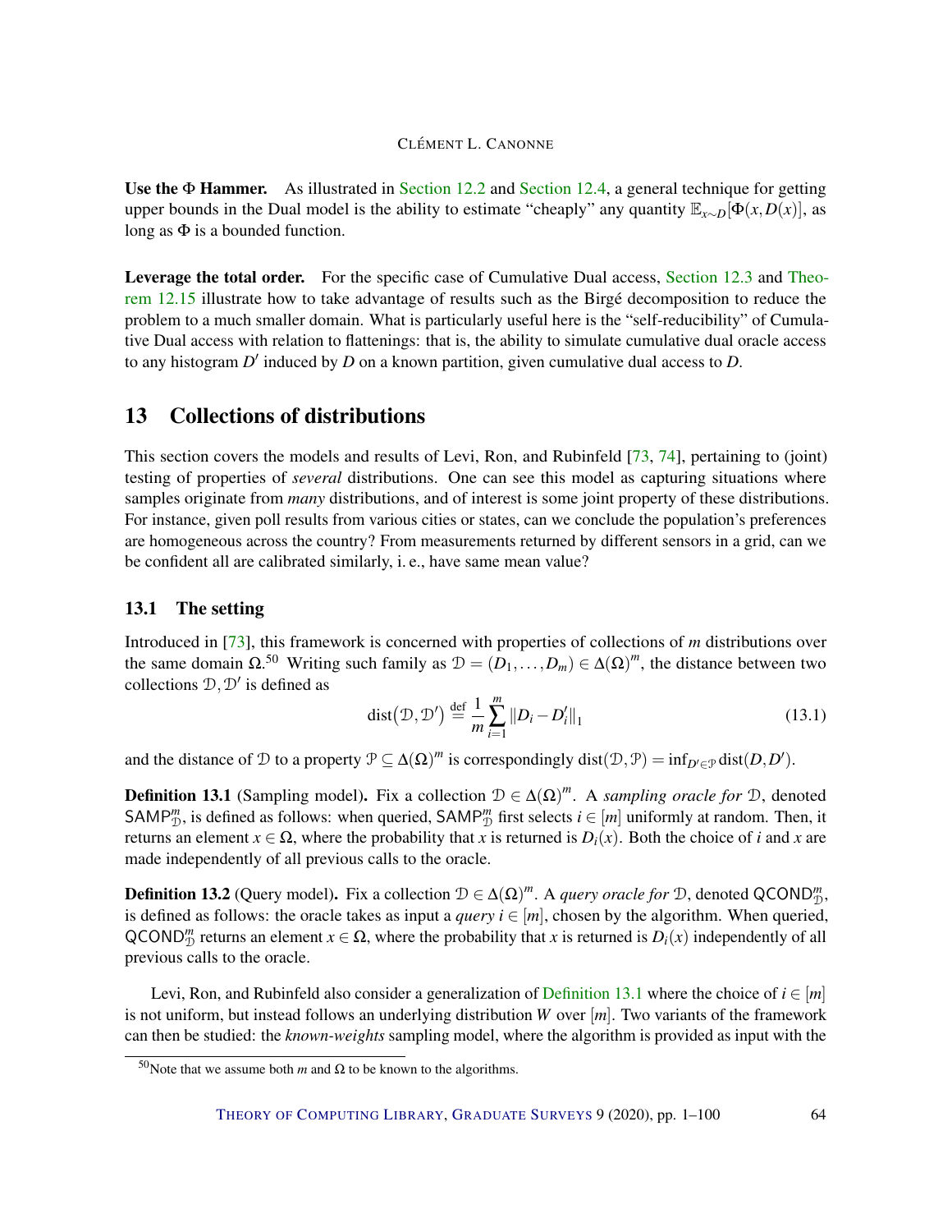**Use the $\Phi$ Hammer.** As illustrated in Section 12.2 and Section 12.4, a general technique for getting upper bounds in the Dual model is the ability to estimate "cheaply" any quantity $\mathbb{E}_{x\sim D}[\Phi(x, D(x)]$, as long as $\Phi$ is a bounded function.

**Leverage the total order.** For the specific case of Cumulative Dual access, Section 12.3 and Theorem 12.15 illustrate how to take advantage of results such as the Birgé decomposition to reduce the problem to a much smaller domain. What is particularly useful here is the "self-reducibility" of Cumulative Dual access with relation to flattenings: that is, the ability to simulate cumulative dual oracle access to any histogram $D'$ induced by $D$ on a known partition, given cumulative dual access to $D$.

# 13 Collections of distributions

This section covers the models and results of Levi, Ron, and Rubinfeld [73, 74], pertaining to (joint) testing of properties of *several* distributions. One can see this model as capturing situations where samples originate from *many* distributions, and of interest is some joint property of these distributions. For instance, given poll results from various cities or states, can we conclude the population's preferences are homogeneous across the country? From measurements returned by different sensors in a grid, can we be confident all are calibrated similarly, i. e., have same mean value?

## 13.1 The setting

Introduced in [73], this framework is concerned with properties of collections of $m$ distributions over the same domain $\Omega$.[50] Writing such family as $\mathcal{D} = (D_1, \dots, D_m) \in \Delta(\Omega)^m$, the distance between two collections $\mathcal{D}, \mathcal{D}'$ is defined as

$$\mathrm{dist}\big(\mathcal{D}, \mathcal{D}'\big) \stackrel{\text{def}}{=} \frac{1}{m} \sum_{i=1}^{m} \|D_i - D'_i\|_1 \tag{13.1}$$

and the distance of $\mathcal{D}$ to a property $\mathcal{P} \subseteq \Delta(\Omega)^m$ is correspondingly $\mathrm{dist}(\mathcal{D}, \mathcal{P}) = \inf_{D' \in \mathcal{P}} \mathrm{dist}(D, D')$.

**Definition 13.1** (Sampling model). Fix a collection $\mathcal{D} \in \Delta(\Omega)^m$. A *sampling oracle for* $\mathcal{D}$, denoted $\mathsf{SAMP}^m_{\mathcal{D}}$, is defined as follows: when queried, $\mathsf{SAMP}^m_{\mathcal{D}}$ first selects $i \in [m]$ uniformly at random. Then, it returns an element $x \in \Omega$, where the probability that $x$ is returned is $D_i(x)$. Both the choice of $i$ and $x$ are made independently of all previous calls to the oracle.

**Definition 13.2** (Query model). Fix a collection $\mathcal{D} \in \Delta(\Omega)^m$. A *query oracle for* $\mathcal{D}$, denoted $\mathsf{QCOND}^m_{\mathcal{D}}$, is defined as follows: the oracle takes as input a *query* $i \in [m]$, chosen by the algorithm. When queried, $\mathsf{QCOND}^m_{\mathcal{D}}$ returns an element $x \in \Omega$, where the probability that $x$ is returned is $D_i(x)$ independently of all previous calls to the oracle.

Levi, Ron, and Rubinfeld also consider a generalization of Definition 13.1 where the choice of $i \in [m]$ is not uniform, but instead follows an underlying distribution $W$ over $[m]$. Two variants of the framework can then be studied: the *known-weights* sampling model, where the algorithm is provided as input with the

[50] Note that we assume both $m$ and $\Omega$ to be known to the algorithms.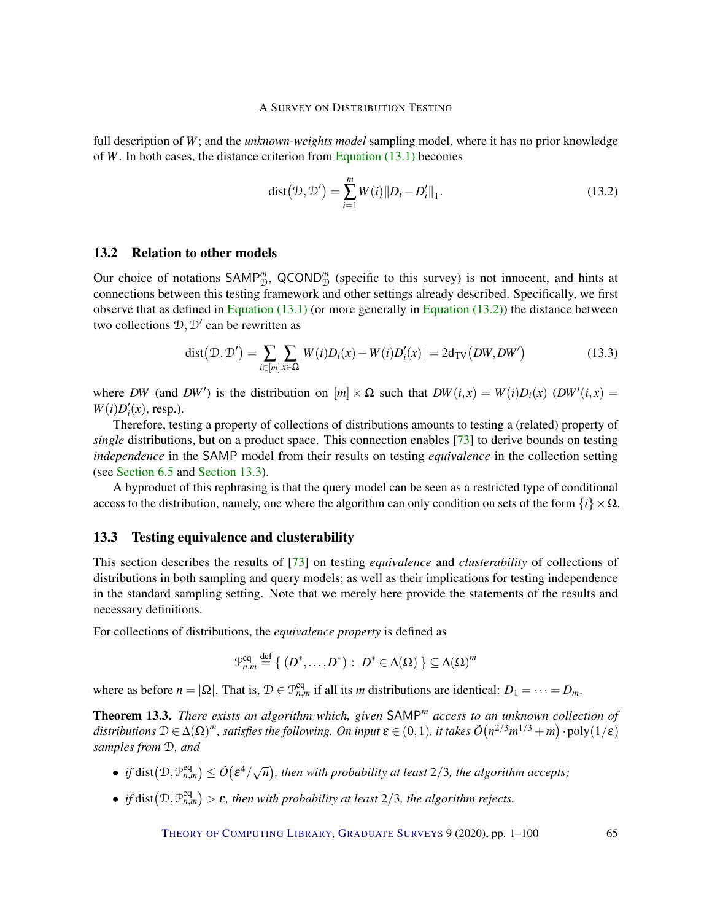full description of $W$; and the *unknown-weights model* sampling model, where it has no prior knowledge of $W$. In both cases, the distance criterion from Equation (13.1) becomes

$$\mathrm{dist}\big(\mathcal{D},\mathcal{D}'\big) = \sum_{i=1}^{m} W(i)\|D_i - D_i'\|_1. \tag{13.2}$$

## 13.2 Relation to other models

Our choice of notations $\mathsf{SAMP}^m_{\mathcal{D}}$, $\mathsf{QCOND}^m_{\mathcal{D}}$ (specific to this survey) is not innocent, and hints at connections between this testing framework and other settings already described. Specifically, we first observe that as defined in Equation (13.1) (or more generally in Equation (13.2)) the distance between two collections $\mathcal{D},\mathcal{D}'$ can be rewritten as

$$\mathrm{dist}\big(\mathcal{D},\mathcal{D}'\big) = \sum_{i\in[m]}\sum_{x\in\Omega}\big|W(i)D_i(x) - W(i)D_i'(x)\big| = 2\mathrm{d}_{\mathrm{TV}}\big(DW, DW'\big) \tag{13.3}$$

where $DW$ (and $DW'$) is the distribution on $[m]\times\Omega$ such that $DW(i,x) = W(i)D_i(x)$ ($DW'(i,x) = W(i)D_i'(x)$, resp.).

Therefore, testing a property of collections of distributions amounts to testing a (related) property of *single* distributions, but on a product space. This connection enables [73] to derive bounds on testing *independence* in the $\mathsf{SAMP}$ model from their results on testing *equivalence* in the collection setting (see Section 6.5 and Section 13.3).

A byproduct of this rephrasing is that the query model can be seen as a restricted type of conditional access to the distribution, namely, one where the algorithm can only condition on sets of the form $\{i\}\times\Omega$.

## 13.3 Testing equivalence and clusterability

This section describes the results of [73] on testing *equivalence* and *clusterability* of collections of distributions in both sampling and query models; as well as their implications for testing independence in the standard sampling setting. Note that we merely here provide the statements of the results and necessary definitions.

For collections of distributions, the *equivalence property* is defined as

$$\mathcal{P}^{\mathrm{eq}}_{n,m} \stackrel{\mathrm{def}}{=} \{\ (D^*,\dots,D^*)\ :\ D^*\in\Delta(\Omega)\ \} \subseteq \Delta(\Omega)^m$$

where as before $n = |\Omega|$. That is, $\mathcal{D}\in\mathcal{P}^{\mathrm{eq}}_{n,m}$ if all its $m$ distributions are identical: $D_1 = \cdots = D_m$.

**Theorem 13.3.** *There exists an algorithm which, given $\mathsf{SAMP}^m$ access to an unknown collection of distributions $\mathcal{D}\in\Delta(\Omega)^m$, satisfies the following. On input $\varepsilon\in(0,1)$, it takes $\tilde{O}\big(n^{2/3}m^{1/3}+m\big)\cdot\mathrm{poly}(1/\varepsilon)$ samples from $\mathcal{D}$, and*

- *if $\mathrm{dist}\big(\mathcal{D},\mathcal{P}^{\mathrm{eq}}_{n,m}\big) \le \tilde{O}\big(\varepsilon^4/\sqrt{n}\big)$, then with probability at least $2/3$, the algorithm accepts;*
- *if $\mathrm{dist}\big(\mathcal{D},\mathcal{P}^{\mathrm{eq}}_{n,m}\big) > \varepsilon$, then with probability at least $2/3$, the algorithm rejects.*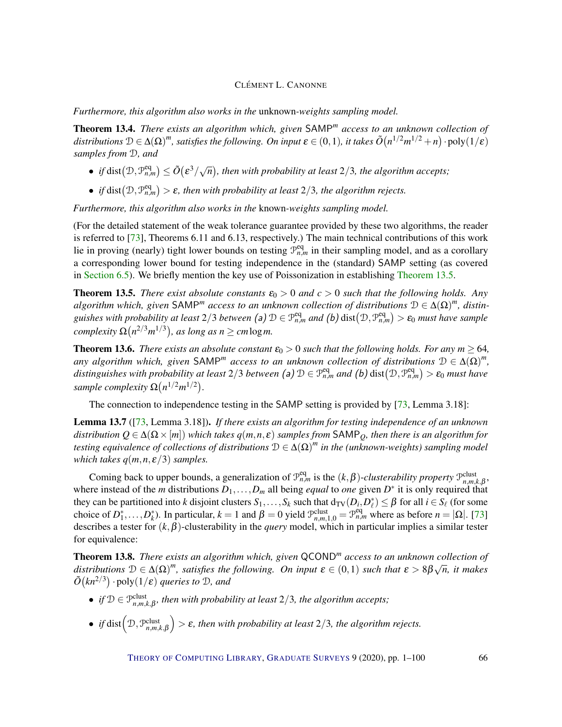*Furthermore, this algorithm also works in the* unknown-*weights sampling model.*

**Theorem 13.4.** *There exists an algorithm which, given* $\mathsf{SAMP}^m$ *access to an unknown collection of distributions* $\mathcal{D} \in \Delta(\Omega)^m$*, satisfies the following. On input* $\varepsilon \in (0,1)$*, it takes* $\tilde{O}\big(n^{1/2}m^{1/2} + n\big) \cdot \operatorname{poly}(1/\varepsilon)$ *samples from* $\mathcal{D}$*, and*

- *if* $\operatorname{dist}\big(\mathcal{D}, \mathcal{P}^{\mathrm{eq}}_{n,m}\big) \le \tilde{O}\big(\varepsilon^3/\sqrt{n}\big)$*, then with probability at least* $2/3$*, the algorithm accepts;*
- *if* $\operatorname{dist}\big(\mathcal{D}, \mathcal{P}^{\mathrm{eq}}_{n,m}\big) > \varepsilon$*, then with probability at least* $2/3$*, the algorithm rejects.*

*Furthermore, this algorithm also works in the* known-*weights sampling model.*

(For the detailed statement of the weak tolerance guarantee provided by these two algorithms, the reader is referred to [73], Theorems 6.11 and 6.13, respectively.) The main technical contributions of this work lie in proving (nearly) tight lower bounds on testing $\mathcal{P}^{\mathrm{eq}}_{n,m}$ in their sampling model, and as a corollary a corresponding lower bound for testing independence in the (standard) $\mathsf{SAMP}$ setting (as covered in Section 6.5). We briefly mention the key use of Poissonization in establishing Theorem 13.5.

**Theorem 13.5.** *There exist absolute constants* $\varepsilon_0 > 0$ *and* $c > 0$ *such that the following holds. Any algorithm which, given* $\mathsf{SAMP}^m$ *access to an unknown collection of distributions* $\mathcal{D} \in \Delta(\Omega)^m$*, distinguishes with probability at least* $2/3$ *between (a)* $\mathcal{D} \in \mathcal{P}^{\mathrm{eq}}_{n,m}$ *and (b)* $\operatorname{dist}\big(\mathcal{D}, \mathcal{P}^{\mathrm{eq}}_{n,m}\big) > \varepsilon_0$ *must have sample complexity* $\Omega\big(n^{2/3}m^{1/3}\big)$*, as long as* $n \ge cm\log m$*.*

**Theorem 13.6.** *There exists an absolute constant* $\varepsilon_0 > 0$ *such that the following holds. For any* $m \ge 64$*, any algorithm which, given* $\mathsf{SAMP}^m$ *access to an unknown collection of distributions* $\mathcal{D} \in \Delta(\Omega)^m$*, distinguishes with probability at least* $2/3$ *between (a)* $\mathcal{D} \in \mathcal{P}^{\mathrm{eq}}_{n,m}$ *and (b)* $\operatorname{dist}\big(\mathcal{D}, \mathcal{P}^{\mathrm{eq}}_{n,m}\big) > \varepsilon_0$ *must have sample complexity* $\Omega\big(n^{1/2}m^{1/2}\big)$*.*

The connection to independence testing in the $\mathsf{SAMP}$ setting is provided by [73, Lemma 3.18]:

**Lemma 13.7** ([73, Lemma 3.18])**.** *If there exists an algorithm for testing independence of an unknown distribution* $Q \in \Delta(\Omega \times [m])$ *which takes* $q(m,n,\varepsilon)$ *samples from* $\mathsf{SAMP}_Q$*, then there is an algorithm for testing equivalence of collections of distributions* $\mathcal{D} \in \Delta(\Omega)^m$ *in the (unknown-weights) sampling model which takes* $q(m,n,\varepsilon/3)$ *samples.*

Coming back to upper bounds, a generalization of $\mathcal{P}^{\mathrm{eq}}_{n,m}$ is the $(k,\beta)$*-clusterability property* $\mathcal{P}^{\mathrm{clust}}_{n,m,k,\beta}$, where instead of the $m$ distributions $D_1,\dots,D_m$ all being *equal* to *one* given $D^*$ it is only required that they can be partitioned into $k$ disjoint clusters $S_1,\dots,S_k$ such that $\mathrm{d}_{\mathrm{TV}}(D_i, D^*_\ell) \le \beta$ for all $i \in S_\ell$ (for some choice of $D^*_1,\dots,D^*_k$). In particular, $k=1$ and $\beta = 0$ yield $\mathcal{P}^{\mathrm{clust}}_{n,m,1,0} = \mathcal{P}^{\mathrm{eq}}_{n,m}$ where as before $n = |\Omega|$. [73] describes a tester for $(k,\beta)$-clusterability in the *query* model, which in particular implies a similar tester for equivalence:

**Theorem 13.8.** *There exists an algorithm which, given* $\mathsf{QCOND}^m$ *access to an unknown collection of distributions* $\mathcal{D} \in \Delta(\Omega)^m$*, satisfies the following. On input* $\varepsilon \in (0,1)$ *such that* $\varepsilon > 8\beta\sqrt{n}$*, it makes* $\tilde{O}\big(kn^{2/3}\big) \cdot \operatorname{poly}(1/\varepsilon)$ *queries to* $\mathcal{D}$*, and*

- *if* $\mathcal{D} \in \mathcal{P}^{\mathrm{clust}}_{n,m,k,\beta}$*, then with probability at least* $2/3$*, the algorithm accepts;*
- *if* $\operatorname{dist}\Big(\mathcal{D}, \mathcal{P}^{\mathrm{clust}}_{n,m,k,\beta}\Big) > \varepsilon$*, then with probability at least* $2/3$*, the algorithm rejects.*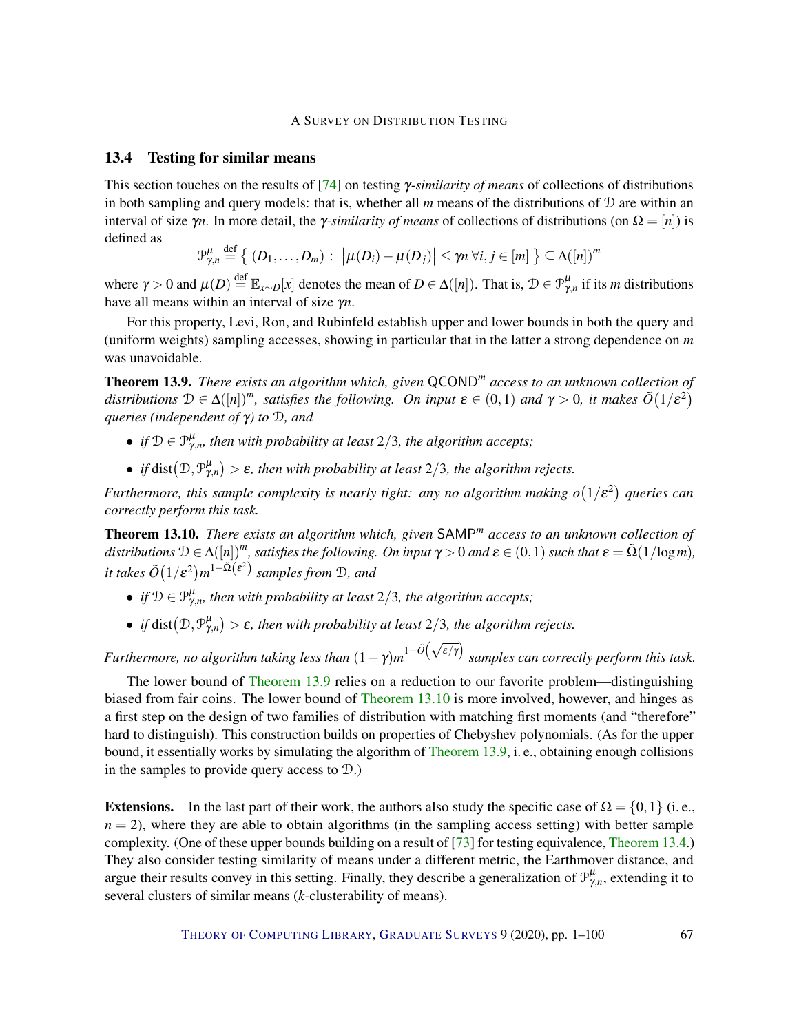### 13.4 Testing for similar means

This section touches on the results of [74] on testing $\gamma$-*similarity of means* of collections of distributions in both sampling and query models: that is, whether all $m$ means of the distributions of $\mathcal{D}$ are within an interval of size $\gamma n$. In more detail, the $\gamma$-*similarity of means* of collections of distributions (on $\Omega = [n]$) is defined as

$$\mathcal{P}^{\mu}_{\gamma,n} \stackrel{\text{def}}{=} \left\{ (D_1, \dots, D_m) : \left|\mu(D_i) - \mu(D_j)\right| \leq \gamma n \; \forall i, j \in [m] \right\} \subseteq \Delta([n])^m$$

where $\gamma > 0$ and $\mu(D) \stackrel{\text{def}}{=} \mathbb{E}_{x \sim D}[x]$ denotes the mean of $D \in \Delta([n])$. That is, $\mathcal{D} \in \mathcal{P}^{\mu}_{\gamma,n}$ if its $m$ distributions have all means within an interval of size $\gamma n$.

For this property, Levi, Ron, and Rubinfeld establish upper and lower bounds in both the query and (uniform weights) sampling accesses, showing in particular that in the latter a strong dependence on $m$ was unavoidable.

**Theorem 13.9.** *There exists an algorithm which, given $\mathsf{QCOND}^m$ access to an unknown collection of distributions $\mathcal{D} \in \Delta([n])^m$, satisfies the following. On input $\varepsilon \in (0,1)$ and $\gamma > 0$, it makes $\tilde{O}(1/\varepsilon^2)$ queries (independent of $\gamma$) to $\mathcal{D}$, and*

- *if $\mathcal{D} \in \mathcal{P}^{\mu}_{\gamma,n}$, then with probability at least $2/3$, the algorithm accepts;*
- *if $\operatorname{dist}(\mathcal{D}, \mathcal{P}^{\mu}_{\gamma,n}) > \varepsilon$, then with probability at least $2/3$, the algorithm rejects.*

*Furthermore, this sample complexity is nearly tight: any no algorithm making $o(1/\varepsilon^2)$ queries can correctly perform this task.*

**Theorem 13.10.** *There exists an algorithm which, given $\mathsf{SAMP}^m$ access to an unknown collection of distributions $\mathcal{D} \in \Delta([n])^m$, satisfies the following. On input $\gamma > 0$ and $\varepsilon \in (0,1)$ such that $\varepsilon = \tilde{\Omega}(1/\log m)$, it takes $\tilde{O}(1/\varepsilon^2) m^{1-\tilde{\Omega}(\varepsilon^2)}$ samples from $\mathcal{D}$, and*

- *if $\mathcal{D} \in \mathcal{P}^{\mu}_{\gamma,n}$, then with probability at least $2/3$, the algorithm accepts;*
- *if $\operatorname{dist}(\mathcal{D}, \mathcal{P}^{\mu}_{\gamma,n}) > \varepsilon$, then with probability at least $2/3$, the algorithm rejects.*

*Furthermore, no algorithm taking less than $(1-\gamma)m^{1-\tilde{O}(\sqrt{\varepsilon/\gamma})}$ samples can correctly perform this task.*

The lower bound of Theorem 13.9 relies on a reduction to our favorite problem—distinguishing biased from fair coins. The lower bound of Theorem 13.10 is more involved, however, and hinges as a first step on the design of two families of distribution with matching first moments (and "therefore" hard to distinguish). This construction builds on properties of Chebyshev polynomials. (As for the upper bound, it essentially works by simulating the algorithm of Theorem 13.9, i. e., obtaining enough collisions in the samples to provide query access to $\mathcal{D}$.)

**Extensions.** In the last part of their work, the authors also study the specific case of $\Omega = \{0,1\}$ (i. e., $n = 2$), where they are able to obtain algorithms (in the sampling access setting) with better sample complexity. (One of these upper bounds building on a result of [73] for testing equivalence, Theorem 13.4.) They also consider testing similarity of means under a different metric, the Earthmover distance, and argue their results convey in this setting. Finally, they describe a generalization of $\mathcal{P}^{\mu}_{\gamma,n}$, extending it to several clusters of similar means ($k$-clusterability of means).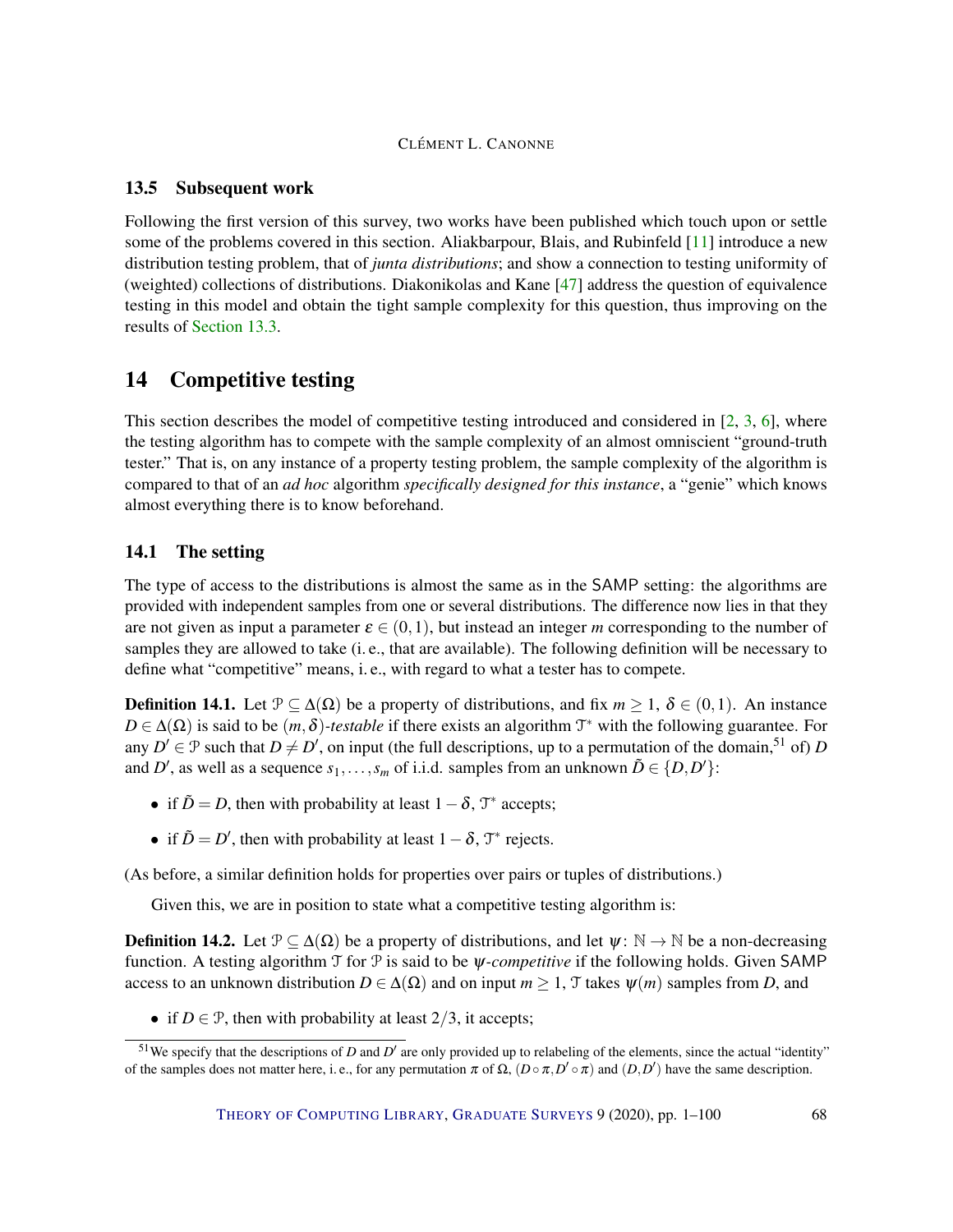### 13.5 Subsequent work

Following the first version of this survey, two works have been published which touch upon or settle some of the problems covered in this section. Aliakbarpour, Blais, and Rubinfeld [11] introduce a new distribution testing problem, that of *junta distributions*; and show a connection to testing uniformity of (weighted) collections of distributions. Diakonikolas and Kane [47] address the question of equivalence testing in this model and obtain the tight sample complexity for this question, thus improving on the results of Section 13.3.

## 14 Competitive testing

This section describes the model of competitive testing introduced and considered in [2, 3, 6], where the testing algorithm has to compete with the sample complexity of an almost omniscient "ground-truth tester." That is, on any instance of a property testing problem, the sample complexity of the algorithm is compared to that of an *ad hoc* algorithm *specifically designed for this instance*, a "genie" which knows almost everything there is to know beforehand.

### 14.1 The setting

The type of access to the distributions is almost the same as in the SAMP setting: the algorithms are provided with independent samples from one or several distributions. The difference now lies in that they are not given as input a parameter $\varepsilon \in (0,1)$, but instead an integer $m$ corresponding to the number of samples they are allowed to take (i. e., that are available). The following definition will be necessary to define what "competitive" means, i. e., with regard to what a tester has to compete.

**Definition 14.1.** Let $\mathcal{P} \subseteq \Delta(\Omega)$ be a property of distributions, and fix $m \geq 1$, $\delta \in (0,1)$. An instance $D \in \Delta(\Omega)$ is said to be $(m,\delta)$*-testable* if there exists an algorithm $\mathcal{T}^*$ with the following guarantee. For any $D' \in \mathcal{P}$ such that $D \neq D'$, on input (the full descriptions, up to a permutation of the domain,[51] of) $D$ and $D'$, as well as a sequence $s_1,\dots,s_m$ of i.i.d. samples from an unknown $\tilde{D} \in \{D, D'\}$:

- if $\tilde{D} = D$, then with probability at least $1-\delta$, $\mathcal{T}^*$ accepts;
- if $\tilde{D} = D'$, then with probability at least $1-\delta$, $\mathcal{T}^*$ rejects.

(As before, a similar definition holds for properties over pairs or tuples of distributions.)

Given this, we are in position to state what a competitive testing algorithm is:

**Definition 14.2.** Let $\mathcal{P} \subseteq \Delta(\Omega)$ be a property of distributions, and let $\psi \colon \mathbb{N} \to \mathbb{N}$ be a non-decreasing function. A testing algorithm $\mathcal{T}$ for $\mathcal{P}$ is said to be $\psi$*-competitive* if the following holds. Given SAMP access to an unknown distribution $D \in \Delta(\Omega)$ and on input $m \geq 1$, $\mathcal{T}$ takes $\psi(m)$ samples from $D$, and

- if $D \in \mathcal{P}$, then with probability at least $2/3$, it accepts;

[51] We specify that the descriptions of $D$ and $D'$ are only provided up to relabeling of the elements, since the actual "identity" of the samples does not matter here, i. e., for any permutation $\pi$ of $\Omega$, $(D \circ \pi, D' \circ \pi)$ and $(D, D')$ have the same description.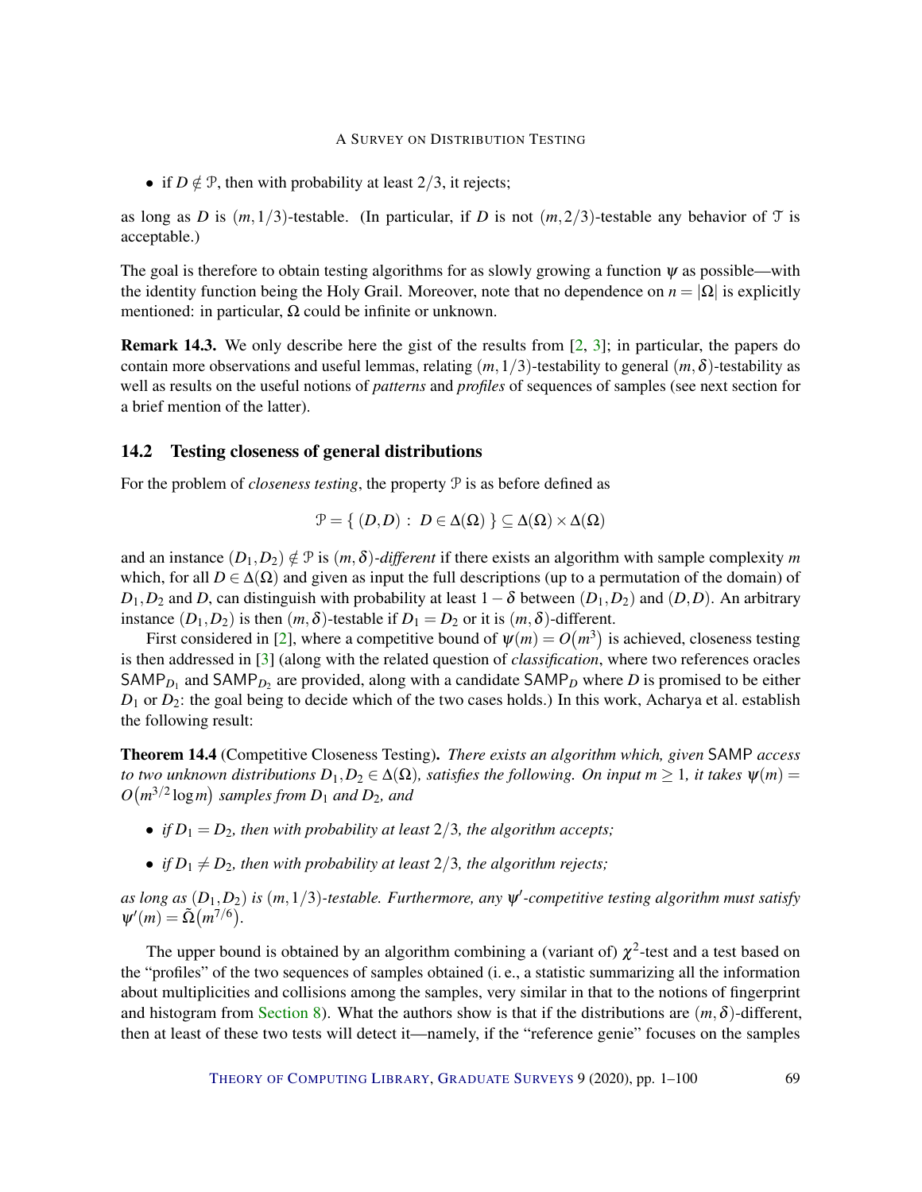- if $D \notin \mathcal{P}$, then with probability at least $2/3$, it rejects;

as long as $D$ is $(m,1/3)$-testable. (In particular, if $D$ is not $(m,2/3)$-testable any behavior of $\mathcal{T}$ is acceptable.)

The goal is therefore to obtain testing algorithms for as slowly growing a function $\psi$ as possible—with the identity function being the Holy Grail. Moreover, note that no dependence on $n = |\Omega|$ is explicitly mentioned: in particular, $\Omega$ could be infinite or unknown.

**Remark 14.3.** We only describe here the gist of the results from [2, 3]; in particular, the papers do contain more observations and useful lemmas, relating $(m,1/3)$-testability to general $(m,\delta)$-testability as well as results on the useful notions of *patterns* and *profiles* of sequences of samples (see next section for a brief mention of the latter).

## 14.2 Testing closeness of general distributions

For the problem of *closeness testing*, the property $\mathcal{P}$ is as before defined as

$$\mathcal{P} = \{\, (D,D) : \; D \in \Delta(\Omega) \,\} \subseteq \Delta(\Omega) \times \Delta(\Omega)$$

and an instance $(D_1, D_2) \notin \mathcal{P}$ is $(m,\delta)$-*different* if there exists an algorithm with sample complexity $m$ which, for all $D \in \Delta(\Omega)$ and given as input the full descriptions (up to a permutation of the domain) of $D_1, D_2$ and $D$, can distinguish with probability at least $1-\delta$ between $(D_1, D_2)$ and $(D,D)$. An arbitrary instance $(D_1, D_2)$ is then $(m,\delta)$-testable if $D_1 = D_2$ or it is $(m,\delta)$-different.

First considered in [2], where a competitive bound of $\psi(m) = O(m^3)$ is achieved, closeness testing is then addressed in [3] (along with the related question of *classification*, where two references oracles $\mathsf{SAMP}_{D_1}$ and $\mathsf{SAMP}_{D_2}$ are provided, along with a candidate $\mathsf{SAMP}_D$ where $D$ is promised to be either $D_1$ or $D_2$: the goal being to decide which of the two cases holds.) In this work, Acharya et al. establish the following result:

**Theorem 14.4** (Competitive Closeness Testing)**.** *There exists an algorithm which, given* $\mathsf{SAMP}$ *access to two unknown distributions* $D_1, D_2 \in \Delta(\Omega)$*, satisfies the following. On input* $m \geq 1$*, it takes* $\psi(m) = O(m^{3/2} \log m)$ *samples from* $D_1$ *and* $D_2$*, and*

- *if* $D_1 = D_2$*, then with probability at least* $2/3$*, the algorithm accepts;*
- *if* $D_1 \neq D_2$*, then with probability at least* $2/3$*, the algorithm rejects;*

*as long as* $(D_1, D_2)$ *is* $(m,1/3)$*-testable. Furthermore, any* $\psi'$*-competitive testing algorithm must satisfy* $\psi'(m) = \tilde{\Omega}(m^{7/6})$*.*

The upper bound is obtained by an algorithm combining a (variant of) $\chi^2$-test and a test based on the "profiles" of the two sequences of samples obtained (i. e., a statistic summarizing all the information about multiplicities and collisions among the samples, very similar in that to the notions of fingerprint and histogram from Section 8). What the authors show is that if the distributions are $(m,\delta)$-different, then at least of these two tests will detect it—namely, if the "reference genie" focuses on the samples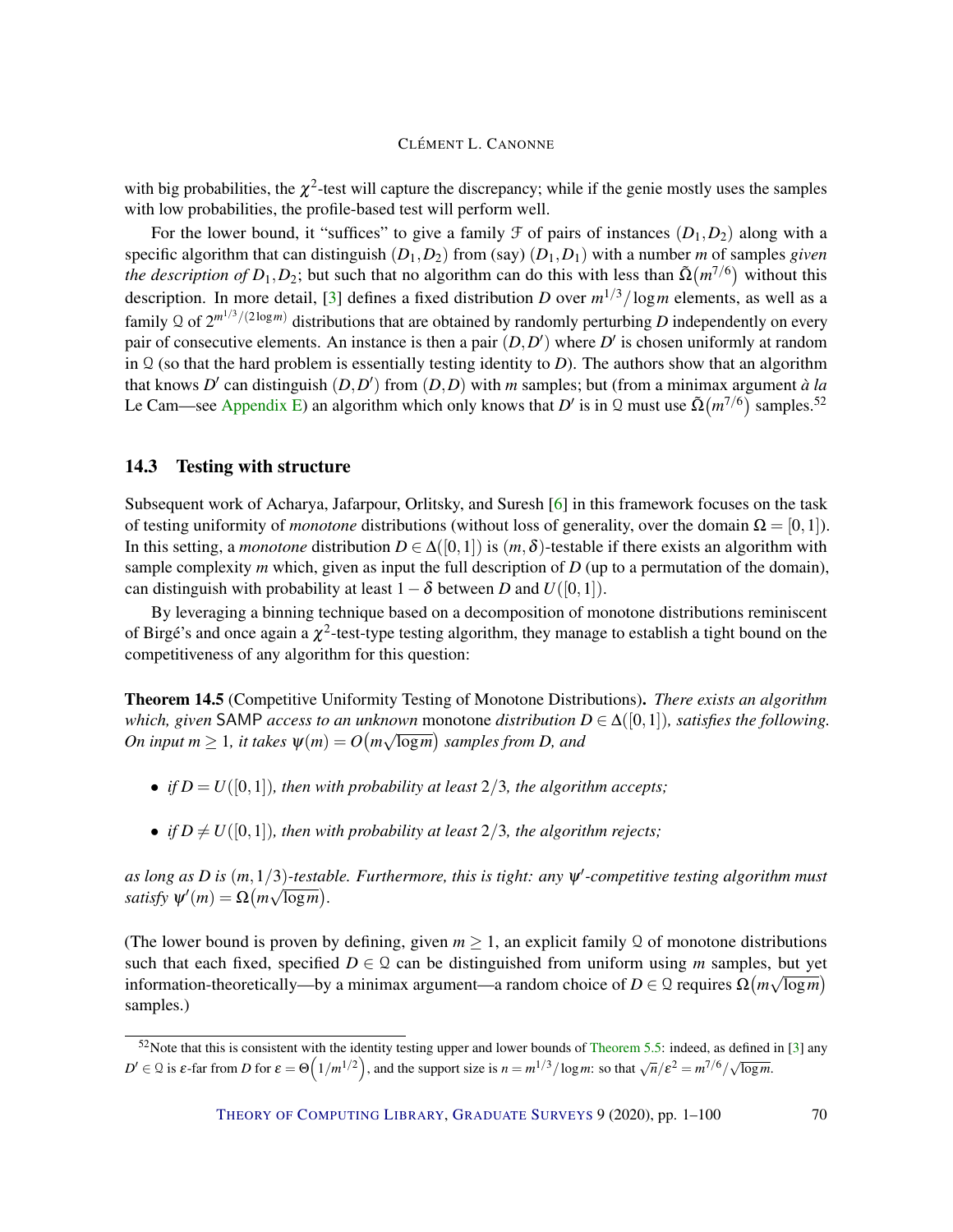with big probabilities, the $\chi^2$-test will capture the discrepancy; while if the genie mostly uses the samples with low probabilities, the profile-based test will perform well.

For the lower bound, it "suffices" to give a family $\mathcal{F}$ of pairs of instances $(D_1, D_2)$ along with a specific algorithm that can distinguish $(D_1, D_2)$ from (say) $(D_1, D_1)$ with a number $m$ of samples *given the description of* $D_1, D_2$; but such that no algorithm can do this with less than $\tilde{\Omega}(m^{7/6})$ without this description. In more detail, [3] defines a fixed distribution $D$ over $m^{1/3}/\log m$ elements, as well as a family $\mathcal{Q}$ of $2^{m^{1/3}/(2\log m)}$ distributions that are obtained by randomly perturbing $D$ independently on every pair of consecutive elements. An instance is then a pair $(D, D')$ where $D'$ is chosen uniformly at random in $\mathcal{Q}$ (so that the hard problem is essentially testing identity to $D$). The authors show that an algorithm that knows $D'$ can distinguish $(D, D')$ from $(D, D)$ with $m$ samples; but (from a minimax argument *à la* Le Cam—see Appendix E) an algorithm which only knows that $D'$ is in $\mathcal{Q}$ must use $\tilde{\Omega}(m^{7/6})$ samples.[52]

### 14.3 Testing with structure

Subsequent work of Acharya, Jafarpour, Orlitsky, and Suresh [6] in this framework focuses on the task of testing uniformity of *monotone* distributions (without loss of generality, over the domain $\Omega = [0,1]$). In this setting, a *monotone* distribution $D \in \Delta([0,1])$ is $(m, \delta)$-testable if there exists an algorithm with sample complexity $m$ which, given as input the full description of $D$ (up to a permutation of the domain), can distinguish with probability at least $1-\delta$ between $D$ and $U([0,1])$.

By leveraging a binning technique based on a decomposition of monotone distributions reminiscent of Birgé's and once again a $\chi^2$-test-type testing algorithm, they manage to establish a tight bound on the competitiveness of any algorithm for this question:

**Theorem 14.5** (Competitive Uniformity Testing of Monotone Distributions). *There exists an algorithm which, given* SAMP *access to an unknown* monotone *distribution $D \in \Delta([0,1])$, satisfies the following. On input $m \geq 1$, it takes $\psi(m) = O(m\sqrt{\log m})$ samples from D, and*

- *if $D = U([0,1])$, then with probability at least $2/3$, the algorithm accepts;*
- *if $D \neq U([0,1])$, then with probability at least $2/3$, the algorithm rejects;*

*as long as D is $(m, 1/3)$-testable. Furthermore, this is tight: any $\psi'$-competitive testing algorithm must satisfy $\psi'(m) = \Omega(m\sqrt{\log m})$.*

(The lower bound is proven by defining, given $m \geq 1$, an explicit family $\mathcal{Q}$ of monotone distributions such that each fixed, specified $D \in \mathcal{Q}$ can be distinguished from uniform using $m$ samples, but yet information-theoretically—by a minimax argument—a random choice of $D \in \mathcal{Q}$ requires $\Omega(m\sqrt{\log m})$ samples.)

[52] Note that this is consistent with the identity testing upper and lower bounds of Theorem 5.5: indeed, as defined in [3] any $D' \in \mathcal{Q}$ is $\varepsilon$-far from $D$ for $\varepsilon = \Theta\left(1/m^{1/2}\right)$, and the support size is $n = m^{1/3}/\log m$: so that $\sqrt{n}/\varepsilon^2 = m^{7/6}/\sqrt{\log m}$.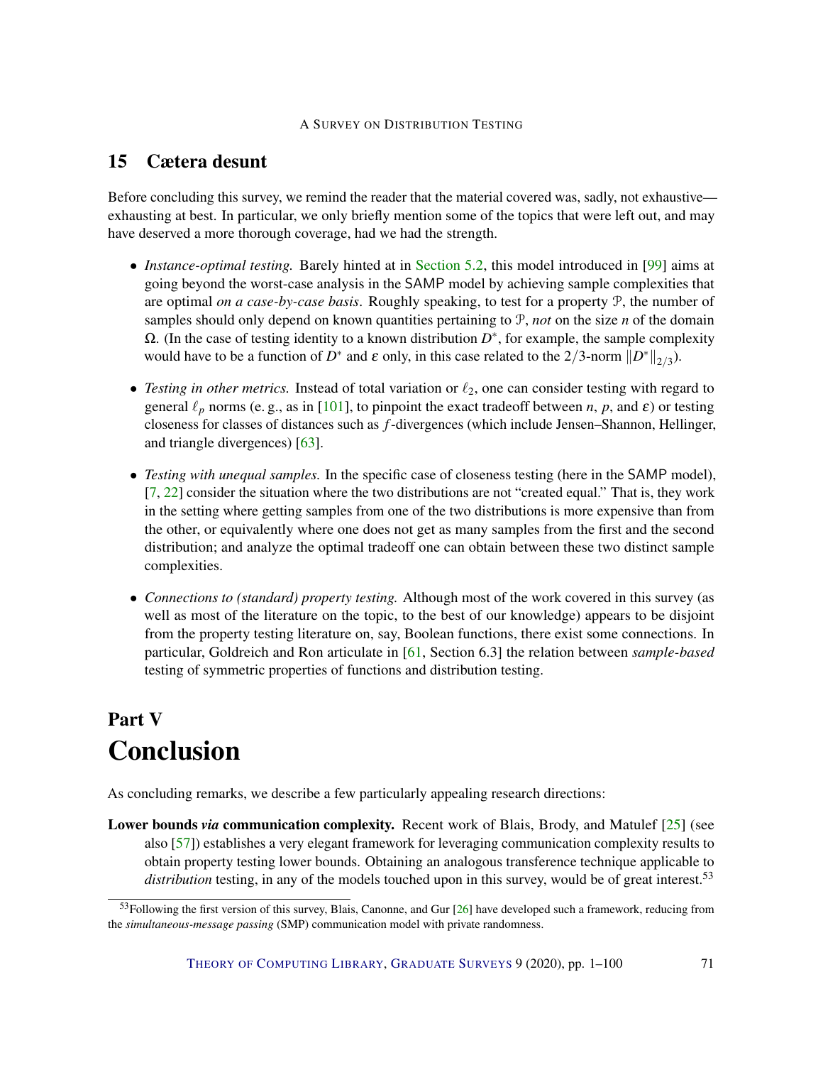## 15 Cætera desunt

Before concluding this survey, we remind the reader that the material covered was, sadly, not exhaustive—exhausting at best. In particular, we only briefly mention some of the topics that were left out, and may have deserved a more thorough coverage, had we had the strength.

- *Instance-optimal testing.* Barely hinted at in Section 5.2, this model introduced in [99] aims at going beyond the worst-case analysis in the SAMP model by achieving sample complexities that are optimal *on a case-by-case basis*. Roughly speaking, to test for a property $\mathcal{P}$, the number of samples should only depend on known quantities pertaining to $\mathcal{P}$, *not* on the size $n$ of the domain $\Omega$. (In the case of testing identity to a known distribution $D^*$, for example, the sample complexity would have to be a function of $D^*$ and $\varepsilon$ only, in this case related to the $2/3$-norm $\|D^*\|_{2/3}$).
- *Testing in other metrics.* Instead of total variation or $\ell_2$, one can consider testing with regard to general $\ell_p$ norms (e. g., as in [101], to pinpoint the exact tradeoff between $n$, $p$, and $\varepsilon$) or testing closeness for classes of distances such as $f$-divergences (which include Jensen–Shannon, Hellinger, and triangle divergences) [63].
- *Testing with unequal samples.* In the specific case of closeness testing (here in the SAMP model), [7, 22] consider the situation where the two distributions are not "created equal." That is, they work in the setting where getting samples from one of the two distributions is more expensive than from the other, or equivalently where one does not get as many samples from the first and the second distribution; and analyze the optimal tradeoff one can obtain between these two distinct sample complexities.
- *Connections to (standard) property testing.* Although most of the work covered in this survey (as well as most of the literature on the topic, to the best of our knowledge) appears to be disjoint from the property testing literature on, say, Boolean functions, there exist some connections. In particular, Goldreich and Ron articulate in [61, Section 6.3] the relation between *sample-based* testing of symmetric properties of functions and distribution testing.

# Part V
# Conclusion

As concluding remarks, we describe a few particularly appealing research directions:

**Lower bounds *via* communication complexity.** Recent work of Blais, Brody, and Matulef [25] (see also [57]) establishes a very elegant framework for leveraging communication complexity results to obtain property testing lower bounds. Obtaining an analogous transference technique applicable to *distribution* testing, in any of the models touched upon in this survey, would be of great interest.[53]

[53] Following the first version of this survey, Blais, Canonne, and Gur [26] have developed such a framework, reducing from the *simultaneous-message passing* (SMP) communication model with private randomness.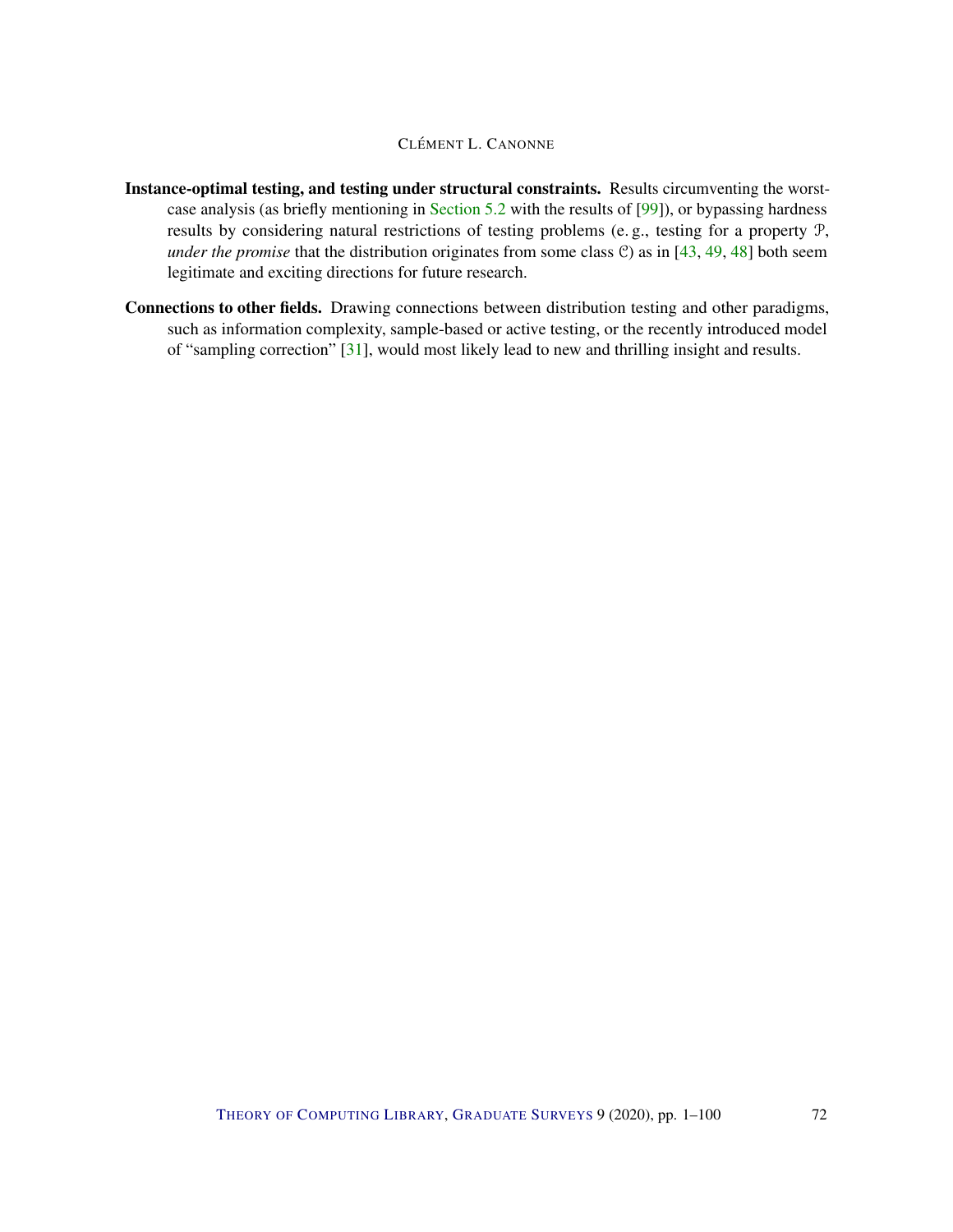**Instance-optimal testing, and testing under structural constraints.** Results circumventing the worst-case analysis (as briefly mentioning in Section 5.2 with the results of [99]), or bypassing hardness results by considering natural restrictions of testing problems (e. g., testing for a property $\mathcal{P}$, *under the promise* that the distribution originates from some class $\mathcal{C}$) as in [43, 49, 48] both seem legitimate and exciting directions for future research.

**Connections to other fields.** Drawing connections between distribution testing and other paradigms, such as information complexity, sample-based or active testing, or the recently introduced model of "sampling correction" [31], would most likely lead to new and thrilling insight and results.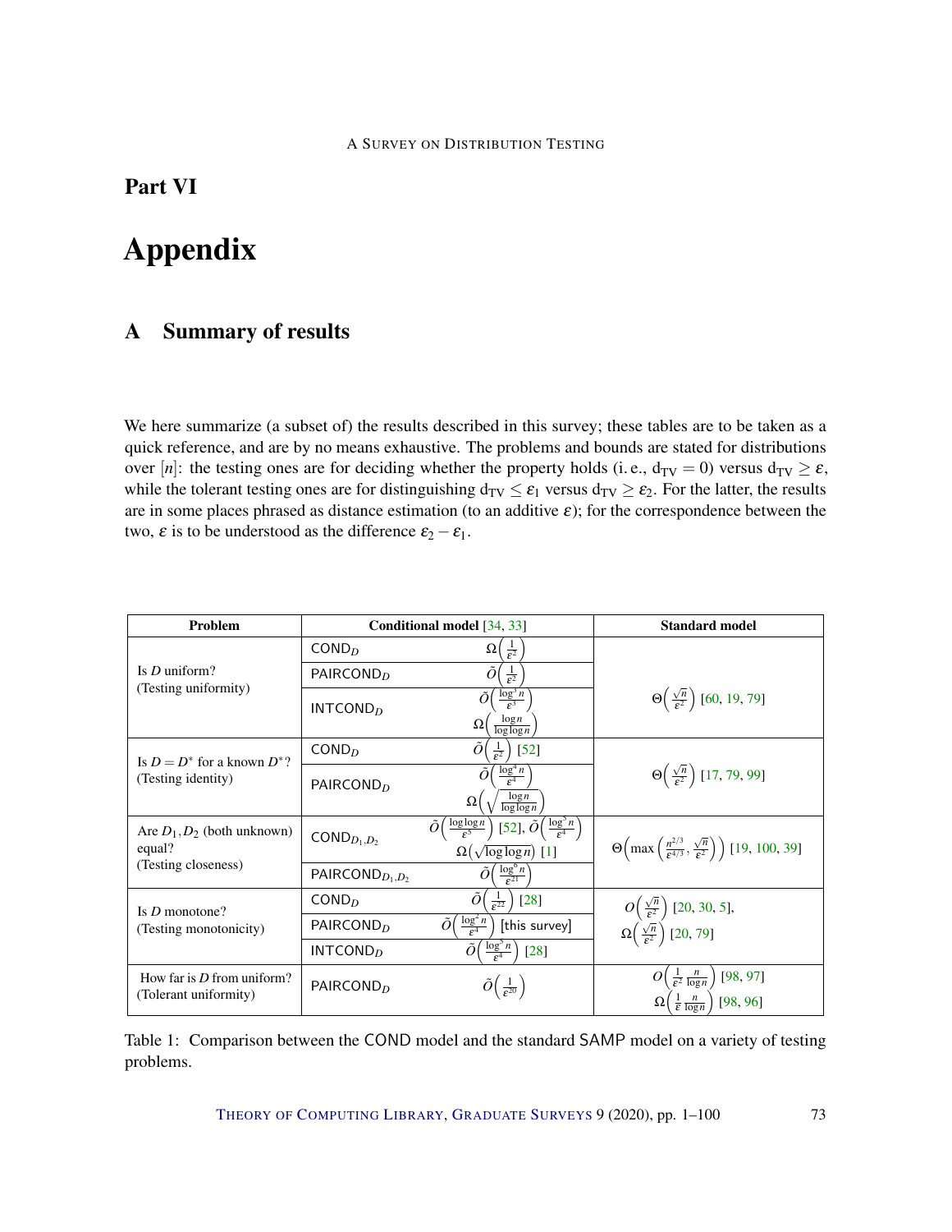# Part VI

# Appendix

## A Summary of results

We here summarize (a subset of) the results described in this survey; these tables are to be taken as a quick reference, and are by no means exhaustive. The problems and bounds are stated for distributions over $[n]$: the testing ones are for deciding whether the property holds (i. e., $\mathrm{d_{TV}} = 0$) versus $\mathrm{d_{TV}} \geq \varepsilon$, while the tolerant testing ones are for distinguishing $\mathrm{d_{TV}} \leq \varepsilon_1$ versus $\mathrm{d_{TV}} \geq \varepsilon_2$. For the latter, the results are in some places phrased as distance estimation (to an additive $\varepsilon$); for the correspondence between the two, $\varepsilon$ is to be understood as the difference $\varepsilon_2 - \varepsilon_1$.

| Problem | Conditional model [34, 33] | | Standard model |
|---|---|---|---|
| Is $D$ uniform? (Testing uniformity) | $\mathsf{COND}_D$ | $\Omega\left(\frac{1}{\varepsilon^2}\right)$ | $\Theta\left(\frac{\sqrt{n}}{\varepsilon^2}\right)$ [60, 19, 79] |
| | $\mathsf{PAIRCOND}_D$ | $\tilde{O}\left(\frac{1}{\varepsilon^2}\right)$ | |
| | $\mathsf{INTCOND}_D$ | $\tilde{O}\left(\frac{\log^3 n}{\varepsilon^3}\right)$, $\Omega\left(\frac{\log n}{\log\log n}\right)$ | |
| Is $D = D^*$ for a known $D^*$? (Testing identity) | $\mathsf{COND}_D$ | $\tilde{O}\left(\frac{1}{\varepsilon^2}\right)$ [52] | $\Theta\left(\frac{\sqrt{n}}{\varepsilon^2}\right)$ [17, 79, 99] |
| | $\mathsf{PAIRCOND}_D$ | $\tilde{O}\left(\frac{\log^4 n}{\varepsilon^4}\right)$, $\Omega\left(\sqrt{\frac{\log n}{\log\log n}}\right)$ | |
| Are $D_1, D_2$ (both unknown) equal? (Testing closeness) | $\mathsf{COND}_{D_1,D_2}$ | $\tilde{O}\left(\frac{\log\log n}{\varepsilon^5}\right)$ [52], $\tilde{O}\left(\frac{\log^5 n}{\varepsilon^4}\right)$, $\Omega\left(\sqrt{\log\log n}\right)$ [1] | $\Theta\left(\max\left(\frac{n^{2/3}}{\varepsilon^{4/3}}, \frac{\sqrt{n}}{\varepsilon^2}\right)\right)$ [19, 100, 39] |
| | $\mathsf{PAIRCOND}_{D_1,D_2}$ | $\tilde{O}\left(\frac{\log^6 n}{\varepsilon^{21}}\right)$ | |
| Is $D$ monotone? (Testing monotonicity) | $\mathsf{COND}_D$ | $\tilde{O}\left(\frac{1}{\varepsilon^{22}}\right)$ [28] | $O\left(\frac{\sqrt{n}}{\varepsilon^2}\right)$ [20, 30, 5], $\Omega\left(\frac{\sqrt{n}}{\varepsilon^2}\right)$ [20, 79] |
| | $\mathsf{PAIRCOND}_D$ | $\tilde{O}\left(\frac{\log^2 n}{\varepsilon^4}\right)$ [this survey] | |
| | $\mathsf{INTCOND}_D$ | $\tilde{O}\left(\frac{\log^5 n}{\varepsilon^4}\right)$ [28] | |
| How far is $D$ from uniform? (Tolerant uniformity) | $\mathsf{PAIRCOND}_D$ | $\tilde{O}\left(\frac{1}{\varepsilon^{20}}\right)$ | $O\left(\frac{1}{\varepsilon^2}\frac{n}{\log n}\right)$ [98, 97], $\Omega\left(\frac{1}{\varepsilon}\frac{n}{\log n}\right)$ [98, 96] |

Table 1: Comparison between the COND model and the standard SAMP model on a variety of testing problems.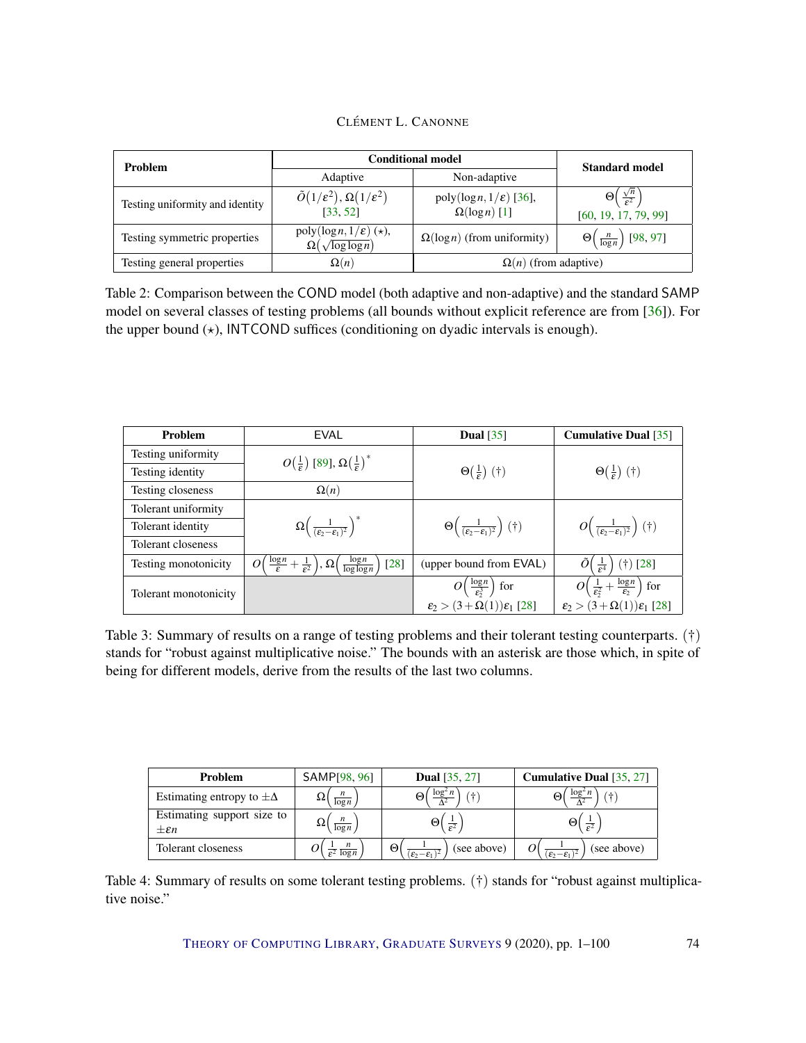| Problem | Conditional model | | Standard model |
|---|---|---|---|
| | Adaptive | Non-adaptive | |
| Testing uniformity and identity | $\tilde{O}(1/\varepsilon^2)$, $\Omega(1/\varepsilon^2)$ [33, 52] | $\mathrm{poly}(\log n, 1/\varepsilon)$ [36], $\Omega(\log n)$ [1] | $\Theta\left(\frac{\sqrt{n}}{\varepsilon^2}\right)$ [60, 19, 17, 79, 99] |
| Testing symmetric properties | $\mathrm{poly}(\log n, 1/\varepsilon)$ ($\star$), $\Omega(\sqrt{\log\log n})$ | $\Omega(\log n)$ (from uniformity) | $\Theta\left(\frac{n}{\log n}\right)$ [98, 97] |
| Testing general properties | $\Omega(n)$ | $\Omega(n)$ (from adaptive) | |

Table 2: Comparison between the COND model (both adaptive and non-adaptive) and the standard SAMP model on several classes of testing problems (all bounds without explicit reference are from [36]). For the upper bound ($\star$), INTCOND suffices (conditioning on dyadic intervals is enough).

| Problem | EVAL | Dual [35] | Cumulative Dual [35] |
|---|---|---|---|
| Testing uniformity | $O\left(\frac{1}{\varepsilon}\right)$ [89], $\Omega\left(\frac{1}{\varepsilon}\right)^*$ | $\Theta\left(\frac{1}{\varepsilon}\right)$ (†) | $\Theta\left(\frac{1}{\varepsilon}\right)$ (†) |
| Testing identity | | | |
| Testing closeness | $\Omega(n)$ | | |
| Tolerant uniformity | $\Omega\left(\frac{1}{(\varepsilon_2-\varepsilon_1)^2}\right)^*$ | $\Theta\left(\frac{1}{(\varepsilon_2-\varepsilon_1)^2}\right)$ (†) | $O\left(\frac{1}{(\varepsilon_2-\varepsilon_1)^2}\right)$ (†) |
| Tolerant identity | | | |
| Tolerant closeness | | | |
| Testing monotonicity | $O\left(\frac{\log n}{\varepsilon}+\frac{1}{\varepsilon^2}\right)$, $\Omega\left(\frac{\log n}{\log\log n}\right)$ [28] | (upper bound from EVAL) | $\tilde{O}\left(\frac{1}{\varepsilon^4}\right)$ (†) [28] |
| Tolerant monotonicity | | $O\left(\frac{\log n}{\varepsilon_2^3}\right)$ for $\varepsilon_2 > (3+\Omega(1))\varepsilon_1$ [28] | $O\left(\frac{1}{\varepsilon_2^2}+\frac{\log n}{\varepsilon_2}\right)$ for $\varepsilon_2 > (3+\Omega(1))\varepsilon_1$ [28] |

Table 3: Summary of results on a range of testing problems and their tolerant testing counterparts. (†) stands for "robust against multiplicative noise." The bounds with an asterisk are those which, in spite of being for different models, derive from the results of the last two columns.

| Problem | SAMP[98, 96] | Dual [35, 27] | Cumulative Dual [35, 27] |
|---|---|---|---|
| Estimating entropy to $\pm\Delta$ | $\Omega\left(\frac{n}{\log n}\right)$ | $\Theta\left(\frac{\log^2 n}{\Delta^2}\right)$ (†) | $\Theta\left(\frac{\log^2 n}{\Delta^2}\right)$ (†) |
| Estimating support size to $\pm\varepsilon n$ | $\Omega\left(\frac{n}{\log n}\right)$ | $\Theta\left(\frac{1}{\varepsilon^2}\right)$ | $\Theta\left(\frac{1}{\varepsilon^2}\right)$ |
| Tolerant closeness | $O\left(\frac{1}{\varepsilon^2}\frac{n}{\log n}\right)$ | $\Theta\left(\frac{1}{(\varepsilon_2-\varepsilon_1)^2}\right)$ (see above) | $O\left(\frac{1}{(\varepsilon_2-\varepsilon_1)^2}\right)$ (see above) |

Table 4: Summary of results on some tolerant testing problems. (†) stands for "robust against multiplicative noise."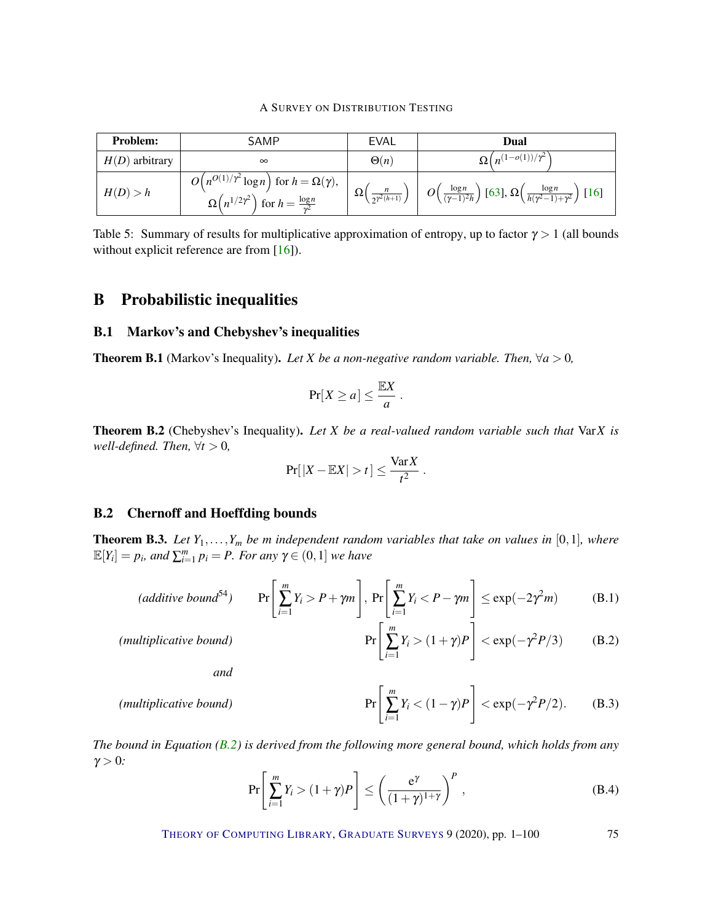| Problem: | SAMP | EVAL | Dual |
|---|---|---|---|
| $H(D)$ arbitrary | $\infty$ | $\Theta(n)$ | $\Omega\left(n^{(1-o(1))/\gamma^2}\right)$ |
| $H(D) > h$ | $O\left(n^{O(1)/\gamma^2}\log n\right)$ for $h = \Omega(\gamma)$, $\Omega\left(n^{1/2\gamma^2}\right)$ for $h = \frac{\log n}{\gamma^2}$ | $\Omega\left(\frac{n}{2^{\gamma^2(h+1)}}\right)$ | $O\left(\frac{\log n}{(\gamma-1)^2 h}\right)$ [63], $\Omega\left(\frac{\log n}{h(\gamma^2-1)+\gamma^2}\right)$ [16] |

Table 5: Summary of results for multiplicative approximation of entropy, up to factor $\gamma > 1$ (all bounds without explicit reference are from [16]).

# B Probabilistic inequalities

## B.1 Markov's and Chebyshev's inequalities

**Theorem B.1** (Markov's Inequality). *Let $X$ be a non-negative random variable. Then, $\forall a > 0$,*

$$\Pr[X \geq a] \leq \frac{\mathbb{E}X}{a}\ .$$

**Theorem B.2** (Chebyshev's Inequality). *Let $X$ be a real-valued random variable such that $\mathrm{Var}X$ is well-defined. Then, $\forall t > 0$,*

$$\Pr[|X - \mathbb{E}X| > t] \leq \frac{\mathrm{Var}X}{t^2}\ .$$

## B.2 Chernoff and Hoeffding bounds

**Theorem B.3.** *Let $Y_1, \dots, Y_m$ be $m$ independent random variables that take on values in $[0,1]$, where $\mathbb{E}[Y_i] = p_i$, and $\sum_{i=1}^m p_i = P$. For any $\gamma \in (0,1]$ we have*

*(additive bound[54])*
$$\Pr\left[\sum_{i=1}^m Y_i > P + \gamma m\right],\ \Pr\left[\sum_{i=1}^m Y_i < P - \gamma m\right] \leq \exp(-2\gamma^2 m) \tag{B.1}$$

*(multiplicative bound)*
$$\Pr\left[\sum_{i=1}^m Y_i > (1+\gamma)P\right] < \exp(-\gamma^2 P/3) \tag{B.2}$$

*and*

*(multiplicative bound)*
$$\Pr\left[\sum_{i=1}^m Y_i < (1-\gamma)P\right] < \exp(-\gamma^2 P/2). \tag{B.3}$$

*The bound in Equation (B.2) is derived from the following more general bound, which holds from any $\gamma > 0$:*

$$\Pr\left[\sum_{i=1}^m Y_i > (1+\gamma)P\right] \leq \left(\frac{e^\gamma}{(1+\gamma)^{1+\gamma}}\right)^P, \tag{B.4}$$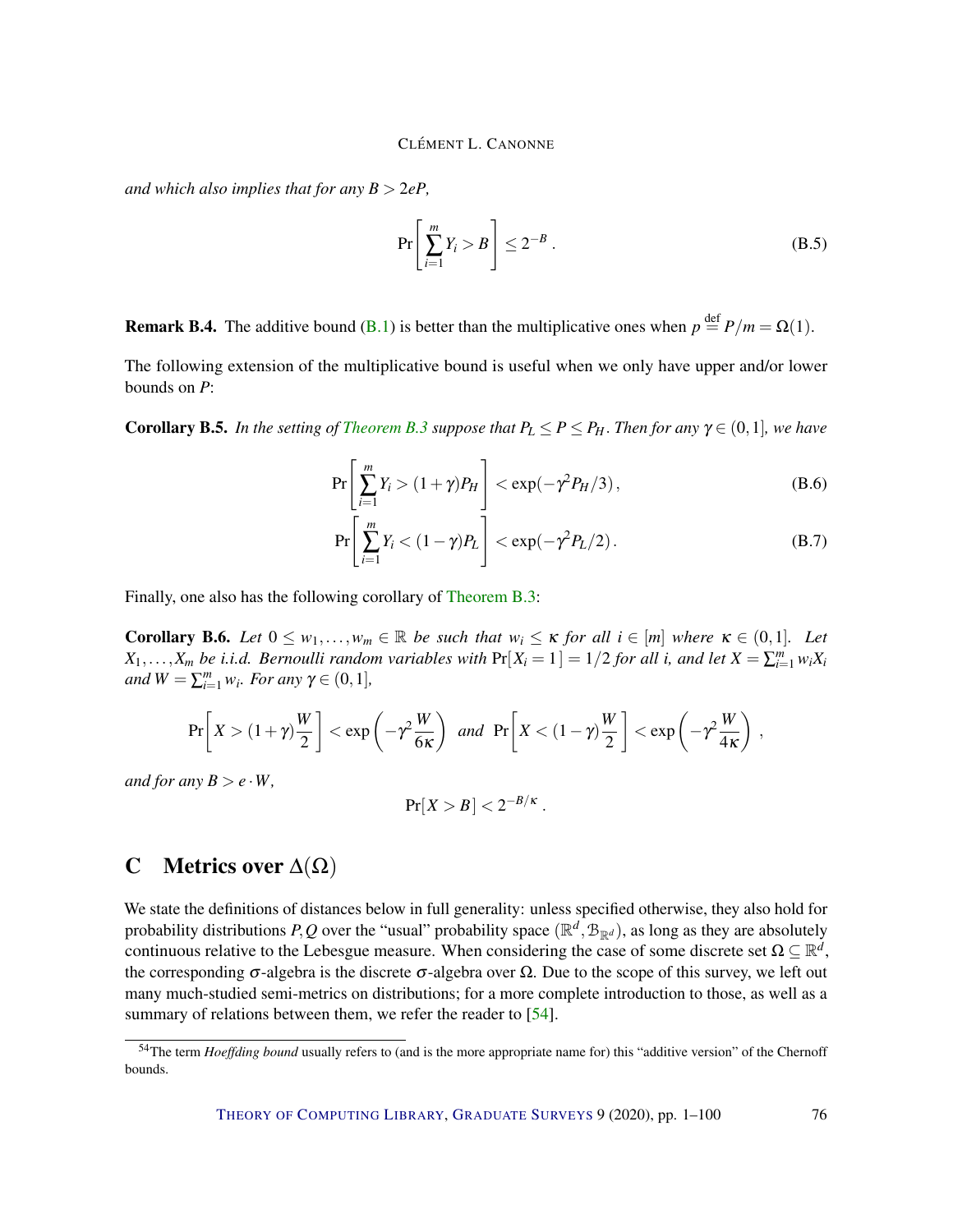*and which also implies that for any $B > 2eP$,*

$$\Pr\left[\sum_{i=1}^{m} Y_i > B\right] \leq 2^{-B} . \tag{B.5}$$

**Remark B.4.** The additive bound (B.1) is better than the multiplicative ones when $p \stackrel{\text{def}}{=} P/m = \Omega(1)$.

The following extension of the multiplicative bound is useful when we only have upper and/or lower bounds on $P$:

**Corollary B.5.** *In the setting of Theorem B.3 suppose that $P_L \leq P \leq P_H$. Then for any $\gamma \in (0,1]$, we have*

$$\Pr\left[\sum_{i=1}^{m} Y_i > (1+\gamma)P_H\right] < \exp(-\gamma^2 P_H/3)\,, \tag{B.6}$$

$$\Pr\left[\sum_{i=1}^{m} Y_i < (1-\gamma)P_L\right] < \exp(-\gamma^2 P_L/2)\,. \tag{B.7}$$

Finally, one also has the following corollary of Theorem B.3:

**Corollary B.6.** *Let $0 \leq w_1, \ldots, w_m \in \mathbb{R}$ be such that $w_i \leq \kappa$ for all $i \in [m]$ where $\kappa \in (0,1]$. Let $X_1, \ldots, X_m$ be i.i.d. Bernoulli random variables with $\Pr[X_i = 1] = 1/2$ for all $i$, and let $X = \sum_{i=1}^{m} w_i X_i$ and $W = \sum_{i=1}^{m} w_i$. For any $\gamma \in (0,1]$,*

$$\Pr\left[X > (1+\gamma)\frac{W}{2}\right] < \exp\left(-\gamma^2 \frac{W}{6\kappa}\right) \;\; \text{and} \;\; \Pr\left[X < (1-\gamma)\frac{W}{2}\right] < \exp\left(-\gamma^2 \frac{W}{4\kappa}\right) ,$$

*and for any $B > e \cdot W$,*

$$\Pr[X > B] < 2^{-B/\kappa} .$$

# C Metrics over $\Delta(\Omega)$

We state the definitions of distances below in full generality: unless specified otherwise, they also hold for probability distributions $P, Q$ over the "usual" probability space $(\mathbb{R}^d, \mathcal{B}_{\mathbb{R}^d})$, as long as they are absolutely continuous relative to the Lebesgue measure. When considering the case of some discrete set $\Omega \subseteq \mathbb{R}^d$, the corresponding $\sigma$-algebra is the discrete $\sigma$-algebra over $\Omega$. Due to the scope of this survey, we left out many much-studied semi-metrics on distributions; for a more complete introduction to those, as well as a summary of relations between them, we refer the reader to [54].

---

[54] The term *Hoeffding bound* usually refers to (and is the more appropriate name for) this "additive version" of the Chernoff bounds.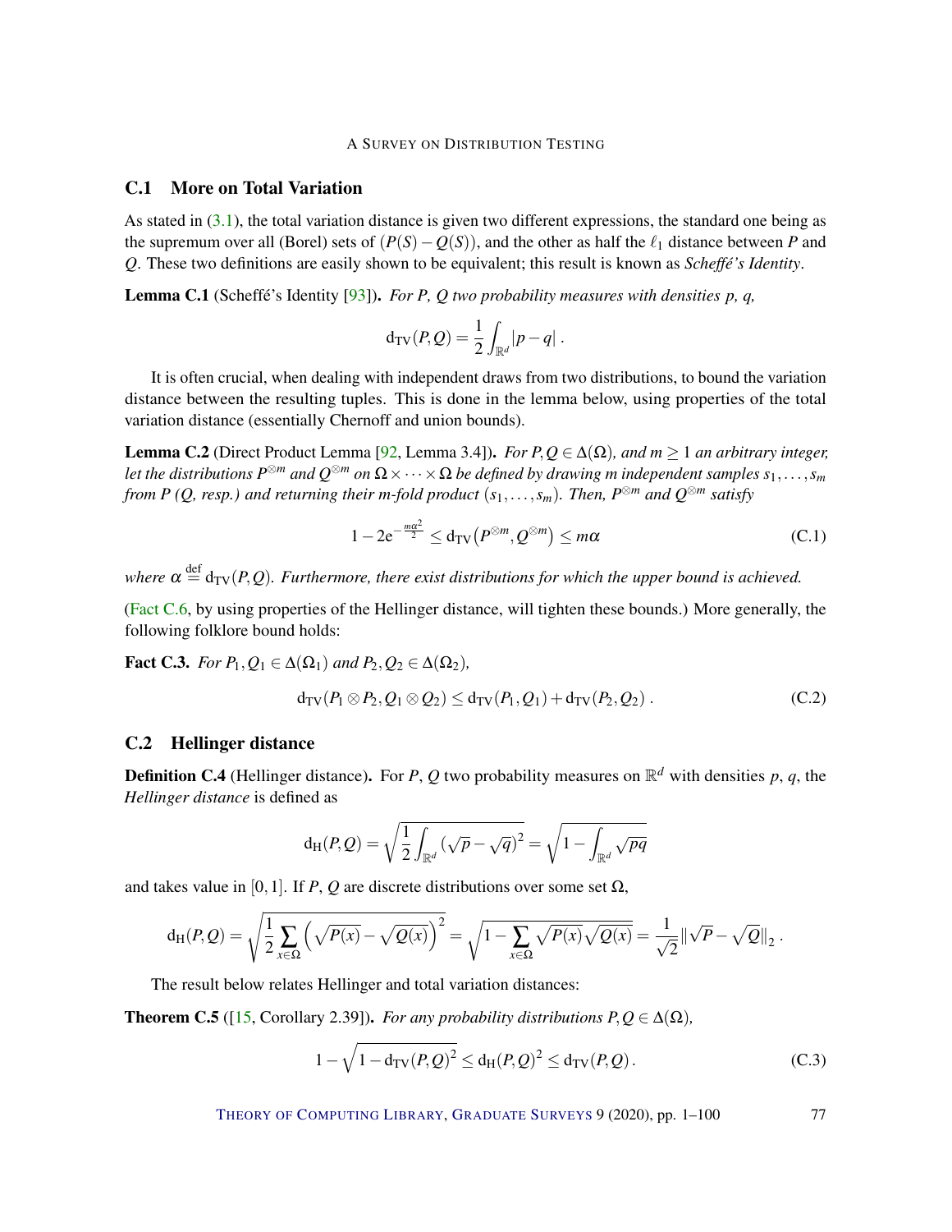## C.1 More on Total Variation

As stated in (3.1), the total variation distance is given two different expressions, the standard one being as the supremum over all (Borel) sets of $(P(S) - Q(S))$, and the other as half the $\ell_1$ distance between $P$ and $Q$. These two definitions are easily shown to be equivalent; this result is known as *Scheffé's Identity*.

**Lemma C.1** (Scheffé's Identity [93]). *For $P$, $Q$ two probability measures with densities $p$, $q$,*

$$\mathrm{d_{TV}}(P,Q) = \frac{1}{2}\int_{\mathbb{R}^d} |p-q| \,.$$

It is often crucial, when dealing with independent draws from two distributions, to bound the variation distance between the resulting tuples. This is done in the lemma below, using properties of the total variation distance (essentially Chernoff and union bounds).

**Lemma C.2** (Direct Product Lemma [92, Lemma 3.4]). *For $P,Q \in \Delta(\Omega)$, and $m \geq 1$ an arbitrary integer, let the distributions $P^{\otimes m}$ and $Q^{\otimes m}$ on $\Omega \times \cdots \times \Omega$ be defined by drawing $m$ independent samples $s_1, \ldots, s_m$ from $P$ ($Q$, resp.) and returning their $m$-fold product $(s_1, \ldots, s_m)$. Then, $P^{\otimes m}$ and $Q^{\otimes m}$ satisfy*

$$1 - 2\mathrm{e}^{-\frac{m\alpha^2}{2}} \leq \mathrm{d_{TV}}\big(P^{\otimes m}, Q^{\otimes m}\big) \leq m\alpha \tag{C.1}$$

*where $\alpha \stackrel{\text{def}}{=} \mathrm{d_{TV}}(P,Q)$. Furthermore, there exist distributions for which the upper bound is achieved.*

(Fact C.6, by using properties of the Hellinger distance, will tighten these bounds.) More generally, the following folklore bound holds:

**Fact C.3.** *For $P_1, Q_1 \in \Delta(\Omega_1)$ and $P_2, Q_2 \in \Delta(\Omega_2)$,*

$$\mathrm{d_{TV}}(P_1 \otimes P_2, Q_1 \otimes Q_2) \leq \mathrm{d_{TV}}(P_1, Q_1) + \mathrm{d_{TV}}(P_2, Q_2) \,. \tag{C.2}$$

## C.2 Hellinger distance

**Definition C.4** (Hellinger distance). For $P$, $Q$ two probability measures on $\mathbb{R}^d$ with densities $p$, $q$, the *Hellinger distance* is defined as

$$\mathrm{d_H}(P,Q) = \sqrt{\frac{1}{2}\int_{\mathbb{R}^d} (\sqrt{p} - \sqrt{q})^2} = \sqrt{1 - \int_{\mathbb{R}^d} \sqrt{pq}}$$

and takes value in $[0,1]$. If $P$, $Q$ are discrete distributions over some set $\Omega$,

$$\mathrm{d_H}(P,Q) = \sqrt{\frac{1}{2}\sum_{x\in\Omega}\left(\sqrt{P(x)} - \sqrt{Q(x)}\right)^2} = \sqrt{1 - \sum_{x\in\Omega}\sqrt{P(x)}\sqrt{Q(x)}} = \frac{1}{\sqrt{2}}\|\sqrt{P} - \sqrt{Q}\|_2 \,.$$

The result below relates Hellinger and total variation distances:

**Theorem C.5** ([15, Corollary 2.39]). *For any probability distributions $P,Q \in \Delta(\Omega)$,*

$$1 - \sqrt{1 - \mathrm{d_{TV}}(P,Q)^2} \leq \mathrm{d_H}(P,Q)^2 \leq \mathrm{d_{TV}}(P,Q) \,. \tag{C.3}$$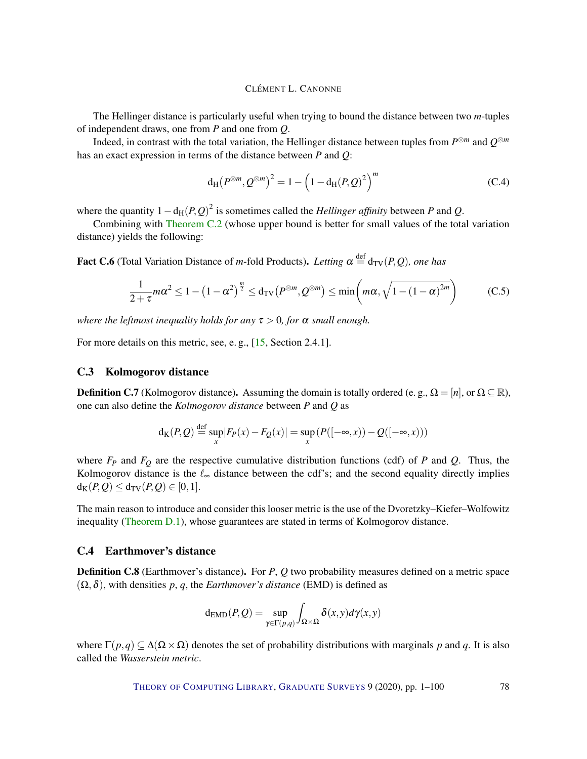The Hellinger distance is particularly useful when trying to bound the distance between two $m$-tuples of independent draws, one from $P$ and one from $Q$.

Indeed, in contrast with the total variation, the Hellinger distance between tuples from $P^{\otimes m}$ and $Q^{\otimes m}$ has an exact expression in terms of the distance between $P$ and $Q$:

$$\mathrm{d_H}\big(P^{\otimes m}, Q^{\otimes m}\big)^2 = 1 - \Big(1 - \mathrm{d_H}(P,Q)^2\Big)^m \tag{C.4}$$

where the quantity $1 - \mathrm{d_H}(P,Q)^2$ is sometimes called the *Hellinger affinity* between $P$ and $Q$.

Combining with Theorem C.2 (whose upper bound is better for small values of the total variation distance) yields the following:

**Fact C.6** (Total Variation Distance of $m$-fold Products)**.** *Letting* $\alpha \stackrel{\text{def}}{=} \mathrm{d_{TV}}(P,Q)$*, one has*

$$\frac{1}{2+\tau} m\alpha^2 \leq 1 - \big(1-\alpha^2\big)^{\frac{m}{2}} \leq \mathrm{d_{TV}}\big(P^{\otimes m}, Q^{\otimes m}\big) \leq \min\left(m\alpha, \sqrt{1-(1-\alpha)^{2m}}\right) \tag{C.5}$$

*where the leftmost inequality holds for any* $\tau > 0$*, for* $\alpha$ *small enough.*

For more details on this metric, see, e. g., [15, Section 2.4.1].

## C.3 Kolmogorov distance

**Definition C.7** (Kolmogorov distance)**.** Assuming the domain is totally ordered (e. g., $\Omega = [n]$, or $\Omega \subseteq \mathbb{R}$), one can also define the *Kolmogorov distance* between $P$ and $Q$ as

$$\mathrm{d_K}(P,Q) \stackrel{\text{def}}{=} \sup_x |F_P(x) - F_Q(x)| = \sup_x \left(P([-\infty,x)) - Q([-\infty,x))\right)$$

where $F_P$ and $F_Q$ are the respective cumulative distribution functions (cdf) of $P$ and $Q$. Thus, the Kolmogorov distance is the $\ell_\infty$ distance between the cdf's; and the second equality directly implies $\mathrm{d_K}(P,Q) \leq \mathrm{d_{TV}}(P,Q) \in [0,1]$.

The main reason to introduce and consider this looser metric is the use of the Dvoretzky–Kiefer–Wolfowitz inequality (Theorem D.1), whose guarantees are stated in terms of Kolmogorov distance.

## C.4 Earthmover's distance

**Definition C.8** (Earthmover's distance)**.** For $P$, $Q$ two probability measures defined on a metric space $(\Omega, \delta)$, with densities $p$, $q$, the *Earthmover's distance* (EMD) is defined as

$$\mathrm{d_{EMD}}(P,Q) = \sup_{\gamma \in \Gamma(p,q)} \int_{\Omega\times\Omega} \delta(x,y) d\gamma(x,y)$$

where $\Gamma(p,q) \subseteq \Delta(\Omega \times \Omega)$ denotes the set of probability distributions with marginals $p$ and $q$. It is also called the *Wasserstein metric*.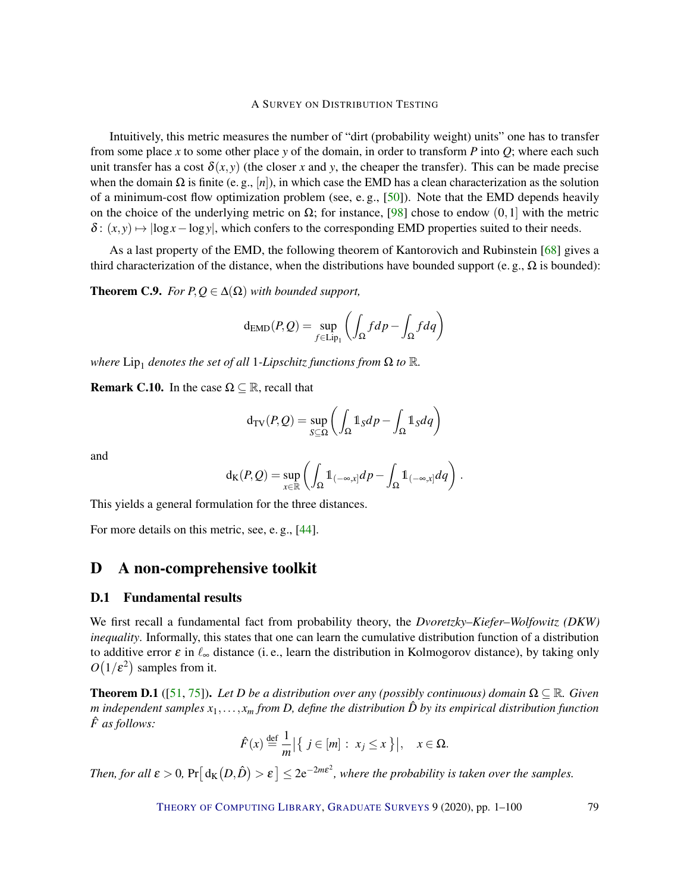Intuitively, this metric measures the number of "dirt (probability weight) units" one has to transfer from some place $x$ to some other place $y$ of the domain, in order to transform $P$ into $Q$; where each such unit transfer has a cost $\delta(x,y)$ (the closer $x$ and $y$, the cheaper the transfer). This can be made precise when the domain $\Omega$ is finite (e. g., $[n]$), in which case the EMD has a clean characterization as the solution of a minimum-cost flow optimization problem (see, e. g., [50]). Note that the EMD depends heavily on the choice of the underlying metric on $\Omega$; for instance, [98] chose to endow $(0,1]$ with the metric $\delta \colon (x,y) \mapsto |\log x - \log y|$, which confers to the corresponding EMD properties suited to their needs.

As a last property of the EMD, the following theorem of Kantorovich and Rubinstein [68] gives a third characterization of the distance, when the distributions have bounded support (e. g., $\Omega$ is bounded):

**Theorem C.9.** *For $P,Q \in \Delta(\Omega)$ with bounded support,*

$$\mathrm{d_{EMD}}(P,Q) = \sup_{f \in \mathrm{Lip}_1} \left( \int_\Omega f dp - \int_\Omega f dq \right)$$

*where $\mathrm{Lip}_1$ denotes the set of all 1-Lipschitz functions from $\Omega$ to $\mathbb{R}$.*

**Remark C.10.** In the case $\Omega \subseteq \mathbb{R}$, recall that

$$\mathrm{d_{TV}}(P,Q) = \sup_{S \subseteq \Omega} \left( \int_\Omega \mathbb{1}_S dp - \int_\Omega \mathbb{1}_S dq \right)$$

and

$$\mathrm{d_K}(P,Q) = \sup_{x \in \mathbb{R}} \left( \int_\Omega \mathbb{1}_{(-\infty,x]} dp - \int_\Omega \mathbb{1}_{(-\infty,x]} dq \right).$$

This yields a general formulation for the three distances.

For more details on this metric, see, e. g., [44].

# D A non-comprehensive toolkit

## D.1 Fundamental results

We first recall a fundamental fact from probability theory, the *Dvoretzky–Kiefer–Wolfowitz (DKW) inequality*. Informally, this states that one can learn the cumulative distribution function of a distribution to additive error $\varepsilon$ in $\ell_\infty$ distance (i. e., learn the distribution in Kolmogorov distance), by taking only $O(1/\varepsilon^2)$ samples from it.

**Theorem D.1** ([51, 75]). *Let $D$ be a distribution over any (possibly continuous) domain $\Omega \subseteq \mathbb{R}$. Given $m$ independent samples $x_1,\dots,x_m$ from $D$, define the distribution $\hat{D}$ by its empirical distribution function $\hat{F}$ as follows:*

$$\hat{F}(x) \stackrel{\text{def}}{=} \frac{1}{m} \left| \{ \, j \in [m] \, : \, x_j \leq x \, \} \right|, \quad x \in \Omega.$$

*Then, for all $\varepsilon > 0$, $\Pr\left[ \mathrm{d_K}\left(D,\hat{D}\right) > \varepsilon \right] \leq 2\mathrm{e}^{-2m\varepsilon^2}$, where the probability is taken over the samples.*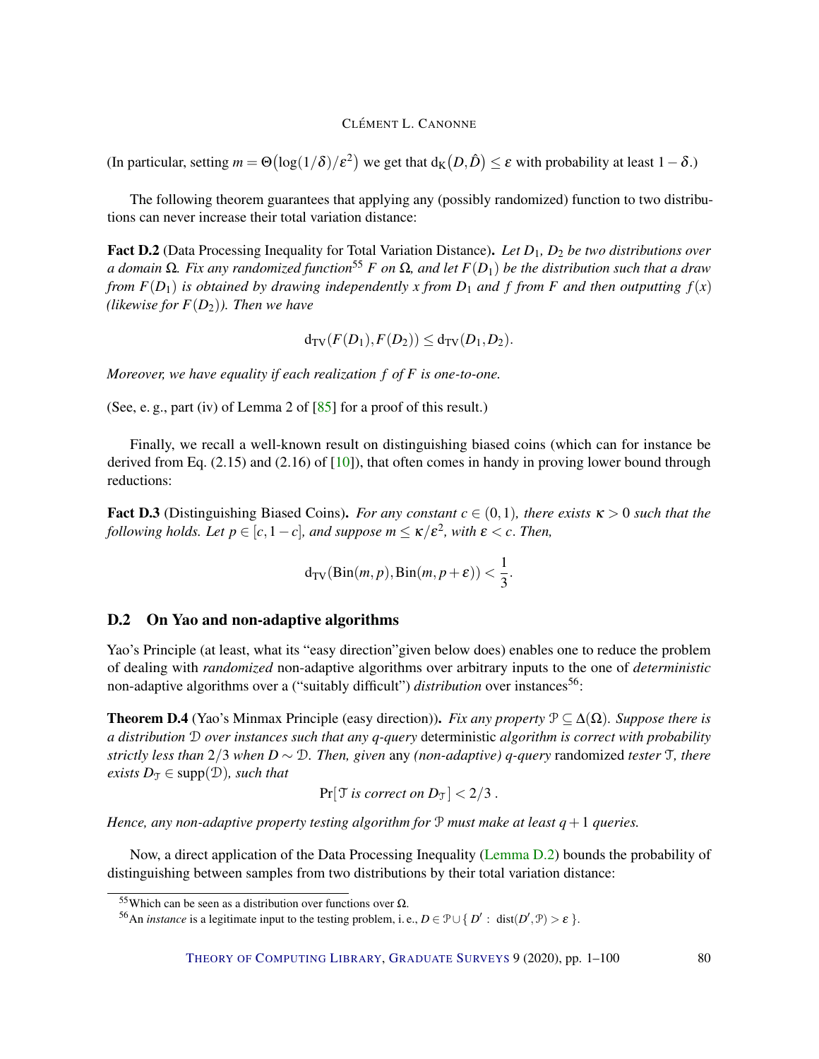(In particular, setting $m = \Theta(\log(1/\delta)/\varepsilon^2)$ we get that $d_K(D, \hat{D}) \le \varepsilon$ with probability at least $1-\delta$.)

The following theorem guarantees that applying any (possibly randomized) function to two distributions can never increase their total variation distance:

**Fact D.2** (Data Processing Inequality for Total Variation Distance). *Let $D_1$, $D_2$ be two distributions over a domain $\Omega$. Fix any randomized function*[55] *$F$ on $\Omega$, and let $F(D_1)$ be the distribution such that a draw from $F(D_1)$ is obtained by drawing independently $x$ from $D_1$ and $f$ from $F$ and then outputting $f(x)$ (likewise for $F(D_2)$). Then we have*

$$d_{TV}(F(D_1), F(D_2)) \le d_{TV}(D_1, D_2).$$

*Moreover, we have equality if each realization $f$ of $F$ is one-to-one.*

(See, e. g., part (iv) of Lemma 2 of [85] for a proof of this result.)

Finally, we recall a well-known result on distinguishing biased coins (which can for instance be derived from Eq. (2.15) and (2.16) of [10]), that often comes in handy in proving lower bound through reductions:

**Fact D.3** (Distinguishing Biased Coins). *For any constant $c \in (0,1)$, there exists $\kappa > 0$ such that the following holds. Let $p \in [c, 1-c]$, and suppose $m \le \kappa/\varepsilon^2$, with $\varepsilon < c$. Then,*

$$d_{TV}(\mathrm{Bin}(m,p), \mathrm{Bin}(m,p+\varepsilon)) < \frac{1}{3}.$$

## D.2 On Yao and non-adaptive algorithms

Yao's Principle (at least, what its "easy direction"given below does) enables one to reduce the problem of dealing with *randomized* non-adaptive algorithms over arbitrary inputs to the one of *deterministic* non-adaptive algorithms over a ("suitably difficult") *distribution* over instances[56]:

**Theorem D.4** (Yao's Minmax Principle (easy direction)). *Fix any property $\mathcal{P} \subseteq \Delta(\Omega)$. Suppose there is a distribution $\mathcal{D}$ over instances such that any $q$-query* deterministic *algorithm is correct with probability strictly less than $2/3$ when $D \sim \mathcal{D}$. Then, given* any *(non-adaptive) $q$-query* randomized *tester $\mathcal{T}$, there exists $D_{\mathcal{T}} \in \mathrm{supp}(\mathcal{D})$, such that*

$$\Pr[\,\mathcal{T} \text{ is correct on } D_{\mathcal{T}}\,] < 2/3\,.$$

*Hence, any non-adaptive property testing algorithm for $\mathcal{P}$ must make at least $q+1$ queries.*

Now, a direct application of the Data Processing Inequality (Lemma D.2) bounds the probability of distinguishing between samples from two distributions by their total variation distance:

[55] Which can be seen as a distribution over functions over $\Omega$.

[56] An *instance* is a legitimate input to the testing problem, i. e., $D \in \mathcal{P} \cup \{\, D' : \ \mathrm{dist}(D', \mathcal{P}) > \varepsilon \,\}$.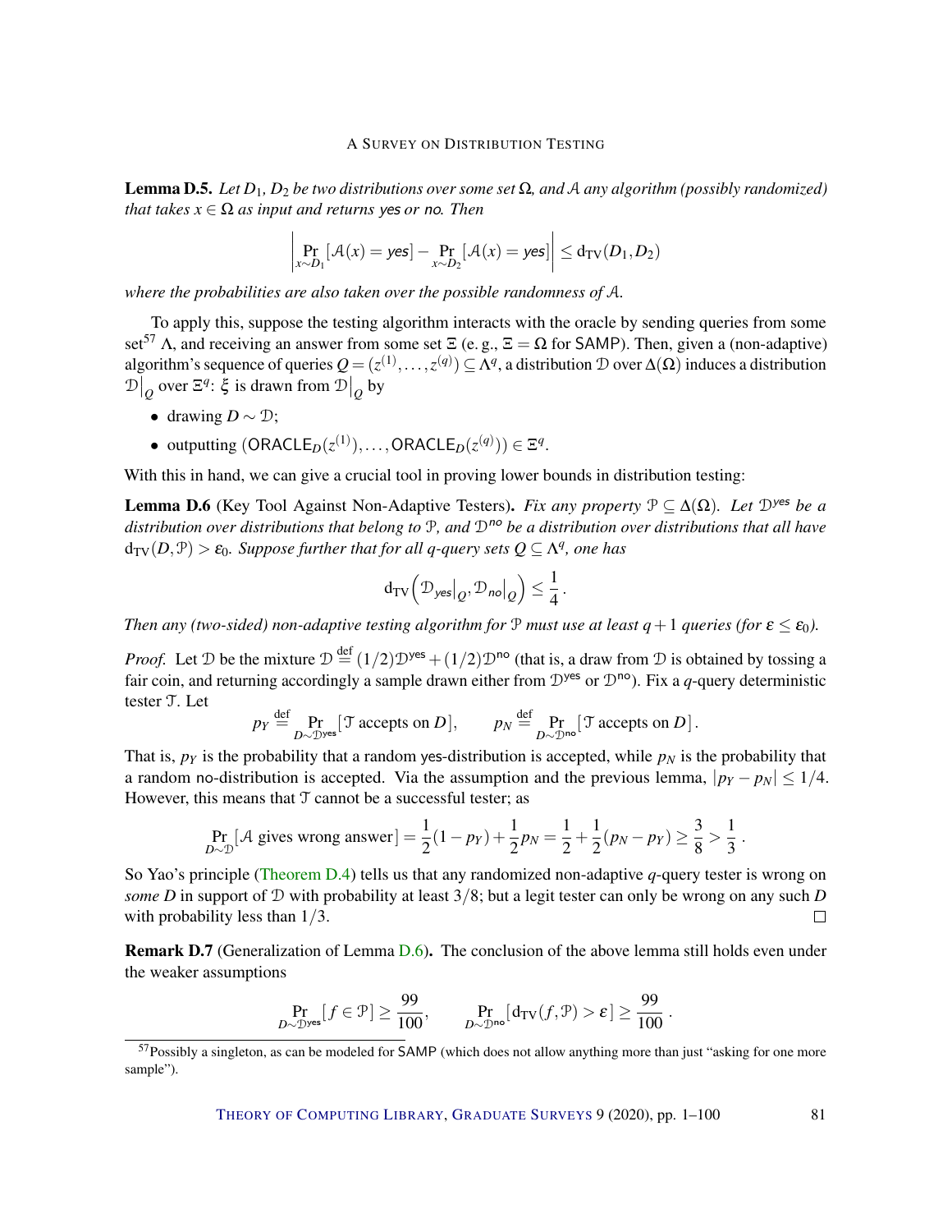**Lemma D.5.** *Let $D_1$, $D_2$ be two distributions over some set $\Omega$, and $\mathcal{A}$ any algorithm (possibly randomized) that takes $x \in \Omega$ as input and returns* yes *or* no*. Then*

$$\left| \Pr_{x\sim D_1}[\mathcal{A}(x) = \textsf{yes}] - \Pr_{x\sim D_2}[\mathcal{A}(x) = \textsf{yes}] \right| \leq \mathrm{d_{TV}}(D_1, D_2)$$

*where the probabilities are also taken over the possible randomness of $\mathcal{A}$.*

To apply this, suppose the testing algorithm interacts with the oracle by sending queries from some set[57] $\Lambda$, and receiving an answer from some set $\Xi$ (e. g., $\Xi = \Omega$ for SAMP). Then, given a (non-adaptive) algorithm's sequence of queries $Q = (z^{(1)}, \ldots, z^{(q)}) \subseteq \Lambda^q$, a distribution $\mathcal{D}$ over $\Delta(\Omega)$ induces a distribution $\mathcal{D}\big|_Q$ over $\Xi^q$: $\xi$ is drawn from $\mathcal{D}\big|_Q$ by

- drawing $D \sim \mathcal{D}$;
- outputting $(\mathsf{ORACLE}_D(z^{(1)}), \ldots, \mathsf{ORACLE}_D(z^{(q)})) \in \Xi^q$.

With this in hand, we can give a crucial tool in proving lower bounds in distribution testing:

**Lemma D.6** (Key Tool Against Non-Adaptive Testers)**.** *Fix any property $\mathcal{P} \subseteq \Delta(\Omega)$. Let $\mathcal{D}^{\textsf{yes}}$ be a distribution over distributions that belong to $\mathcal{P}$, and $\mathcal{D}^{\textsf{no}}$ be a distribution over distributions that all have $\mathrm{d_{TV}}(D, \mathcal{P}) > \varepsilon_0$. Suppose further that for all $q$-query sets $Q \subseteq \Lambda^q$, one has*

$$\mathrm{d_{TV}}\left( \mathcal{D}_{\textsf{yes}}\big|_Q, \mathcal{D}_{\textsf{no}}\big|_Q \right) \leq \frac{1}{4}\,.$$

*Then any (two-sided) non-adaptive testing algorithm for $\mathcal{P}$ must use at least $q+1$ queries (for $\varepsilon \leq \varepsilon_0$).*

*Proof.* Let $\mathcal{D}$ be the mixture $\mathcal{D} \stackrel{\text{def}}{=} (1/2)\mathcal{D}^{\textsf{yes}} + (1/2)\mathcal{D}^{\textsf{no}}$ (that is, a draw from $\mathcal{D}$ is obtained by tossing a fair coin, and returning accordingly a sample drawn either from $\mathcal{D}^{\textsf{yes}}$ or $\mathcal{D}^{\textsf{no}}$). Fix a $q$-query deterministic tester $\mathcal{T}$. Let

$$p_Y \stackrel{\text{def}}{=} \Pr_{D\sim\mathcal{D}^{\textsf{yes}}}[\,\mathcal{T} \text{ accepts on } D\,], \qquad p_N \stackrel{\text{def}}{=} \Pr_{D\sim\mathcal{D}^{\textsf{no}}}[\,\mathcal{T} \text{ accepts on } D\,]\,.$$

That is, $p_Y$ is the probability that a random yes-distribution is accepted, while $p_N$ is the probability that a random no-distribution is accepted. Via the assumption and the previous lemma, $|p_Y - p_N| \leq 1/4$. However, this means that $\mathcal{T}$ cannot be a successful tester; as

$$\Pr_{D\sim\mathcal{D}}[\,\mathcal{A} \text{ gives wrong answer}\,] = \frac{1}{2}(1-p_Y) + \frac{1}{2}p_N = \frac{1}{2} + \frac{1}{2}(p_N - p_Y) \geq \frac{3}{8} > \frac{1}{3}\,.$$

So Yao's principle (Theorem D.4) tells us that any randomized non-adaptive $q$-query tester is wrong on *some* $D$ in support of $\mathcal{D}$ with probability at least $3/8$; but a legit tester can only be wrong on any such $D$ with probability less than $1/3$. ∎

**Remark D.7** (Generalization of Lemma D.6)**.** The conclusion of the above lemma still holds even under the weaker assumptions

$$\Pr_{D\sim\mathcal{D}^{\textsf{yes}}}[\,f \in \mathcal{P}\,] \geq \frac{99}{100}, \qquad \Pr_{D\sim\mathcal{D}^{\textsf{no}}}[\,\mathrm{d_{TV}}(f, \mathcal{P}) > \varepsilon\,] \geq \frac{99}{100}\,.$$

[57] Possibly a singleton, as can be modeled for SAMP (which does not allow anything more than just "asking for one more sample").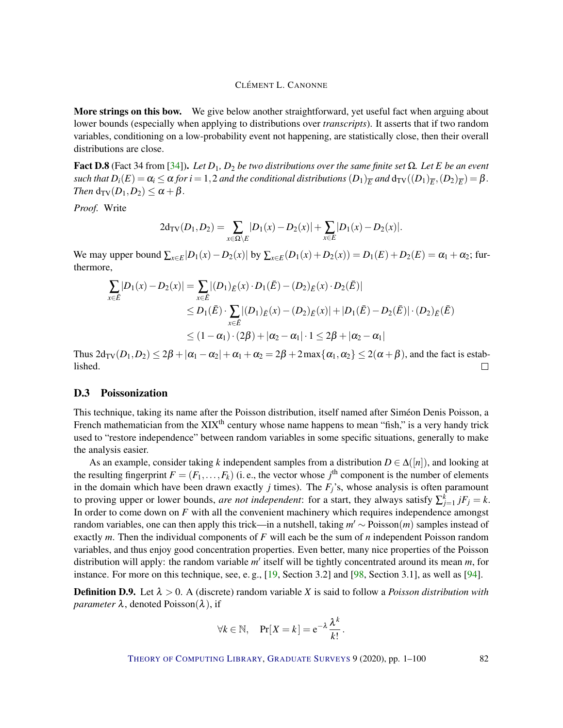**More strings on this bow.** We give below another straightforward, yet useful fact when arguing about lower bounds (especially when applying to distributions over *transcripts*). It asserts that if two random variables, conditioning on a low-probability event not happening, are statistically close, then their overall distributions are close.

**Fact D.8** (Fact 34 from [34]). *Let $D_1$, $D_2$ be two distributions over the same finite set $\Omega$. Let $E$ be an event such that $D_i(E) = \alpha_i \leq \alpha$ for $i = 1,2$ and the conditional distributions $(D_1)_{\overline{E}}$ and $\mathrm{d_{TV}}((D_1)_{\overline{E}}, (D_2)_{\overline{E}}) = \beta$. Then $\mathrm{d_{TV}}(D_1, D_2) \leq \alpha + \beta$.*

*Proof.* Write

$$2\mathrm{d_{TV}}(D_1,D_2) = \sum_{x\in\Omega\setminus E} |D_1(x) - D_2(x)| + \sum_{x\in E} |D_1(x) - D_2(x)|.$$

We may upper bound $\sum_{x\in E}|D_1(x) - D_2(x)|$ by $\sum_{x\in E}(D_1(x) + D_2(x)) = D_1(E) + D_2(E) = \alpha_1 + \alpha_2$; furthermore,

$$\begin{aligned}
\sum_{x\in\bar{E}} |D_1(x) - D_2(x)| &= \sum_{x\in\bar{E}} |(D_1)_{\bar{E}}(x)\cdot D_1(\bar{E}) - (D_2)_{\bar{E}}(x)\cdot D_2(\bar{E})| \\
&\leq D_1(\bar{E}) \cdot \sum_{x\in\bar{E}} |(D_1)_{\bar{E}}(x) - (D_2)_{\bar{E}}(x)| + |D_1(\bar{E}) - D_2(\bar{E})| \cdot (D_2)_{\bar{E}}(\bar{E}) \\
&\leq (1-\alpha_1)\cdot(2\beta) + |\alpha_2 - \alpha_1| \cdot 1 \leq 2\beta + |\alpha_2 - \alpha_1|
\end{aligned}$$

Thus $2\mathrm{d_{TV}}(D_1,D_2) \leq 2\beta + |\alpha_1 - \alpha_2| + \alpha_1 + \alpha_2 = 2\beta + 2\max\{\alpha_1,\alpha_2\} \leq 2(\alpha+\beta)$, and the fact is established. ∎

## D.3 Poissonization

This technique, taking its name after the Poisson distribution, itself named after Siméon Denis Poisson, a French mathematician from the XIX$^{\text{th}}$ century whose name happens to mean "fish," is a very handy trick used to "restore independence" between random variables in some specific situations, generally to make the analysis easier.

As an example, consider taking $k$ independent samples from a distribution $D \in \Delta([n])$, and looking at the resulting fingerprint $F = (F_1,\dots,F_k)$ (i. e., the vector whose $j^{\text{th}}$ component is the number of elements in the domain which have been drawn exactly $j$ times). The $F_j$'s, whose analysis is often paramount to proving upper or lower bounds, *are not independent*: for a start, they always satisfy $\sum_{j=1}^k jF_j = k$. In order to come down on $F$ with all the convenient machinery which requires independence amongst random variables, one can then apply this trick—in a nutshell, taking $m' \sim \mathrm{Poisson}(m)$ samples instead of exactly $m$. Then the individual components of $F$ will each be the sum of $n$ independent Poisson random variables, and thus enjoy good concentration properties. Even better, many nice properties of the Poisson distribution will apply: the random variable $m'$ itself will be tightly concentrated around its mean $m$, for instance. For more on this technique, see, e. g., [19, Section 3.2] and [98, Section 3.1], as well as [94].

**Definition D.9.** Let $\lambda > 0$. A (discrete) random variable $X$ is said to follow a *Poisson distribution with parameter* $\lambda$, denoted $\mathrm{Poisson}(\lambda)$, if

$$\forall k \in \mathbb{N}, \quad \Pr[X = k] = \mathrm{e}^{-\lambda}\frac{\lambda^k}{k!}.$$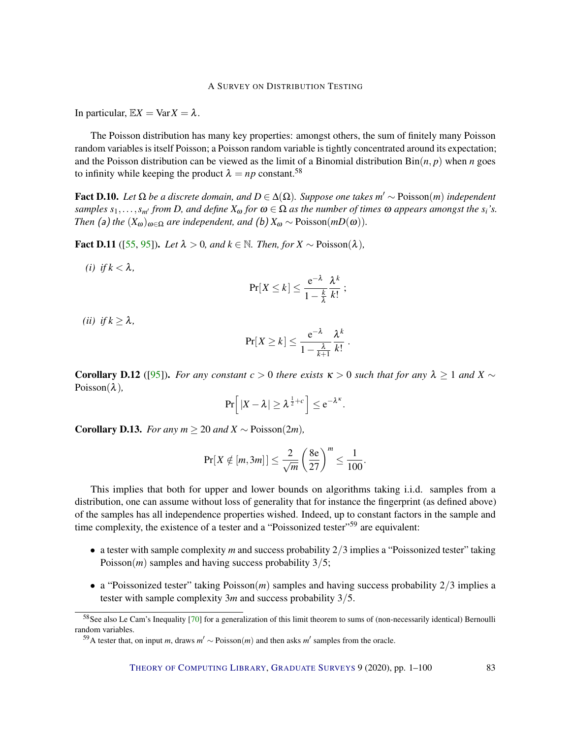In particular, $\mathbb{E}X = \operatorname{Var} X = \lambda$.

The Poisson distribution has many key properties: amongst others, the sum of finitely many Poisson random variables is itself Poisson; a Poisson random variable is tightly concentrated around its expectation; and the Poisson distribution can be viewed as the limit of a Binomial distribution $\operatorname{Bin}(n, p)$ when $n$ goes to infinity while keeping the product $\lambda = np$ constant.[58]

**Fact D.10.** *Let $\Omega$ be a discrete domain, and $D \in \Delta(\Omega)$. Suppose one takes $m' \sim \operatorname{Poisson}(m)$ independent samples $s_1, \dots, s_{m'}$ from $D$, and define $X_\omega$ for $\omega \in \Omega$ as the number of times $\omega$ appears amongst the $s_i$'s. Then (a) the $(X_\omega)_{\omega\in\Omega}$ are independent, and (b) $X_\omega \sim \operatorname{Poisson}(mD(\omega))$.*

**Fact D.11** ([55, 95]). *Let $\lambda > 0$, and $k \in \mathbb{N}$. Then, for $X \sim \operatorname{Poisson}(\lambda)$,*

*(i) if $k < \lambda$,*

$$\Pr[X \leq k] \leq \frac{e^{-\lambda}}{1 - \frac{k}{\lambda}} \frac{\lambda^k}{k!} ;$$

*(ii) if $k \geq \lambda$,*

$$\Pr[X \geq k] \leq \frac{e^{-\lambda}}{1 - \frac{\lambda}{k+1}} \frac{\lambda^k}{k!} .$$

**Corollary D.12** ([95]). *For any constant $c > 0$ there exists $\kappa > 0$ such that for any $\lambda \geq 1$ and $X \sim \operatorname{Poisson}(\lambda)$,*

$$\Pr\Big[\, |X - \lambda| \geq \lambda^{\frac{1}{2}+c} \Big] \leq e^{-\lambda^\kappa}.$$

**Corollary D.13.** *For any $m \geq 20$ and $X \sim \operatorname{Poisson}(2m)$,*

$$\Pr[X \notin [m, 3m]] \leq \frac{2}{\sqrt{m}} \left(\frac{8e}{27}\right)^m \leq \frac{1}{100}.$$

This implies that both for upper and lower bounds on algorithms taking i.i.d. samples from a distribution, one can assume without loss of generality that for instance the fingerprint (as defined above) of the samples has all independence properties wished. Indeed, up to constant factors in the sample and time complexity, the existence of a tester and a "Poissonized tester"[59] are equivalent:

- a tester with sample complexity $m$ and success probability $2/3$ implies a "Poissonized tester" taking $\operatorname{Poisson}(m)$ samples and having success probability $3/5$;
- a "Poissonized tester" taking $\operatorname{Poisson}(m)$ samples and having success probability $2/3$ implies a tester with sample complexity $3m$ and success probability $3/5$.

[58] See also Le Cam's Inequality [70] for a generalization of this limit theorem to sums of (non-necessarily identical) Bernoulli random variables.

[59] A tester that, on input $m$, draws $m' \sim \operatorname{Poisson}(m)$ and then asks $m'$ samples from the oracle.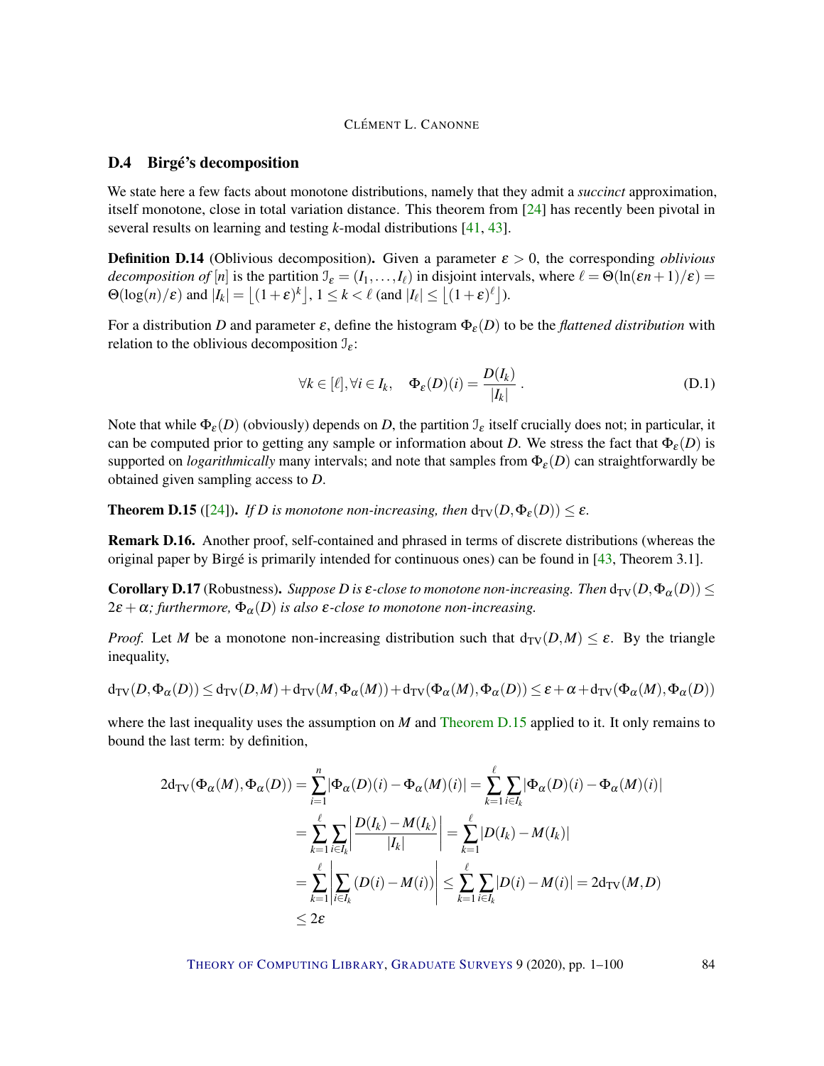## D.4 Birgé's decomposition

We state here a few facts about monotone distributions, namely that they admit a *succinct* approximation, itself monotone, close in total variation distance. This theorem from [24] has recently been pivotal in several results on learning and testing $k$-modal distributions [41, 43].

**Definition D.14** (Oblivious decomposition)**.** Given a parameter $\varepsilon > 0$, the corresponding *oblivious decomposition of* $[n]$ is the partition $\mathcal{I}_\varepsilon = (I_1, \dots, I_\ell)$ in disjoint intervals, where $\ell = \Theta(\ln(\varepsilon n + 1)/\varepsilon) = \Theta(\log(n)/\varepsilon)$ and $|I_k| = \lfloor (1+\varepsilon)^k \rfloor$, $1 \leq k < \ell$ (and $|I_\ell| \leq \lfloor (1+\varepsilon)^\ell \rfloor$).

For a distribution $D$ and parameter $\varepsilon$, define the histogram $\Phi_\varepsilon(D)$ to be the *flattened distribution* with relation to the oblivious decomposition $\mathcal{I}_\varepsilon$:

$$\forall k \in [\ell], \forall i \in I_k, \quad \Phi_\varepsilon(D)(i) = \frac{D(I_k)}{|I_k|} . \tag{D.1}$$

Note that while $\Phi_\varepsilon(D)$ (obviously) depends on $D$, the partition $\mathcal{I}_\varepsilon$ itself crucially does not; in particular, it can be computed prior to getting any sample or information about $D$. We stress the fact that $\Phi_\varepsilon(D)$ is supported on *logarithmically* many intervals; and note that samples from $\Phi_\varepsilon(D)$ can straightforwardly be obtained given sampling access to $D$.

**Theorem D.15** ([24])**.** *If $D$ is monotone non-increasing, then $\mathrm{d_{TV}}(D, \Phi_\varepsilon(D)) \leq \varepsilon$.*

**Remark D.16.** Another proof, self-contained and phrased in terms of discrete distributions (whereas the original paper by Birgé is primarily intended for continuous ones) can be found in [43, Theorem 3.1].

**Corollary D.17** (Robustness)**.** *Suppose $D$ is $\varepsilon$-close to monotone non-increasing. Then $\mathrm{d_{TV}}(D, \Phi_\alpha(D)) \leq 2\varepsilon + \alpha$; furthermore, $\Phi_\alpha(D)$ is also $\varepsilon$-close to monotone non-increasing.*

*Proof.* Let $M$ be a monotone non-increasing distribution such that $\mathrm{d_{TV}}(D, M) \leq \varepsilon$. By the triangle inequality,

$$\mathrm{d_{TV}}(D, \Phi_\alpha(D)) \leq \mathrm{d_{TV}}(D, M) + \mathrm{d_{TV}}(M, \Phi_\alpha(M)) + \mathrm{d_{TV}}(\Phi_\alpha(M), \Phi_\alpha(D)) \leq \varepsilon + \alpha + \mathrm{d_{TV}}(\Phi_\alpha(M), \Phi_\alpha(D))$$

where the last inequality uses the assumption on $M$ and Theorem D.15 applied to it. It only remains to bound the last term: by definition,

$$\begin{aligned}
2\mathrm{d_{TV}}(\Phi_\alpha(M), \Phi_\alpha(D)) &= \sum_{i=1}^{n} |\Phi_\alpha(D)(i) - \Phi_\alpha(M)(i)| = \sum_{k=1}^{\ell} \sum_{i \in I_k} |\Phi_\alpha(D)(i) - \Phi_\alpha(M)(i)| \\
&= \sum_{k=1}^{\ell} \sum_{i \in I_k} \left| \frac{D(I_k) - M(I_k)}{|I_k|} \right| = \sum_{k=1}^{\ell} |D(I_k) - M(I_k)| \\
&= \sum_{k=1}^{\ell} \left| \sum_{i \in I_k} (D(i) - M(i)) \right| \leq \sum_{k=1}^{\ell} \sum_{i \in I_k} |D(i) - M(i)| = 2\mathrm{d_{TV}}(M, D) \\
&\leq 2\varepsilon
\end{aligned}$$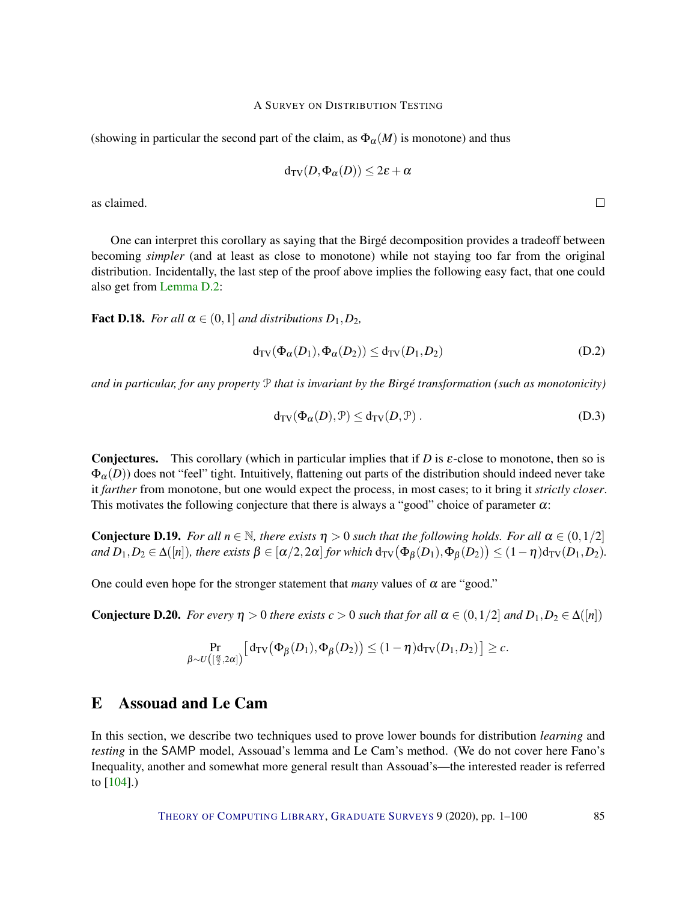(showing in particular the second part of the claim, as $\Phi_\alpha(M)$ is monotone) and thus

$$\mathrm{d_{TV}}(D, \Phi_\alpha(D)) \leq 2\varepsilon + \alpha$$

as claimed. □

One can interpret this corollary as saying that the Birgé decomposition provides a tradeoff between becoming *simpler* (and at least as close to monotone) while not staying too far from the original distribution. Incidentally, the last step of the proof above implies the following easy fact, that one could also get from Lemma D.2:

**Fact D.18.** *For all $\alpha \in (0,1]$ and distributions $D_1, D_2$,*

$$\mathrm{d_{TV}}(\Phi_\alpha(D_1), \Phi_\alpha(D_2)) \leq \mathrm{d_{TV}}(D_1, D_2) \tag{D.2}$$

*and in particular, for any property $\mathcal{P}$ that is invariant by the Birgé transformation (such as monotonicity)*

$$\mathrm{d_{TV}}(\Phi_\alpha(D), \mathcal{P}) \leq \mathrm{d_{TV}}(D, \mathcal{P})\,. \tag{D.3}$$

**Conjectures.** This corollary (which in particular implies that if $D$ is $\varepsilon$-close to monotone, then so is $\Phi_\alpha(D)$) does not "feel" tight. Intuitively, flattening out parts of the distribution should indeed never take it *farther* from monotone, but one would expect the process, in most cases; to it bring it *strictly closer*. This motivates the following conjecture that there is always a "good" choice of parameter $\alpha$:

**Conjecture D.19.** *For all $n \in \mathbb{N}$, there exists $\eta > 0$ such that the following holds. For all $\alpha \in (0, 1/2]$ and $D_1, D_2 \in \Delta([n])$, there exists $\beta \in [\alpha/2, 2\alpha]$ for which $\mathrm{d_{TV}}\big(\Phi_\beta(D_1), \Phi_\beta(D_2)\big) \leq (1-\eta)\mathrm{d_{TV}}(D_1, D_2)$.*

One could even hope for the stronger statement that *many* values of $\alpha$ are "good."

**Conjecture D.20.** *For every $\eta > 0$ there exists $c > 0$ such that for all $\alpha \in (0, 1/2]$ and $D_1, D_2 \in \Delta([n])$*

$$\Pr_{\beta \sim U\left([\frac{\alpha}{2}, 2\alpha]\right)}\left[\,\mathrm{d_{TV}}\big(\Phi_\beta(D_1), \Phi_\beta(D_2)\big) \leq (1-\eta)\mathrm{d_{TV}}(D_1, D_2)\right] \geq c.$$

# E Assouad and Le Cam

In this section, we describe two techniques used to prove lower bounds for distribution *learning* and *testing* in the SAMP model, Assouad's lemma and Le Cam's method. (We do not cover here Fano's Inequality, another and somewhat more general result than Assouad's—the interested reader is referred to [104].)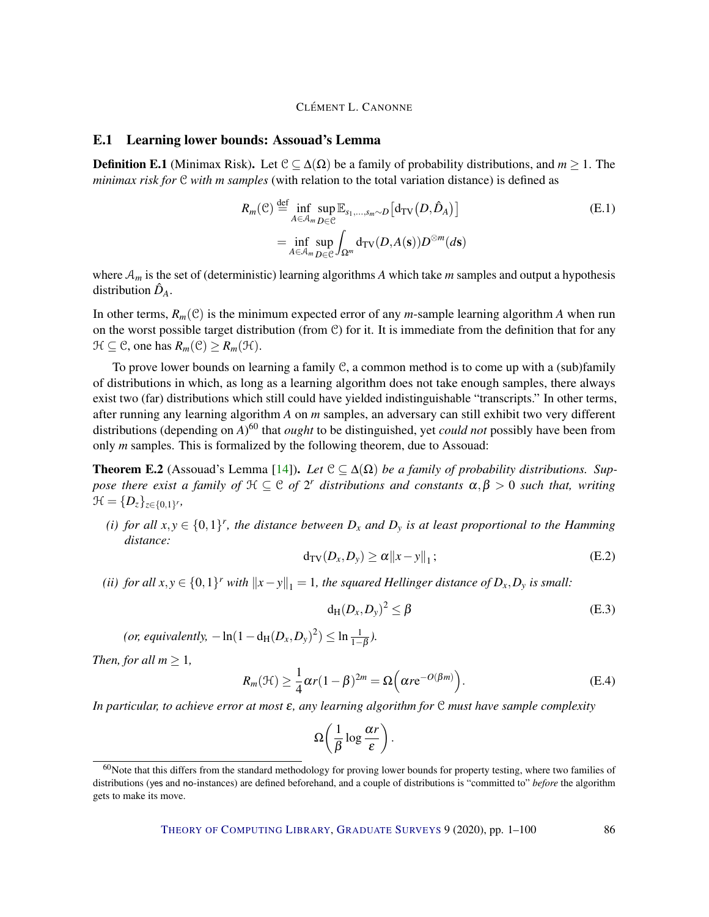### E.1 Learning lower bounds: Assouad's Lemma

**Definition E.1** (Minimax Risk)**.** Let $\mathcal{C} \subseteq \Delta(\Omega)$ be a family of probability distributions, and $m \geq 1$. The *minimax risk for* $\mathcal{C}$ *with* $m$ *samples* (with relation to the total variation distance) is defined as

$$
\begin{aligned}
R_m(\mathcal{C}) &\stackrel{\text{def}}{=} \inf_{A \in \mathcal{A}_m} \sup_{D \in \mathcal{C}} \mathbb{E}_{s_1,\dots,s_m \sim D}\left[\mathrm{d}_{\mathrm{TV}}\big(D, \hat{D}_A\big)\right] \\
&= \inf_{A \in \mathcal{A}_m} \sup_{D \in \mathcal{C}} \int_{\Omega^m} \mathrm{d}_{\mathrm{TV}}(D, A(\mathbf{s})) D^{\otimes m}(d\mathbf{s})
\end{aligned}
\tag{E.1}
$$

where $\mathcal{A}_m$ is the set of (deterministic) learning algorithms $A$ which take $m$ samples and output a hypothesis distribution $\hat{D}_A$.

In other terms, $R_m(\mathcal{C})$ is the minimum expected error of any $m$-sample learning algorithm $A$ when run on the worst possible target distribution (from $\mathcal{C}$) for it. It is immediate from the definition that for any $\mathcal{H} \subseteq \mathcal{C}$, one has $R_m(\mathcal{C}) \geq R_m(\mathcal{H})$.

To prove lower bounds on learning a family $\mathcal{C}$, a common method is to come up with a (sub)family of distributions in which, as long as a learning algorithm does not take enough samples, there always exist two (far) distributions which still could have yielded indistinguishable "transcripts." In other terms, after running any learning algorithm $A$ on $m$ samples, an adversary can still exhibit two very different distributions (depending on $A$)[60] that *ought* to be distinguished, yet *could not* possibly have been from only $m$ samples. This is formalized by the following theorem, due to Assouad:

**Theorem E.2** (Assouad's Lemma [14])**.** *Let $\mathcal{C} \subseteq \Delta(\Omega)$ be a family of probability distributions. Suppose there exist a family of $\mathcal{H} \subseteq \mathcal{C}$ of $2^r$ distributions and constants $\alpha, \beta > 0$ such that, writing $\mathcal{H} = \{D_z\}_{z \in \{0,1\}^r}$,*

*(i) for all $x, y \in \{0,1\}^r$, the distance between $D_x$ and $D_y$ is at least proportional to the Hamming distance:*

$$
\mathrm{d}_{\mathrm{TV}}(D_x, D_y) \geq \alpha \|x - y\|_1 ; \tag{E.2}
$$

*(ii) for all $x, y \in \{0,1\}^r$ with $\|x - y\|_1 = 1$, the squared Hellinger distance of $D_x, D_y$ is small:*

$$
\mathrm{d}_{\mathrm{H}}(D_x, D_y)^2 \leq \beta \tag{E.3}
$$

*(or, equivalently, $-\ln(1 - \mathrm{d}_{\mathrm{H}}(D_x, D_y)^2) \leq \ln \frac{1}{1-\beta}$).*

*Then, for all $m \geq 1$,*

$$
R_m(\mathcal{H}) \geq \frac{1}{4} \alpha r (1 - \beta)^{2m} = \Omega\Big(\alpha r e^{-O(\beta m)}\Big). \tag{E.4}
$$

*In particular, to achieve error at most $\varepsilon$, any learning algorithm for $\mathcal{C}$ must have sample complexity*

$$
\Omega\left(\frac{1}{\beta} \log \frac{\alpha r}{\varepsilon}\right).
$$

---

[60] Note that this differs from the standard methodology for proving lower bounds for property testing, where two families of distributions (yes and no-instances) are defined beforehand, and a couple of distributions is "committed to" *before* the algorithm gets to make its move.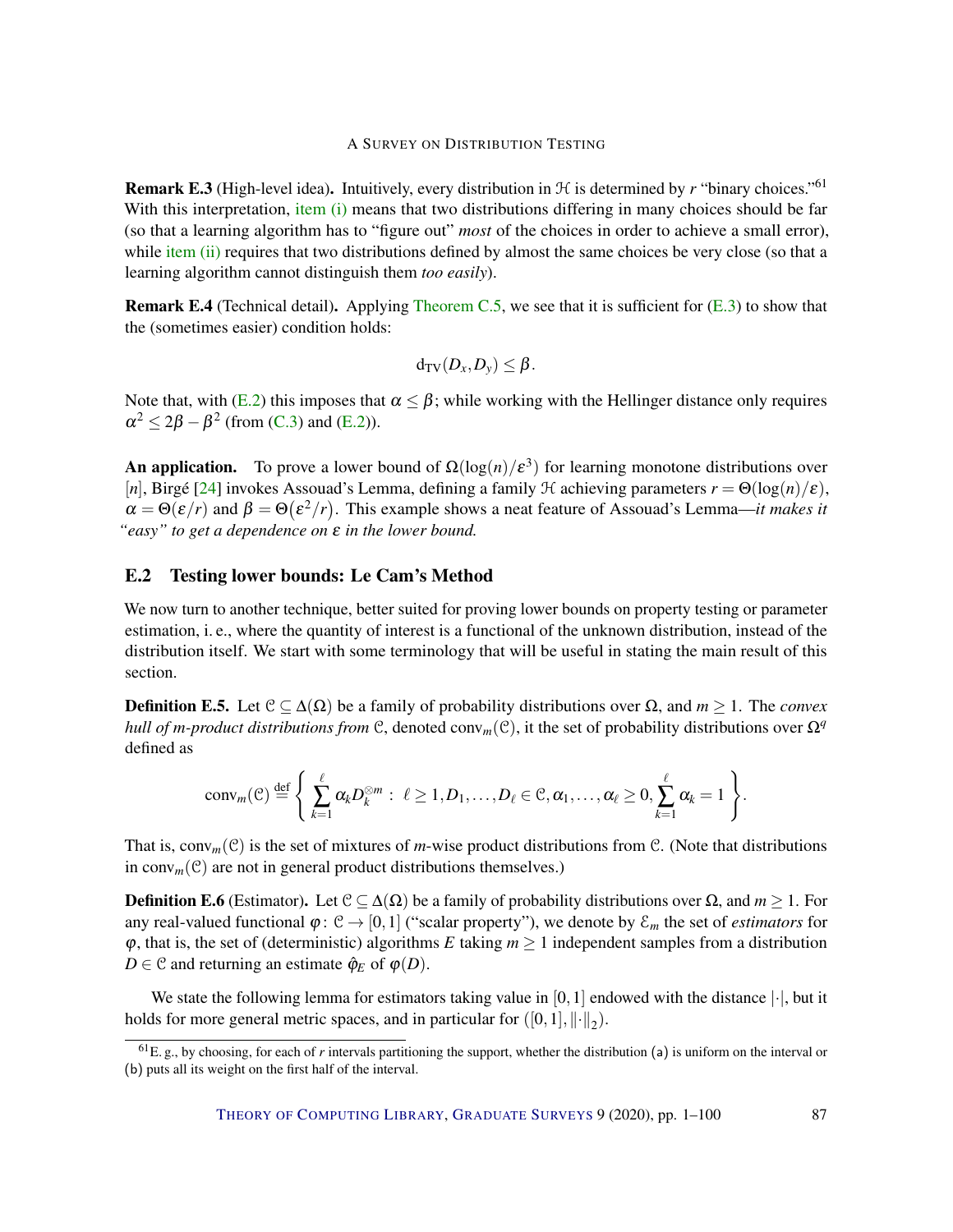**Remark E.3** (High-level idea)**.** Intuitively, every distribution in $\mathcal{H}$ is determined by $r$ "binary choices."[61] With this interpretation, item (i) means that two distributions differing in many choices should be far (so that a learning algorithm has to "figure out" *most* of the choices in order to achieve a small error), while item (ii) requires that two distributions defined by almost the same choices be very close (so that a learning algorithm cannot distinguish them *too easily*).

**Remark E.4** (Technical detail)**.** Applying Theorem C.5, we see that it is sufficient for (E.3) to show that the (sometimes easier) condition holds:

$$\mathrm{d_{TV}}(D_x, D_y) \leq \beta.$$

Note that, with (E.2) this imposes that $\alpha \leq \beta$; while working with the Hellinger distance only requires $\alpha^2 \leq 2\beta - \beta^2$ (from (C.3) and (E.2)).

**An application.** To prove a lower bound of $\Omega(\log(n)/\varepsilon^3)$ for learning monotone distributions over $[n]$, Birgé [24] invokes Assouad's Lemma, defining a family $\mathcal{H}$ achieving parameters $r = \Theta(\log(n)/\varepsilon)$, $\alpha = \Theta(\varepsilon/r)$ and $\beta = \Theta(\varepsilon^2/r)$. This example shows a neat feature of Assouad's Lemma—*it makes it "easy" to get a dependence on $\varepsilon$ in the lower bound.*

## E.2 Testing lower bounds: Le Cam's Method

We now turn to another technique, better suited for proving lower bounds on property testing or parameter estimation, i. e., where the quantity of interest is a functional of the unknown distribution, instead of the distribution itself. We start with some terminology that will be useful in stating the main result of this section.

**Definition E.5.** Let $\mathcal{C} \subseteq \Delta(\Omega)$ be a family of probability distributions over $\Omega$, and $m \geq 1$. The *convex hull of $m$-product distributions from* $\mathcal{C}$, denoted $\mathrm{conv}_m(\mathcal{C})$, it the set of probability distributions over $\Omega^q$ defined as

$$\mathrm{conv}_m(\mathcal{C}) \stackrel{\text{def}}{=} \left\{ \sum_{k=1}^{\ell} \alpha_k D_k^{\otimes m} \;:\; \ell \geq 1, D_1, \dots, D_\ell \in \mathcal{C}, \alpha_1, \dots, \alpha_\ell \geq 0, \sum_{k=1}^{\ell} \alpha_k = 1 \right\}.$$

That is, $\mathrm{conv}_m(\mathcal{C})$ is the set of mixtures of $m$-wise product distributions from $\mathcal{C}$. (Note that distributions in $\mathrm{conv}_m(\mathcal{C})$ are not in general product distributions themselves.)

**Definition E.6** (Estimator)**.** Let $\mathcal{C} \subseteq \Delta(\Omega)$ be a family of probability distributions over $\Omega$, and $m \geq 1$. For any real-valued functional $\varphi\colon \mathcal{C} \to [0,1]$ ("scalar property"), we denote by $\mathcal{E}_m$ the set of *estimators* for $\varphi$, that is, the set of (deterministic) algorithms $E$ taking $m \geq 1$ independent samples from a distribution $D \in \mathcal{C}$ and returning an estimate $\hat{\varphi}_E$ of $\varphi(D)$.

We state the following lemma for estimators taking value in $[0,1]$ endowed with the distance $|\cdot|$, but it holds for more general metric spaces, and in particular for $([0,1], \|\cdot\|_2)$.

[61] E. g., by choosing, for each of $r$ intervals partitioning the support, whether the distribution (a) is uniform on the interval or (b) puts all its weight on the first half of the interval.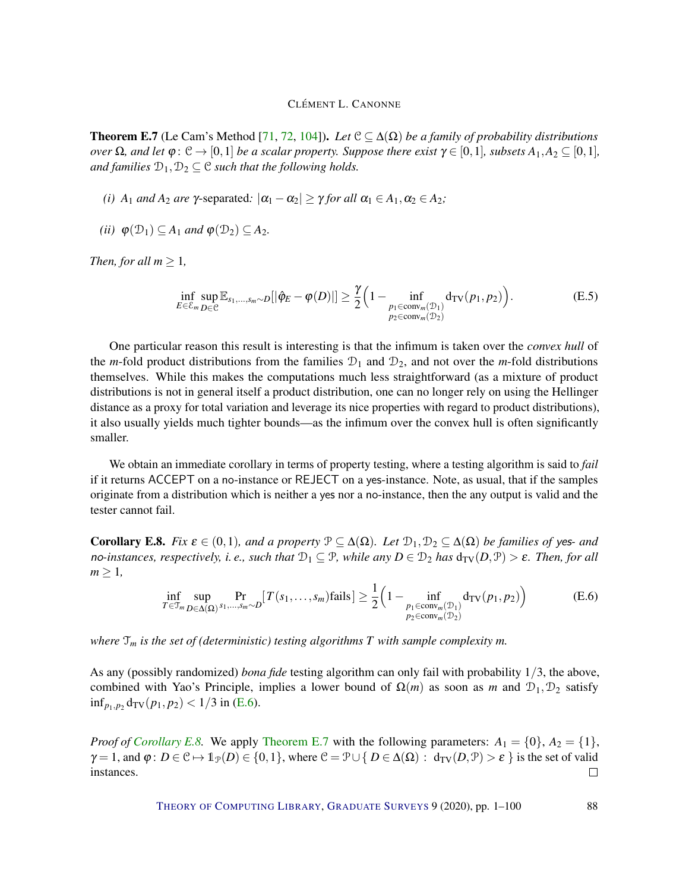**Theorem E.7** (Le Cam's Method [71, 72, 104])**.** *Let $\mathcal{C} \subseteq \Delta(\Omega)$ be a family of probability distributions over $\Omega$, and let $\varphi \colon \mathcal{C} \to [0,1]$ be a scalar property. Suppose there exist $\gamma \in [0,1]$, subsets $A_1, A_2 \subseteq [0,1]$, and families $\mathcal{D}_1, \mathcal{D}_2 \subseteq \mathcal{C}$ such that the following holds.*

*(i) $A_1$ and $A_2$ are $\gamma$-*separated*: $|\alpha_1 - \alpha_2| \geq \gamma$ for all $\alpha_1 \in A_1, \alpha_2 \in A_2$;*

*(ii) $\varphi(\mathcal{D}_1) \subseteq A_1$ and $\varphi(\mathcal{D}_2) \subseteq A_2$.*

*Then, for all $m \geq 1$,*

$$\inf_{E \in \mathcal{E}_m} \sup_{D \in \mathcal{C}} \mathbb{E}_{s_1,\dots,s_m \sim D}[|\hat{\varphi}_E - \varphi(D)|] \geq \frac{\gamma}{2}\Big(1 - \inf_{\substack{p_1 \in \operatorname{conv}_m(\mathcal{D}_1) \\ p_2 \in \operatorname{conv}_m(\mathcal{D}_2)}} \mathrm{d_{TV}}(p_1, p_2)\Big). \tag{E.5}$$

One particular reason this result is interesting is that the infimum is taken over the *convex hull* of the $m$-fold product distributions from the families $\mathcal{D}_1$ and $\mathcal{D}_2$, and not over the $m$-fold distributions themselves. While this makes the computations much less straightforward (as a mixture of product distributions is not in general itself a product distribution, one can no longer rely on using the Hellinger distance as a proxy for total variation and leverage its nice properties with regard to product distributions), it also usually yields much tighter bounds—as the infimum over the convex hull is often significantly smaller.

We obtain an immediate corollary in terms of property testing, where a testing algorithm is said to *fail* if it returns ACCEPT on a no-instance or REJECT on a yes-instance. Note, as usual, that if the samples originate from a distribution which is neither a yes nor a no-instance, then the any output is valid and the tester cannot fail.

**Corollary E.8.** *Fix $\varepsilon \in (0,1)$, and a property $\mathcal{P} \subseteq \Delta(\Omega)$. Let $\mathcal{D}_1, \mathcal{D}_2 \subseteq \Delta(\Omega)$ be families of yes- and no-instances, respectively, i. e., such that $\mathcal{D}_1 \subseteq \mathcal{P}$, while any $D \in \mathcal{D}_2$ has $\mathrm{d_{TV}}(D, \mathcal{P}) > \varepsilon$. Then, for all $m \geq 1$,*

$$\inf_{T \in \mathcal{T}_m} \sup_{D \in \Delta(\Omega)} \Pr_{s_1,\dots,s_m \sim D}[T(s_1,\dots,s_m)\text{fails}] \geq \frac{1}{2}\Big(1 - \inf_{\substack{p_1 \in \operatorname{conv}_m(\mathcal{D}_1) \\ p_2 \in \operatorname{conv}_m(\mathcal{D}_2)}} \mathrm{d_{TV}}(p_1, p_2)\Big) \tag{E.6}$$

*where $\mathcal{T}_m$ is the set of (deterministic) testing algorithms $T$ with sample complexity $m$.*

As any (possibly randomized) *bona fide* testing algorithm can only fail with probability $1/3$, the above, combined with Yao's Principle, implies a lower bound of $\Omega(m)$ as soon as $m$ and $\mathcal{D}_1, \mathcal{D}_2$ satisfy $\inf_{p_1,p_2} \mathrm{d_{TV}}(p_1, p_2) < 1/3$ in (E.6).

*Proof of Corollary E.8.* We apply Theorem E.7 with the following parameters: $A_1 = \{0\}$, $A_2 = \{1\}$, $\gamma = 1$, and $\varphi \colon D \in \mathcal{C} \mapsto \mathbb{1}_{\mathcal{P}}(D) \in \{0,1\}$, where $\mathcal{C} = \mathcal{P} \cup \{\, D \in \Delta(\Omega) : \mathrm{d_{TV}}(D, \mathcal{P}) > \varepsilon \,\}$ is the set of valid instances. $\square$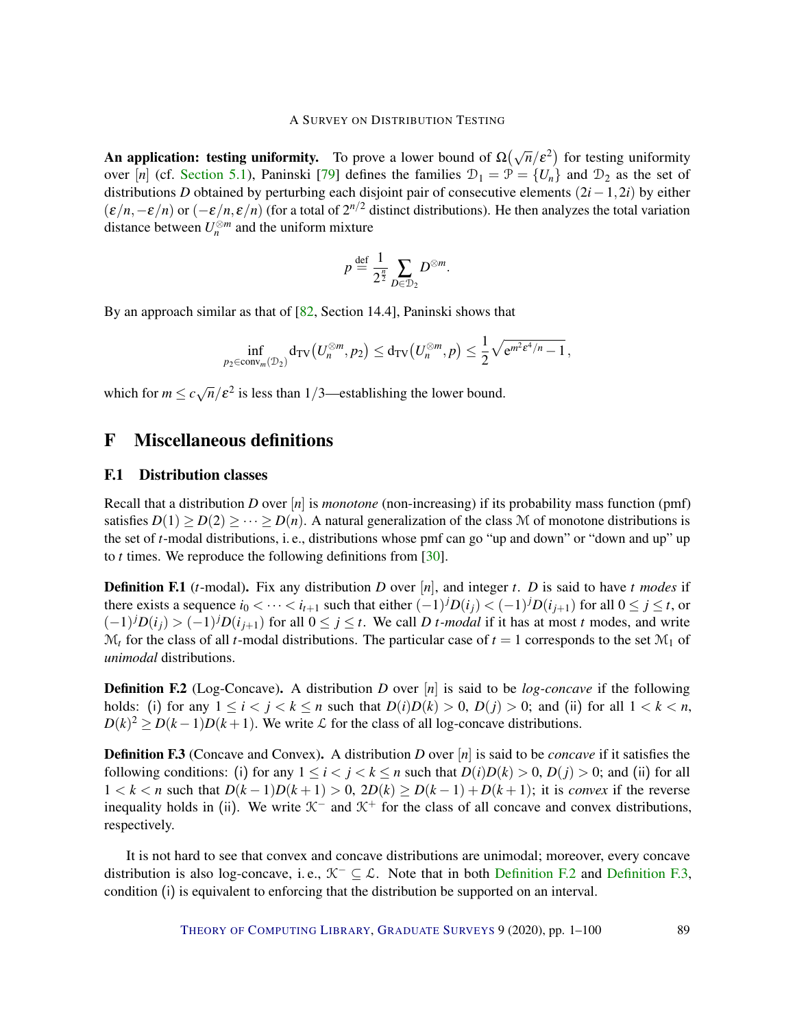**An application: testing uniformity.** To prove a lower bound of $\Omega(\sqrt{n}/\varepsilon^2)$ for testing uniformity over $[n]$ (cf. Section 5.1), Paninski [79] defines the families $\mathcal{D}_1 = \mathcal{P} = \{U_n\}$ and $\mathcal{D}_2$ as the set of distributions $D$ obtained by perturbing each disjoint pair of consecutive elements $(2i-1, 2i)$ by either $(\varepsilon/n, -\varepsilon/n)$ or $(-\varepsilon/n, \varepsilon/n)$ (for a total of $2^{n/2}$ distinct distributions). He then analyzes the total variation distance between $U_n^{\otimes m}$ and the uniform mixture

$$p \stackrel{\text{def}}{=} \frac{1}{2^{\frac{n}{2}}} \sum_{D \in \mathcal{D}_2} D^{\otimes m}.$$

By an approach similar as that of [82, Section 14.4], Paninski shows that

$$\inf_{p_2 \in \operatorname{conv}_m(\mathcal{D}_2)} \mathrm{d}_{\mathrm{TV}}\big(U_n^{\otimes m}, p_2\big) \le \mathrm{d}_{\mathrm{TV}}\big(U_n^{\otimes m}, p\big) \le \frac{1}{2}\sqrt{\mathrm{e}^{m^2\varepsilon^4/n} - 1}\,,$$

which for $m \le c\sqrt{n}/\varepsilon^2$ is less than $1/3$—establishing the lower bound.

# F Miscellaneous definitions

## F.1 Distribution classes

Recall that a distribution $D$ over $[n]$ is *monotone* (non-increasing) if its probability mass function (pmf) satisfies $D(1) \ge D(2) \ge \cdots \ge D(n)$. A natural generalization of the class $\mathcal{M}$ of monotone distributions is the set of $t$-modal distributions, i. e., distributions whose pmf can go "up and down" or "down and up" up to $t$ times. We reproduce the following definitions from [30].

**Definition F.1** ($t$-modal)**.** Fix any distribution $D$ over $[n]$, and integer $t$. $D$ is said to have $t$ *modes* if there exists a sequence $i_0 < \cdots < i_{t+1}$ such that either $(-1)^j D(i_j) < (-1)^j D(i_{j+1})$ for all $0 \le j \le t$, or $(-1)^j D(i_j) > (-1)^j D(i_{j+1})$ for all $0 \le j \le t$. We call $D$ $t$*-modal* if it has at most $t$ modes, and write $\mathcal{M}_t$ for the class of all $t$-modal distributions. The particular case of $t = 1$ corresponds to the set $\mathcal{M}_1$ of *unimodal* distributions.

**Definition F.2** (Log-Concave)**.** A distribution $D$ over $[n]$ is said to be *log-concave* if the following holds: (i) for any $1 \le i < j < k \le n$ such that $D(i)D(k) > 0$, $D(j) > 0$; and (ii) for all $1 < k < n$, $D(k)^2 \ge D(k-1)D(k+1)$. We write $\mathcal{L}$ for the class of all log-concave distributions.

**Definition F.3** (Concave and Convex)**.** A distribution $D$ over $[n]$ is said to be *concave* if it satisfies the following conditions: (i) for any $1 \le i < j < k \le n$ such that $D(i)D(k) > 0$, $D(j) > 0$; and (ii) for all $1 < k < n$ such that $D(k-1)D(k+1) > 0$, $2D(k) \ge D(k-1) + D(k+1)$; it is *convex* if the reverse inequality holds in (ii). We write $\mathcal{K}^-$ and $\mathcal{K}^+$ for the class of all concave and convex distributions, respectively.

It is not hard to see that convex and concave distributions are unimodal; moreover, every concave distribution is also log-concave, i. e., $\mathcal{K}^- \subseteq \mathcal{L}$. Note that in both Definition F.2 and Definition F.3, condition (i) is equivalent to enforcing that the distribution be supported on an interval.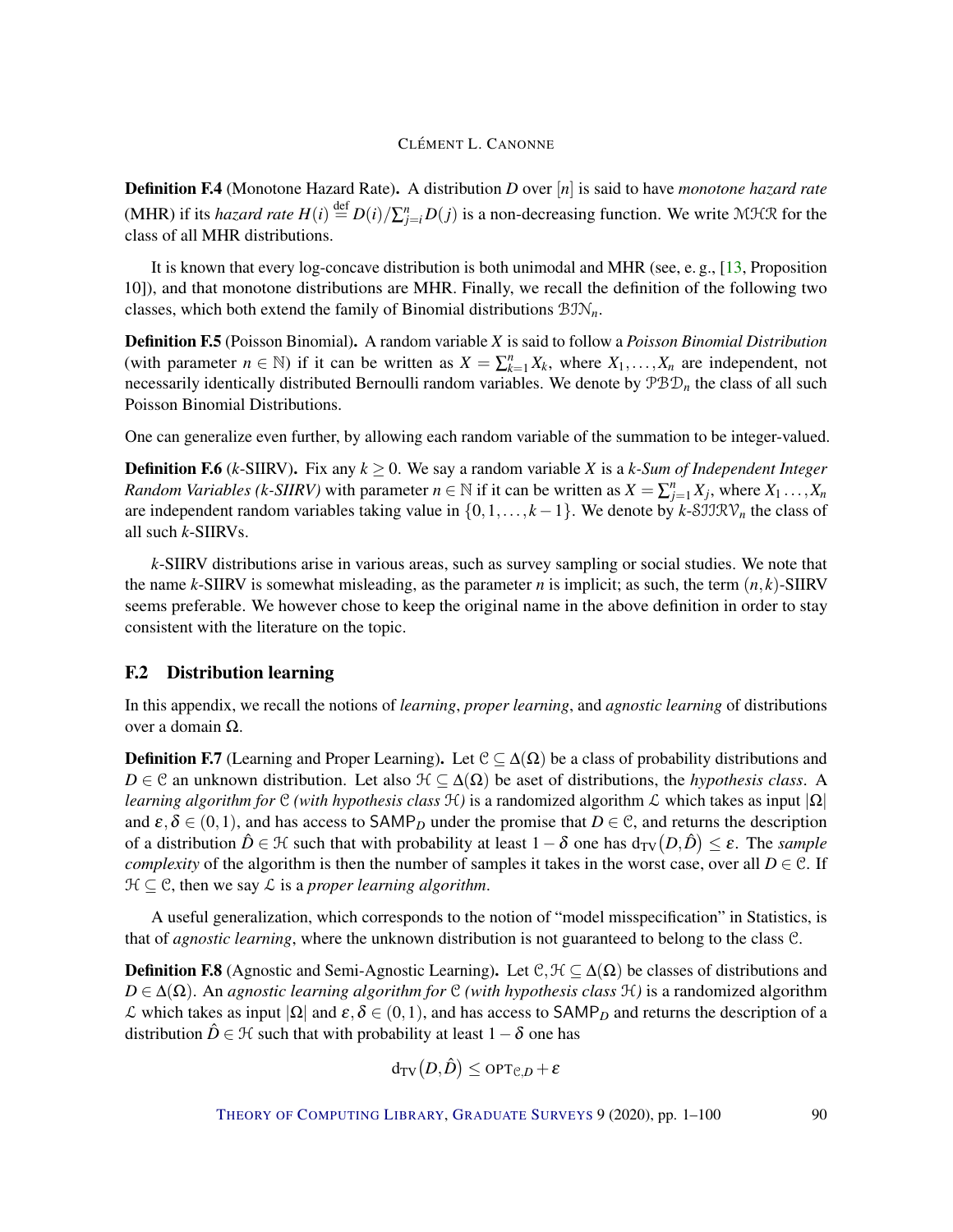**Definition F.4** (Monotone Hazard Rate). A distribution $D$ over $[n]$ is said to have *monotone hazard rate* (MHR) if its *hazard rate* $H(i) \stackrel{\text{def}}{=} D(i)/\sum_{j=i}^{n} D(j)$ is a non-decreasing function. We write $\mathcal{MHR}$ for the class of all MHR distributions.

It is known that every log-concave distribution is both unimodal and MHR (see, e. g., [13, Proposition 10]), and that monotone distributions are MHR. Finally, we recall the definition of the following two classes, which both extend the family of Binomial distributions $\mathcal{BIN}_n$.

**Definition F.5** (Poisson Binomial). A random variable $X$ is said to follow a *Poisson Binomial Distribution* (with parameter $n \in \mathbb{N}$) if it can be written as $X = \sum_{k=1}^{n} X_k$, where $X_1, \ldots, X_n$ are independent, not necessarily identically distributed Bernoulli random variables. We denote by $\mathcal{PBD}_n$ the class of all such Poisson Binomial Distributions.

One can generalize even further, by allowing each random variable of the summation to be integer-valued.

**Definition F.6** ($k$-SIIRV). Fix any $k \geq 0$. We say a random variable $X$ is a *$k$-Sum of Independent Integer Random Variables ($k$-SIIRV)* with parameter $n \in \mathbb{N}$ if it can be written as $X = \sum_{j=1}^{n} X_j$, where $X_1 \ldots, X_n$ are independent random variables taking value in $\{0, 1, \ldots, k-1\}$. We denote by $k$-$\mathcal{SIIRV}_n$ the class of all such $k$-SIIRVs.

$k$-SIIRV distributions arise in various areas, such as survey sampling or social studies. We note that the name $k$-SIIRV is somewhat misleading, as the parameter $n$ is implicit; as such, the term $(n,k)$-SIIRV seems preferable. We however chose to keep the original name in the above definition in order to stay consistent with the literature on the topic.

## F.2 Distribution learning

In this appendix, we recall the notions of *learning*, *proper learning*, and *agnostic learning* of distributions over a domain $\Omega$.

**Definition F.7** (Learning and Proper Learning). Let $\mathcal{C} \subseteq \Delta(\Omega)$ be a class of probability distributions and $D \in \mathcal{C}$ an unknown distribution. Let also $\mathcal{H} \subseteq \Delta(\Omega)$ be aset of distributions, the *hypothesis class*. A *learning algorithm for $\mathcal{C}$ (with hypothesis class $\mathcal{H}$)* is a randomized algorithm $\mathcal{L}$ which takes as input $|\Omega|$ and $\varepsilon, \delta \in (0,1)$, and has access to $\mathsf{SAMP}_D$ under the promise that $D \in \mathcal{C}$, and returns the description of a distribution $\hat{D} \in \mathcal{H}$ such that with probability at least $1-\delta$ one has $\mathrm{d_{TV}}(D, \hat{D}) \leq \varepsilon$. The *sample complexity* of the algorithm is then the number of samples it takes in the worst case, over all $D \in \mathcal{C}$. If $\mathcal{H} \subseteq \mathcal{C}$, then we say $\mathcal{L}$ is a *proper learning algorithm*.

A useful generalization, which corresponds to the notion of "model misspecification" in Statistics, is that of *agnostic learning*, where the unknown distribution is not guaranteed to belong to the class $\mathcal{C}$.

**Definition F.8** (Agnostic and Semi-Agnostic Learning). Let $\mathcal{C}, \mathcal{H} \subseteq \Delta(\Omega)$ be classes of distributions and $D \in \Delta(\Omega)$. An *agnostic learning algorithm for $\mathcal{C}$ (with hypothesis class $\mathcal{H}$)* is a randomized algorithm $\mathcal{L}$ which takes as input $|\Omega|$ and $\varepsilon, \delta \in (0,1)$, and has access to $\mathsf{SAMP}_D$ and returns the description of a distribution $\hat{D} \in \mathcal{H}$ such that with probability at least $1-\delta$ one has

$$\mathrm{d_{TV}}(D, \hat{D}) \leq \mathrm{OPT}_{\mathcal{C},D} + \varepsilon$$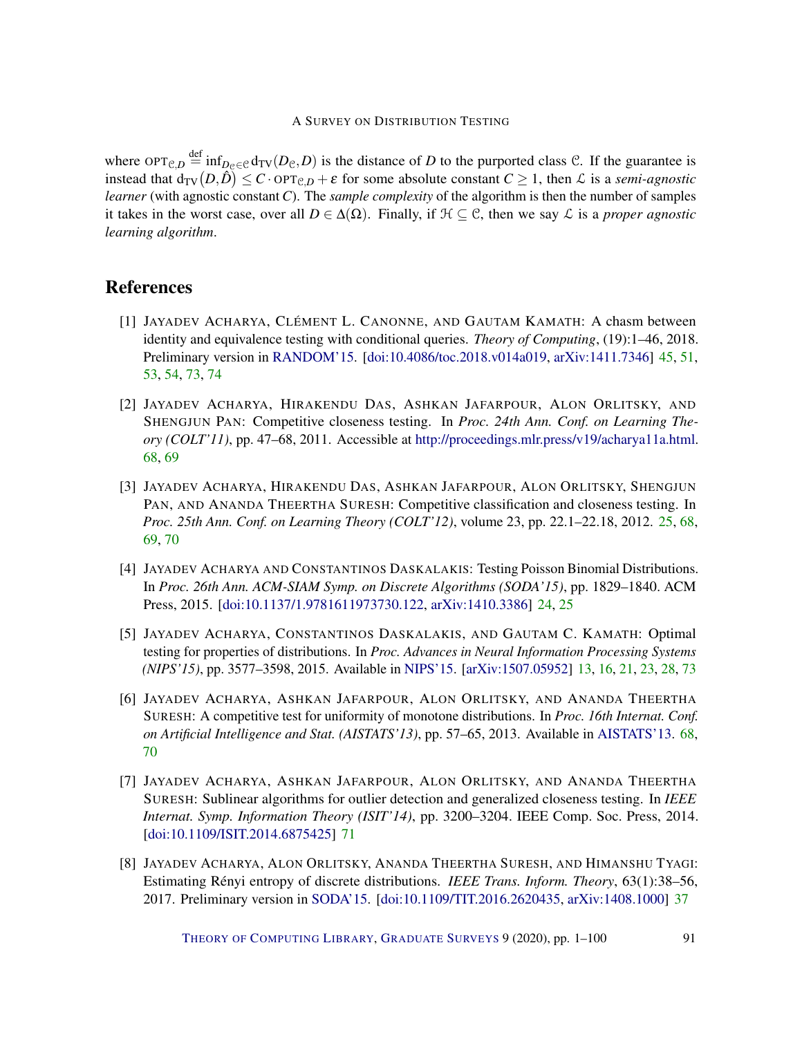where $\text{OPT}_{\mathcal{C},D} \stackrel{\text{def}}{=} \inf_{D_\mathcal{C} \in \mathcal{C}} \mathrm{d}_{\mathrm{TV}}(D_\mathcal{C}, D)$ is the distance of $D$ to the purported class $\mathcal{C}$. If the guarantee is instead that $\mathrm{d}_{\mathrm{TV}}(D, \hat{D}) \leq C \cdot \text{OPT}_{\mathcal{C},D} + \varepsilon$ for some absolute constant $C \geq 1$, then $\mathcal{L}$ is a *semi-agnostic learner* (with agnostic constant $C$). The *sample complexity* of the algorithm is then the number of samples it takes in the worst case, over all $D \in \Delta(\Omega)$. Finally, if $\mathcal{H} \subseteq \mathcal{C}$, then we say $\mathcal{L}$ is a *proper agnostic learning algorithm*.

# References

[1] Jayadev Acharya, Clément L. Canonne, and Gautam Kamath: A chasm between identity and equivalence testing with conditional queries. *Theory of Computing*, (19):1–46, 2018. Preliminary version in RANDOM'15. [doi:10.4086/toc.2018.v014a019, arXiv:1411.7346] 45, 51, 53, 54, 73, 74

[2] Jayadev Acharya, Hirakendu Das, Ashkan Jafarpour, Alon Orlitsky, and Shengjun Pan: Competitive closeness testing. In *Proc. 24th Ann. Conf. on Learning Theory (COLT'11)*, pp. 47–68, 2011. Accessible at http://proceedings.mlr.press/v19/acharya11a.html. 68, 69

[3] Jayadev Acharya, Hirakendu Das, Ashkan Jafarpour, Alon Orlitsky, Shengjun Pan, and Ananda Theertha Suresh: Competitive classification and closeness testing. In *Proc. 25th Ann. Conf. on Learning Theory (COLT'12)*, volume 23, pp. 22.1–22.18, 2012. 25, 68, 69, 70

[4] Jayadev Acharya and Constantinos Daskalakis: Testing Poisson Binomial Distributions. In *Proc. 26th Ann. ACM-SIAM Symp. on Discrete Algorithms (SODA'15)*, pp. 1829–1840. ACM Press, 2015. [doi:10.1137/1.9781611973730.122, arXiv:1410.3386] 24, 25

[5] Jayadev Acharya, Constantinos Daskalakis, and Gautam C. Kamath: Optimal testing for properties of distributions. In *Proc. Advances in Neural Information Processing Systems (NIPS'15)*, pp. 3577–3598, 2015. Available in NIPS'15. [arXiv:1507.05952] 13, 16, 21, 23, 28, 73

[6] Jayadev Acharya, Ashkan Jafarpour, Alon Orlitsky, and Ananda Theertha Suresh: A competitive test for uniformity of monotone distributions. In *Proc. 16th Internat. Conf. on Artificial Intelligence and Stat. (AISTATS'13)*, pp. 57–65, 2013. Available in AISTATS'13. 68, 70

[7] Jayadev Acharya, Ashkan Jafarpour, Alon Orlitsky, and Ananda Theertha Suresh: Sublinear algorithms for outlier detection and generalized closeness testing. In *IEEE Internat. Symp. Information Theory (ISIT'14)*, pp. 3200–3204. IEEE Comp. Soc. Press, 2014. [doi:10.1109/ISIT.2014.6875425] 71

[8] Jayadev Acharya, Alon Orlitsky, Ananda Theertha Suresh, and Himanshu Tyagi: Estimating Rényi entropy of discrete distributions. *IEEE Trans. Inform. Theory*, 63(1):38–56, 2017. Preliminary version in SODA'15. [doi:10.1109/TIT.2016.2620435, arXiv:1408.1000] 37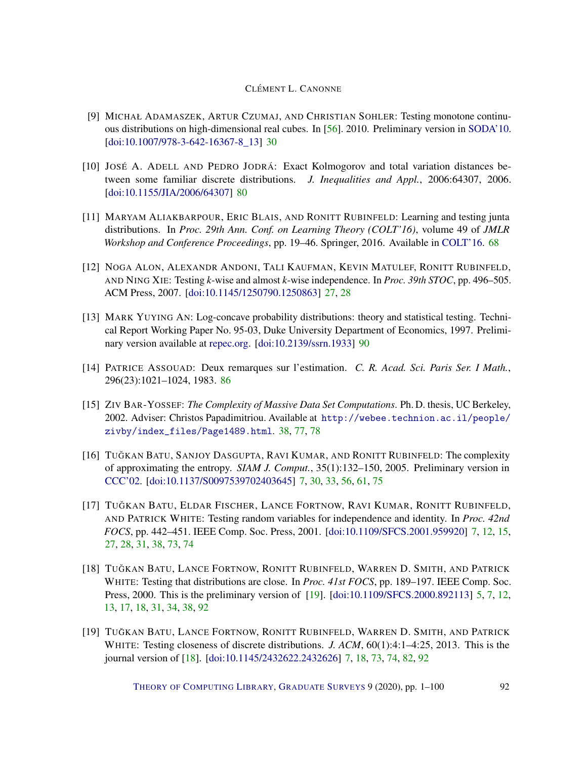[9] MICHAŁ ADAMASZEK, ARTUR CZUMAJ, AND CHRISTIAN SOHLER: Testing monotone continuous distributions on high-dimensional real cubes. In [56]. 2010. Preliminary version in SODA'10. [doi:10.1007/978-3-642-16367-8_13] 30

[10] JOSÉ A. ADELL AND PEDRO JODRÁ: Exact Kolmogorov and total variation distances between some familiar discrete distributions. *J. Inequalities and Appl.*, 2006:64307, 2006. [doi:10.1155/JIA/2006/64307] 80

[11] MARYAM ALIAKBARPOUR, ERIC BLAIS, AND RONITT RUBINFELD: Learning and testing junta distributions. In *Proc. 29th Ann. Conf. on Learning Theory (COLT'16)*, volume 49 of *JMLR Workshop and Conference Proceedings*, pp. 19–46. Springer, 2016. Available in COLT'16. 68

[12] NOGA ALON, ALEXANDR ANDONI, TALI KAUFMAN, KEVIN MATULEF, RONITT RUBINFELD, AND NING XIE: Testing *k*-wise and almost *k*-wise independence. In *Proc. 39th STOC*, pp. 496–505. ACM Press, 2007. [doi:10.1145/1250790.1250863] 27, 28

[13] MARK YUYING AN: Log-concave probability distributions: theory and statistical testing. Technical Report Working Paper No. 95-03, Duke University Department of Economics, 1997. Preliminary version available at repec.org. [doi:10.2139/ssrn.1933] 90

[14] PATRICE ASSOUAD: Deux remarques sur l'estimation. *C. R. Acad. Sci. Paris Ser. I Math.*, 296(23):1021–1024, 1983. 86

[15] ZIV BAR-YOSSEF: *The Complexity of Massive Data Set Computations*. Ph. D. thesis, UC Berkeley, 2002. Adviser: Christos Papadimitriou. Available at `http://webee.technion.ac.il/people/zivby/index_files/Page1489.html`. 38, 77, 78

[16] TUĞKAN BATU, SANJOY DASGUPTA, RAVI KUMAR, AND RONITT RUBINFELD: The complexity of approximating the entropy. *SIAM J. Comput.*, 35(1):132–150, 2005. Preliminary version in CCC'02. [doi:10.1137/S0097539702403645] 7, 30, 33, 56, 61, 75

[17] TUĞKAN BATU, ELDAR FISCHER, LANCE FORTNOW, RAVI KUMAR, RONITT RUBINFELD, AND PATRICK WHITE: Testing random variables for independence and identity. In *Proc. 42nd FOCS*, pp. 442–451. IEEE Comp. Soc. Press, 2001. [doi:10.1109/SFCS.2001.959920] 7, 12, 15, 27, 28, 31, 38, 73, 74

[18] TUĞKAN BATU, LANCE FORTNOW, RONITT RUBINFELD, WARREN D. SMITH, AND PATRICK WHITE: Testing that distributions are close. In *Proc. 41st FOCS*, pp. 189–197. IEEE Comp. Soc. Press, 2000. This is the preliminary version of [19]. [doi:10.1109/SFCS.2000.892113] 5, 7, 12, 13, 17, 18, 31, 34, 38, 92

[19] TUĞKAN BATU, LANCE FORTNOW, RONITT RUBINFELD, WARREN D. SMITH, AND PATRICK WHITE: Testing closeness of discrete distributions. *J. ACM*, 60(1):4:1–4:25, 2013. This is the journal version of [18]. [doi:10.1145/2432622.2432626] 7, 18, 73, 74, 82, 92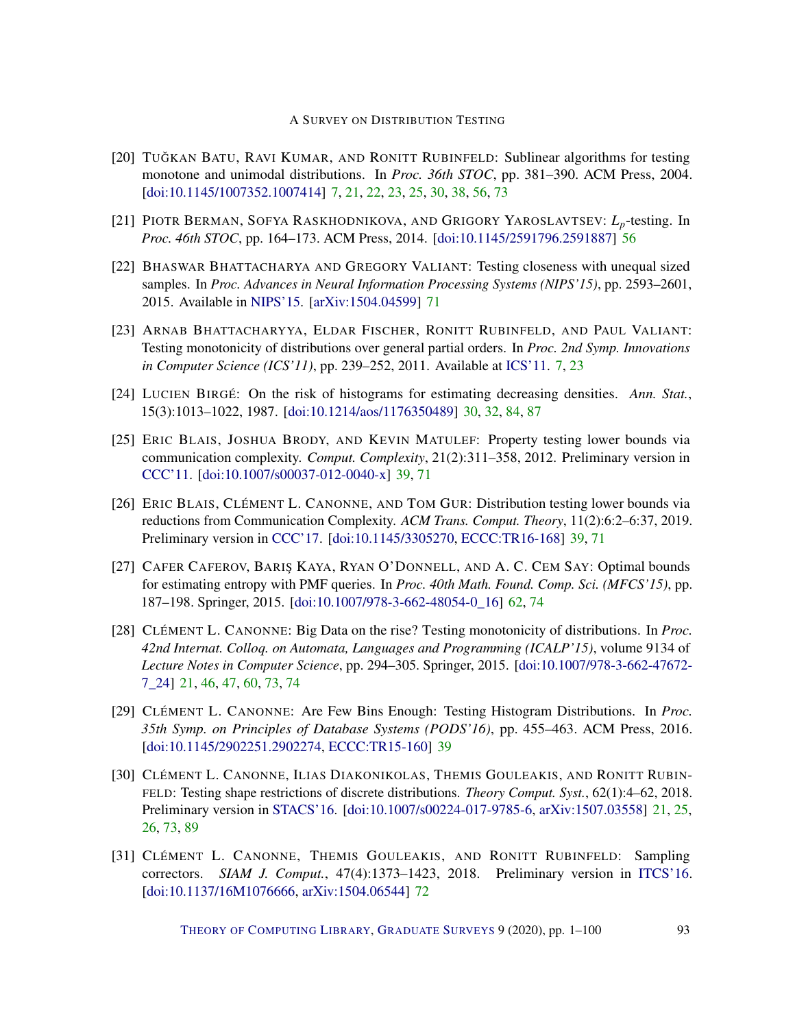[20] Tuğkan Batu, Ravi Kumar, and Ronitt Rubinfeld: Sublinear algorithms for testing monotone and unimodal distributions. In *Proc. 36th STOC*, pp. 381–390. ACM Press, 2004. [doi:10.1145/1007352.1007414] 7, 21, 22, 23, 25, 30, 38, 56, 73

[21] Piotr Berman, Sofya Raskhodnikova, and Grigory Yaroslavtsev: $L_p$-testing. In *Proc. 46th STOC*, pp. 164–173. ACM Press, 2014. [doi:10.1145/2591796.2591887] 56

[22] Bhaswar Bhattacharya and Gregory Valiant: Testing closeness with unequal sized samples. In *Proc. Advances in Neural Information Processing Systems (NIPS'15)*, pp. 2593–2601, 2015. Available in NIPS'15. [arXiv:1504.04599] 71

[23] Arnab Bhattacharyya, Eldar Fischer, Ronitt Rubinfeld, and Paul Valiant: Testing monotonicity of distributions over general partial orders. In *Proc. 2nd Symp. Innovations in Computer Science (ICS'11)*, pp. 239–252, 2011. Available at ICS'11. 7, 23

[24] Lucien Birgé: On the risk of histograms for estimating decreasing densities. *Ann. Stat.*, 15(3):1013–1022, 1987. [doi:10.1214/aos/1176350489] 30, 32, 84, 87

[25] Eric Blais, Joshua Brody, and Kevin Matulef: Property testing lower bounds via communication complexity. *Comput. Complexity*, 21(2):311–358, 2012. Preliminary version in CCC'11. [doi:10.1007/s00037-012-0040-x] 39, 71

[26] Eric Blais, Clément L. Canonne, and Tom Gur: Distribution testing lower bounds via reductions from Communication Complexity. *ACM Trans. Comput. Theory*, 11(2):6:2–6:37, 2019. Preliminary version in CCC'17. [doi:10.1145/3305270, ECCC:TR16-168] 39, 71

[27] Cafer Caferov, Barış Kaya, Ryan O'Donnell, and A. C. Cem Say: Optimal bounds for estimating entropy with PMF queries. In *Proc. 40th Math. Found. Comp. Sci. (MFCS'15)*, pp. 187–198. Springer, 2015. [doi:10.1007/978-3-662-48054-0_16] 62, 74

[28] Clément L. Canonne: Big Data on the rise? Testing monotonicity of distributions. In *Proc. 42nd Internat. Colloq. on Automata, Languages and Programming (ICALP'15)*, volume 9134 of *Lecture Notes in Computer Science*, pp. 294–305. Springer, 2015. [doi:10.1007/978-3-662-47672-7_24] 21, 46, 47, 60, 73, 74

[29] Clément L. Canonne: Are Few Bins Enough: Testing Histogram Distributions. In *Proc. 35th Symp. on Principles of Database Systems (PODS'16)*, pp. 455–463. ACM Press, 2016. [doi:10.1145/2902251.2902274, ECCC:TR15-160] 39

[30] Clément L. Canonne, Ilias Diakonikolas, Themis Gouleakis, and Ronitt Rubinfeld: Testing shape restrictions of discrete distributions. *Theory Comput. Syst.*, 62(1):4–62, 2018. Preliminary version in STACS'16. [doi:10.1007/s00224-017-9785-6, arXiv:1507.03558] 21, 25, 26, 73, 89

[31] Clément L. Canonne, Themis Gouleakis, and Ronitt Rubinfeld: Sampling correctors. *SIAM J. Comput.*, 47(4):1373–1423, 2018. Preliminary version in ITCS'16. [doi:10.1137/16M1076666, arXiv:1504.06544] 72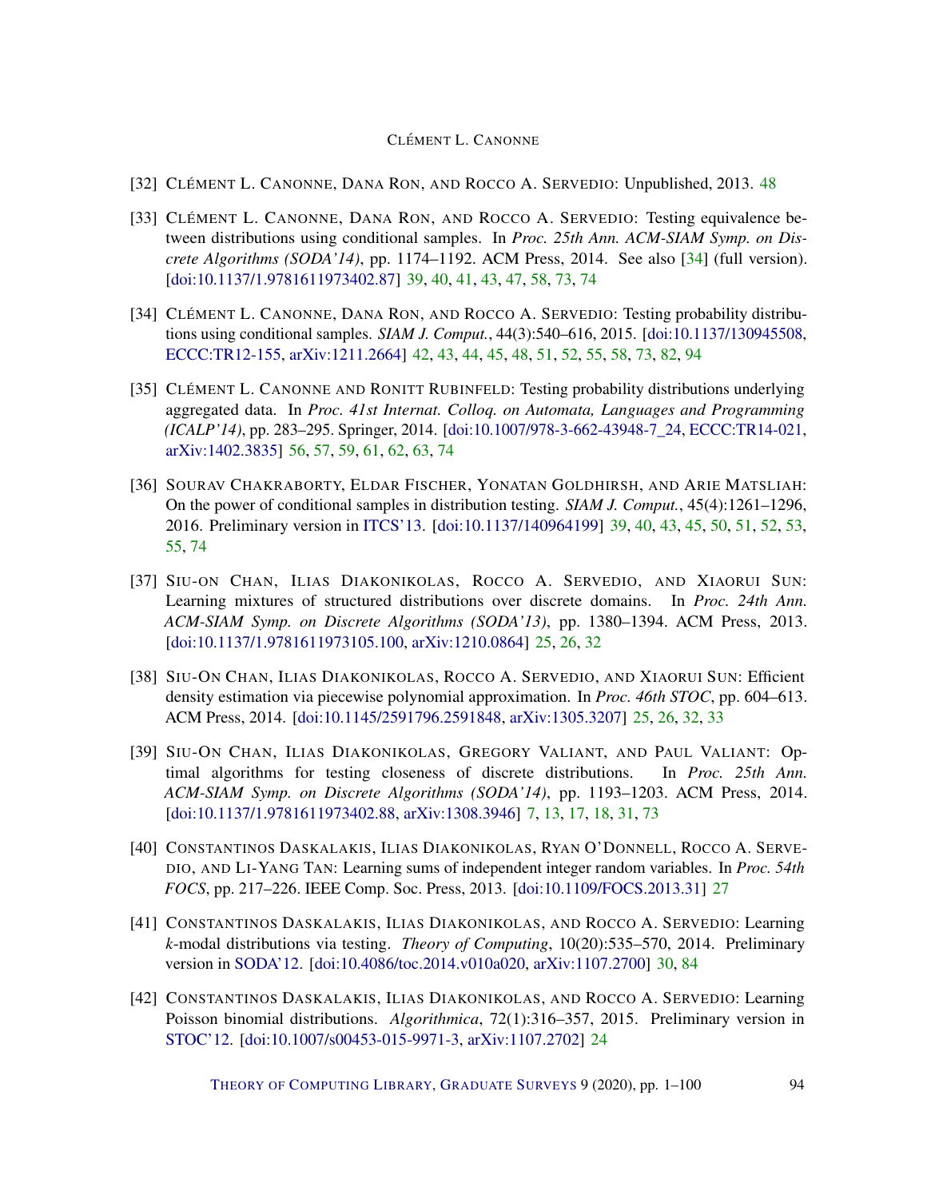[32] Clément L. Canonne, Dana Ron, and Rocco A. Servedio: Unpublished, 2013. 48

[33] Clément L. Canonne, Dana Ron, and Rocco A. Servedio: Testing equivalence between distributions using conditional samples. In *Proc. 25th Ann. ACM-SIAM Symp. on Discrete Algorithms (SODA'14)*, pp. 1174–1192. ACM Press, 2014. See also [34] (full version). [doi:10.1137/1.9781611973402.87] 39, 40, 41, 43, 47, 58, 73, 74

[34] Clément L. Canonne, Dana Ron, and Rocco A. Servedio: Testing probability distributions using conditional samples. *SIAM J. Comput.*, 44(3):540–616, 2015. [doi:10.1137/130945508, ECCC:TR12-155, arXiv:1211.2664] 42, 43, 44, 45, 48, 51, 52, 55, 58, 73, 82, 94

[35] Clément L. Canonne and Ronitt Rubinfeld: Testing probability distributions underlying aggregated data. In *Proc. 41st Internat. Colloq. on Automata, Languages and Programming (ICALP'14)*, pp. 283–295. Springer, 2014. [doi:10.1007/978-3-662-43948-7_24, ECCC:TR14-021, arXiv:1402.3835] 56, 57, 59, 61, 62, 63, 74

[36] Sourav Chakraborty, Eldar Fischer, Yonatan Goldhirsh, and Arie Matsliah: On the power of conditional samples in distribution testing. *SIAM J. Comput.*, 45(4):1261–1296, 2016. Preliminary version in ITCS'13. [doi:10.1137/140964199] 39, 40, 43, 45, 50, 51, 52, 53, 55, 74

[37] Siu-on Chan, Ilias Diakonikolas, Rocco A. Servedio, and Xiaorui Sun: Learning mixtures of structured distributions over discrete domains. In *Proc. 24th Ann. ACM-SIAM Symp. on Discrete Algorithms (SODA'13)*, pp. 1380–1394. ACM Press, 2013. [doi:10.1137/1.9781611973105.100, arXiv:1210.0864] 25, 26, 32

[38] Siu-On Chan, Ilias Diakonikolas, Rocco A. Servedio, and Xiaorui Sun: Efficient density estimation via piecewise polynomial approximation. In *Proc. 46th STOC*, pp. 604–613. ACM Press, 2014. [doi:10.1145/2591796.2591848, arXiv:1305.3207] 25, 26, 32, 33

[39] Siu-On Chan, Ilias Diakonikolas, Gregory Valiant, and Paul Valiant: Optimal algorithms for testing closeness of discrete distributions. In *Proc. 25th Ann. ACM-SIAM Symp. on Discrete Algorithms (SODA'14)*, pp. 1193–1203. ACM Press, 2014. [doi:10.1137/1.9781611973402.88, arXiv:1308.3946] 7, 13, 17, 18, 31, 73

[40] Constantinos Daskalakis, Ilias Diakonikolas, Ryan O'Donnell, Rocco A. Servedio, and Li-Yang Tan: Learning sums of independent integer random variables. In *Proc. 54th FOCS*, pp. 217–226. IEEE Comp. Soc. Press, 2013. [doi:10.1109/FOCS.2013.31] 27

[41] Constantinos Daskalakis, Ilias Diakonikolas, and Rocco A. Servedio: Learning $k$-modal distributions via testing. *Theory of Computing*, 10(20):535–570, 2014. Preliminary version in SODA'12. [doi:10.4086/toc.2014.v010a020, arXiv:1107.2700] 30, 84

[42] Constantinos Daskalakis, Ilias Diakonikolas, and Rocco A. Servedio: Learning Poisson binomial distributions. *Algorithmica*, 72(1):316–357, 2015. Preliminary version in STOC'12. [doi:10.1007/s00453-015-9971-3, arXiv:1107.2702] 24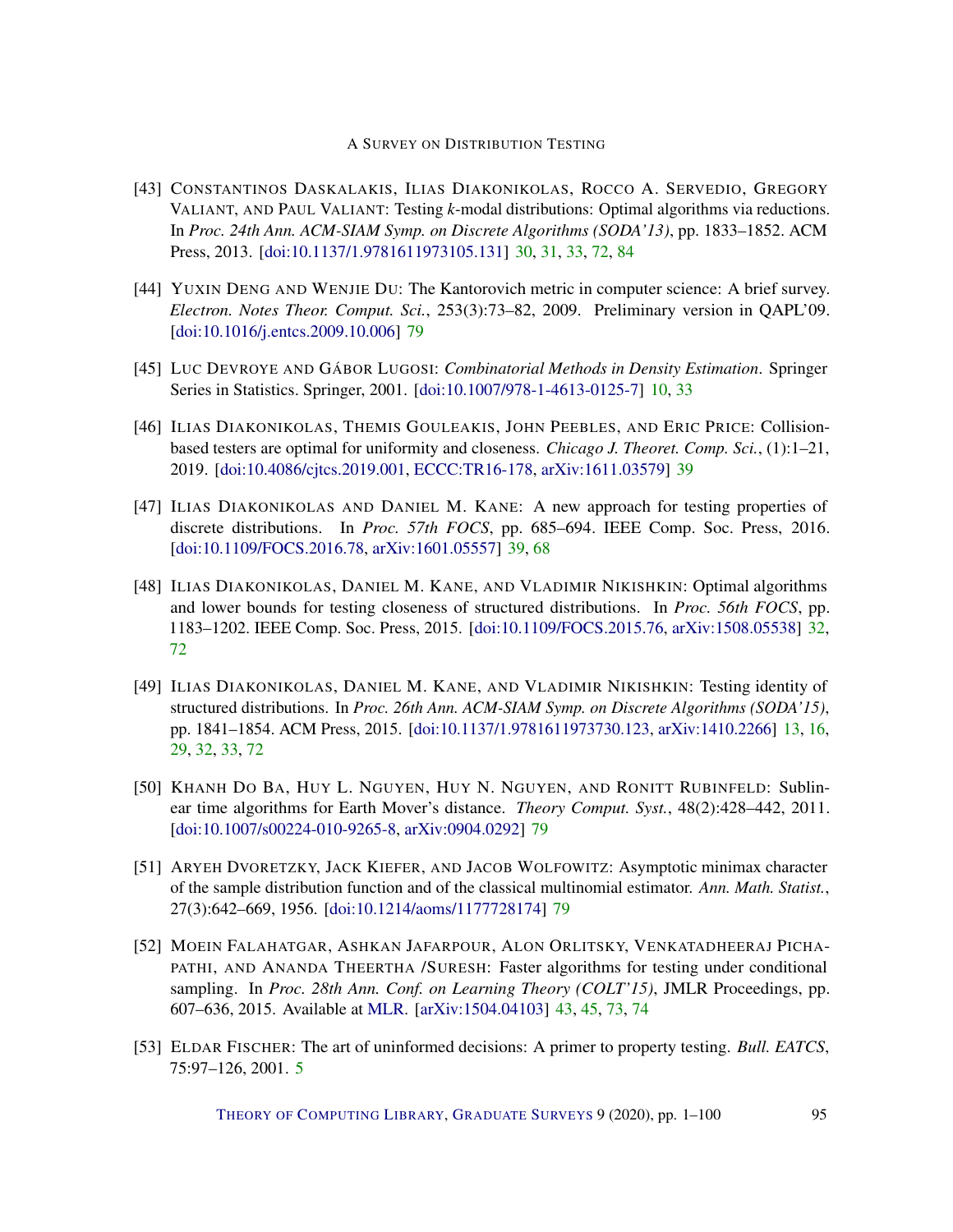[43] Constantinos Daskalakis, Ilias Diakonikolas, Rocco A. Servedio, Gregory Valiant, and Paul Valiant: Testing $k$-modal distributions: Optimal algorithms via reductions. In *Proc. 24th Ann. ACM-SIAM Symp. on Discrete Algorithms (SODA'13)*, pp. 1833–1852. ACM Press, 2013. [doi:10.1137/1.9781611973105.131] 30, 31, 33, 72, 84

[44] Yuxin Deng and Wenjie Du: The Kantorovich metric in computer science: A brief survey. *Electron. Notes Theor. Comput. Sci.*, 253(3):73–82, 2009. Preliminary version in QAPL'09. [doi:10.1016/j.entcs.2009.10.006] 79

[45] Luc Devroye and Gábor Lugosi: *Combinatorial Methods in Density Estimation*. Springer Series in Statistics. Springer, 2001. [doi:10.1007/978-1-4613-0125-7] 10, 33

[46] Ilias Diakonikolas, Themis Gouleakis, John Peebles, and Eric Price: Collision-based testers are optimal for uniformity and closeness. *Chicago J. Theoret. Comp. Sci.*, (1):1–21, 2019. [doi:10.4086/cjtcs.2019.001, ECCC:TR16-178, arXiv:1611.03579] 39

[47] Ilias Diakonikolas and Daniel M. Kane: A new approach for testing properties of discrete distributions. In *Proc. 57th FOCS*, pp. 685–694. IEEE Comp. Soc. Press, 2016. [doi:10.1109/FOCS.2016.78, arXiv:1601.05557] 39, 68

[48] Ilias Diakonikolas, Daniel M. Kane, and Vladimir Nikishkin: Optimal algorithms and lower bounds for testing closeness of structured distributions. In *Proc. 56th FOCS*, pp. 1183–1202. IEEE Comp. Soc. Press, 2015. [doi:10.1109/FOCS.2015.76, arXiv:1508.05538] 32, 72

[49] Ilias Diakonikolas, Daniel M. Kane, and Vladimir Nikishkin: Testing identity of structured distributions. In *Proc. 26th Ann. ACM-SIAM Symp. on Discrete Algorithms (SODA'15)*, pp. 1841–1854. ACM Press, 2015. [doi:10.1137/1.9781611973730.123, arXiv:1410.2266] 13, 16, 29, 32, 33, 72

[50] Khanh Do Ba, Huy L. Nguyen, Huy N. Nguyen, and Ronitt Rubinfeld: Sublinear time algorithms for Earth Mover's distance. *Theory Comput. Syst.*, 48(2):428–442, 2011. [doi:10.1007/s00224-010-9265-8, arXiv:0904.0292] 79

[51] Aryeh Dvoretzky, Jack Kiefer, and Jacob Wolfowitz: Asymptotic minimax character of the sample distribution function and of the classical multinomial estimator. *Ann. Math. Statist.*, 27(3):642–669, 1956. [doi:10.1214/aoms/1177728174] 79

[52] Moein Falahatgar, Ashkan Jafarpour, Alon Orlitsky, Venkatadheeraj Pichapathi, and Ananda Theertha /Suresh: Faster algorithms for testing under conditional sampling. In *Proc. 28th Ann. Conf. on Learning Theory (COLT'15)*, JMLR Proceedings, pp. 607–636, 2015. Available at MLR. [arXiv:1504.04103] 43, 45, 73, 74

[53] Eldar Fischer: The art of uninformed decisions: A primer to property testing. *Bull. EATCS*, 75:97–126, 2001. 5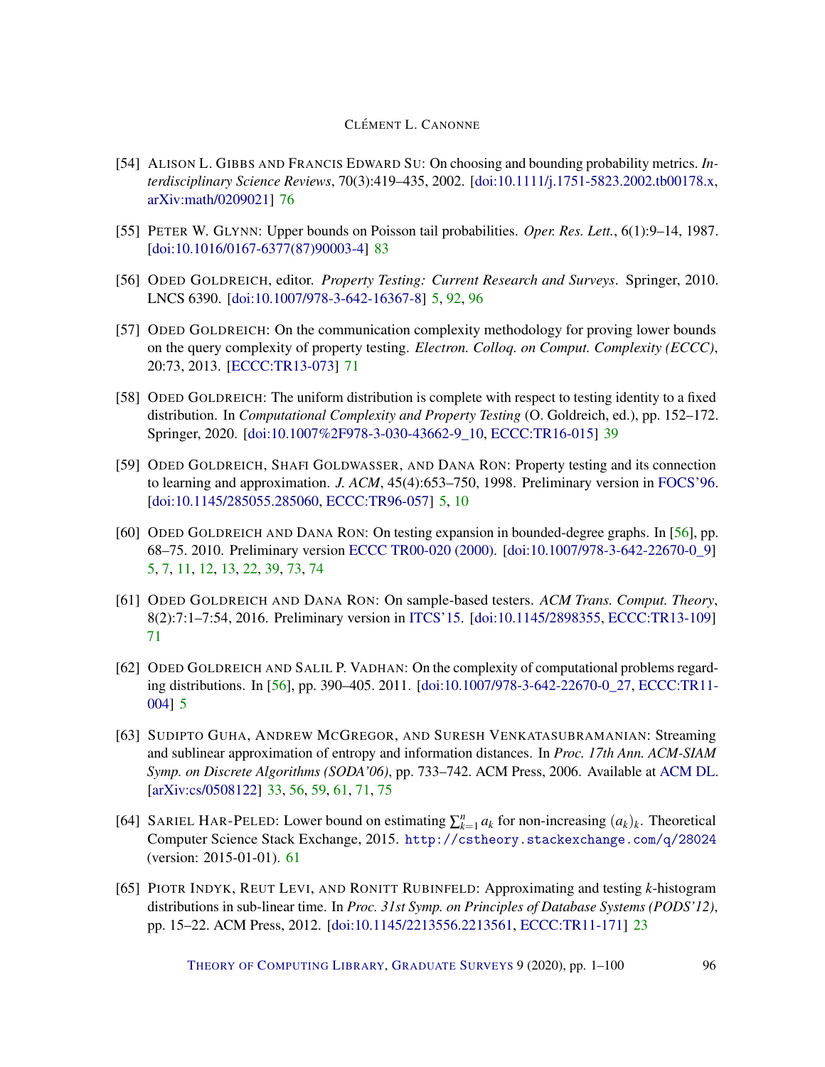[54] Alison L. Gibbs and Francis Edward Su: On choosing and bounding probability metrics. *Interdisciplinary Science Reviews*, 70(3):419–435, 2002. [doi:10.1111/j.1751-5823.2002.tb00178.x, arXiv:math/0209021] 76

[55] Peter W. Glynn: Upper bounds on Poisson tail probabilities. *Oper. Res. Lett.*, 6(1):9–14, 1987. [doi:10.1016/0167-6377(87)90003-4] 83

[56] Oded Goldreich, editor. *Property Testing: Current Research and Surveys*. Springer, 2010. LNCS 6390. [doi:10.1007/978-3-642-16367-8] 5, 92, 96

[57] Oded Goldreich: On the communication complexity methodology for proving lower bounds on the query complexity of property testing. *Electron. Colloq. on Comput. Complexity (ECCC)*, 20:73, 2013. [ECCC:TR13-073] 71

[58] Oded Goldreich: The uniform distribution is complete with respect to testing identity to a fixed distribution. In *Computational Complexity and Property Testing* (O. Goldreich, ed.), pp. 152–172. Springer, 2020. [doi:10.1007%2F978-3-030-43662-9_10, ECCC:TR16-015] 39

[59] Oded Goldreich, Shafi Goldwasser, and Dana Ron: Property testing and its connection to learning and approximation. *J. ACM*, 45(4):653–750, 1998. Preliminary version in FOCS'96. [doi:10.1145/285055.285060, ECCC:TR96-057] 5, 10

[60] Oded Goldreich and Dana Ron: On testing expansion in bounded-degree graphs. In [56], pp. 68–75. 2010. Preliminary version ECCC TR00-020 (2000). [doi:10.1007/978-3-642-22670-0_9] 5, 7, 11, 12, 13, 22, 39, 73, 74

[61] Oded Goldreich and Dana Ron: On sample-based testers. *ACM Trans. Comput. Theory*, 8(2):7:1–7:54, 2016. Preliminary version in ITCS'15. [doi:10.1145/2898355, ECCC:TR13-109] 71

[62] Oded Goldreich and Salil P. Vadhan: On the complexity of computational problems regarding distributions. In [56], pp. 390–405. 2011. [doi:10.1007/978-3-642-22670-0_27, ECCC:TR11-004] 5

[63] Sudipto Guha, Andrew McGregor, and Suresh Venkatasubramanian: Streaming and sublinear approximation of entropy and information distances. In *Proc. 17th Ann. ACM-SIAM Symp. on Discrete Algorithms (SODA'06)*, pp. 733–742. ACM Press, 2006. Available at ACM DL. [arXiv:cs/0508122] 33, 56, 59, 61, 71, 75

[64] Sariel Har-Peled: Lower bound on estimating $\sum_{k=1}^{n} a_k$ for non-increasing $(a_k)_k$. Theoretical Computer Science Stack Exchange, 2015. http://cstheory.stackexchange.com/q/28024 (version: 2015-01-01). 61

[65] Piotr Indyk, Reut Levi, and Ronitt Rubinfeld: Approximating and testing $k$-histogram distributions in sub-linear time. In *Proc. 31st Symp. on Principles of Database Systems (PODS'12)*, pp. 15–22. ACM Press, 2012. [doi:10.1145/2213556.2213561, ECCC:TR11-171] 23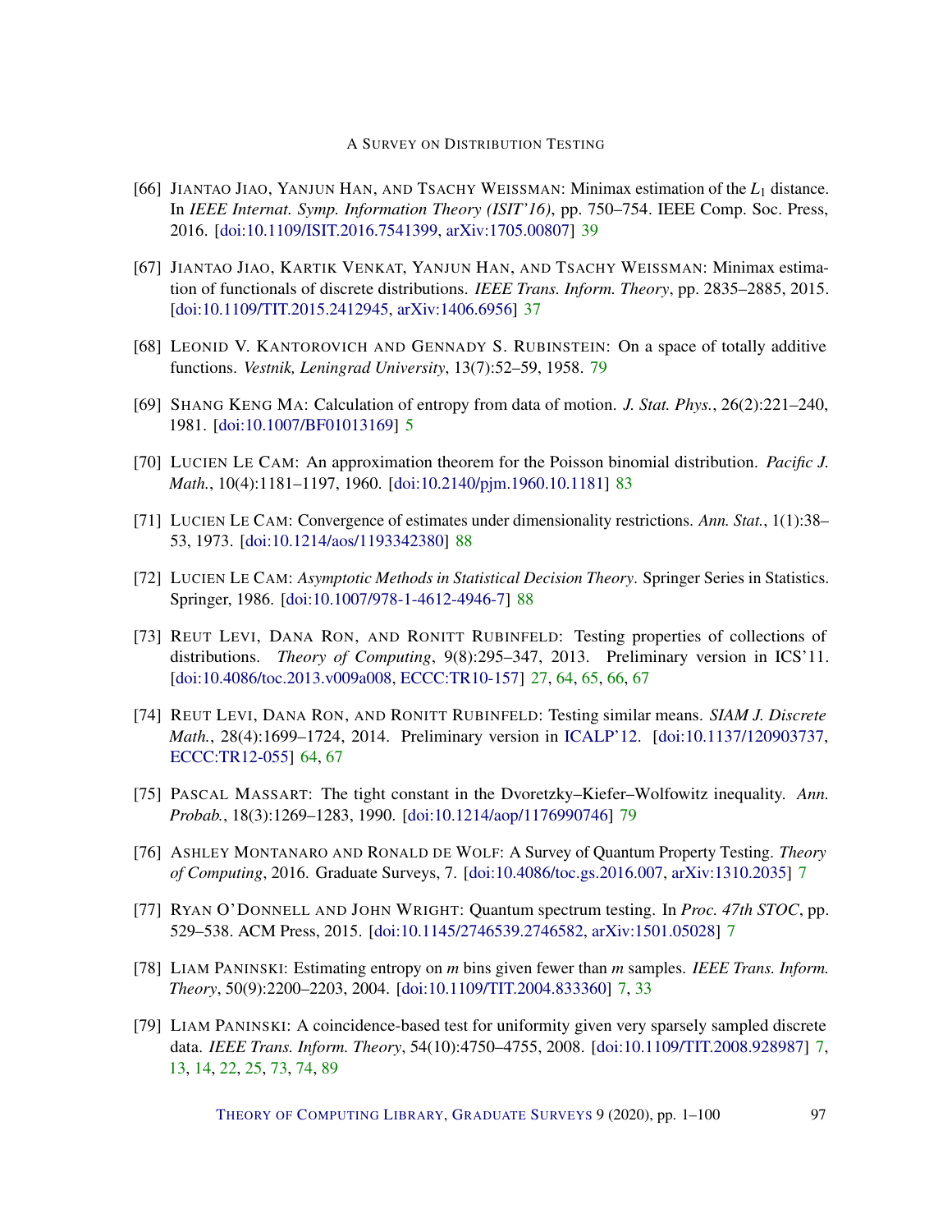[66] Jiantao Jiao, Yanjun Han, and Tsachy Weissman: Minimax estimation of the $L_1$ distance. In *IEEE Internat. Symp. Information Theory (ISIT'16)*, pp. 750–754. IEEE Comp. Soc. Press, 2016. [doi:10.1109/ISIT.2016.7541399, arXiv:1705.00807] 39

[67] Jiantao Jiao, Kartik Venkat, Yanjun Han, and Tsachy Weissman: Minimax estimation of functionals of discrete distributions. *IEEE Trans. Inform. Theory*, pp. 2835–2885, 2015. [doi:10.1109/TIT.2015.2412945, arXiv:1406.6956] 37

[68] Leonid V. Kantorovich and Gennady S. Rubinstein: On a space of totally additive functions. *Vestnik, Leningrad University*, 13(7):52–59, 1958. 79

[69] Shang Keng Ma: Calculation of entropy from data of motion. *J. Stat. Phys.*, 26(2):221–240, 1981. [doi:10.1007/BF01013169] 5

[70] Lucien Le Cam: An approximation theorem for the Poisson binomial distribution. *Pacific J. Math.*, 10(4):1181–1197, 1960. [doi:10.2140/pjm.1960.10.1181] 83

[71] Lucien Le Cam: Convergence of estimates under dimensionality restrictions. *Ann. Stat.*, 1(1):38–53, 1973. [doi:10.1214/aos/1193342380] 88

[72] Lucien Le Cam: *Asymptotic Methods in Statistical Decision Theory*. Springer Series in Statistics. Springer, 1986. [doi:10.1007/978-1-4612-4946-7] 88

[73] Reut Levi, Dana Ron, and Ronitt Rubinfeld: Testing properties of collections of distributions. *Theory of Computing*, 9(8):295–347, 2013. Preliminary version in ICS'11. [doi:10.4086/toc.2013.v009a008, ECCC:TR10-157] 27, 64, 65, 66, 67

[74] Reut Levi, Dana Ron, and Ronitt Rubinfeld: Testing similar means. *SIAM J. Discrete Math.*, 28(4):1699–1724, 2014. Preliminary version in ICALP'12. [doi:10.1137/120903737, ECCC:TR12-055] 64, 67

[75] Pascal Massart: The tight constant in the Dvoretzky–Kiefer–Wolfowitz inequality. *Ann. Probab.*, 18(3):1269–1283, 1990. [doi:10.1214/aop/1176990746] 79

[76] Ashley Montanaro and Ronald de Wolf: A Survey of Quantum Property Testing. *Theory of Computing*, 2016. Graduate Surveys, 7. [doi:10.4086/toc.gs.2016.007, arXiv:1310.2035] 7

[77] Ryan O'Donnell and John Wright: Quantum spectrum testing. In *Proc. 47th STOC*, pp. 529–538. ACM Press, 2015. [doi:10.1145/2746539.2746582, arXiv:1501.05028] 7

[78] Liam Paninski: Estimating entropy on $m$ bins given fewer than $m$ samples. *IEEE Trans. Inform. Theory*, 50(9):2200–2203, 2004. [doi:10.1109/TIT.2004.833360] 7, 33

[79] Liam Paninski: A coincidence-based test for uniformity given very sparsely sampled discrete data. *IEEE Trans. Inform. Theory*, 54(10):4750–4755, 2008. [doi:10.1109/TIT.2008.928987] 7, 13, 14, 22, 25, 73, 74, 89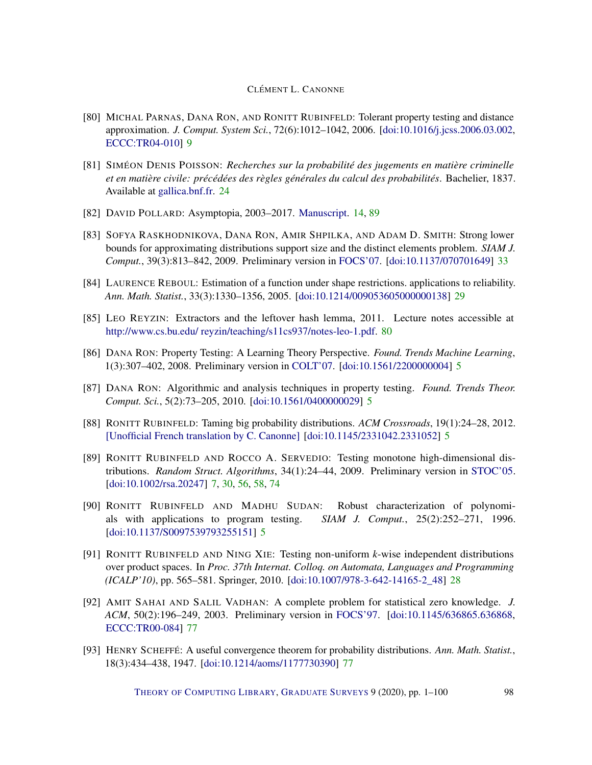[80] Michal Parnas, Dana Ron, and Ronitt Rubinfeld: Tolerant property testing and distance approximation. *J. Comput. System Sci.*, 72(6):1012–1042, 2006. [doi:10.1016/j.jcss.2006.03.002, ECCC:TR04-010] 9

[81] Siméon Denis Poisson: *Recherches sur la probabilité des jugements en matière criminelle et en matière civile: précédées des règles générales du calcul des probabilités*. Bachelier, 1837. Available at gallica.bnf.fr. 24

[82] David Pollard: Asymptopia, 2003–2017. Manuscript. 14, 89

[83] Sofya Raskhodnikova, Dana Ron, Amir Shpilka, and Adam D. Smith: Strong lower bounds for approximating distributions support size and the distinct elements problem. *SIAM J. Comput.*, 39(3):813–842, 2009. Preliminary version in FOCS'07. [doi:10.1137/070701649] 33

[84] Laurence Reboul: Estimation of a function under shape restrictions. applications to reliability. *Ann. Math. Statist.*, 33(3):1330–1356, 2005. [doi:10.1214/009053605000000138] 29

[85] Leo Reyzin: Extractors and the leftover hash lemma, 2011. Lecture notes accessible at http://www.cs.bu.edu/ reyzin/teaching/s11cs937/notes-leo-1.pdf. 80

[86] Dana Ron: Property Testing: A Learning Theory Perspective. *Found. Trends Machine Learning*, 1(3):307–402, 2008. Preliminary version in COLT'07. [doi:10.1561/2200000004] 5

[87] Dana Ron: Algorithmic and analysis techniques in property testing. *Found. Trends Theor. Comput. Sci.*, 5(2):73–205, 2010. [doi:10.1561/0400000029] 5

[88] Ronitt Rubinfeld: Taming big probability distributions. *ACM Crossroads*, 19(1):24–28, 2012. [Unofficial French translation by C. Canonne] [doi:10.1145/2331042.2331052] 5

[89] Ronitt Rubinfeld and Rocco A. Servedio: Testing monotone high-dimensional distributions. *Random Struct. Algorithms*, 34(1):24–44, 2009. Preliminary version in STOC'05. [doi:10.1002/rsa.20247] 7, 30, 56, 58, 74

[90] Ronitt Rubinfeld and Madhu Sudan: Robust characterization of polynomials with applications to program testing. *SIAM J. Comput.*, 25(2):252–271, 1996. [doi:10.1137/S0097539793255151] 5

[91] Ronitt Rubinfeld and Ning Xie: Testing non-uniform $k$-wise independent distributions over product spaces. In *Proc. 37th Internat. Colloq. on Automata, Languages and Programming (ICALP'10)*, pp. 565–581. Springer, 2010. [doi:10.1007/978-3-642-14165-2_48] 28

[92] Amit Sahai and Salil Vadhan: A complete problem for statistical zero knowledge. *J. ACM*, 50(2):196–249, 2003. Preliminary version in FOCS'97. [doi:10.1145/636865.636868, ECCC:TR00-084] 77

[93] Henry Scheffé: A useful convergence theorem for probability distributions. *Ann. Math. Statist.*, 18(3):434–438, 1947. [doi:10.1214/aoms/1177730390] 77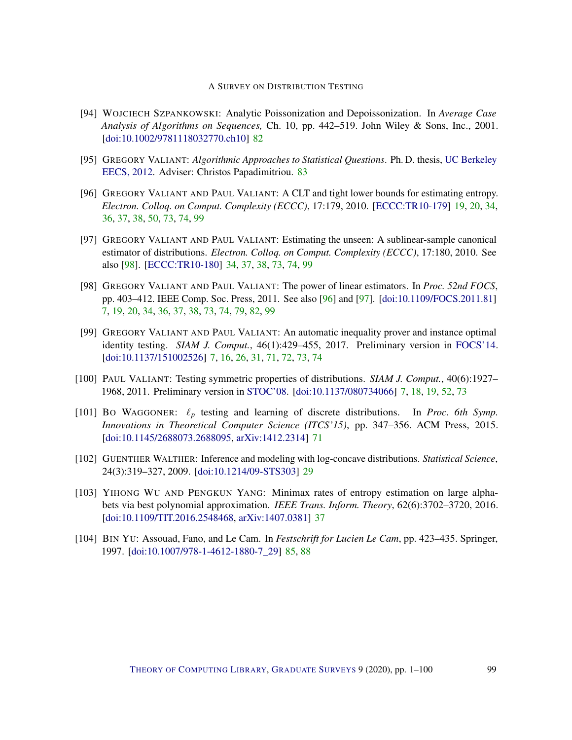[94] WOJCIECH SZPANKOWSKI: Analytic Poissonization and Depoissonization. In *Average Case Analysis of Algorithms on Sequences,* Ch. 10, pp. 442–519. John Wiley & Sons, Inc., 2001. [doi:10.1002/9781118032770.ch10] 82

[95] GREGORY VALIANT: *Algorithmic Approaches to Statistical Questions*. Ph. D. thesis, UC Berkeley EECS, 2012. Adviser: Christos Papadimitriou. 83

[96] GREGORY VALIANT AND PAUL VALIANT: A CLT and tight lower bounds for estimating entropy. *Electron. Colloq. on Comput. Complexity (ECCC)*, 17:179, 2010. [ECCC:TR10-179] 19, 20, 34, 36, 37, 38, 50, 73, 74, 99

[97] GREGORY VALIANT AND PAUL VALIANT: Estimating the unseen: A sublinear-sample canonical estimator of distributions. *Electron. Colloq. on Comput. Complexity (ECCC)*, 17:180, 2010. See also [98]. [ECCC:TR10-180] 34, 37, 38, 73, 74, 99

[98] GREGORY VALIANT AND PAUL VALIANT: The power of linear estimators. In *Proc. 52nd FOCS*, pp. 403–412. IEEE Comp. Soc. Press, 2011. See also [96] and [97]. [doi:10.1109/FOCS.2011.81] 7, 19, 20, 34, 36, 37, 38, 73, 74, 79, 82, 99

[99] GREGORY VALIANT AND PAUL VALIANT: An automatic inequality prover and instance optimal identity testing. *SIAM J. Comput.*, 46(1):429–455, 2017. Preliminary version in FOCS'14. [doi:10.1137/151002526] 7, 16, 26, 31, 71, 72, 73, 74

[100] PAUL VALIANT: Testing symmetric properties of distributions. *SIAM J. Comput.*, 40(6):1927–1968, 2011. Preliminary version in STOC'08. [doi:10.1137/080734066] 7, 18, 19, 52, 73

[101] BO WAGGONER: $\ell_p$ testing and learning of discrete distributions. In *Proc. 6th Symp. Innovations in Theoretical Computer Science (ITCS'15)*, pp. 347–356. ACM Press, 2015. [doi:10.1145/2688073.2688095, arXiv:1412.2314] 71

[102] GUENTHER WALTHER: Inference and modeling with log-concave distributions. *Statistical Science*, 24(3):319–327, 2009. [doi:10.1214/09-STS303] 29

[103] YIHONG WU AND PENGKUN YANG: Minimax rates of entropy estimation on large alphabets via best polynomial approximation. *IEEE Trans. Inform. Theory*, 62(6):3702–3720, 2016. [doi:10.1109/TIT.2016.2548468, arXiv:1407.0381] 37

[104] BIN YU: Assouad, Fano, and Le Cam. In *Festschrift for Lucien Le Cam*, pp. 423–435. Springer, 1997. [doi:10.1007/978-1-4612-1880-7_29] 85, 88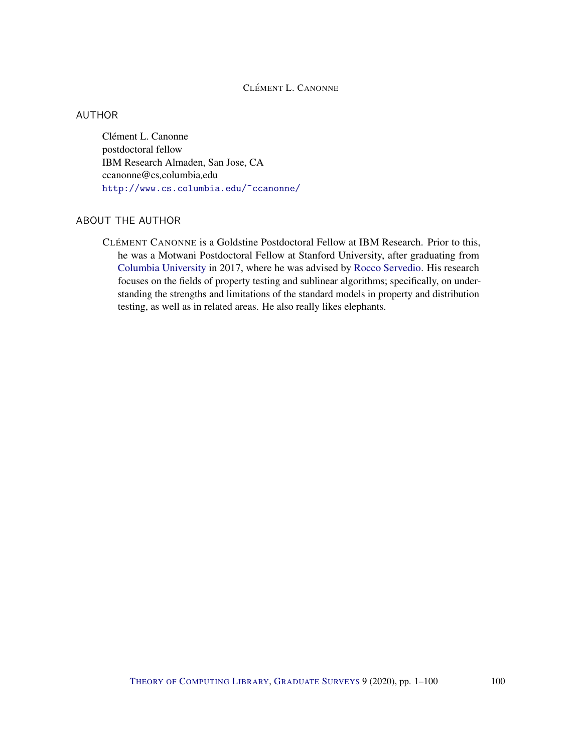## AUTHOR

Clément L. Canonne
postdoctoral fellow
IBM Research Almaden, San Jose, CA
ccanonne@cs.columbia.edu
http://www.cs.columbia.edu/~ccanonne/

## ABOUT THE AUTHOR

CLÉMENT CANONNE is a Goldstine Postdoctoral Fellow at IBM Research. Prior to this, he was a Motwani Postdoctoral Fellow at Stanford University, after graduating from Columbia University in 2017, where he was advised by Rocco Servedio. His research focuses on the fields of property testing and sublinear algorithms; specifically, on understanding the strengths and limitations of the standard models in property and distribution testing, as well as in related areas. He also really likes elephants.